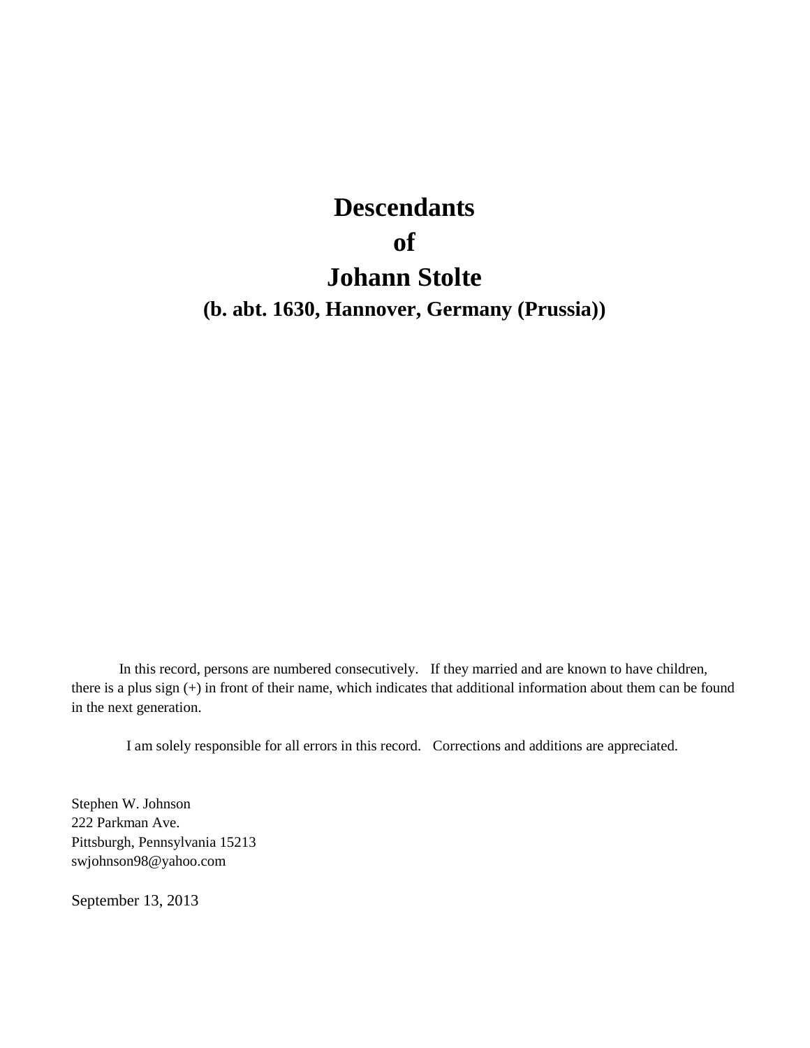# Descendants

# of

# Johann Stolte

## (b. abt. 1630, Hannover, Germany (Prussia))

In this record, persons are numbered consecutively. If they married and are known to have children, there is a plus sign (+) in front of their name, which indicates that additional information about them can be found in the next generation.

I am solely responsible for all errors in this record. Corrections and additions are appreciated.

Stephen W. Johnson
222 Parkman Ave.
Pittsburgh, Pennsylvania 15213
swjohnson98@yahoo.com

September 13, 2013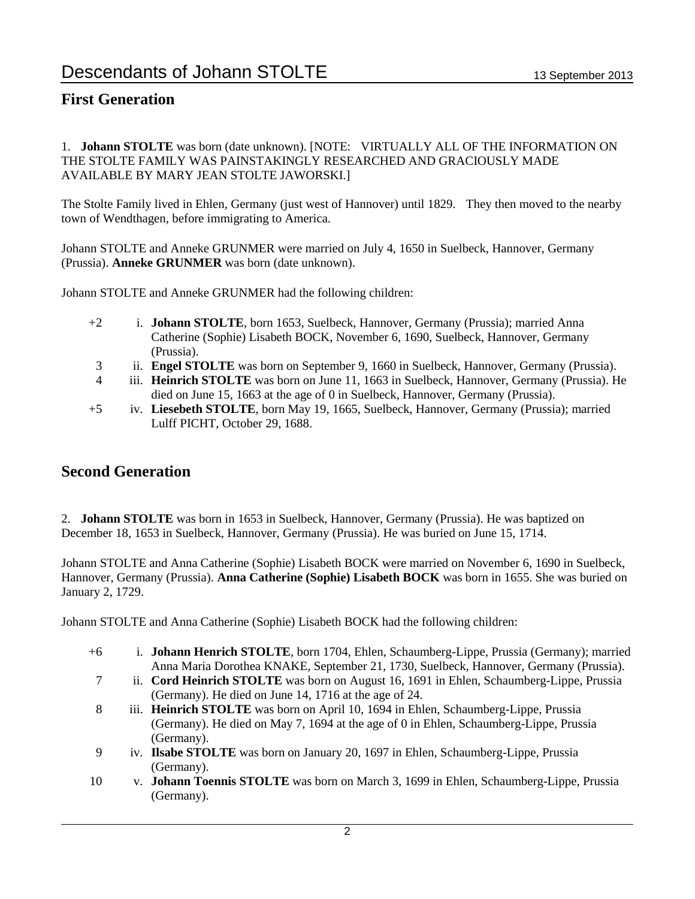# Descendants of Johann STOLTE

13 September 2013

## First Generation

1. **Johann STOLTE** was born (date unknown). [NOTE: VIRTUALLY ALL OF THE INFORMATION ON THE STOLTE FAMILY WAS PAINSTAKINGLY RESEARCHED AND GRACIOUSLY MADE AVAILABLE BY MARY JEAN STOLTE JAWORSKI.]

The Stolte Family lived in Ehlen, Germany (just west of Hannover) until 1829. They then moved to the nearby town of Wendthagen, before immigrating to America.

Johann STOLTE and Anneke GRUNMER were married on July 4, 1650 in Suelbeck, Hannover, Germany (Prussia). **Anneke GRUNMER** was born (date unknown).

Johann STOLTE and Anneke GRUNMER had the following children:

- +2 i. **Johann STOLTE**, born 1653, Suelbeck, Hannover, Germany (Prussia); married Anna Catherine (Sophie) Lisabeth BOCK, November 6, 1690, Suelbeck, Hannover, Germany (Prussia).
- 3 ii. **Engel STOLTE** was born on September 9, 1660 in Suelbeck, Hannover, Germany (Prussia).
- 4 iii. **Heinrich STOLTE** was born on June 11, 1663 in Suelbeck, Hannover, Germany (Prussia). He died on June 15, 1663 at the age of 0 in Suelbeck, Hannover, Germany (Prussia).
- +5 iv. **Liesebeth STOLTE**, born May 19, 1665, Suelbeck, Hannover, Germany (Prussia); married Lulff PICHT, October 29, 1688.

## Second Generation

2. **Johann STOLTE** was born in 1653 in Suelbeck, Hannover, Germany (Prussia). He was baptized on December 18, 1653 in Suelbeck, Hannover, Germany (Prussia). He was buried on June 15, 1714.

Johann STOLTE and Anna Catherine (Sophie) Lisabeth BOCK were married on November 6, 1690 in Suelbeck, Hannover, Germany (Prussia). **Anna Catherine (Sophie) Lisabeth BOCK** was born in 1655. She was buried on January 2, 1729.

Johann STOLTE and Anna Catherine (Sophie) Lisabeth BOCK had the following children:

- +6 i. **Johann Henrich STOLTE**, born 1704, Ehlen, Schaumberg-Lippe, Prussia (Germany); married Anna Maria Dorothea KNAKE, September 21, 1730, Suelbeck, Hannover, Germany (Prussia).
- 7 ii. **Cord Heinrich STOLTE** was born on August 16, 1691 in Ehlen, Schaumberg-Lippe, Prussia (Germany). He died on June 14, 1716 at the age of 24.
- 8 iii. **Heinrich STOLTE** was born on April 10, 1694 in Ehlen, Schaumberg-Lippe, Prussia (Germany). He died on May 7, 1694 at the age of 0 in Ehlen, Schaumberg-Lippe, Prussia (Germany).
- 9 iv. **Ilsabe STOLTE** was born on January 20, 1697 in Ehlen, Schaumberg-Lippe, Prussia (Germany).
- 10 v. **Johann Toennis STOLTE** was born on March 3, 1699 in Ehlen, Schaumberg-Lippe, Prussia (Germany).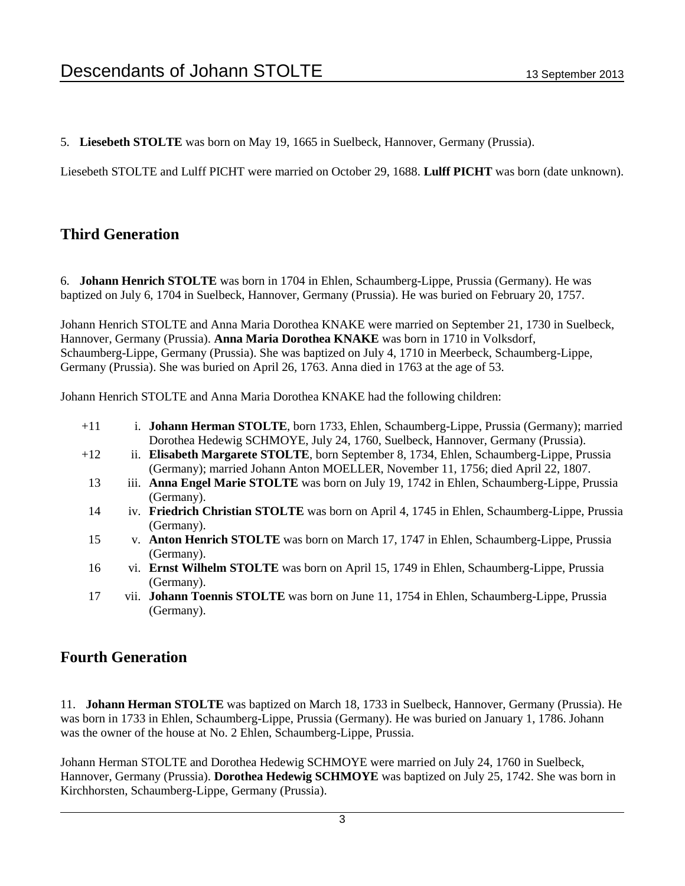5. **Liesebeth STOLTE** was born on May 19, 1665 in Suelbeck, Hannover, Germany (Prussia).

Liesebeth STOLTE and Lulff PICHT were married on October 29, 1688. **Lulff PICHT** was born (date unknown).

## Third Generation

6. **Johann Henrich STOLTE** was born in 1704 in Ehlen, Schaumberg-Lippe, Prussia (Germany). He was baptized on July 6, 1704 in Suelbeck, Hannover, Germany (Prussia). He was buried on February 20, 1757.

Johann Henrich STOLTE and Anna Maria Dorothea KNAKE were married on September 21, 1730 in Suelbeck, Hannover, Germany (Prussia). **Anna Maria Dorothea KNAKE** was born in 1710 in Volksdorf, Schaumberg-Lippe, Germany (Prussia). She was baptized on July 4, 1710 in Meerbeck, Schaumberg-Lippe, Germany (Prussia). She was buried on April 26, 1763. Anna died in 1763 at the age of 53.

Johann Henrich STOLTE and Anna Maria Dorothea KNAKE had the following children:

- +11 i. **Johann Herman STOLTE**, born 1733, Ehlen, Schaumberg-Lippe, Prussia (Germany); married Dorothea Hedewig SCHMOYE, July 24, 1760, Suelbeck, Hannover, Germany (Prussia).
- +12 ii. **Elisabeth Margarete STOLTE**, born September 8, 1734, Ehlen, Schaumberg-Lippe, Prussia (Germany); married Johann Anton MOELLER, November 11, 1756; died April 22, 1807.
- 13 iii. **Anna Engel Marie STOLTE** was born on July 19, 1742 in Ehlen, Schaumberg-Lippe, Prussia (Germany).
- 14 iv. **Friedrich Christian STOLTE** was born on April 4, 1745 in Ehlen, Schaumberg-Lippe, Prussia (Germany).
- 15 v. **Anton Henrich STOLTE** was born on March 17, 1747 in Ehlen, Schaumberg-Lippe, Prussia (Germany).
- 16 vi. **Ernst Wilhelm STOLTE** was born on April 15, 1749 in Ehlen, Schaumberg-Lippe, Prussia (Germany).
- 17 vii. **Johann Toennis STOLTE** was born on June 11, 1754 in Ehlen, Schaumberg-Lippe, Prussia (Germany).

## Fourth Generation

11. **Johann Herman STOLTE** was baptized on March 18, 1733 in Suelbeck, Hannover, Germany (Prussia). He was born in 1733 in Ehlen, Schaumberg-Lippe, Prussia (Germany). He was buried on January 1, 1786. Johann was the owner of the house at No. 2 Ehlen, Schaumberg-Lippe, Prussia.

Johann Herman STOLTE and Dorothea Hedewig SCHMOYE were married on July 24, 1760 in Suelbeck, Hannover, Germany (Prussia). **Dorothea Hedewig SCHMOYE** was baptized on July 25, 1742. She was born in Kirchhorsten, Schaumberg-Lippe, Germany (Prussia).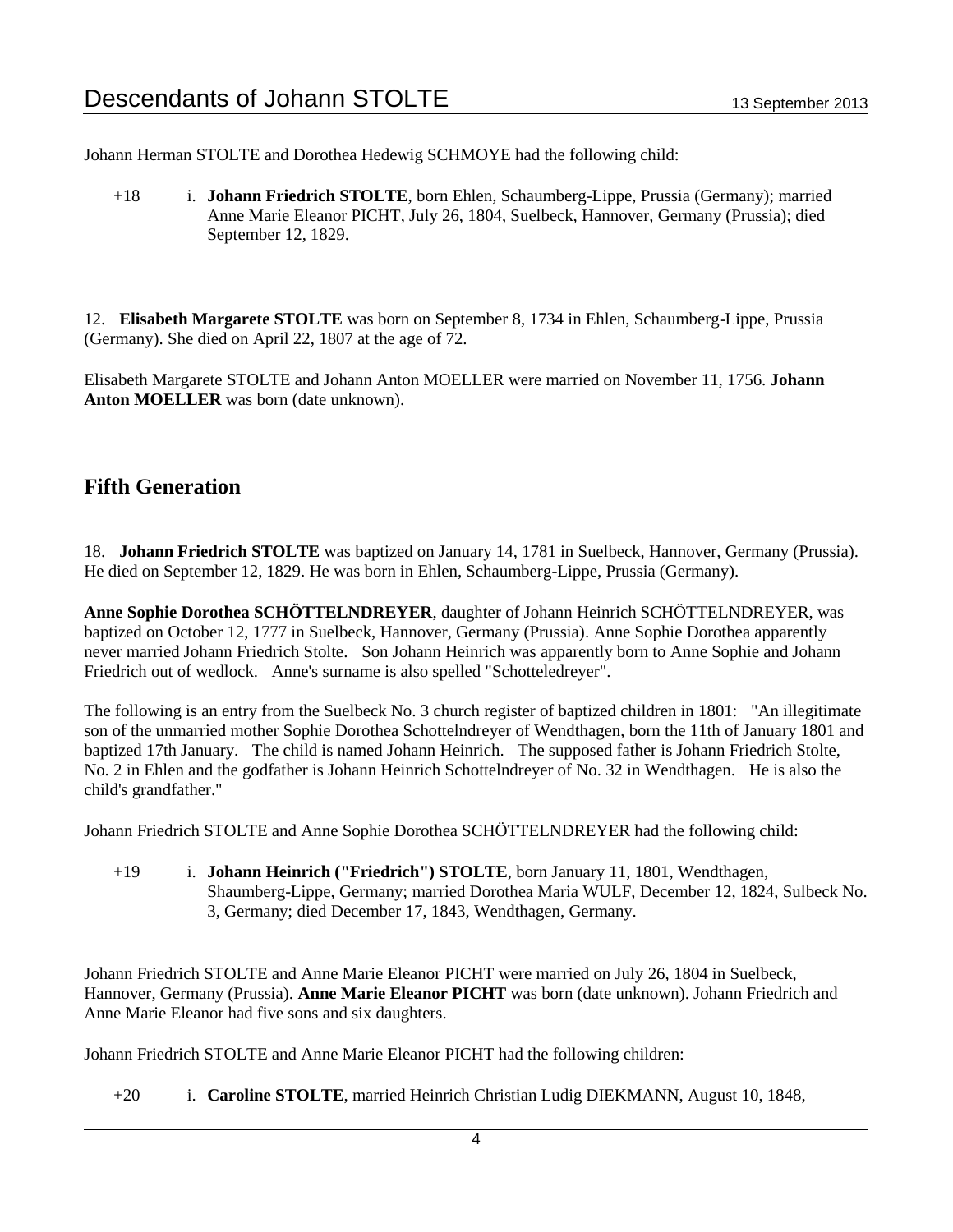Johann Herman STOLTE and Dorothea Hedewig SCHMOYE had the following child:

+18 i. **Johann Friedrich STOLTE**, born Ehlen, Schaumberg-Lippe, Prussia (Germany); married Anne Marie Eleanor PICHT, July 26, 1804, Suelbeck, Hannover, Germany (Prussia); died September 12, 1829.

12. **Elisabeth Margarete STOLTE** was born on September 8, 1734 in Ehlen, Schaumberg-Lippe, Prussia (Germany). She died on April 22, 1807 at the age of 72.

Elisabeth Margarete STOLTE and Johann Anton MOELLER were married on November 11, 1756. **Johann Anton MOELLER** was born (date unknown).

## Fifth Generation

18. **Johann Friedrich STOLTE** was baptized on January 14, 1781 in Suelbeck, Hannover, Germany (Prussia). He died on September 12, 1829. He was born in Ehlen, Schaumberg-Lippe, Prussia (Germany).

**Anne Sophie Dorothea SCHÖTTELNDREYER**, daughter of Johann Heinrich SCHÖTTELNDREYER, was baptized on October 12, 1777 in Suelbeck, Hannover, Germany (Prussia). Anne Sophie Dorothea apparently never married Johann Friedrich Stolte. Son Johann Heinrich was apparently born to Anne Sophie and Johann Friedrich out of wedlock. Anne's surname is also spelled "Schotteledreyer".

The following is an entry from the Suelbeck No. 3 church register of baptized children in 1801: "An illegitimate son of the unmarried mother Sophie Dorothea Schottelndreyer of Wendthagen, born the 11th of January 1801 and baptized 17th January. The child is named Johann Heinrich. The supposed father is Johann Friedrich Stolte, No. 2 in Ehlen and the godfather is Johann Heinrich Schottelndreyer of No. 32 in Wendthagen. He is also the child's grandfather."

Johann Friedrich STOLTE and Anne Sophie Dorothea SCHÖTTELNDREYER had the following child:

+19 i. **Johann Heinrich ("Friedrich") STOLTE**, born January 11, 1801, Wendthagen, Shaumberg-Lippe, Germany; married Dorothea Maria WULF, December 12, 1824, Sulbeck No. 3, Germany; died December 17, 1843, Wendthagen, Germany.

Johann Friedrich STOLTE and Anne Marie Eleanor PICHT were married on July 26, 1804 in Suelbeck, Hannover, Germany (Prussia). **Anne Marie Eleanor PICHT** was born (date unknown). Johann Friedrich and Anne Marie Eleanor had five sons and six daughters.

Johann Friedrich STOLTE and Anne Marie Eleanor PICHT had the following children:

+20 i. **Caroline STOLTE**, married Heinrich Christian Ludig DIEKMANN, August 10, 1848,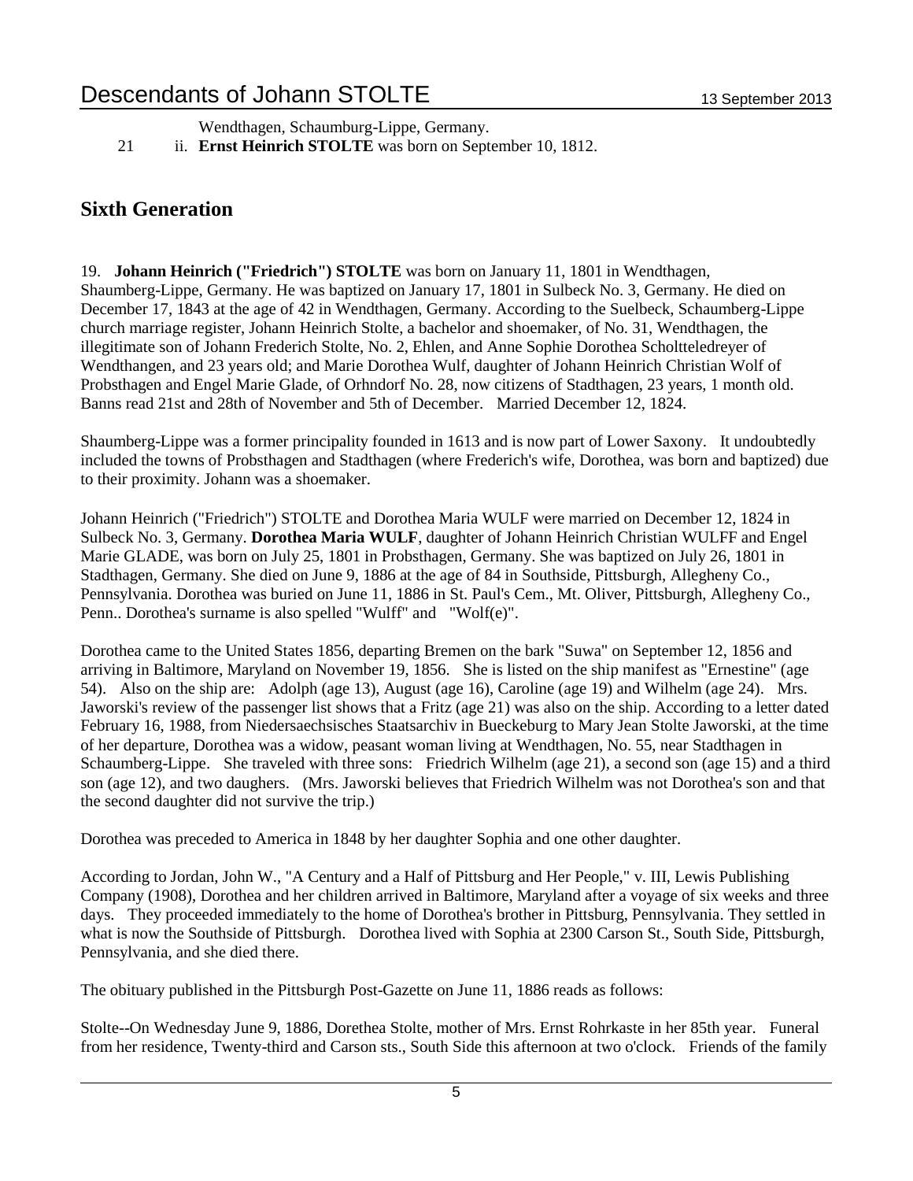Wendthagen, Schaumburg-Lippe, Germany.

21 ii. **Ernst Heinrich STOLTE** was born on September 10, 1812.

## Sixth Generation

19. **Johann Heinrich ("Friedrich") STOLTE** was born on January 11, 1801 in Wendthagen, Shaumberg-Lippe, Germany. He was baptized on January 17, 1801 in Sulbeck No. 3, Germany. He died on December 17, 1843 at the age of 42 in Wendthagen, Germany. According to the Suelbeck, Schaumberg-Lippe church marriage register, Johann Heinrich Stolte, a bachelor and shoemaker, of No. 31, Wendthagen, the illegitimate son of Johann Frederich Stolte, No. 2, Ehlen, and Anne Sophie Dorothee Scholtteledreyer of Wendthangen, and 23 years old; and Marie Dorothea Wulf, daughter of Johann Heinrich Christian Wolf of Probsthagen and Engel Marie Glade, of Orhndorf No. 28, now citizens of Stadthagen, 23 years, 1 month old. Banns read 21st and 28th of November and 5th of December. Married December 12, 1824.

Shaumberg-Lippe was a former principality founded in 1613 and is now part of Lower Saxony. It undoubtedly included the towns of Probsthagen and Stadthagen (where Frederich's wife, Dorothea, was born and baptized) due to their proximity. Johann was a shoemaker.

Johann Heinrich ("Friedrich") STOLTE and Dorothea Maria WULF were married on December 12, 1824 in Sulbeck No. 3, Germany. **Dorothea Maria WULF**, daughter of Johann Heinrich Christian WULFF and Engel Marie GLADE, was born on July 25, 1801 in Probsthagen, Germany. She was baptized on July 26, 1801 in Stadthagen, Germany. She died on June 9, 1886 at the age of 84 in Southside, Pittsburgh, Allegheny Co., Pennsylvania. Dorothea was buried on June 11, 1886 in St. Paul's Cem., Mt. Oliver, Pittsburgh, Allegheny Co., Penn.. Dorothea's surname is also spelled "Wulff" and "Wolf(e)".

Dorothea came to the United States 1856, departing Bremen on the bark "Suwa" on September 12, 1856 and arriving in Baltimore, Maryland on November 19, 1856. She is listed on the ship manifest as "Ernestine" (age 54). Also on the ship are: Adolph (age 13), August (age 16), Caroline (age 19) and Wilhelm (age 24). Mrs. Jaworski's review of the passenger list shows that a Fritz (age 21) was also on the ship. According to a letter dated February 16, 1988, from Niedersaechsisches Staatsarchiv in Bueckeburg to Mary Jean Stolte Jaworski, at the time of her departure, Dorothea was a widow, peasant woman living at Wendthagen, No. 55, near Stadthagen in Schaumberg-Lippe. She traveled with three sons: Friedrich Wilhelm (age 21), a second son (age 15) and a third son (age 12), and two daughers. (Mrs. Jaworski believes that Friedrich Wilhelm was not Dorothea's son and that the second daughter did not survive the trip.)

Dorothea was preceded to America in 1848 by her daughter Sophia and one other daughter.

According to Jordan, John W., "A Century and a Half of Pittsburg and Her People," v. III, Lewis Publishing Company (1908), Dorothea and her children arrived in Baltimore, Maryland after a voyage of six weeks and three days. They proceeded immediately to the home of Dorothea's brother in Pittsburg, Pennsylvania. They settled in what is now the Southside of Pittsburgh. Dorothea lived with Sophia at 2300 Carson St., South Side, Pittsburgh, Pennsylvania, and she died there.

The obituary published in the Pittsburgh Post-Gazette on June 11, 1886 reads as follows:

Stolte--On Wednesday June 9, 1886, Dorethea Stolte, mother of Mrs. Ernst Rohrkaste in her 85th year. Funeral from her residence, Twenty-third and Carson sts., South Side this afternoon at two o'clock. Friends of the family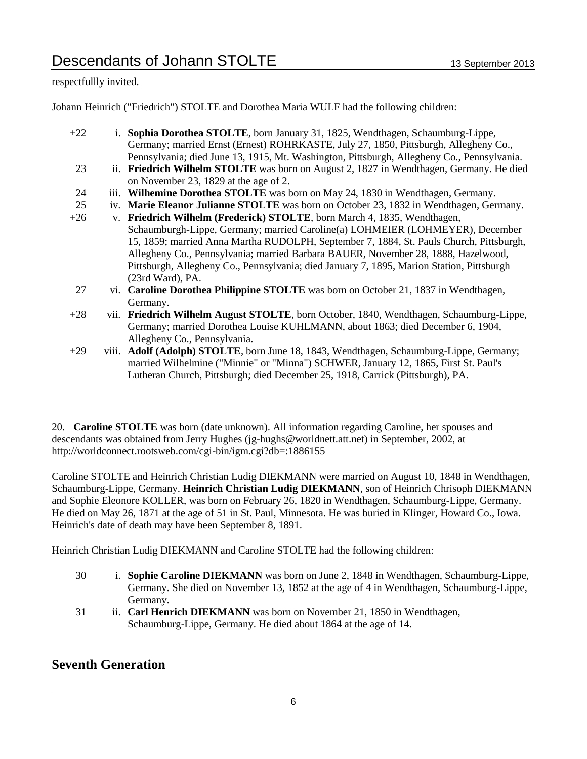respectfullly invited.

Johann Heinrich ("Friedrich") STOLTE and Dorothea Maria WULF had the following children:

+22 i. **Sophia Dorothea STOLTE**, born January 31, 1825, Wendthagen, Schaumburg-Lippe, Germany; married Ernst (Ernest) ROHRKASTE, July 27, 1850, Pittsburgh, Allegheny Co., Pennsylvania; died June 13, 1915, Mt. Washington, Pittsburgh, Allegheny Co., Pennsylvania.

23 ii. **Friedrich Wilhelm STOLTE** was born on August 2, 1827 in Wendthagen, Germany. He died on November 23, 1829 at the age of 2.

24 iii. **Wilhemine Dorothea STOLTE** was born on May 24, 1830 in Wendthagen, Germany.

25 iv. **Marie Eleanor Julianne STOLTE** was born on October 23, 1832 in Wendthagen, Germany.

+26 v. **Friedrich Wilhelm (Frederick) STOLTE**, born March 4, 1835, Wendthagen, Schaumburgh-Lippe, Germany; married Caroline(a) LOHMEIER (LOHMEYER), December 15, 1859; married Anna Martha RUDOLPH, September 7, 1884, St. Pauls Church, Pittsburgh, Allegheny Co., Pennsylvania; married Barbara BAUER, November 28, 1888, Hazelwood, Pittsburgh, Allegheny Co., Pennsylvania; died January 7, 1895, Marion Station, Pittsburgh (23rd Ward), PA.

27 vi. **Caroline Dorothea Philippine STOLTE** was born on October 21, 1837 in Wendthagen, Germany.

+28 vii. **Friedrich Wilhelm August STOLTE**, born October, 1840, Wendthagen, Schaumburg-Lippe, Germany; married Dorothea Louise KUHLMANN, about 1863; died December 6, 1904, Allegheny Co., Pennsylvania.

+29 viii. **Adolf (Adolph) STOLTE**, born June 18, 1843, Wendthagen, Schaumburg-Lippe, Germany; married Wilhelmine ("Minnie" or "Minna") SCHWER, January 12, 1865, First St. Paul's Lutheran Church, Pittsburgh; died December 25, 1918, Carrick (Pittsburgh), PA.

20. **Caroline STOLTE** was born (date unknown). All information regarding Caroline, her spouses and descendants was obtained from Jerry Hughes (jg-hughs@worldnett.att.net) in September, 2002, at http://worldconnect.rootsweb.com/cgi-bin/igm.cgi?db=:1886155

Caroline STOLTE and Heinrich Christian Ludig DIEKMANN were married on August 10, 1848 in Wendthagen, Schaumburg-Lippe, Germany. **Heinrich Christian Ludig DIEKMANN**, son of Heinrich Chrisoph DIEKMANN and Sophie Eleonore KOLLER, was born on February 26, 1820 in Wendthagen, Schaumburg-Lippe, Germany. He died on May 26, 1871 at the age of 51 in St. Paul, Minnesota. He was buried in Klinger, Howard Co., Iowa. Heinrich's date of death may have been September 8, 1891.

Heinrich Christian Ludig DIEKMANN and Caroline STOLTE had the following children:

30 i. **Sophie Caroline DIEKMANN** was born on June 2, 1848 in Wendthagen, Schaumburg-Lippe, Germany. She died on November 13, 1852 at the age of 4 in Wendthagen, Schaumburg-Lippe, Germany.

31 ii. **Carl Henrich DIEKMANN** was born on November 21, 1850 in Wendthagen, Schaumburg-Lippe, Germany. He died about 1864 at the age of 14.

## Seventh Generation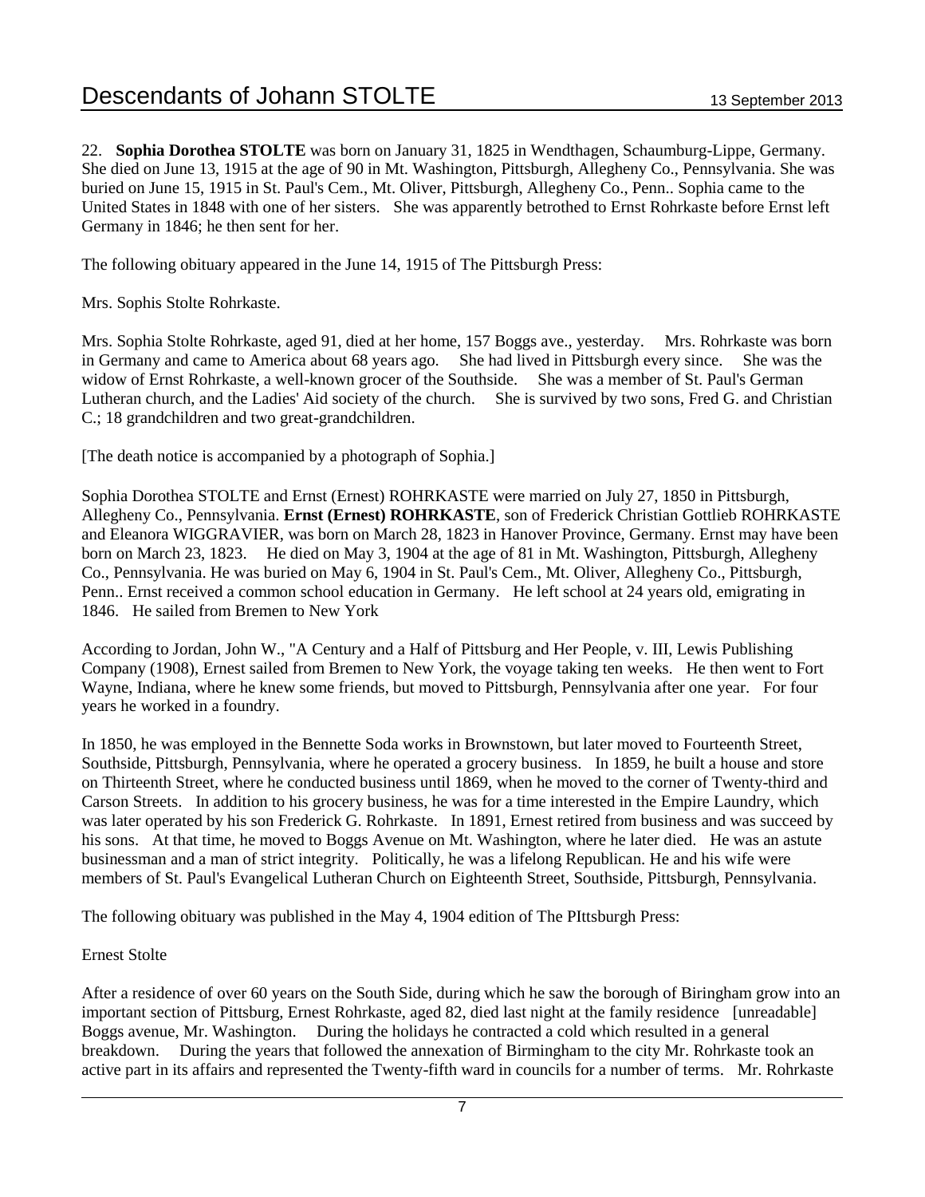22. **Sophia Dorothea STOLTE** was born on January 31, 1825 in Wendthagen, Schaumburg-Lippe, Germany. She died on June 13, 1915 at the age of 90 in Mt. Washington, Pittsburgh, Allegheny Co., Pennsylvania. She was buried on June 15, 1915 in St. Paul's Cem., Mt. Oliver, Pittsburgh, Allegheny Co., Penn.. Sophia came to the United States in 1848 with one of her sisters. She was apparently betrothed to Ernst Rohrkaste before Ernst left Germany in 1846; he then sent for her.

The following obituary appeared in the June 14, 1915 of The Pittsburgh Press:

Mrs. Sophis Stolte Rohrkaste.

Mrs. Sophia Stolte Rohrkaste, aged 91, died at her home, 157 Boggs ave., yesterday. Mrs. Rohrkaste was born in Germany and came to America about 68 years ago. She had lived in Pittsburgh every since. She was the widow of Ernst Rohrkaste, a well-known grocer of the Southside. She was a member of St. Paul's German Lutheran church, and the Ladies' Aid society of the church. She is survived by two sons, Fred G. and Christian C.; 18 grandchildren and two great-grandchildren.

[The death notice is accompanied by a photograph of Sophia.]

Sophia Dorothea STOLTE and Ernst (Ernest) ROHRKASTE were married on July 27, 1850 in Pittsburgh, Allegheny Co., Pennsylvania. **Ernst (Ernest) ROHRKASTE**, son of Frederick Christian Gottlieb ROHRKASTE and Eleanora WIGGRAVIER, was born on March 28, 1823 in Hanover Province, Germany. Ernst may have been born on March 23, 1823. He died on May 3, 1904 at the age of 81 in Mt. Washington, Pittsburgh, Allegheny Co., Pennsylvania. He was buried on May 6, 1904 in St. Paul's Cem., Mt. Oliver, Allegheny Co., Pittsburgh, Penn.. Ernst received a common school education in Germany. He left school at 24 years old, emigrating in 1846. He sailed from Bremen to New York

According to Jordan, John W., "A Century and a Half of Pittsburg and Her People, v. III, Lewis Publishing Company (1908), Ernest sailed from Bremen to New York, the voyage taking ten weeks. He then went to Fort Wayne, Indiana, where he knew some friends, but moved to Pittsburgh, Pennsylvania after one year. For four years he worked in a foundry.

In 1850, he was employed in the Bennette Soda works in Brownstown, but later moved to Fourteenth Street, Southside, Pittsburgh, Pennsylvania, where he operated a grocery business. In 1859, he built a house and store on Thirteenth Street, where he conducted business until 1869, when he moved to the corner of Twenty-third and Carson Streets. In addition to his grocery business, he was for a time interested in the Empire Laundry, which was later operated by his son Frederick G. Rohrkaste. In 1891, Ernest retired from business and was succeed by his sons. At that time, he moved to Boggs Avenue on Mt. Washington, where he later died. He was an astute businessman and a man of strict integrity. Politically, he was a lifelong Republican. He and his wife were members of St. Paul's Evangelical Lutheran Church on Eighteenth Street, Southside, Pittsburgh, Pennsylvania.

The following obituary was published in the May 4, 1904 edition of The PIttsburgh Press:

Ernest Stolte

After a residence of over 60 years on the South Side, during which he saw the borough of Biringham grow into an important section of Pittsburg, Ernest Rohrkaste, aged 82, died last night at the family residence [unreadable] Boggs avenue, Mr. Washington. During the holidays he contracted a cold which resulted in a general breakdown. During the years that followed the annexation of Birmingham to the city Mr. Rohrkaste took an active part in its affairs and represented the Twenty-fifth ward in councils for a number of terms. Mr. Rohrkaste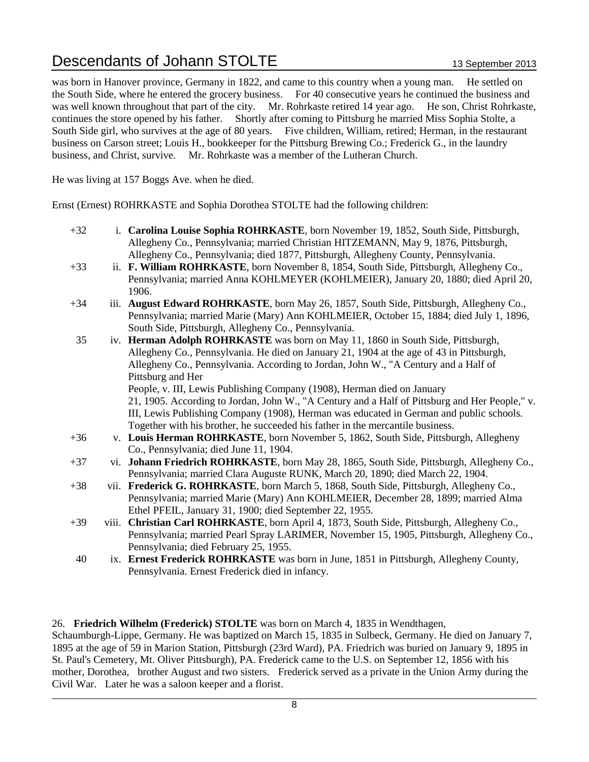was born in Hanover province, Germany in 1822, and came to this country when a young man. He settled on the South Side, where he entered the grocery business. For 40 consecutive years he continued the business and was well known throughout that part of the city. Mr. Rohrkaste retired 14 year ago. He son, Christ Rohrkaste, continues the store opened by his father. Shortly after coming to Pittsburg he married Miss Sophia Stolte, a South Side girl, who survives at the age of 80 years. Five children, William, retired; Herman, in the restaurant business on Carson street; Louis H., bookkeeper for the Pittsburg Brewing Co.; Frederick G., in the laundry business, and Christ, survive. Mr. Rohrkaste was a member of the Lutheran Church.

He was living at 157 Boggs Ave. when he died.

Ernst (Ernest) ROHRKASTE and Sophia Dorothea STOLTE had the following children:

+32 i. **Carolina Louise Sophia ROHRKASTE**, born November 19, 1852, South Side, Pittsburgh, Allegheny Co., Pennsylvania; married Christian HITZEMANN, May 9, 1876, Pittsburgh, Allegheny Co., Pennsylvania; died 1877, Pittsburgh, Allegheny County, Pennsylvania.

+33 ii. **F. William ROHRKASTE**, born November 8, 1854, South Side, Pittsburgh, Allegheny Co., Pennsylvania; married Anna KOHLMEYER (KOHLMEIER), January 20, 1880; died April 20, 1906.

+34 iii. **August Edward ROHRKASTE**, born May 26, 1857, South Side, Pittsburgh, Allegheny Co., Pennsylvania; married Marie (Mary) Ann KOHLMEIER, October 15, 1884; died July 1, 1896, South Side, Pittsburgh, Allegheny Co., Pennsylvania.

35 iv. **Herman Adolph ROHRKASTE** was born on May 11, 1860 in South Side, Pittsburgh, Allegheny Co., Pennsylvania. He died on January 21, 1904 at the age of 43 in Pittsburgh, Allegheny Co., Pennsylvania. According to Jordan, John W., "A Century and a Half of Pittsburg and Her People, v. III, Lewis Publishing Company (1908), Herman died on January 21, 1905. According to Jordan, John W., "A Century and a Half of Pittsburg and Her People," v. III, Lewis Publishing Company (1908), Herman was educated in German and public schools. Together with his brother, he succeeded his father in the mercantile business.

+36 v. **Louis Herman ROHRKASTE**, born November 5, 1862, South Side, Pittsburgh, Allegheny Co., Pennsylvania; died June 11, 1904.

+37 vi. **Johann Friedrich ROHRKASTE**, born May 28, 1865, South Side, Pittsburgh, Allegheny Co., Pennsylvania; married Clara Auguste RUNK, March 20, 1890; died March 22, 1904.

+38 vii. **Frederick G. ROHRKASTE**, born March 5, 1868, South Side, Pittsburgh, Allegheny Co., Pennsylvania; married Marie (Mary) Ann KOHLMEIER, December 28, 1899; married Alma Ethel PFEIL, January 31, 1900; died September 22, 1955.

+39 viii. **Christian Carl ROHRKASTE**, born April 4, 1873, South Side, Pittsburgh, Allegheny Co., Pennsylvania; married Pearl Spray LARIMER, November 15, 1905, Pittsburgh, Allegheny Co., Pennsylvania; died February 25, 1955.

40 ix. **Ernest Frederick ROHRKASTE** was born in June, 1851 in Pittsburgh, Allegheny County, Pennsylvania. Ernest Frederick died in infancy.

26. **Friedrich Wilhelm (Frederick) STOLTE** was born on March 4, 1835 in Wendthagen, Schaumburgh-Lippe, Germany. He was baptized on March 15, 1835 in Sulbeck, Germany. He died on January 7, 1895 at the age of 59 in Marion Station, Pittsburgh (23rd Ward), PA. Friedrich was buried on January 9, 1895 in St. Paul's Cemetery, Mt. Oliver Pittsburgh), PA. Frederick came to the U.S. on September 12, 1856 with his mother, Dorothea, brother August and two sisters. Frederick served as a private in the Union Army during the Civil War. Later he was a saloon keeper and a florist.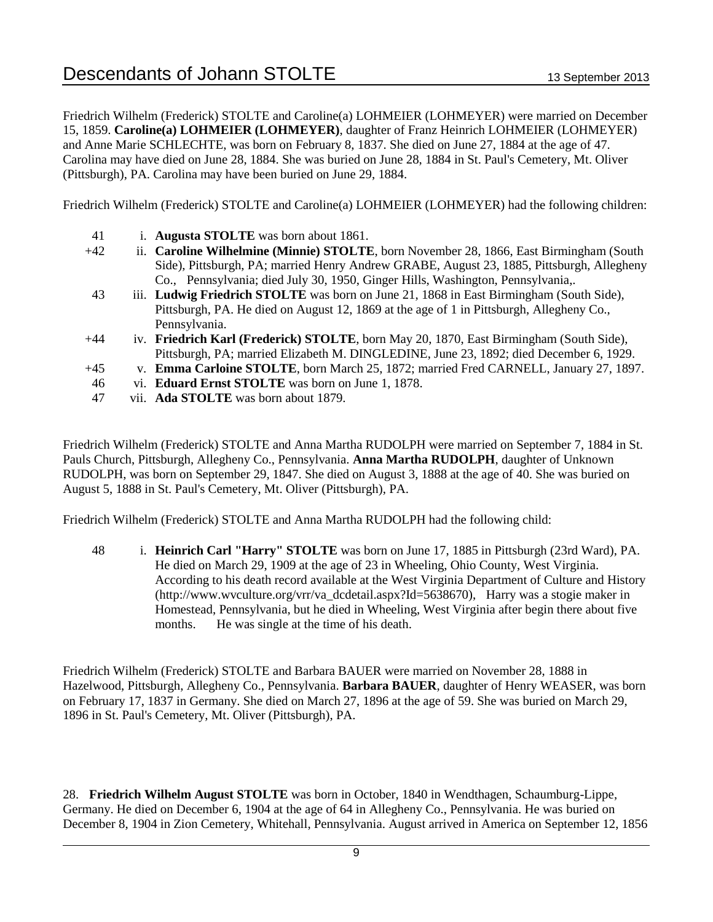Friedrich Wilhelm (Frederick) STOLTE and Caroline(a) LOHMEIER (LOHMEYER) were married on December 15, 1859. **Caroline(a) LOHMEIER (LOHMEYER)**, daughter of Franz Heinrich LOHMEIER (LOHMEYER) and Anne Marie SCHLECHTE, was born on February 8, 1837. She died on June 27, 1884 at the age of 47. Carolina may have died on June 28, 1884. She was buried on June 28, 1884 in St. Paul's Cemetery, Mt. Oliver (Pittsburgh), PA. Carolina may have been buried on June 29, 1884.

Friedrich Wilhelm (Frederick) STOLTE and Caroline(a) LOHMEIER (LOHMEYER) had the following children:

- 41 i. **Augusta STOLTE** was born about 1861.
- +42 ii. **Caroline Wilhelmine (Minnie) STOLTE**, born November 28, 1866, East Birmingham (South Side), Pittsburgh, PA; married Henry Andrew GRABE, August 23, 1885, Pittsburgh, Allegheny Co., Pennsylvania; died July 30, 1950, Ginger Hills, Washington, Pennsylvania,.
- 43 iii. **Ludwig Friedrich STOLTE** was born on June 21, 1868 in East Birmingham (South Side), Pittsburgh, PA. He died on August 12, 1869 at the age of 1 in Pittsburgh, Allegheny Co., Pennsylvania.
- +44 iv. **Friedrich Karl (Frederick) STOLTE**, born May 20, 1870, East Birmingham (South Side), Pittsburgh, PA; married Elizabeth M. DINGLEDINE, June 23, 1892; died December 6, 1929.
- +45 v. **Emma Carloine STOLTE**, born March 25, 1872; married Fred CARNELL, January 27, 1897.
- 46 vi. **Eduard Ernst STOLTE** was born on June 1, 1878.
- 47 vii. **Ada STOLTE** was born about 1879.

Friedrich Wilhelm (Frederick) STOLTE and Anna Martha RUDOLPH were married on September 7, 1884 in St. Pauls Church, Pittsburgh, Allegheny Co., Pennsylvania. **Anna Martha RUDOLPH**, daughter of Unknown RUDOLPH, was born on September 29, 1847. She died on August 3, 1888 at the age of 40. She was buried on August 5, 1888 in St. Paul's Cemetery, Mt. Oliver (Pittsburgh), PA.

Friedrich Wilhelm (Frederick) STOLTE and Anna Martha RUDOLPH had the following child:

- 48 i. **Heinrich Carl "Harry" STOLTE** was born on June 17, 1885 in Pittsburgh (23rd Ward), PA. He died on March 29, 1909 at the age of 23 in Wheeling, Ohio County, West Virginia. According to his death record available at the West Virginia Department of Culture and History (http://www.wvculture.org/vrr/va_dcdetail.aspx?Id=5638670), Harry was a stogie maker in Homestead, Pennsylvania, but he died in Wheeling, West Virginia after begin there about five months. He was single at the time of his death.

Friedrich Wilhelm (Frederick) STOLTE and Barbara BAUER were married on November 28, 1888 in Hazelwood, Pittsburgh, Allegheny Co., Pennsylvania. **Barbara BAUER**, daughter of Henry WEASER, was born on February 17, 1837 in Germany. She died on March 27, 1896 at the age of 59. She was buried on March 29, 1896 in St. Paul's Cemetery, Mt. Oliver (Pittsburgh), PA.

28. **Friedrich Wilhelm August STOLTE** was born in October, 1840 in Wendthagen, Schaumburg-Lippe, Germany. He died on December 6, 1904 at the age of 64 in Allegheny Co., Pennsylvania. He was buried on December 8, 1904 in Zion Cemetery, Whitehall, Pennsylvania. August arrived in America on September 12, 1856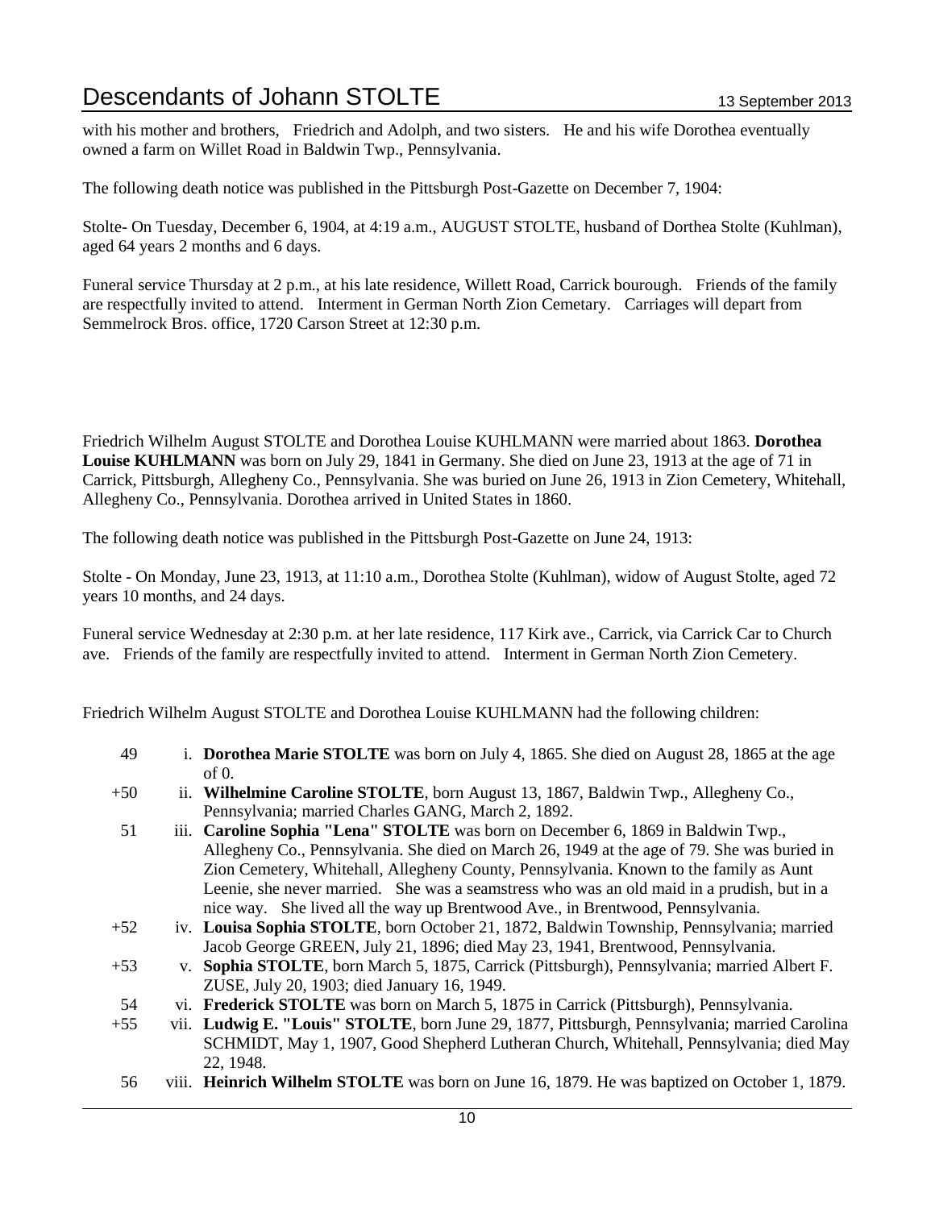with his mother and brothers, Friedrich and Adolph, and two sisters. He and his wife Dorothea eventually owned a farm on Willet Road in Baldwin Twp., Pennsylvania.

The following death notice was published in the Pittsburgh Post-Gazette on December 7, 1904:

Stolte- On Tuesday, December 6, 1904, at 4:19 a.m., AUGUST STOLTE, husband of Dorthea Stolte (Kuhlman), aged 64 years 2 months and 6 days.

Funeral service Thursday at 2 p.m., at his late residence, Willett Road, Carrick bourough. Friends of the family are respectfully invited to attend. Interment in German North Zion Cemetary. Carriages will depart from Semmelrock Bros. office, 1720 Carson Street at 12:30 p.m.

Friedrich Wilhelm August STOLTE and Dorothea Louise KUHLMANN were married about 1863. **Dorothea Louise KUHLMANN** was born on July 29, 1841 in Germany. She died on June 23, 1913 at the age of 71 in Carrick, Pittsburgh, Allegheny Co., Pennsylvania. She was buried on June 26, 1913 in Zion Cemetery, Whitehall, Allegheny Co., Pennsylvania. Dorothea arrived in United States in 1860.

The following death notice was published in the Pittsburgh Post-Gazette on June 24, 1913:

Stolte - On Monday, June 23, 1913, at 11:10 a.m., Dorothea Stolte (Kuhlman), widow of August Stolte, aged 72 years 10 months, and 24 days.

Funeral service Wednesday at 2:30 p.m. at her late residence, 117 Kirk ave., Carrick, via Carrick Car to Church ave. Friends of the family are respectfully invited to attend. Interment in German North Zion Cemetery.

Friedrich Wilhelm August STOLTE and Dorothea Louise KUHLMANN had the following children:

- 49 i. **Dorothea Marie STOLTE** was born on July 4, 1865. She died on August 28, 1865 at the age of 0.
- +50 ii. **Wilhelmine Caroline STOLTE**, born August 13, 1867, Baldwin Twp., Allegheny Co., Pennsylvania; married Charles GANG, March 2, 1892.
- 51 iii. **Caroline Sophia "Lena" STOLTE** was born on December 6, 1869 in Baldwin Twp., Allegheny Co., Pennsylvania. She died on March 26, 1949 at the age of 79. She was buried in Zion Cemetery, Whitehall, Allegheny County, Pennsylvania. Known to the family as Aunt Leenie, she never married. She was a seamstress who was an old maid in a prudish, but in a nice way. She lived all the way up Brentwood Ave., in Brentwood, Pennsylvania.
- +52 iv. **Louisa Sophia STOLTE**, born October 21, 1872, Baldwin Township, Pennsylvania; married Jacob George GREEN, July 21, 1896; died May 23, 1941, Brentwood, Pennsylvania.
- +53 v. **Sophia STOLTE**, born March 5, 1875, Carrick (Pittsburgh), Pennsylvania; married Albert F. ZUSE, July 20, 1903; died January 16, 1949.
- 54 vi. **Frederick STOLTE** was born on March 5, 1875 in Carrick (Pittsburgh), Pennsylvania.
- +55 vii. **Ludwig E. "Louis" STOLTE**, born June 29, 1877, Pittsburgh, Pennsylvania; married Carolina SCHMIDT, May 1, 1907, Good Shepherd Lutheran Church, Whitehall, Pennsylvania; died May 22, 1948.
- 56 viii. **Heinrich Wilhelm STOLTE** was born on June 16, 1879. He was baptized on October 1, 1879.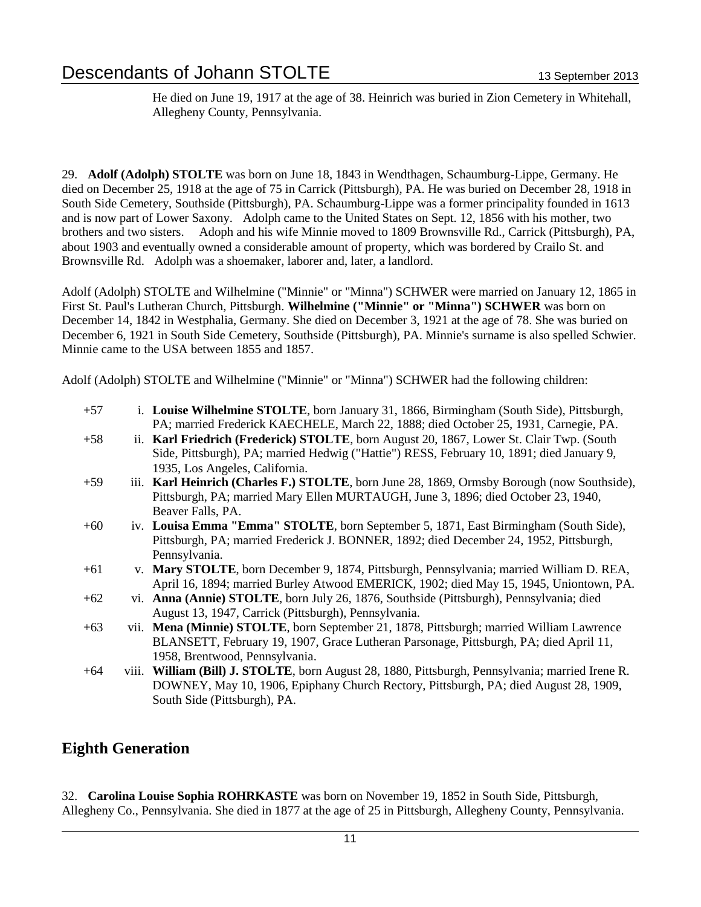He died on June 19, 1917 at the age of 38. Heinrich was buried in Zion Cemetery in Whitehall, Allegheny County, Pennsylvania.

29. **Adolf (Adolph) STOLTE** was born on June 18, 1843 in Wendthagen, Schaumburg-Lippe, Germany. He died on December 25, 1918 at the age of 75 in Carrick (Pittsburgh), PA. He was buried on December 28, 1918 in South Side Cemetery, Southside (Pittsburgh), PA. Schaumburg-Lippe was a former principality founded in 1613 and is now part of Lower Saxony. Adolph came to the United States on Sept. 12, 1856 with his mother, two brothers and two sisters. Adoph and his wife Minnie moved to 1809 Brownsville Rd., Carrick (Pittsburgh), PA, about 1903 and eventually owned a considerable amount of property, which was bordered by Crailo St. and Brownsville Rd. Adolph was a shoemaker, laborer and, later, a landlord.

Adolf (Adolph) STOLTE and Wilhelmine ("Minnie" or "Minna") SCHWER were married on January 12, 1865 in First St. Paul's Lutheran Church, Pittsburgh. **Wilhelmine ("Minnie" or "Minna") SCHWER** was born on December 14, 1842 in Westphalia, Germany. She died on December 3, 1921 at the age of 78. She was buried on December 6, 1921 in South Side Cemetery, Southside (Pittsburgh), PA. Minnie's surname is also spelled Schwier. Minnie came to the USA between 1855 and 1857.

Adolf (Adolph) STOLTE and Wilhelmine ("Minnie" or "Minna") SCHWER had the following children:

+57 i. **Louise Wilhelmine STOLTE**, born January 31, 1866, Birmingham (South Side), Pittsburgh, PA; married Frederick KAECHELE, March 22, 1888; died October 25, 1931, Carnegie, PA.

+58 ii. **Karl Friedrich (Frederick) STOLTE**, born August 20, 1867, Lower St. Clair Twp. (South Side, Pittsburgh), PA; married Hedwig ("Hattie") RESS, February 10, 1891; died January 9, 1935, Los Angeles, California.

+59 iii. **Karl Heinrich (Charles F.) STOLTE**, born June 28, 1869, Ormsby Borough (now Southside), Pittsburgh, PA; married Mary Ellen MURTAUGH, June 3, 1896; died October 23, 1940, Beaver Falls, PA.

+60 iv. **Louisa Emma "Emma" STOLTE**, born September 5, 1871, East Birmingham (South Side), Pittsburgh, PA; married Frederick J. BONNER, 1892; died December 24, 1952, Pittsburgh, Pennsylvania.

+61 v. **Mary STOLTE**, born December 9, 1874, Pittsburgh, Pennsylvania; married William D. REA, April 16, 1894; married Burley Atwood EMERICK, 1902; died May 15, 1945, Uniontown, PA.

+62 vi. **Anna (Annie) STOLTE**, born July 26, 1876, Southside (Pittsburgh), Pennsylvania; died August 13, 1947, Carrick (Pittsburgh), Pennsylvania.

+63 vii. **Mena (Minnie) STOLTE**, born September 21, 1878, Pittsburgh; married William Lawrence BLANSETT, February 19, 1907, Grace Lutheran Parsonage, Pittsburgh, PA; died April 11, 1958, Brentwood, Pennsylvania.

+64 viii. **William (Bill) J. STOLTE**, born August 28, 1880, Pittsburgh, Pennsylvania; married Irene R. DOWNEY, May 10, 1906, Epiphany Church Rectory, Pittsburgh, PA; died August 28, 1909, South Side (Pittsburgh), PA.

## Eighth Generation

32. **Carolina Louise Sophia ROHRKASTE** was born on November 19, 1852 in South Side, Pittsburgh, Allegheny Co., Pennsylvania. She died in 1877 at the age of 25 in Pittsburgh, Allegheny County, Pennsylvania.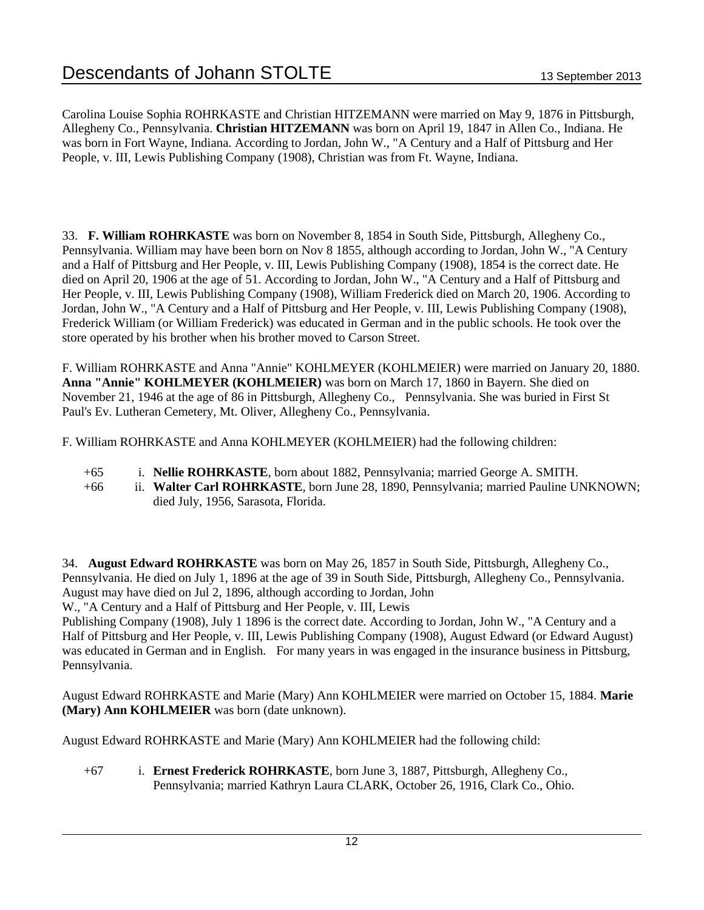Carolina Louise Sophia ROHRKASTE and Christian HITZEMANN were married on May 9, 1876 in Pittsburgh, Allegheny Co., Pennsylvania. **Christian HITZEMANN** was born on April 19, 1847 in Allen Co., Indiana. He was born in Fort Wayne, Indiana. According to Jordan, John W., "A Century and a Half of Pittsburg and Her People, v. III, Lewis Publishing Company (1908), Christian was from Ft. Wayne, Indiana.

33. **F. William ROHRKASTE** was born on November 8, 1854 in South Side, Pittsburgh, Allegheny Co., Pennsylvania. William may have been born on Nov 8 1855, although according to Jordan, John W., "A Century and a Half of Pittsburg and Her People, v. III, Lewis Publishing Company (1908), 1854 is the correct date. He died on April 20, 1906 at the age of 51. According to Jordan, John W., "A Century and a Half of Pittsburg and Her People, v. III, Lewis Publishing Company (1908), William Frederick died on March 20, 1906. According to Jordan, John W., "A Century and a Half of Pittsburg and Her People, v. III, Lewis Publishing Company (1908), Frederick William (or William Frederick) was educated in German and in the public schools. He took over the store operated by his brother when his brother moved to Carson Street.

F. William ROHRKASTE and Anna "Annie" KOHLMEYER (KOHLMEIER) were married on January 20, 1880. **Anna "Annie" KOHLMEYER (KOHLMEIER)** was born on March 17, 1860 in Bayern. She died on November 21, 1946 at the age of 86 in Pittsburgh, Allegheny Co., Pennsylvania. She was buried in First St Paul's Ev. Lutheran Cemetery, Mt. Oliver, Allegheny Co., Pennsylvania.

F. William ROHRKASTE and Anna KOHLMEYER (KOHLMEIER) had the following children:

- +65 i. **Nellie ROHRKASTE**, born about 1882, Pennsylvania; married George A. SMITH.
- +66 ii. **Walter Carl ROHRKASTE**, born June 28, 1890, Pennsylvania; married Pauline UNKNOWN; died July, 1956, Sarasota, Florida.

34. **August Edward ROHRKASTE** was born on May 26, 1857 in South Side, Pittsburgh, Allegheny Co., Pennsylvania. He died on July 1, 1896 at the age of 39 in South Side, Pittsburgh, Allegheny Co., Pennsylvania. August may have died on Jul 2, 1896, although according to Jordan, John W., "A Century and a Half of Pittsburg and Her People, v. III, Lewis Publishing Company (1908), July 1 1896 is the correct date. According to Jordan, John W., "A Century and a Half of Pittsburg and Her People, v. III, Lewis Publishing Company (1908), August Edward (or Edward August) was educated in German and in English. For many years in was engaged in the insurance business in Pittsburg, Pennsylvania.

August Edward ROHRKASTE and Marie (Mary) Ann KOHLMEIER were married on October 15, 1884. **Marie (Mary) Ann KOHLMEIER** was born (date unknown).

August Edward ROHRKASTE and Marie (Mary) Ann KOHLMEIER had the following child:

- +67 i. **Ernest Frederick ROHRKASTE**, born June 3, 1887, Pittsburgh, Allegheny Co., Pennsylvania; married Kathryn Laura CLARK, October 26, 1916, Clark Co., Ohio.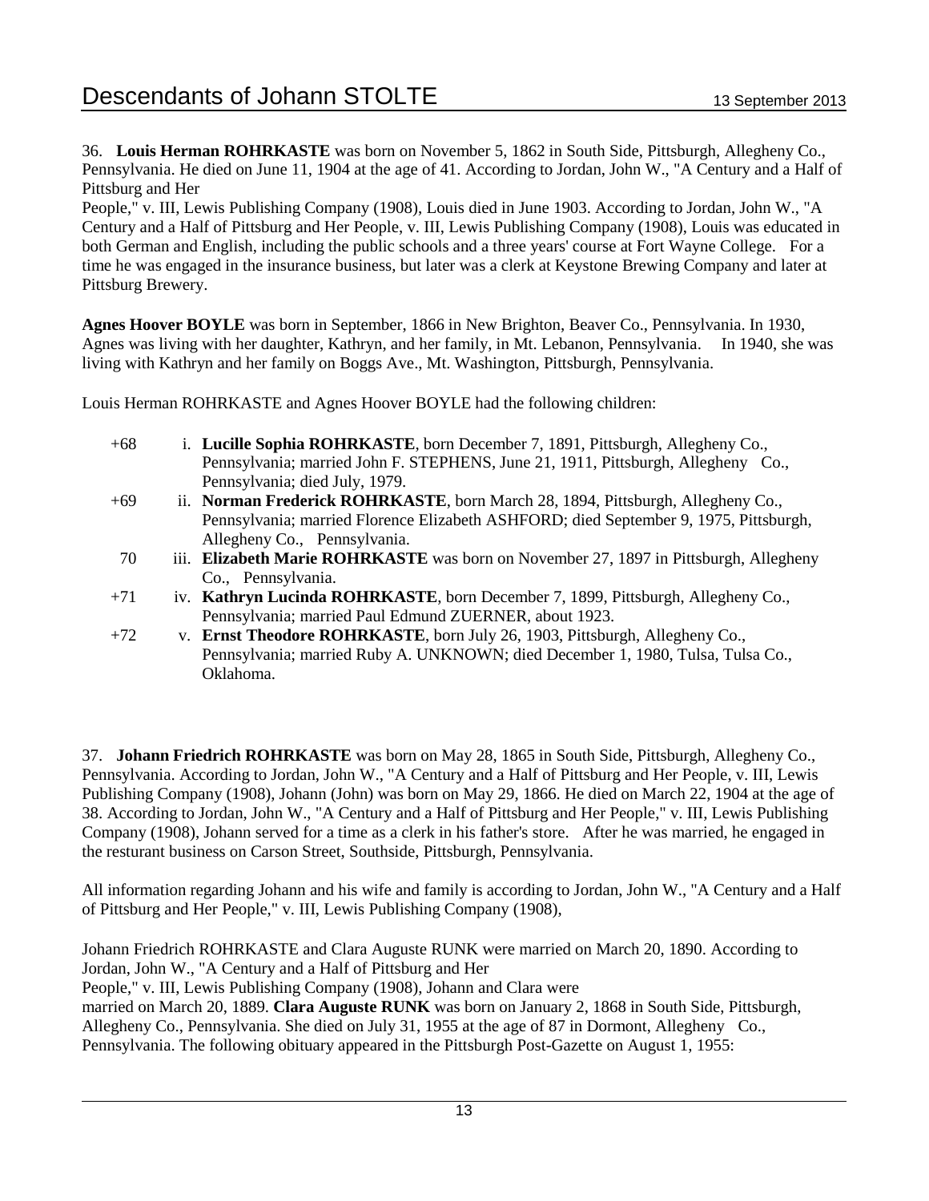36. **Louis Herman ROHRKASTE** was born on November 5, 1862 in South Side, Pittsburgh, Allegheny Co., Pennsylvania. He died on June 11, 1904 at the age of 41. According to Jordan, John W., "A Century and a Half of Pittsburg and Her People," v. III, Lewis Publishing Company (1908), Louis died in June 1903. According to Jordan, John W., "A Century and a Half of Pittsburg and Her People, v. III, Lewis Publishing Company (1908), Louis was educated in both German and English, including the public schools and a three years' course at Fort Wayne College. For a time he was engaged in the insurance business, but later was a clerk at Keystone Brewing Company and later at Pittsburg Brewery.

**Agnes Hoover BOYLE** was born in September, 1866 in New Brighton, Beaver Co., Pennsylvania. In 1930, Agnes was living with her daughter, Kathryn, and her family, in Mt. Lebanon, Pennsylvania. In 1940, she was living with Kathryn and her family on Boggs Ave., Mt. Washington, Pittsburgh, Pennsylvania.

Louis Herman ROHRKASTE and Agnes Hoover BOYLE had the following children:

- +68 i. **Lucille Sophia ROHRKASTE**, born December 7, 1891, Pittsburgh, Allegheny Co., Pennsylvania; married John F. STEPHENS, June 21, 1911, Pittsburgh, Allegheny Co., Pennsylvania; died July, 1979.
- +69 ii. **Norman Frederick ROHRKASTE**, born March 28, 1894, Pittsburgh, Allegheny Co., Pennsylvania; married Florence Elizabeth ASHFORD; died September 9, 1975, Pittsburgh, Allegheny Co., Pennsylvania.
- 70 iii. **Elizabeth Marie ROHRKASTE** was born on November 27, 1897 in Pittsburgh, Allegheny Co., Pennsylvania.
- +71 iv. **Kathryn Lucinda ROHRKASTE**, born December 7, 1899, Pittsburgh, Allegheny Co., Pennsylvania; married Paul Edmund ZUERNER, about 1923.
- +72 v. **Ernst Theodore ROHRKASTE**, born July 26, 1903, Pittsburgh, Allegheny Co., Pennsylvania; married Ruby A. UNKNOWN; died December 1, 1980, Tulsa, Tulsa Co., Oklahoma.

37. **Johann Friedrich ROHRKASTE** was born on May 28, 1865 in South Side, Pittsburgh, Allegheny Co., Pennsylvania. According to Jordan, John W., "A Century and a Half of Pittsburg and Her People, v. III, Lewis Publishing Company (1908), Johann (John) was born on May 29, 1866. He died on March 22, 1904 at the age of 38. According to Jordan, John W., "A Century and a Half of Pittsburg and Her People," v. III, Lewis Publishing Company (1908), Johann served for a time as a clerk in his father's store. After he was married, he engaged in the resturant business on Carson Street, Southside, Pittsburgh, Pennsylvania.

All information regarding Johann and his wife and family is according to Jordan, John W., "A Century and a Half of Pittsburg and Her People," v. III, Lewis Publishing Company (1908),

Johann Friedrich ROHRKASTE and Clara Auguste RUNK were married on March 20, 1890. According to Jordan, John W., "A Century and a Half of Pittsburg and Her People," v. III, Lewis Publishing Company (1908), Johann and Clara were married on March 20, 1889. **Clara Auguste RUNK** was born on January 2, 1868 in South Side, Pittsburgh, Allegheny Co., Pennsylvania. She died on July 31, 1955 at the age of 87 in Dormont, Allegheny Co., Pennsylvania. The following obituary appeared in the Pittsburgh Post-Gazette on August 1, 1955: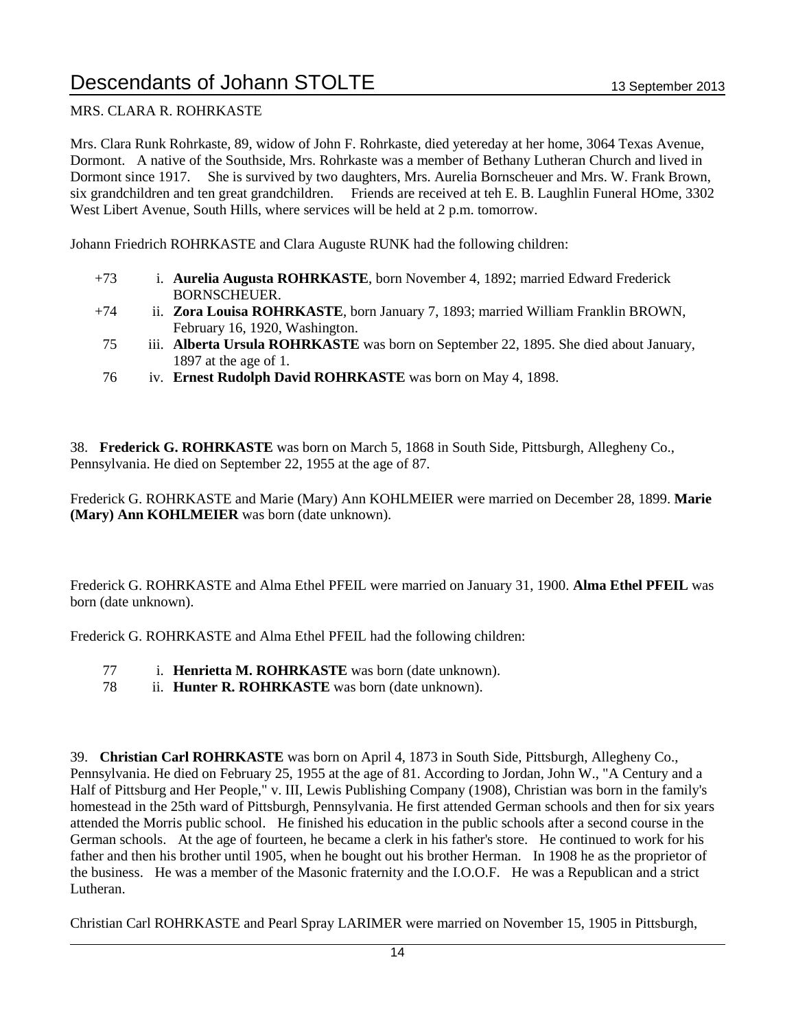MRS. CLARA R. ROHRKASTE

Mrs. Clara Runk Rohrkaste, 89, widow of John F. Rohrkaste, died yetereday at her home, 3064 Texas Avenue, Dormont. A native of the Southside, Mrs. Rohrkaste was a member of Bethany Lutheran Church and lived in Dormont since 1917. She is survived by two daughters, Mrs. Aurelia Bornscheuer and Mrs. W. Frank Brown, six grandchildren and ten great grandchildren. Friends are received at teh E. B. Laughlin Funeral HOme, 3302 West Libert Avenue, South Hills, where services will be held at 2 p.m. tomorrow.

Johann Friedrich ROHRKASTE and Clara Auguste RUNK had the following children:

- +73 i. **Aurelia Augusta ROHRKASTE**, born November 4, 1892; married Edward Frederick BORNSCHEUER.
- +74 ii. **Zora Louisa ROHRKASTE**, born January 7, 1893; married William Franklin BROWN, February 16, 1920, Washington.
- 75 iii. **Alberta Ursula ROHRKASTE** was born on September 22, 1895. She died about January, 1897 at the age of 1.
- 76 iv. **Ernest Rudolph David ROHRKASTE** was born on May 4, 1898.

38. **Frederick G. ROHRKASTE** was born on March 5, 1868 in South Side, Pittsburgh, Allegheny Co., Pennsylvania. He died on September 22, 1955 at the age of 87.

Frederick G. ROHRKASTE and Marie (Mary) Ann KOHLMEIER were married on December 28, 1899. **Marie (Mary) Ann KOHLMEIER** was born (date unknown).

Frederick G. ROHRKASTE and Alma Ethel PFEIL were married on January 31, 1900. **Alma Ethel PFEIL** was born (date unknown).

Frederick G. ROHRKASTE and Alma Ethel PFEIL had the following children:

- 77 i. **Henrietta M. ROHRKASTE** was born (date unknown).
- 78 ii. **Hunter R. ROHRKASTE** was born (date unknown).

39. **Christian Carl ROHRKASTE** was born on April 4, 1873 in South Side, Pittsburgh, Allegheny Co., Pennsylvania. He died on February 25, 1955 at the age of 81. According to Jordan, John W., "A Century and a Half of Pittsburg and Her People," v. III, Lewis Publishing Company (1908), Christian was born in the family's homestead in the 25th ward of Pittsburgh, Pennsylvania. He first attended German schools and then for six years attended the Morris public school. He finished his education in the public schools after a second course in the German schools. At the age of fourteen, he became a clerk in his father's store. He continued to work for his father and then his brother until 1905, when he bought out his brother Herman. In 1908 he as the proprietor of the business. He was a member of the Masonic fraternity and the I.O.O.F. He was a Republican and a strict Lutheran.

Christian Carl ROHRKASTE and Pearl Spray LARIMER were married on November 15, 1905 in Pittsburgh,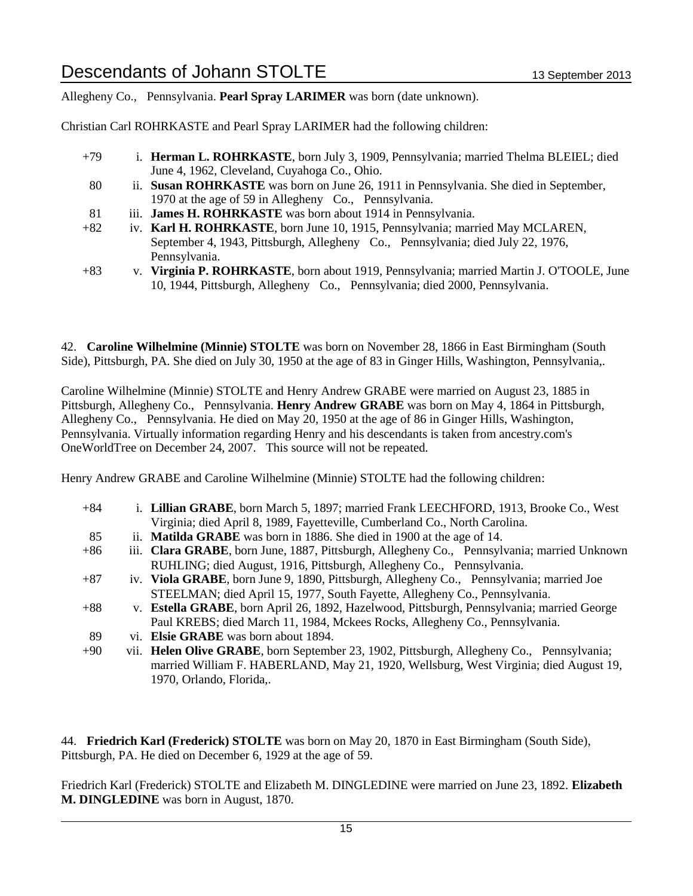Allegheny Co., Pennsylvania. **Pearl Spray LARIMER** was born (date unknown).

Christian Carl ROHRKASTE and Pearl Spray LARIMER had the following children:

- +79 i. **Herman L. ROHRKASTE**, born July 3, 1909, Pennsylvania; married Thelma BLEIEL; died June 4, 1962, Cleveland, Cuyahoga Co., Ohio.
- 80 ii. **Susan ROHRKASTE** was born on June 26, 1911 in Pennsylvania. She died in September, 1970 at the age of 59 in Allegheny Co., Pennsylvania.
- 81 iii. **James H. ROHRKASTE** was born about 1914 in Pennsylvania.
- +82 iv. **Karl H. ROHRKASTE**, born June 10, 1915, Pennsylvania; married May MCLAREN, September 4, 1943, Pittsburgh, Allegheny Co., Pennsylvania; died July 22, 1976, Pennsylvania.
- +83 v. **Virginia P. ROHRKASTE**, born about 1919, Pennsylvania; married Martin J. O'TOOLE, June 10, 1944, Pittsburgh, Allegheny Co., Pennsylvania; died 2000, Pennsylvania.

42. **Caroline Wilhelmine (Minnie) STOLTE** was born on November 28, 1866 in East Birmingham (South Side), Pittsburgh, PA. She died on July 30, 1950 at the age of 83 in Ginger Hills, Washington, Pennsylvania,.

Caroline Wilhelmine (Minnie) STOLTE and Henry Andrew GRABE were married on August 23, 1885 in Pittsburgh, Allegheny Co., Pennsylvania. **Henry Andrew GRABE** was born on May 4, 1864 in Pittsburgh, Allegheny Co., Pennsylvania. He died on May 20, 1950 at the age of 86 in Ginger Hills, Washington, Pennsylvania. Virtually information regarding Henry and his descendants is taken from ancestry.com's OneWorldTree on December 24, 2007. This source will not be repeated.

Henry Andrew GRABE and Caroline Wilhelmine (Minnie) STOLTE had the following children:

- +84 i. **Lillian GRABE**, born March 5, 1897; married Frank LEECHFORD, 1913, Brooke Co., West Virginia; died April 8, 1989, Fayetteville, Cumberland Co., North Carolina.
- 85 ii. **Matilda GRABE** was born in 1886. She died in 1900 at the age of 14.
- +86 iii. **Clara GRABE**, born June, 1887, Pittsburgh, Allegheny Co., Pennsylvania; married Unknown RUHLING; died August, 1916, Pittsburgh, Allegheny Co., Pennsylvania.
- +87 iv. **Viola GRABE**, born June 9, 1890, Pittsburgh, Allegheny Co., Pennsylvania; married Joe STEELMAN; died April 15, 1977, South Fayette, Allegheny Co., Pennsylvania.
- +88 v. **Estella GRABE**, born April 26, 1892, Hazelwood, Pittsburgh, Pennsylvania; married George Paul KREBS; died March 11, 1984, Mckees Rocks, Allegheny Co., Pennsylvania.
- 89 vi. **Elsie GRABE** was born about 1894.
- +90 vii. **Helen Olive GRABE**, born September 23, 1902, Pittsburgh, Allegheny Co., Pennsylvania; married William F. HABERLAND, May 21, 1920, Wellsburg, West Virginia; died August 19, 1970, Orlando, Florida,.

44. **Friedrich Karl (Frederick) STOLTE** was born on May 20, 1870 in East Birmingham (South Side), Pittsburgh, PA. He died on December 6, 1929 at the age of 59.

Friedrich Karl (Frederick) STOLTE and Elizabeth M. DINGLEDINE were married on June 23, 1892. **Elizabeth M. DINGLEDINE** was born in August, 1870.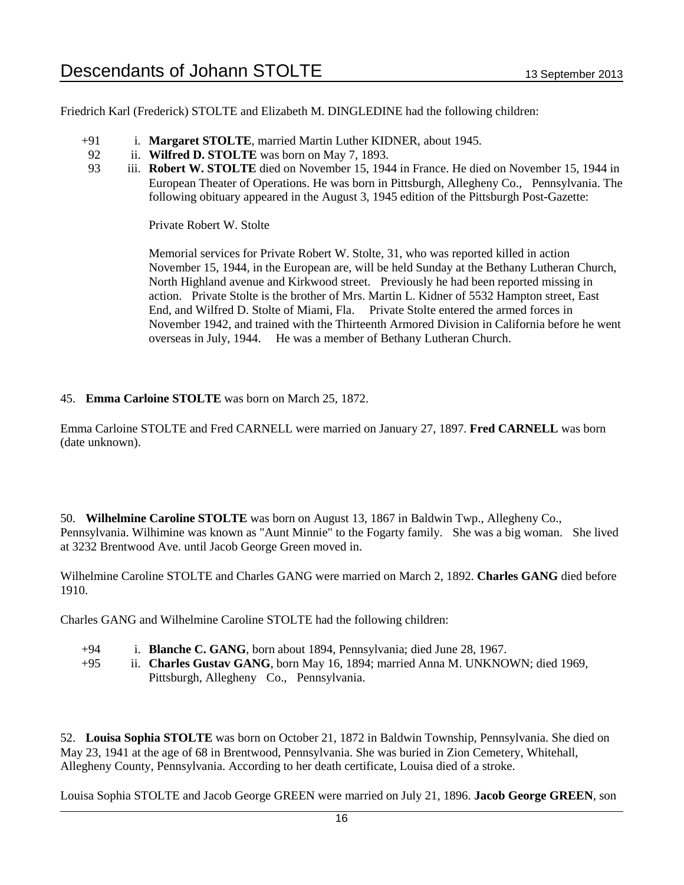Friedrich Karl (Frederick) STOLTE and Elizabeth M. DINGLEDINE had the following children:

- +91 i. **Margaret STOLTE**, married Martin Luther KIDNER, about 1945.
- 92 ii. **Wilfred D. STOLTE** was born on May 7, 1893.
- 93 iii. **Robert W. STOLTE** died on November 15, 1944 in France. He died on November 15, 1944 in European Theater of Operations. He was born in Pittsburgh, Allegheny Co., Pennsylvania. The following obituary appeared in the August 3, 1945 edition of the Pittsburgh Post-Gazette:

  Private Robert W. Stolte

  Memorial services for Private Robert W. Stolte, 31, who was reported killed in action November 15, 1944, in the European are, will be held Sunday at the Bethany Lutheran Church, North Highland avenue and Kirkwood street. Previously he had been reported missing in action. Private Stolte is the brother of Mrs. Martin L. Kidner of 5532 Hampton street, East End, and Wilfred D. Stolte of Miami, Fla. Private Stolte entered the armed forces in November 1942, and trained with the Thirteenth Armored Division in California before he went overseas in July, 1944. He was a member of Bethany Lutheran Church.

45. **Emma Carloine STOLTE** was born on March 25, 1872.

Emma Carloine STOLTE and Fred CARNELL were married on January 27, 1897. **Fred CARNELL** was born (date unknown).

50. **Wilhelmine Caroline STOLTE** was born on August 13, 1867 in Baldwin Twp., Allegheny Co., Pennsylvania. Wilhimine was known as "Aunt Minnie" to the Fogarty family. She was a big woman. She lived at 3232 Brentwood Ave. until Jacob George Green moved in.

Wilhelmine Caroline STOLTE and Charles GANG were married on March 2, 1892. **Charles GANG** died before 1910.

Charles GANG and Wilhelmine Caroline STOLTE had the following children:

- +94 i. **Blanche C. GANG**, born about 1894, Pennsylvania; died June 28, 1967.
- +95 ii. **Charles Gustav GANG**, born May 16, 1894; married Anna M. UNKNOWN; died 1969, Pittsburgh, Allegheny Co., Pennsylvania.

52. **Louisa Sophia STOLTE** was born on October 21, 1872 in Baldwin Township, Pennsylvania. She died on May 23, 1941 at the age of 68 in Brentwood, Pennsylvania. She was buried in Zion Cemetery, Whitehall, Allegheny County, Pennsylvania. According to her death certificate, Louisa died of a stroke.

Louisa Sophia STOLTE and Jacob George GREEN were married on July 21, 1896. **Jacob George GREEN**, son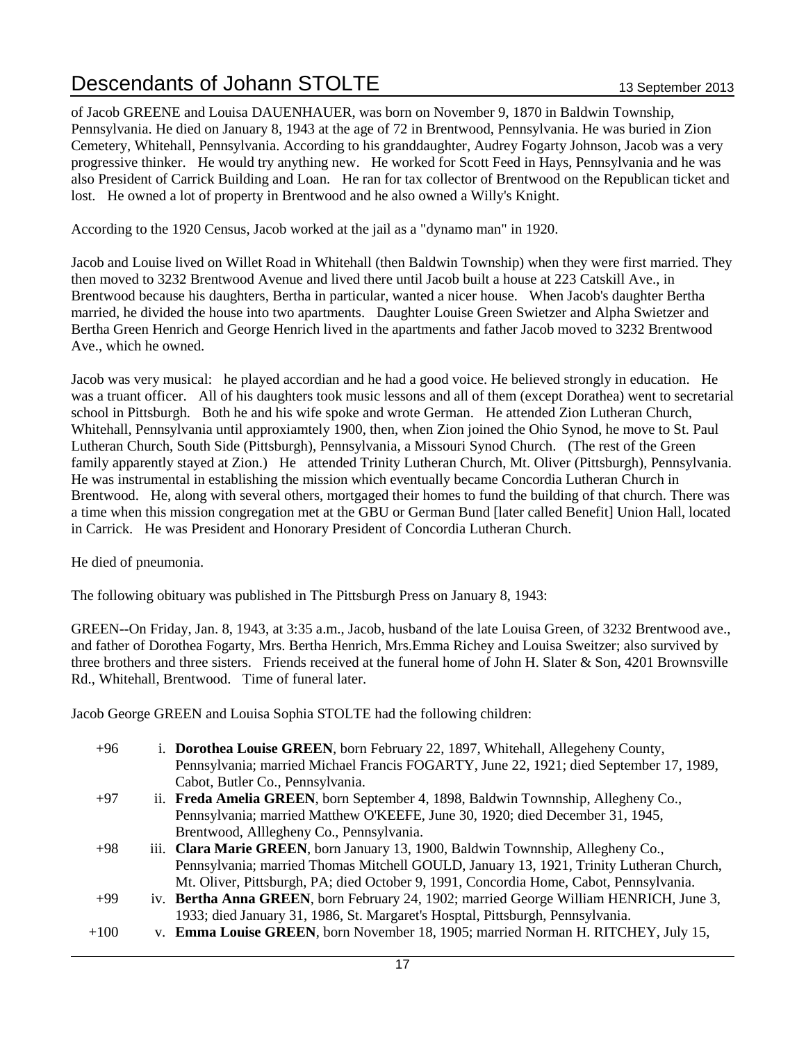of Jacob GREENE and Louisa DAUENHAUER, was born on November 9, 1870 in Baldwin Township, Pennsylvania. He died on January 8, 1943 at the age of 72 in Brentwood, Pennsylvania. He was buried in Zion Cemetery, Whitehall, Pennsylvania. According to his granddaughter, Audrey Fogarty Johnson, Jacob was a very progressive thinker. He would try anything new. He worked for Scott Feed in Hays, Pennsylvania and he was also President of Carrick Building and Loan. He ran for tax collector of Brentwood on the Republican ticket and lost. He owned a lot of property in Brentwood and he also owned a Willy's Knight.

According to the 1920 Census, Jacob worked at the jail as a "dynamo man" in 1920.

Jacob and Louise lived on Willet Road in Whitehall (then Baldwin Township) when they were first married. They then moved to 3232 Brentwood Avenue and lived there until Jacob built a house at 223 Catskill Ave., in Brentwood because his daughters, Bertha in particular, wanted a nicer house. When Jacob's daughter Bertha married, he divided the house into two apartments. Daughter Louise Green Swietzer and Alpha Swietzer and Bertha Green Henrich and George Henrich lived in the apartments and father Jacob moved to 3232 Brentwood Ave., which he owned.

Jacob was very musical: he played accordian and he had a good voice. He believed strongly in education. He was a truant officer. All of his daughters took music lessons and all of them (except Dorathea) went to secretarial school in Pittsburgh. Both he and his wife spoke and wrote German. He attended Zion Lutheran Church, Whitehall, Pennsylvania until approxiamtely 1900, then, when Zion joined the Ohio Synod, he move to St. Paul Lutheran Church, South Side (Pittsburgh), Pennsylvania, a Missouri Synod Church. (The rest of the Green family apparently stayed at Zion.) He attended Trinity Lutheran Church, Mt. Oliver (Pittsburgh), Pennsylvania. He was instrumental in establishing the mission which eventually became Concordia Lutheran Church in Brentwood. He, along with several others, mortgaged their homes to fund the building of that church. There was a time when this mission congregation met at the GBU or German Bund [later called Benefit] Union Hall, located in Carrick. He was President and Honorary President of Concordia Lutheran Church.

He died of pneumonia.

The following obituary was published in The Pittsburgh Press on January 8, 1943:

GREEN--On Friday, Jan. 8, 1943, at 3:35 a.m., Jacob, husband of the late Louisa Green, of 3232 Brentwood ave., and father of Dorothea Fogarty, Mrs. Bertha Henrich, Mrs.Emma Richey and Louisa Sweitzer; also survived by three brothers and three sisters. Friends received at the funeral home of John H. Slater & Son, 4201 Brownsville Rd., Whitehall, Brentwood. Time of funeral later.

Jacob George GREEN and Louisa Sophia STOLTE had the following children:

+96 i. **Dorothea Louise GREEN**, born February 22, 1897, Whitehall, Allegeheny County, Pennsylvania; married Michael Francis FOGARTY, June 22, 1921; died September 17, 1989, Cabot, Butler Co., Pennsylvania.

+97 ii. **Freda Amelia GREEN**, born September 4, 1898, Baldwin Townnship, Allegheny Co., Pennsylvania; married Matthew O'KEEFE, June 30, 1920; died December 31, 1945, Brentwood, Alllegheny Co., Pennsylvania.

+98 iii. **Clara Marie GREEN**, born January 13, 1900, Baldwin Townnship, Allegheny Co., Pennsylvania; married Thomas Mitchell GOULD, January 13, 1921, Trinity Lutheran Church, Mt. Oliver, Pittsburgh, PA; died October 9, 1991, Concordia Home, Cabot, Pennsylvania.

+99 iv. **Bertha Anna GREEN**, born February 24, 1902; married George William HENRICH, June 3, 1933; died January 31, 1986, St. Margaret's Hosptal, Pittsburgh, Pennsylvania.

+100 v. **Emma Louise GREEN**, born November 18, 1905; married Norman H. RITCHEY, July 15,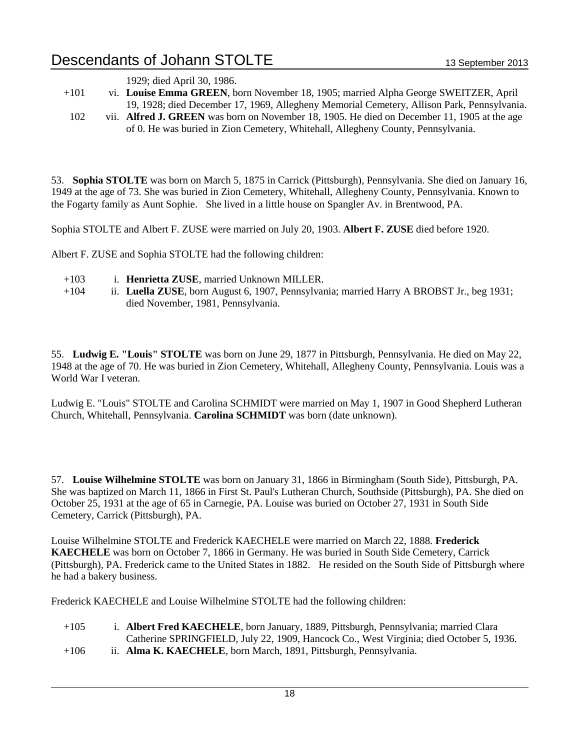1929; died April 30, 1986.

+101 vi. **Louise Emma GREEN**, born November 18, 1905; married Alpha George SWEITZER, April 19, 1928; died December 17, 1969, Allegheny Memorial Cemetery, Allison Park, Pennsylvania.

102 vii. **Alfred J. GREEN** was born on November 18, 1905. He died on December 11, 1905 at the age of 0. He was buried in Zion Cemetery, Whitehall, Allegheny County, Pennsylvania.

53. **Sophia STOLTE** was born on March 5, 1875 in Carrick (Pittsburgh), Pennsylvania. She died on January 16, 1949 at the age of 73. She was buried in Zion Cemetery, Whitehall, Allegheny County, Pennsylvania. Known to the Fogarty family as Aunt Sophie. She lived in a little house on Spangler Av. in Brentwood, PA.

Sophia STOLTE and Albert F. ZUSE were married on July 20, 1903. **Albert F. ZUSE** died before 1920.

Albert F. ZUSE and Sophia STOLTE had the following children:

+103 i. **Henrietta ZUSE**, married Unknown MILLER.

+104 ii. **Luella ZUSE**, born August 6, 1907, Pennsylvania; married Harry A BROBST Jr., beg 1931; died November, 1981, Pennsylvania.

55. **Ludwig E. "Louis" STOLTE** was born on June 29, 1877 in Pittsburgh, Pennsylvania. He died on May 22, 1948 at the age of 70. He was buried in Zion Cemetery, Whitehall, Allegheny County, Pennsylvania. Louis was a World War I veteran.

Ludwig E. "Louis" STOLTE and Carolina SCHMIDT were married on May 1, 1907 in Good Shepherd Lutheran Church, Whitehall, Pennsylvania. **Carolina SCHMIDT** was born (date unknown).

57. **Louise Wilhelmine STOLTE** was born on January 31, 1866 in Birmingham (South Side), Pittsburgh, PA. She was baptized on March 11, 1866 in First St. Paul's Lutheran Church, Southside (Pittsburgh), PA. She died on October 25, 1931 at the age of 65 in Carnegie, PA. Louise was buried on October 27, 1931 in South Side Cemetery, Carrick (Pittsburgh), PA.

Louise Wilhelmine STOLTE and Frederick KAECHELE were married on March 22, 1888. **Frederick KAECHELE** was born on October 7, 1866 in Germany. He was buried in South Side Cemetery, Carrick (Pittsburgh), PA. Frederick came to the United States in 1882. He resided on the South Side of Pittsburgh where he had a bakery business.

Frederick KAECHELE and Louise Wilhelmine STOLTE had the following children:

+105 i. **Albert Fred KAECHELE**, born January, 1889, Pittsburgh, Pennsylvania; married Clara Catherine SPRINGFIELD, July 22, 1909, Hancock Co., West Virginia; died October 5, 1936.

+106 ii. **Alma K. KAECHELE**, born March, 1891, Pittsburgh, Pennsylvania.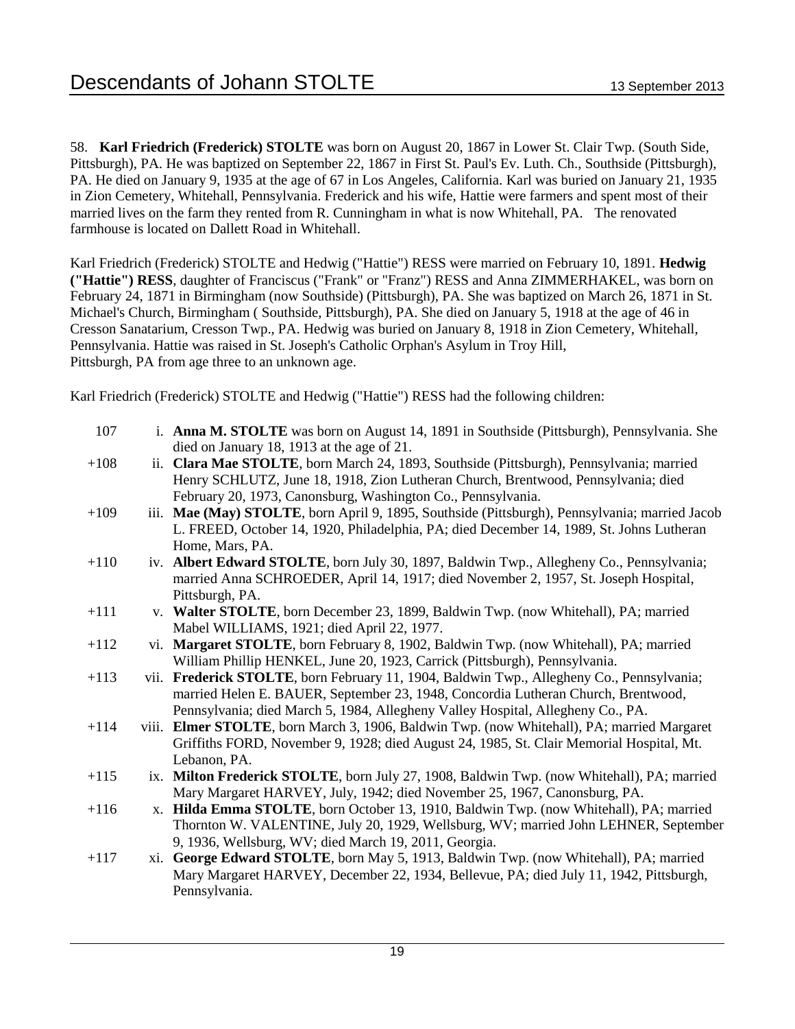58. **Karl Friedrich (Frederick) STOLTE** was born on August 20, 1867 in Lower St. Clair Twp. (South Side, Pittsburgh), PA. He was baptized on September 22, 1867 in First St. Paul's Ev. Luth. Ch., Southside (Pittsburgh), PA. He died on January 9, 1935 at the age of 67 in Los Angeles, California. Karl was buried on January 21, 1935 in Zion Cemetery, Whitehall, Pennsylvania. Frederick and his wife, Hattie were farmers and spent most of their married lives on the farm they rented from R. Cunningham in what is now Whitehall, PA. The renovated farmhouse is located on Dallett Road in Whitehall.

Karl Friedrich (Frederick) STOLTE and Hedwig ("Hattie") RESS were married on February 10, 1891. **Hedwig ("Hattie") RESS**, daughter of Franciscus ("Frank" or "Franz") RESS and Anna ZIMMERHAKEL, was born on February 24, 1871 in Birmingham (now Southside) (Pittsburgh), PA. She was baptized on March 26, 1871 in St. Michael's Church, Birmingham ( Southside, Pittsburgh), PA. She died on January 5, 1918 at the age of 46 in Cresson Sanatarium, Cresson Twp., PA. Hedwig was buried on January 8, 1918 in Zion Cemetery, Whitehall, Pennsylvania. Hattie was raised in St. Joseph's Catholic Orphan's Asylum in Troy Hill, Pittsburgh, PA from age three to an unknown age.

Karl Friedrich (Frederick) STOLTE and Hedwig ("Hattie") RESS had the following children:

- 107 i. **Anna M. STOLTE** was born on August 14, 1891 in Southside (Pittsburgh), Pennsylvania. She died on January 18, 1913 at the age of 21.
- +108 ii. **Clara Mae STOLTE**, born March 24, 1893, Southside (Pittsburgh), Pennsylvania; married Henry SCHLUTZ, June 18, 1918, Zion Lutheran Church, Brentwood, Pennsylvania; died February 20, 1973, Canonsburg, Washington Co., Pennsylvania.
- +109 iii. **Mae (May) STOLTE**, born April 9, 1895, Southside (Pittsburgh), Pennsylvania; married Jacob L. FREED, October 14, 1920, Philadelphia, PA; died December 14, 1989, St. Johns Lutheran Home, Mars, PA.
- +110 iv. **Albert Edward STOLTE**, born July 30, 1897, Baldwin Twp., Allegheny Co., Pennsylvania; married Anna SCHROEDER, April 14, 1917; died November 2, 1957, St. Joseph Hospital, Pittsburgh, PA.
- +111 v. **Walter STOLTE**, born December 23, 1899, Baldwin Twp. (now Whitehall), PA; married Mabel WILLIAMS, 1921; died April 22, 1977.
- +112 vi. **Margaret STOLTE**, born February 8, 1902, Baldwin Twp. (now Whitehall), PA; married William Phillip HENKEL, June 20, 1923, Carrick (Pittsburgh), Pennsylvania.
- +113 vii. **Frederick STOLTE**, born February 11, 1904, Baldwin Twp., Allegheny Co., Pennsylvania; married Helen E. BAUER, September 23, 1948, Concordia Lutheran Church, Brentwood, Pennsylvania; died March 5, 1984, Allegheny Valley Hospital, Allegheny Co., PA.
- +114 viii. **Elmer STOLTE**, born March 3, 1906, Baldwin Twp. (now Whitehall), PA; married Margaret Griffiths FORD, November 9, 1928; died August 24, 1985, St. Clair Memorial Hospital, Mt. Lebanon, PA.
- +115 ix. **Milton Frederick STOLTE**, born July 27, 1908, Baldwin Twp. (now Whitehall), PA; married Mary Margaret HARVEY, July, 1942; died November 25, 1967, Canonsburg, PA.
- +116 x. **Hilda Emma STOLTE**, born October 13, 1910, Baldwin Twp. (now Whitehall), PA; married Thornton W. VALENTINE, July 20, 1929, Wellsburg, WV; married John LEHNER, September 9, 1936, Wellsburg, WV; died March 19, 2011, Georgia.
- +117 xi. **George Edward STOLTE**, born May 5, 1913, Baldwin Twp. (now Whitehall), PA; married Mary Margaret HARVEY, December 22, 1934, Bellevue, PA; died July 11, 1942, Pittsburgh, Pennsylvania.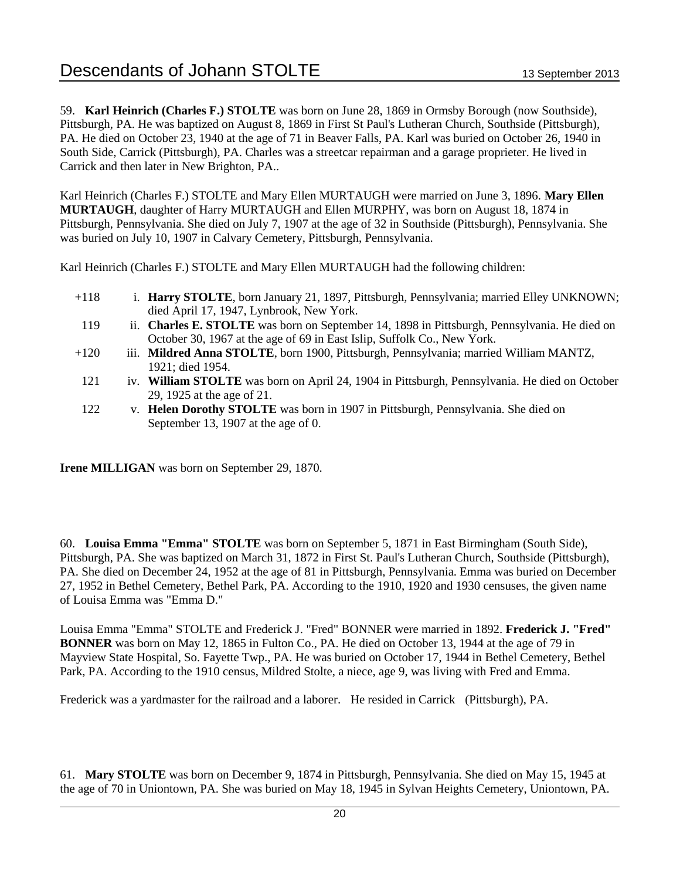59. **Karl Heinrich (Charles F.) STOLTE** was born on June 28, 1869 in Ormsby Borough (now Southside), Pittsburgh, PA. He was baptized on August 8, 1869 in First St Paul's Lutheran Church, Southside (Pittsburgh), PA. He died on October 23, 1940 at the age of 71 in Beaver Falls, PA. Karl was buried on October 26, 1940 in South Side, Carrick (Pittsburgh), PA. Charles was a streetcar repairman and a garage proprieter. He lived in Carrick and then later in New Brighton, PA..

Karl Heinrich (Charles F.) STOLTE and Mary Ellen MURTAUGH were married on June 3, 1896. **Mary Ellen MURTAUGH**, daughter of Harry MURTAUGH and Ellen MURPHY, was born on August 18, 1874 in Pittsburgh, Pennsylvania. She died on July 7, 1907 at the age of 32 in Southside (Pittsburgh), Pennsylvania. She was buried on July 10, 1907 in Calvary Cemetery, Pittsburgh, Pennsylvania.

Karl Heinrich (Charles F.) STOLTE and Mary Ellen MURTAUGH had the following children:

- +118 i. **Harry STOLTE**, born January 21, 1897, Pittsburgh, Pennsylvania; married Elley UNKNOWN; died April 17, 1947, Lynbrook, New York.
- 119 ii. **Charles E. STOLTE** was born on September 14, 1898 in Pittsburgh, Pennsylvania. He died on October 30, 1967 at the age of 69 in East Islip, Suffolk Co., New York.
- +120 iii. **Mildred Anna STOLTE**, born 1900, Pittsburgh, Pennsylvania; married William MANTZ, 1921; died 1954.
- 121 iv. **William STOLTE** was born on April 24, 1904 in Pittsburgh, Pennsylvania. He died on October 29, 1925 at the age of 21.
- 122 v. **Helen Dorothy STOLTE** was born in 1907 in Pittsburgh, Pennsylvania. She died on September 13, 1907 at the age of 0.

**Irene MILLIGAN** was born on September 29, 1870.

60. **Louisa Emma "Emma" STOLTE** was born on September 5, 1871 in East Birmingham (South Side), Pittsburgh, PA. She was baptized on March 31, 1872 in First St. Paul's Lutheran Church, Southside (Pittsburgh), PA. She died on December 24, 1952 at the age of 81 in Pittsburgh, Pennsylvania. Emma was buried on December 27, 1952 in Bethel Cemetery, Bethel Park, PA. According to the 1910, 1920 and 1930 censuses, the given name of Louisa Emma was "Emma D."

Louisa Emma "Emma" STOLTE and Frederick J. "Fred" BONNER were married in 1892. **Frederick J. "Fred" BONNER** was born on May 12, 1865 in Fulton Co., PA. He died on October 13, 1944 at the age of 79 in Mayview State Hospital, So. Fayette Twp., PA. He was buried on October 17, 1944 in Bethel Cemetery, Bethel Park, PA. According to the 1910 census, Mildred Stolte, a niece, age 9, was living with Fred and Emma.

Frederick was a yardmaster for the railroad and a laborer. He resided in Carrick (Pittsburgh), PA.

61. **Mary STOLTE** was born on December 9, 1874 in Pittsburgh, Pennsylvania. She died on May 15, 1945 at the age of 70 in Uniontown, PA. She was buried on May 18, 1945 in Sylvan Heights Cemetery, Uniontown, PA.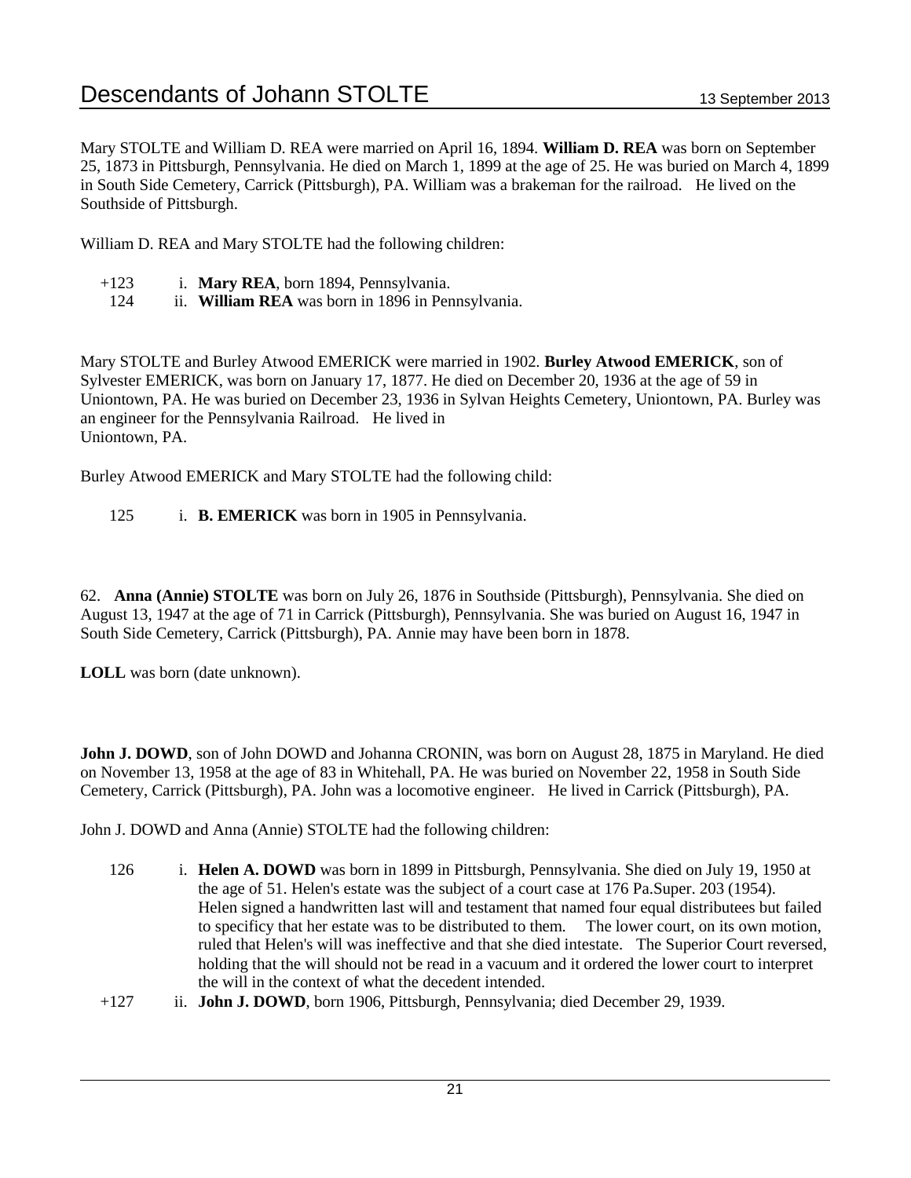Mary STOLTE and William D. REA were married on April 16, 1894. **William D. REA** was born on September 25, 1873 in Pittsburgh, Pennsylvania. He died on March 1, 1899 at the age of 25. He was buried on March 4, 1899 in South Side Cemetery, Carrick (Pittsburgh), PA. William was a brakeman for the railroad. He lived on the Southside of Pittsburgh.

William D. REA and Mary STOLTE had the following children:

- +123 i. **Mary REA**, born 1894, Pennsylvania.
- 124 ii. **William REA** was born in 1896 in Pennsylvania.

Mary STOLTE and Burley Atwood EMERICK were married in 1902. **Burley Atwood EMERICK**, son of Sylvester EMERICK, was born on January 17, 1877. He died on December 20, 1936 at the age of 59 in Uniontown, PA. He was buried on December 23, 1936 in Sylvan Heights Cemetery, Uniontown, PA. Burley was an engineer for the Pennsylvania Railroad. He lived in Uniontown, PA.

Burley Atwood EMERICK and Mary STOLTE had the following child:

- 125 i. **B. EMERICK** was born in 1905 in Pennsylvania.

62. **Anna (Annie) STOLTE** was born on July 26, 1876 in Southside (Pittsburgh), Pennsylvania. She died on August 13, 1947 at the age of 71 in Carrick (Pittsburgh), Pennsylvania. She was buried on August 16, 1947 in South Side Cemetery, Carrick (Pittsburgh), PA. Annie may have been born in 1878.

**LOLL** was born (date unknown).

**John J. DOWD**, son of John DOWD and Johanna CRONIN, was born on August 28, 1875 in Maryland. He died on November 13, 1958 at the age of 83 in Whitehall, PA. He was buried on November 22, 1958 in South Side Cemetery, Carrick (Pittsburgh), PA. John was a locomotive engineer. He lived in Carrick (Pittsburgh), PA.

John J. DOWD and Anna (Annie) STOLTE had the following children:

- 126 i. **Helen A. DOWD** was born in 1899 in Pittsburgh, Pennsylvania. She died on July 19, 1950 at the age of 51. Helen's estate was the subject of a court case at 176 Pa.Super. 203 (1954). Helen signed a handwritten last will and testament that named four equal distributees but failed to specificy that her estate was to be distributed to them. The lower court, on its own motion, ruled that Helen's will was ineffective and that she died intestate. The Superior Court reversed, holding that the will should not be read in a vacuum and it ordered the lower court to interpret the will in the context of what the decedent intended.
- +127 ii. **John J. DOWD**, born 1906, Pittsburgh, Pennsylvania; died December 29, 1939.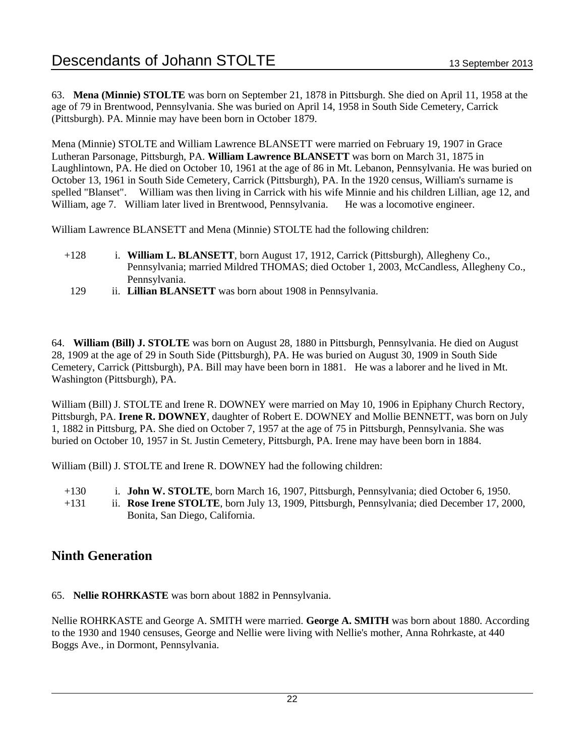63. **Mena (Minnie) STOLTE** was born on September 21, 1878 in Pittsburgh. She died on April 11, 1958 at the age of 79 in Brentwood, Pennsylvania. She was buried on April 14, 1958 in South Side Cemetery, Carrick (Pittsburgh). PA. Minnie may have been born in October 1879.

Mena (Minnie) STOLTE and William Lawrence BLANSETT were married on February 19, 1907 in Grace Lutheran Parsonage, Pittsburgh, PA. **William Lawrence BLANSETT** was born on March 31, 1875 in Laughlintown, PA. He died on October 10, 1961 at the age of 86 in Mt. Lebanon, Pennsylvania. He was buried on October 13, 1961 in South Side Cemetery, Carrick (Pittsburgh), PA. In the 1920 census, William's surname is spelled "Blanset". William was then living in Carrick with his wife Minnie and his children Lillian, age 12, and William, age 7. William later lived in Brentwood, Pennsylvania. He was a locomotive engineer.

William Lawrence BLANSETT and Mena (Minnie) STOLTE had the following children:

+128 i. **William L. BLANSETT**, born August 17, 1912, Carrick (Pittsburgh), Allegheny Co., Pennsylvania; married Mildred THOMAS; died October 1, 2003, McCandless, Allegheny Co., Pennsylvania.

129 ii. **Lillian BLANSETT** was born about 1908 in Pennsylvania.

64. **William (Bill) J. STOLTE** was born on August 28, 1880 in Pittsburgh, Pennsylvania. He died on August 28, 1909 at the age of 29 in South Side (Pittsburgh), PA. He was buried on August 30, 1909 in South Side Cemetery, Carrick (Pittsburgh), PA. Bill may have been born in 1881. He was a laborer and he lived in Mt. Washington (Pittsburgh), PA.

William (Bill) J. STOLTE and Irene R. DOWNEY were married on May 10, 1906 in Epiphany Church Rectory, Pittsburgh, PA. **Irene R. DOWNEY**, daughter of Robert E. DOWNEY and Mollie BENNETT, was born on July 1, 1882 in Pittsburg, PA. She died on October 7, 1957 at the age of 75 in Pittsburgh, Pennsylvania. She was buried on October 10, 1957 in St. Justin Cemetery, Pittsburgh, PA. Irene may have been born in 1884.

William (Bill) J. STOLTE and Irene R. DOWNEY had the following children:

+130 i. **John W. STOLTE**, born March 16, 1907, Pittsburgh, Pennsylvania; died October 6, 1950.

+131 ii. **Rose Irene STOLTE**, born July 13, 1909, Pittsburgh, Pennsylvania; died December 17, 2000, Bonita, San Diego, California.

## Ninth Generation

65. **Nellie ROHRKASTE** was born about 1882 in Pennsylvania.

Nellie ROHRKASTE and George A. SMITH were married. **George A. SMITH** was born about 1880. According to the 1930 and 1940 censuses, George and Nellie were living with Nellie's mother, Anna Rohrkaste, at 440 Boggs Ave., in Dormont, Pennsylvania.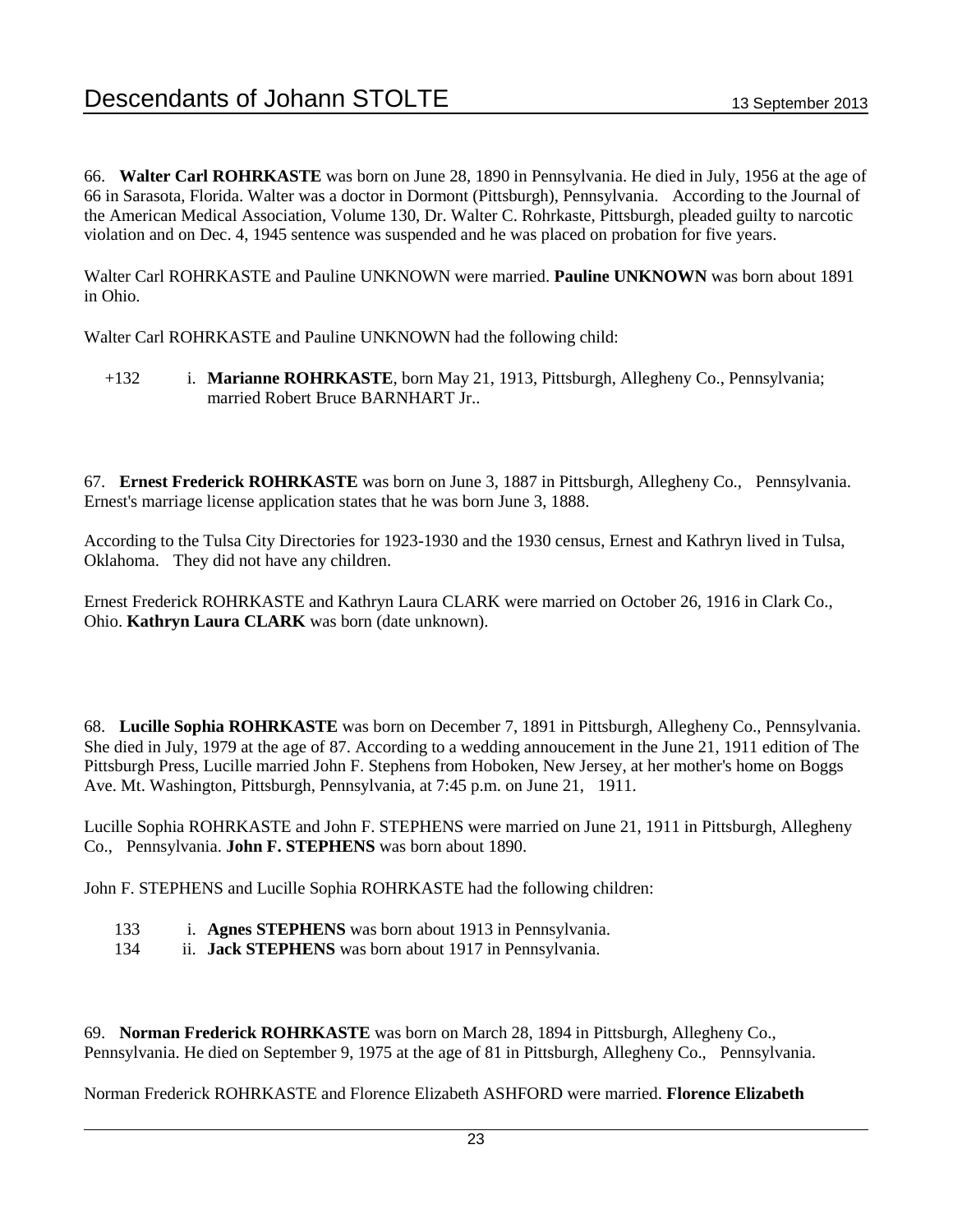66. **Walter Carl ROHRKASTE** was born on June 28, 1890 in Pennsylvania. He died in July, 1956 at the age of 66 in Sarasota, Florida. Walter was a doctor in Dormont (Pittsburgh), Pennsylvania. According to the Journal of the American Medical Association, Volume 130, Dr. Walter C. Rohrkaste, Pittsburgh, pleaded guilty to narcotic violation and on Dec. 4, 1945 sentence was suspended and he was placed on probation for five years.

Walter Carl ROHRKASTE and Pauline UNKNOWN were married. **Pauline UNKNOWN** was born about 1891 in Ohio.

Walter Carl ROHRKASTE and Pauline UNKNOWN had the following child:

+132 i. **Marianne ROHRKASTE**, born May 21, 1913, Pittsburgh, Allegheny Co., Pennsylvania; married Robert Bruce BARNHART Jr..

67. **Ernest Frederick ROHRKASTE** was born on June 3, 1887 in Pittsburgh, Allegheny Co., Pennsylvania. Ernest's marriage license application states that he was born June 3, 1888.

According to the Tulsa City Directories for 1923-1930 and the 1930 census, Ernest and Kathryn lived in Tulsa, Oklahoma. They did not have any children.

Ernest Frederick ROHRKASTE and Kathryn Laura CLARK were married on October 26, 1916 in Clark Co., Ohio. **Kathryn Laura CLARK** was born (date unknown).

68. **Lucille Sophia ROHRKASTE** was born on December 7, 1891 in Pittsburgh, Allegheny Co., Pennsylvania. She died in July, 1979 at the age of 87. According to a wedding annoucement in the June 21, 1911 edition of The Pittsburgh Press, Lucille married John F. Stephens from Hoboken, New Jersey, at her mother's home on Boggs Ave. Mt. Washington, Pittsburgh, Pennsylvania, at 7:45 p.m. on June 21, 1911.

Lucille Sophia ROHRKASTE and John F. STEPHENS were married on June 21, 1911 in Pittsburgh, Allegheny Co., Pennsylvania. **John F. STEPHENS** was born about 1890.

John F. STEPHENS and Lucille Sophia ROHRKASTE had the following children:

133 i. **Agnes STEPHENS** was born about 1913 in Pennsylvania.
134 ii. **Jack STEPHENS** was born about 1917 in Pennsylvania.

69. **Norman Frederick ROHRKASTE** was born on March 28, 1894 in Pittsburgh, Allegheny Co., Pennsylvania. He died on September 9, 1975 at the age of 81 in Pittsburgh, Allegheny Co., Pennsylvania.

Norman Frederick ROHRKASTE and Florence Elizabeth ASHFORD were married. **Florence Elizabeth**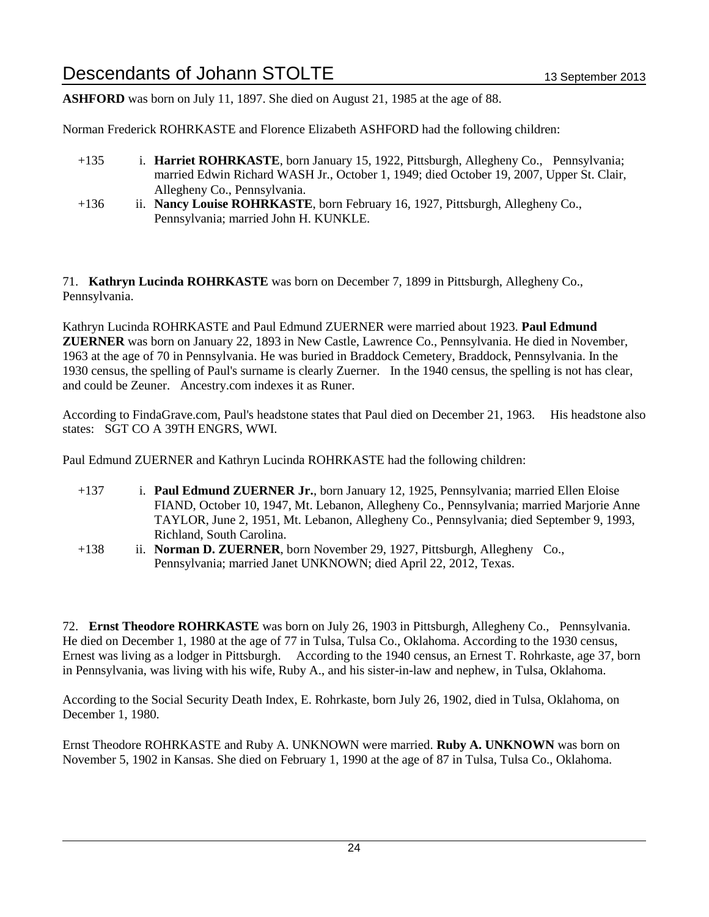**ASHFORD** was born on July 11, 1897. She died on August 21, 1985 at the age of 88.

Norman Frederick ROHRKASTE and Florence Elizabeth ASHFORD had the following children:

- +135 i. **Harriet ROHRKASTE**, born January 15, 1922, Pittsburgh, Allegheny Co., Pennsylvania; married Edwin Richard WASH Jr., October 1, 1949; died October 19, 2007, Upper St. Clair, Allegheny Co., Pennsylvania.
- +136 ii. **Nancy Louise ROHRKASTE**, born February 16, 1927, Pittsburgh, Allegheny Co., Pennsylvania; married John H. KUNKLE.

71. **Kathryn Lucinda ROHRKASTE** was born on December 7, 1899 in Pittsburgh, Allegheny Co., Pennsylvania.

Kathryn Lucinda ROHRKASTE and Paul Edmund ZUERNER were married about 1923. **Paul Edmund ZUERNER** was born on January 22, 1893 in New Castle, Lawrence Co., Pennsylvania. He died in November, 1963 at the age of 70 in Pennsylvania. He was buried in Braddock Cemetery, Braddock, Pennsylvania. In the 1930 census, the spelling of Paul's surname is clearly Zuerner. In the 1940 census, the spelling is not has clear, and could be Zeuner. Ancestry.com indexes it as Runer.

According to FindaGrave.com, Paul's headstone states that Paul died on December 21, 1963. His headstone also states: SGT CO A 39TH ENGRS, WWI.

Paul Edmund ZUERNER and Kathryn Lucinda ROHRKASTE had the following children:

- +137 i. **Paul Edmund ZUERNER Jr.**, born January 12, 1925, Pennsylvania; married Ellen Eloise FIAND, October 10, 1947, Mt. Lebanon, Allegheny Co., Pennsylvania; married Marjorie Anne TAYLOR, June 2, 1951, Mt. Lebanon, Allegheny Co., Pennsylvania; died September 9, 1993, Richland, South Carolina.
- +138 ii. **Norman D. ZUERNER**, born November 29, 1927, Pittsburgh, Allegheny Co., Pennsylvania; married Janet UNKNOWN; died April 22, 2012, Texas.

72. **Ernst Theodore ROHRKASTE** was born on July 26, 1903 in Pittsburgh, Allegheny Co., Pennsylvania. He died on December 1, 1980 at the age of 77 in Tulsa, Tulsa Co., Oklahoma. According to the 1930 census, Ernest was living as a lodger in Pittsburgh. According to the 1940 census, an Ernest T. Rohrkaste, age 37, born in Pennsylvania, was living with his wife, Ruby A., and his sister-in-law and nephew, in Tulsa, Oklahoma.

According to the Social Security Death Index, E. Rohrkaste, born July 26, 1902, died in Tulsa, Oklahoma, on December 1, 1980.

Ernst Theodore ROHRKASTE and Ruby A. UNKNOWN were married. **Ruby A. UNKNOWN** was born on November 5, 1902 in Kansas. She died on February 1, 1990 at the age of 87 in Tulsa, Tulsa Co., Oklahoma.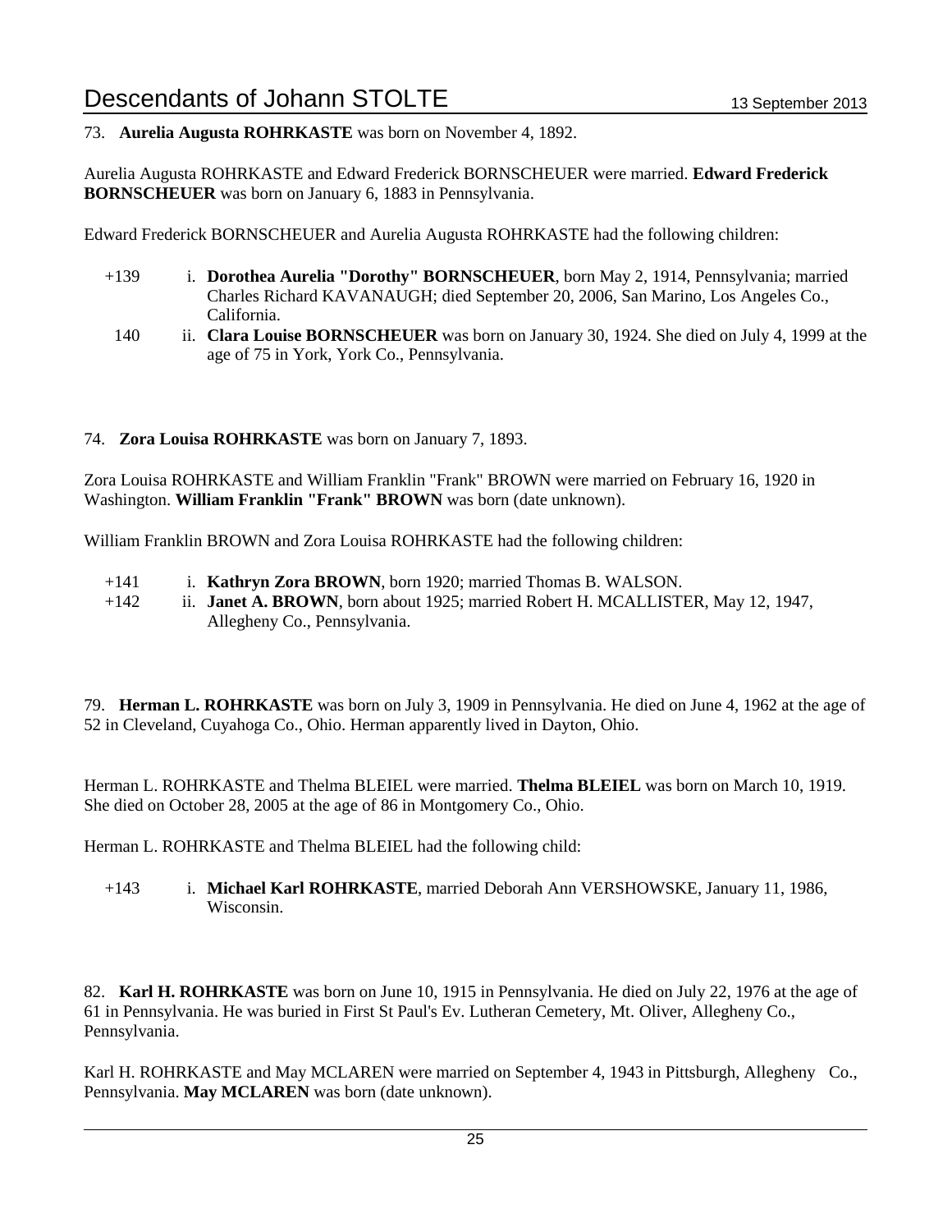73. **Aurelia Augusta ROHRKASTE** was born on November 4, 1892.

Aurelia Augusta ROHRKASTE and Edward Frederick BORNSCHEUER were married. **Edward Frederick BORNSCHEUER** was born on January 6, 1883 in Pennsylvania.

Edward Frederick BORNSCHEUER and Aurelia Augusta ROHRKASTE had the following children:

- +139 i. **Dorothea Aurelia "Dorothy" BORNSCHEUER**, born May 2, 1914, Pennsylvania; married Charles Richard KAVANAUGH; died September 20, 2006, San Marino, Los Angeles Co., California.
- 140 ii. **Clara Louise BORNSCHEUER** was born on January 30, 1924. She died on July 4, 1999 at the age of 75 in York, York Co., Pennsylvania.

74. **Zora Louisa ROHRKASTE** was born on January 7, 1893.

Zora Louisa ROHRKASTE and William Franklin "Frank" BROWN were married on February 16, 1920 in Washington. **William Franklin "Frank" BROWN** was born (date unknown).

William Franklin BROWN and Zora Louisa ROHRKASTE had the following children:

- +141 i. **Kathryn Zora BROWN**, born 1920; married Thomas B. WALSON.
- +142 ii. **Janet A. BROWN**, born about 1925; married Robert H. MCALLISTER, May 12, 1947, Allegheny Co., Pennsylvania.

79. **Herman L. ROHRKASTE** was born on July 3, 1909 in Pennsylvania. He died on June 4, 1962 at the age of 52 in Cleveland, Cuyahoga Co., Ohio. Herman apparently lived in Dayton, Ohio.

Herman L. ROHRKASTE and Thelma BLEIEL were married. **Thelma BLEIEL** was born on March 10, 1919. She died on October 28, 2005 at the age of 86 in Montgomery Co., Ohio.

Herman L. ROHRKASTE and Thelma BLEIEL had the following child:

- +143 i. **Michael Karl ROHRKASTE**, married Deborah Ann VERSHOWSKE, January 11, 1986, Wisconsin.

82. **Karl H. ROHRKASTE** was born on June 10, 1915 in Pennsylvania. He died on July 22, 1976 at the age of 61 in Pennsylvania. He was buried in First St Paul's Ev. Lutheran Cemetery, Mt. Oliver, Allegheny Co., Pennsylvania.

Karl H. ROHRKASTE and May MCLAREN were married on September 4, 1943 in Pittsburgh, Allegheny Co., Pennsylvania. **May MCLAREN** was born (date unknown).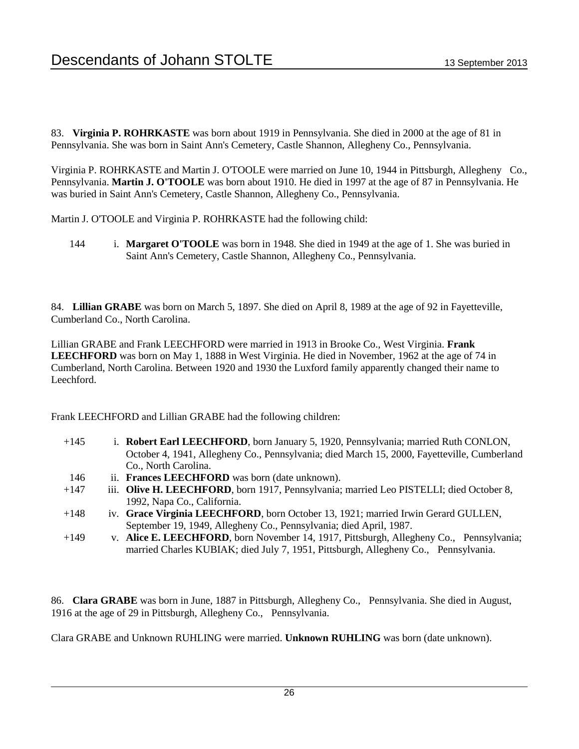83. **Virginia P. ROHRKASTE** was born about 1919 in Pennsylvania. She died in 2000 at the age of 81 in Pennsylvania. She was born in Saint Ann's Cemetery, Castle Shannon, Allegheny Co., Pennsylvania.

Virginia P. ROHRKASTE and Martin J. O'TOOLE were married on June 10, 1944 in Pittsburgh, Allegheny Co., Pennsylvania. **Martin J. O'TOOLE** was born about 1910. He died in 1997 at the age of 87 in Pennsylvania. He was buried in Saint Ann's Cemetery, Castle Shannon, Allegheny Co., Pennsylvania.

Martin J. O'TOOLE and Virginia P. ROHRKASTE had the following child:

144 i. **Margaret O'TOOLE** was born in 1948. She died in 1949 at the age of 1. She was buried in Saint Ann's Cemetery, Castle Shannon, Allegheny Co., Pennsylvania.

84. **Lillian GRABE** was born on March 5, 1897. She died on April 8, 1989 at the age of 92 in Fayetteville, Cumberland Co., North Carolina.

Lillian GRABE and Frank LEECHFORD were married in 1913 in Brooke Co., West Virginia. **Frank LEECHFORD** was born on May 1, 1888 in West Virginia. He died in November, 1962 at the age of 74 in Cumberland, North Carolina. Between 1920 and 1930 the Luxford family apparently changed their name to Leechford.

Frank LEECHFORD and Lillian GRABE had the following children:

+145 i. **Robert Earl LEECHFORD**, born January 5, 1920, Pennsylvania; married Ruth CONLON, October 4, 1941, Allegheny Co., Pennsylvania; died March 15, 2000, Fayetteville, Cumberland Co., North Carolina.

146 ii. **Frances LEECHFORD** was born (date unknown).

+147 iii. **Olive H. LEECHFORD**, born 1917, Pennsylvania; married Leo PISTELLI; died October 8, 1992, Napa Co., California.

+148 iv. **Grace Virginia LEECHFORD**, born October 13, 1921; married Irwin Gerard GULLEN, September 19, 1949, Allegheny Co., Pennsylvania; died April, 1987.

+149 v. **Alice E. LEECHFORD**, born November 14, 1917, Pittsburgh, Allegheny Co., Pennsylvania; married Charles KUBIAK; died July 7, 1951, Pittsburgh, Allegheny Co., Pennsylvania.

86. **Clara GRABE** was born in June, 1887 in Pittsburgh, Allegheny Co., Pennsylvania. She died in August, 1916 at the age of 29 in Pittsburgh, Allegheny Co., Pennsylvania.

Clara GRABE and Unknown RUHLING were married. **Unknown RUHLING** was born (date unknown).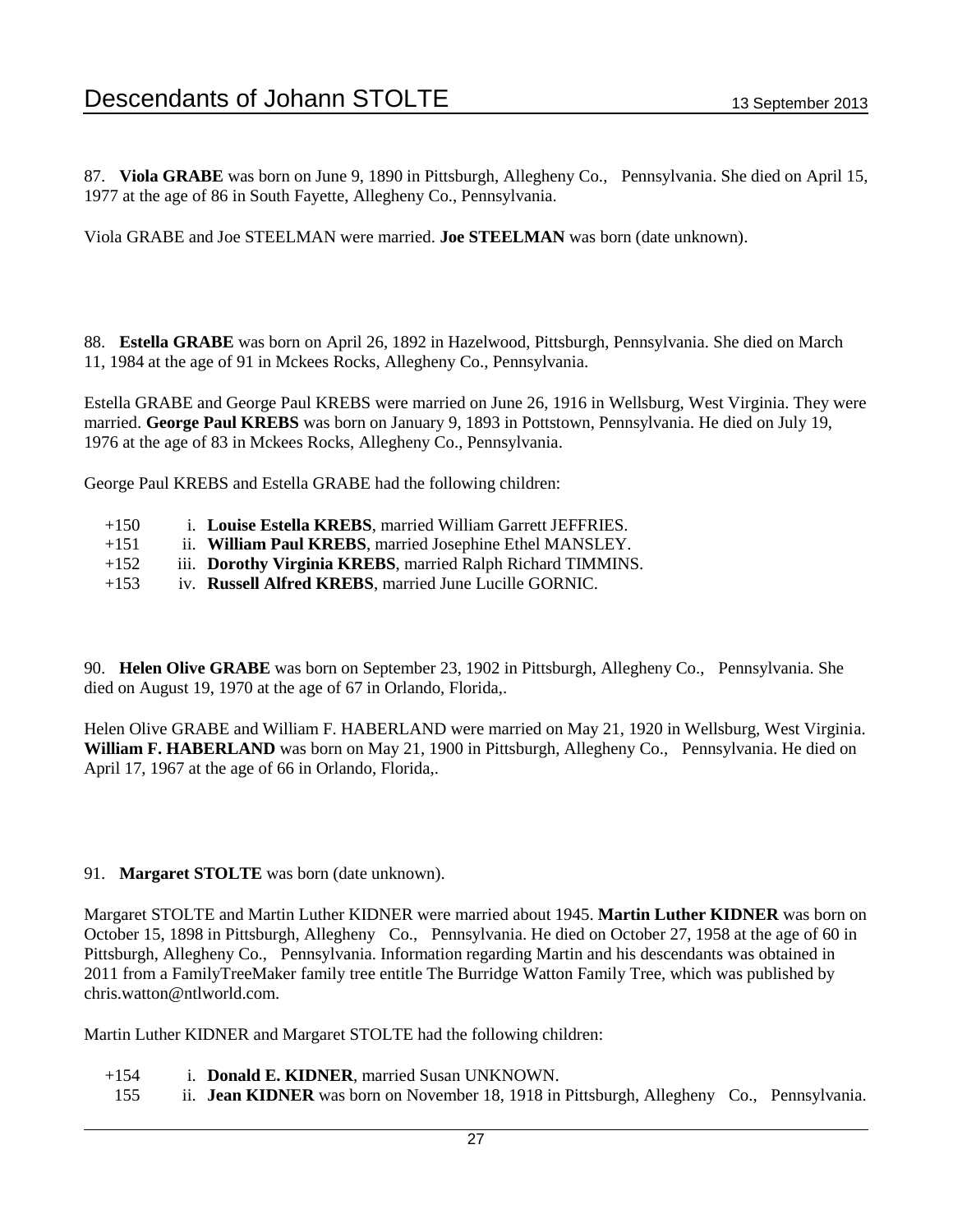87. **Viola GRABE** was born on June 9, 1890 in Pittsburgh, Allegheny Co., Pennsylvania. She died on April 15, 1977 at the age of 86 in South Fayette, Allegheny Co., Pennsylvania.

Viola GRABE and Joe STEELMAN were married. **Joe STEELMAN** was born (date unknown).

88. **Estella GRABE** was born on April 26, 1892 in Hazelwood, Pittsburgh, Pennsylvania. She died on March 11, 1984 at the age of 91 in Mckees Rocks, Allegheny Co., Pennsylvania.

Estella GRABE and George Paul KREBS were married on June 26, 1916 in Wellsburg, West Virginia. They were married. **George Paul KREBS** was born on January 9, 1893 in Pottstown, Pennsylvania. He died on July 19, 1976 at the age of 83 in Mckees Rocks, Allegheny Co., Pennsylvania.

George Paul KREBS and Estella GRABE had the following children:

- +150 i. **Louise Estella KREBS**, married William Garrett JEFFRIES.
- +151 ii. **William Paul KREBS**, married Josephine Ethel MANSLEY.
- +152 iii. **Dorothy Virginia KREBS**, married Ralph Richard TIMMINS.
- +153 iv. **Russell Alfred KREBS**, married June Lucille GORNIC.

90. **Helen Olive GRABE** was born on September 23, 1902 in Pittsburgh, Allegheny Co., Pennsylvania. She died on August 19, 1970 at the age of 67 in Orlando, Florida,.

Helen Olive GRABE and William F. HABERLAND were married on May 21, 1920 in Wellsburg, West Virginia. **William F. HABERLAND** was born on May 21, 1900 in Pittsburgh, Allegheny Co., Pennsylvania. He died on April 17, 1967 at the age of 66 in Orlando, Florida,.

91. **Margaret STOLTE** was born (date unknown).

Margaret STOLTE and Martin Luther KIDNER were married about 1945. **Martin Luther KIDNER** was born on October 15, 1898 in Pittsburgh, Allegheny Co., Pennsylvania. He died on October 27, 1958 at the age of 60 in Pittsburgh, Allegheny Co., Pennsylvania. Information regarding Martin and his descendants was obtained in 2011 from a FamilyTreeMaker family tree entitle The Burridge Watton Family Tree, which was published by chris.watton@ntlworld.com.

Martin Luther KIDNER and Margaret STOLTE had the following children:

- +154 i. **Donald E. KIDNER**, married Susan UNKNOWN.
- 155 ii. **Jean KIDNER** was born on November 18, 1918 in Pittsburgh, Allegheny Co., Pennsylvania.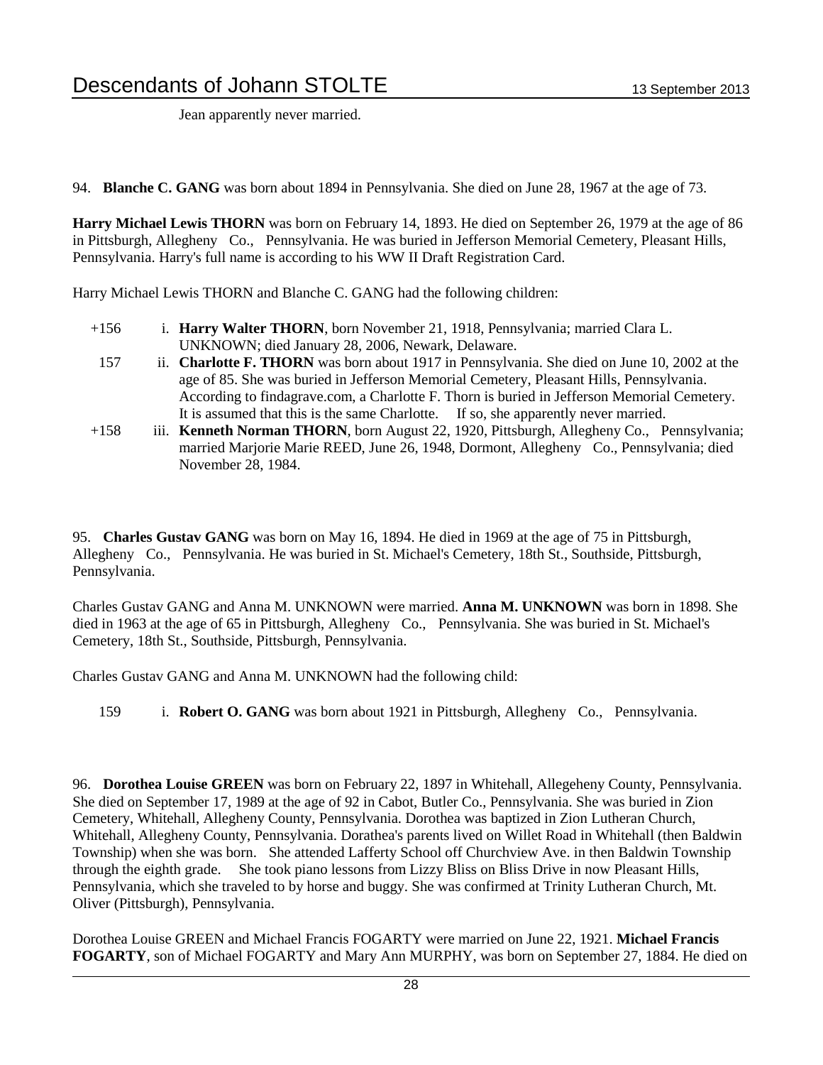Jean apparently never married.

94. **Blanche C. GANG** was born about 1894 in Pennsylvania. She died on June 28, 1967 at the age of 73.

**Harry Michael Lewis THORN** was born on February 14, 1893. He died on September 26, 1979 at the age of 86 in Pittsburgh, Allegheny Co., Pennsylvania. He was buried in Jefferson Memorial Cemetery, Pleasant Hills, Pennsylvania. Harry's full name is according to his WW II Draft Registration Card.

Harry Michael Lewis THORN and Blanche C. GANG had the following children:

+156 i. **Harry Walter THORN**, born November 21, 1918, Pennsylvania; married Clara L. UNKNOWN; died January 28, 2006, Newark, Delaware.

157 ii. **Charlotte F. THORN** was born about 1917 in Pennsylvania. She died on June 10, 2002 at the age of 85. She was buried in Jefferson Memorial Cemetery, Pleasant Hills, Pennsylvania. According to findagrave.com, a Charlotte F. Thorn is buried in Jefferson Memorial Cemetery. It is assumed that this is the same Charlotte. If so, she apparently never married.

+158 iii. **Kenneth Norman THORN**, born August 22, 1920, Pittsburgh, Allegheny Co., Pennsylvania; married Marjorie Marie REED, June 26, 1948, Dormont, Allegheny Co., Pennsylvania; died November 28, 1984.

95. **Charles Gustav GANG** was born on May 16, 1894. He died in 1969 at the age of 75 in Pittsburgh, Allegheny Co., Pennsylvania. He was buried in St. Michael's Cemetery, 18th St., Southside, Pittsburgh, Pennsylvania.

Charles Gustav GANG and Anna M. UNKNOWN were married. **Anna M. UNKNOWN** was born in 1898. She died in 1963 at the age of 65 in Pittsburgh, Allegheny Co., Pennsylvania. She was buried in St. Michael's Cemetery, 18th St., Southside, Pittsburgh, Pennsylvania.

Charles Gustav GANG and Anna M. UNKNOWN had the following child:

159 i. **Robert O. GANG** was born about 1921 in Pittsburgh, Allegheny Co., Pennsylvania.

96. **Dorothea Louise GREEN** was born on February 22, 1897 in Whitehall, Allegeheny County, Pennsylvania. She died on September 17, 1989 at the age of 92 in Cabot, Butler Co., Pennsylvania. She was buried in Zion Cemetery, Whitehall, Allegheny County, Pennsylvania. Dorothea was baptized in Zion Lutheran Church, Whitehall, Allegheny County, Pennsylvania. Dorathea's parents lived on Willet Road in Whitehall (then Baldwin Township) when she was born. She attended Lafferty School off Churchview Ave. in then Baldwin Township through the eighth grade. She took piano lessons from Lizzy Bliss on Bliss Drive in now Pleasant Hills, Pennsylvania, which she traveled to by horse and buggy. She was confirmed at Trinity Lutheran Church, Mt. Oliver (Pittsburgh), Pennsylvania.

Dorothea Louise GREEN and Michael Francis FOGARTY were married on June 22, 1921. **Michael Francis FOGARTY**, son of Michael FOGARTY and Mary Ann MURPHY, was born on September 27, 1884. He died on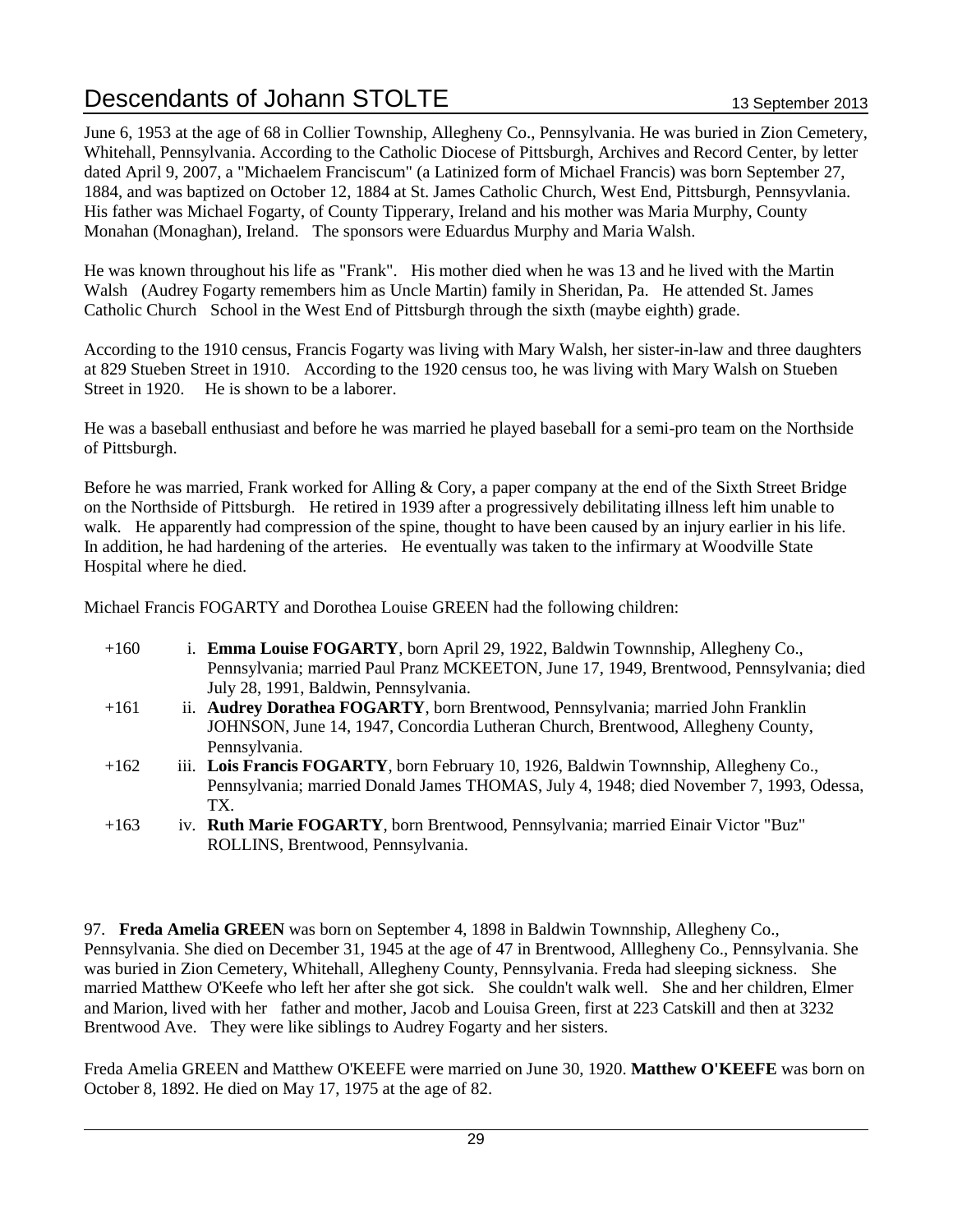June 6, 1953 at the age of 68 in Collier Township, Allegheny Co., Pennsylvania. He was buried in Zion Cemetery, Whitehall, Pennsylvania. According to the Catholic Diocese of Pittsburgh, Archives and Record Center, by letter dated April 9, 2007, a "Michaelem Franciscum" (a Latinized form of Michael Francis) was born September 27, 1884, and was baptized on October 12, 1884 at St. James Catholic Church, West End, Pittsburgh, Pennsyvlania. His father was Michael Fogarty, of County Tipperary, Ireland and his mother was Maria Murphy, County Monahan (Monaghan), Ireland. The sponsors were Eduardus Murphy and Maria Walsh.

He was known throughout his life as "Frank". His mother died when he was 13 and he lived with the Martin Walsh (Audrey Fogarty remembers him as Uncle Martin) family in Sheridan, Pa. He attended St. James Catholic Church School in the West End of Pittsburgh through the sixth (maybe eighth) grade.

According to the 1910 census, Francis Fogarty was living with Mary Walsh, her sister-in-law and three daughters at 829 Stueben Street in 1910. According to the 1920 census too, he was living with Mary Walsh on Stueben Street in 1920. He is shown to be a laborer.

He was a baseball enthusiast and before he was married he played baseball for a semi-pro team on the Northside of Pittsburgh.

Before he was married, Frank worked for Alling & Cory, a paper company at the end of the Sixth Street Bridge on the Northside of Pittsburgh. He retired in 1939 after a progressively debilitating illness left him unable to walk. He apparently had compression of the spine, thought to have been caused by an injury earlier in his life. In addition, he had hardening of the arteries. He eventually was taken to the infirmary at Woodville State Hospital where he died.

Michael Francis FOGARTY and Dorothea Louise GREEN had the following children:

- +160 i. **Emma Louise FOGARTY**, born April 29, 1922, Baldwin Townnship, Allegheny Co., Pennsylvania; married Paul Pranz MCKEETON, June 17, 1949, Brentwood, Pennsylvania; died July 28, 1991, Baldwin, Pennsylvania.
- +161 ii. **Audrey Dorathea FOGARTY**, born Brentwood, Pennsylvania; married John Franklin JOHNSON, June 14, 1947, Concordia Lutheran Church, Brentwood, Allegheny County, Pennsylvania.
- +162 iii. **Lois Francis FOGARTY**, born February 10, 1926, Baldwin Townnship, Allegheny Co., Pennsylvania; married Donald James THOMAS, July 4, 1948; died November 7, 1993, Odessa, TX.
- +163 iv. **Ruth Marie FOGARTY**, born Brentwood, Pennsylvania; married Einair Victor "Buz" ROLLINS, Brentwood, Pennsylvania.

97. **Freda Amelia GREEN** was born on September 4, 1898 in Baldwin Townnship, Allegheny Co., Pennsylvania. She died on December 31, 1945 at the age of 47 in Brentwood, Alllegheny Co., Pennsylvania. She was buried in Zion Cemetery, Whitehall, Allegheny County, Pennsylvania. Freda had sleeping sickness. She married Matthew O'Keefe who left her after she got sick. She couldn't walk well. She and her children, Elmer and Marion, lived with her father and mother, Jacob and Louisa Green, first at 223 Catskill and then at 3232 Brentwood Ave. They were like siblings to Audrey Fogarty and her sisters.

Freda Amelia GREEN and Matthew O'KEEFE were married on June 30, 1920. **Matthew O'KEEFE** was born on October 8, 1892. He died on May 17, 1975 at the age of 82.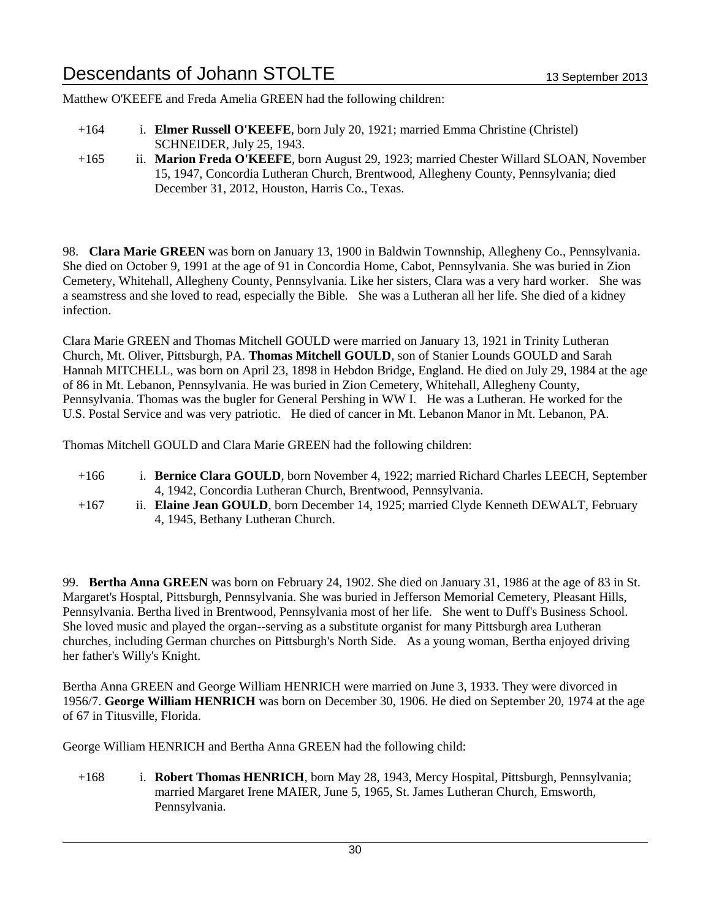Matthew O'KEEFE and Freda Amelia GREEN had the following children:

+164 i. **Elmer Russell O'KEEFE**, born July 20, 1921; married Emma Christine (Christel) SCHNEIDER, July 25, 1943.

+165 ii. **Marion Freda O'KEEFE**, born August 29, 1923; married Chester Willard SLOAN, November 15, 1947, Concordia Lutheran Church, Brentwood, Allegheny County, Pennsylvania; died December 31, 2012, Houston, Harris Co., Texas.

98. **Clara Marie GREEN** was born on January 13, 1900 in Baldwin Townnship, Allegheny Co., Pennsylvania. She died on October 9, 1991 at the age of 91 in Concordia Home, Cabot, Pennsylvania. She was buried in Zion Cemetery, Whitehall, Allegheny County, Pennsylvania. Like her sisters, Clara was a very hard worker. She was a seamstress and she loved to read, especially the Bible. She was a Lutheran all her life. She died of a kidney infection.

Clara Marie GREEN and Thomas Mitchell GOULD were married on January 13, 1921 in Trinity Lutheran Church, Mt. Oliver, Pittsburgh, PA. **Thomas Mitchell GOULD**, son of Stanier Lounds GOULD and Sarah Hannah MITCHELL, was born on April 23, 1898 in Hebdon Bridge, England. He died on July 29, 1984 at the age of 86 in Mt. Lebanon, Pennsylvania. He was buried in Zion Cemetery, Whitehall, Allegheny County, Pennsylvania. Thomas was the bugler for General Pershing in WW I. He was a Lutheran. He worked for the U.S. Postal Service and was very patriotic. He died of cancer in Mt. Lebanon Manor in Mt. Lebanon, PA.

Thomas Mitchell GOULD and Clara Marie GREEN had the following children:

+166 i. **Bernice Clara GOULD**, born November 4, 1922; married Richard Charles LEECH, September 4, 1942, Concordia Lutheran Church, Brentwood, Pennsylvania.

+167 ii. **Elaine Jean GOULD**, born December 14, 1925; married Clyde Kenneth DEWALT, February 4, 1945, Bethany Lutheran Church.

99. **Bertha Anna GREEN** was born on February 24, 1902. She died on January 31, 1986 at the age of 83 in St. Margaret's Hosptal, Pittsburgh, Pennsylvania. She was buried in Jefferson Memorial Cemetery, Pleasant Hills, Pennsylvania. Bertha lived in Brentwood, Pennsylvania most of her life. She went to Duff's Business School. She loved music and played the organ--serving as a substitute organist for many Pittsburgh area Lutheran churches, including German churches on Pittsburgh's North Side. As a young woman, Bertha enjoyed driving her father's Willy's Knight.

Bertha Anna GREEN and George William HENRICH were married on June 3, 1933. They were divorced in 1956/7. **George William HENRICH** was born on December 30, 1906. He died on September 20, 1974 at the age of 67 in Titusville, Florida.

George William HENRICH and Bertha Anna GREEN had the following child:

+168 i. **Robert Thomas HENRICH**, born May 28, 1943, Mercy Hospital, Pittsburgh, Pennsylvania; married Margaret Irene MAIER, June 5, 1965, St. James Lutheran Church, Emsworth, Pennsylvania.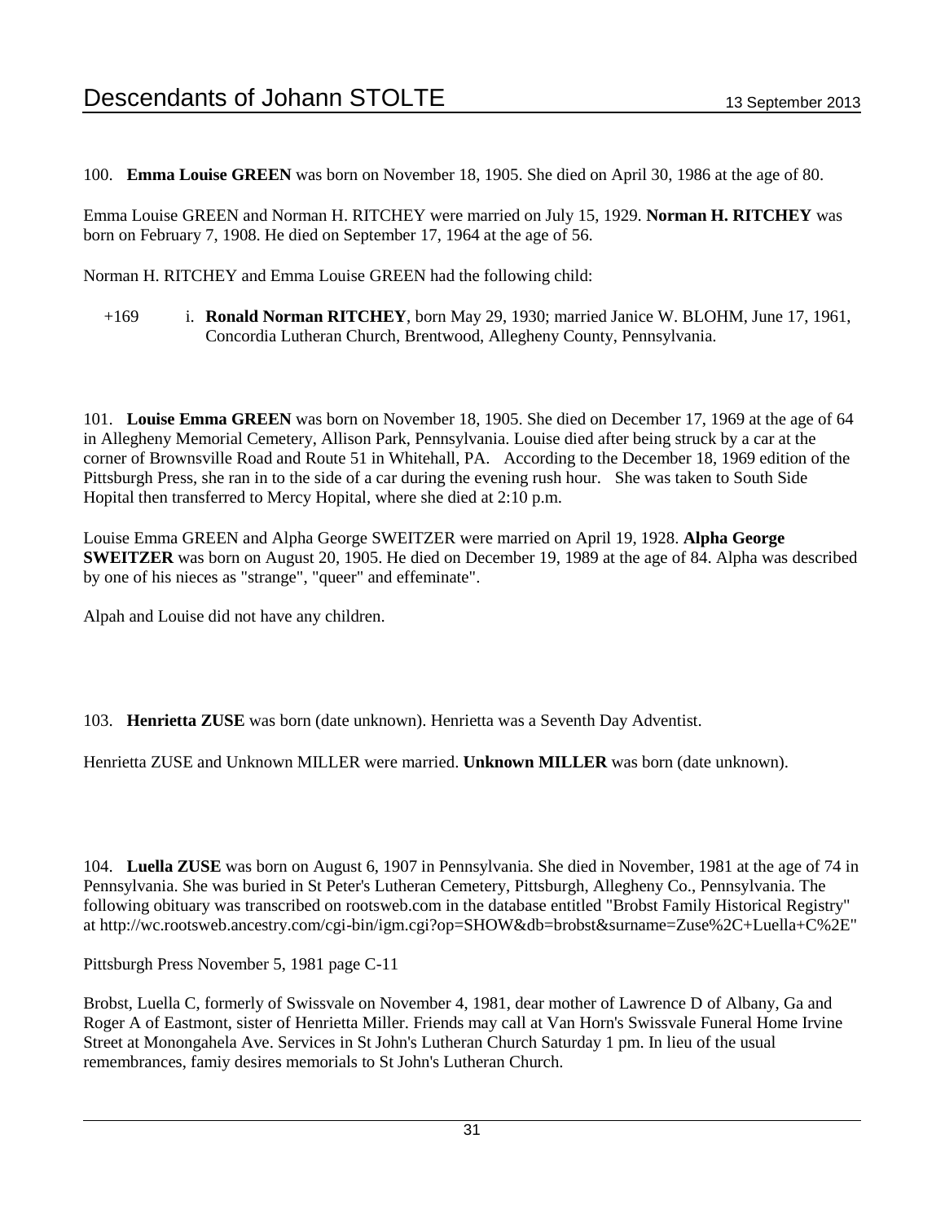100. **Emma Louise GREEN** was born on November 18, 1905. She died on April 30, 1986 at the age of 80.

Emma Louise GREEN and Norman H. RITCHEY were married on July 15, 1929. **Norman H. RITCHEY** was born on February 7, 1908. He died on September 17, 1964 at the age of 56.

Norman H. RITCHEY and Emma Louise GREEN had the following child:

+169 i. **Ronald Norman RITCHEY**, born May 29, 1930; married Janice W. BLOHM, June 17, 1961, Concordia Lutheran Church, Brentwood, Allegheny County, Pennsylvania.

101. **Louise Emma GREEN** was born on November 18, 1905. She died on December 17, 1969 at the age of 64 in Allegheny Memorial Cemetery, Allison Park, Pennsylvania. Louise died after being struck by a car at the corner of Brownsville Road and Route 51 in Whitehall, PA. According to the December 18, 1969 edition of the Pittsburgh Press, she ran in to the side of a car during the evening rush hour. She was taken to South Side Hopital then transferred to Mercy Hopital, where she died at 2:10 p.m.

Louise Emma GREEN and Alpha George SWEITZER were married on April 19, 1928. **Alpha George SWEITZER** was born on August 20, 1905. He died on December 19, 1989 at the age of 84. Alpha was described by one of his nieces as "strange", "queer" and effeminate".

Alpah and Louise did not have any children.

103. **Henrietta ZUSE** was born (date unknown). Henrietta was a Seventh Day Adventist.

Henrietta ZUSE and Unknown MILLER were married. **Unknown MILLER** was born (date unknown).

104. **Luella ZUSE** was born on August 6, 1907 in Pennsylvania. She died in November, 1981 at the age of 74 in Pennsylvania. She was buried in St Peter's Lutheran Cemetery, Pittsburgh, Allegheny Co., Pennsylvania. The following obituary was transcribed on rootsweb.com in the database entitled "Brobst Family Historical Registry" at http://wc.rootsweb.ancestry.com/cgi-bin/igm.cgi?op=SHOW&db=brobst&surname=Zuse%2C+Luella+C%2E"

Pittsburgh Press November 5, 1981 page C-11

Brobst, Luella C, formerly of Swissvale on November 4, 1981, dear mother of Lawrence D of Albany, Ga and Roger A of Eastmont, sister of Henrietta Miller. Friends may call at Van Horn's Swissvale Funeral Home Irvine Street at Monongahela Ave. Services in St John's Lutheran Church Saturday 1 pm. In lieu of the usual remembrances, famiy desires memorials to St John's Lutheran Church.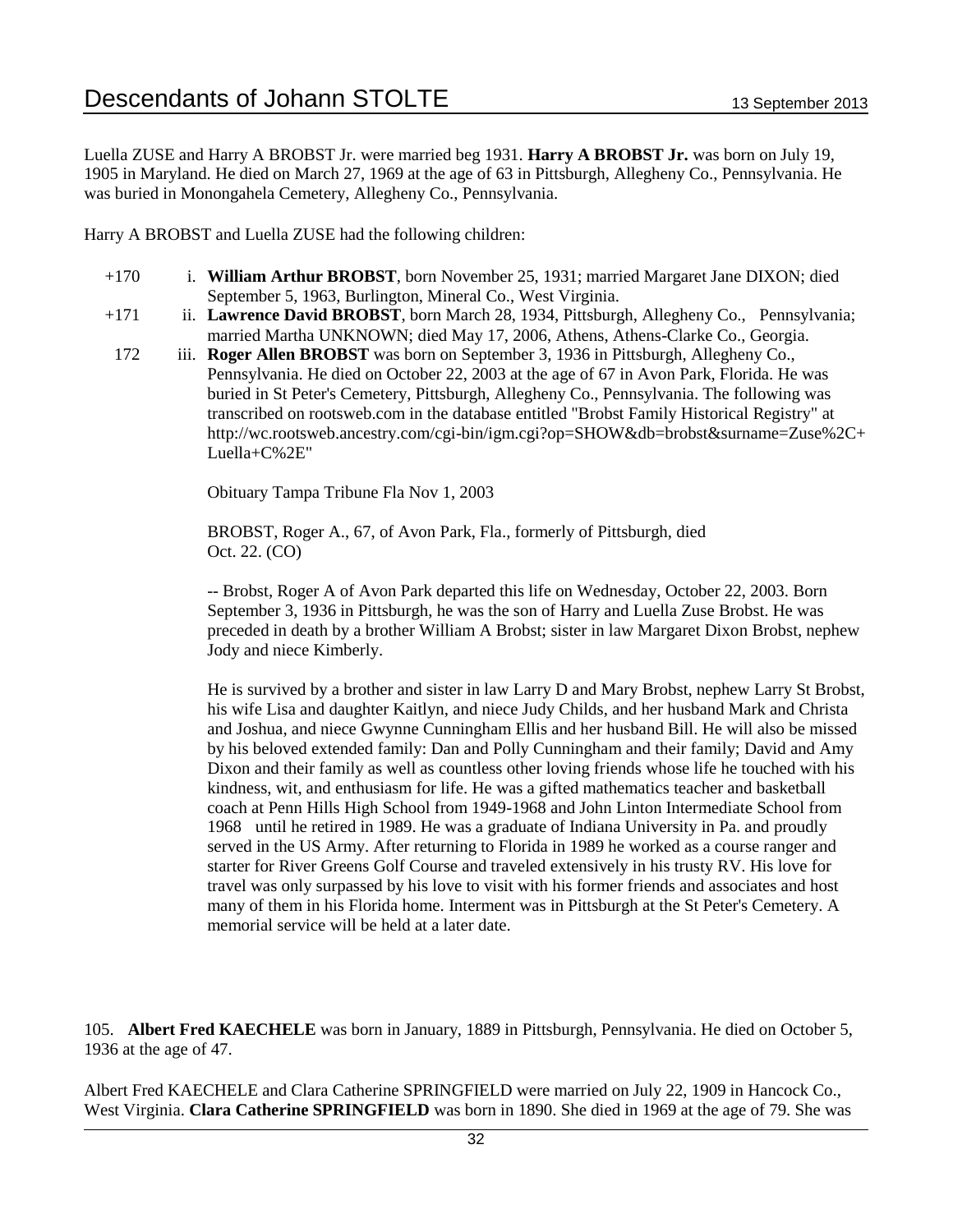Luella ZUSE and Harry A BROBST Jr. were married beg 1931. **Harry A BROBST Jr.** was born on July 19, 1905 in Maryland. He died on March 27, 1969 at the age of 63 in Pittsburgh, Allegheny Co., Pennsylvania. He was buried in Monongahela Cemetery, Allegheny Co., Pennsylvania.

Harry A BROBST and Luella ZUSE had the following children:

+170 i. **William Arthur BROBST**, born November 25, 1931; married Margaret Jane DIXON; died September 5, 1963, Burlington, Mineral Co., West Virginia.

+171 ii. **Lawrence David BROBST**, born March 28, 1934, Pittsburgh, Allegheny Co., Pennsylvania; married Martha UNKNOWN; died May 17, 2006, Athens, Athens-Clarke Co., Georgia.

172 iii. **Roger Allen BROBST** was born on September 3, 1936 in Pittsburgh, Allegheny Co., Pennsylvania. He died on October 22, 2003 at the age of 67 in Avon Park, Florida. He was buried in St Peter's Cemetery, Pittsburgh, Allegheny Co., Pennsylvania. The following was transcribed on rootsweb.com in the database entitled "Brobst Family Historical Registry" at http://wc.rootsweb.ancestry.com/cgi-bin/igm.cgi?op=SHOW&db=brobst&surname=Zuse%2C+Luella+C%2E"

Obituary Tampa Tribune Fla Nov 1, 2003

BROBST, Roger A., 67, of Avon Park, Fla., formerly of Pittsburgh, died Oct. 22. (CO)

-- Brobst, Roger A of Avon Park departed this life on Wednesday, October 22, 2003. Born September 3, 1936 in Pittsburgh, he was the son of Harry and Luella Zuse Brobst. He was preceded in death by a brother William A Brobst; sister in law Margaret Dixon Brobst, nephew Jody and niece Kimberly.

He is survived by a brother and sister in law Larry D and Mary Brobst, nephew Larry St Brobst, his wife Lisa and daughter Kaitlyn, and niece Judy Childs, and her husband Mark and Christa and Joshua, and niece Gwynne Cunningham Ellis and her husband Bill. He will also be missed by his beloved extended family: Dan and Polly Cunningham and their family; David and Amy Dixon and their family as well as countless other loving friends whose life he touched with his kindness, wit, and enthusiasm for life. He was a gifted mathematics teacher and basketball coach at Penn Hills High School from 1949-1968 and John Linton Intermediate School from 1968 until he retired in 1989. He was a graduate of Indiana University in Pa. and proudly served in the US Army. After returning to Florida in 1989 he worked as a course ranger and starter for River Greens Golf Course and traveled extensively in his trusty RV. His love for travel was only surpassed by his love to visit with his former friends and associates and host many of them in his Florida home. Interment was in Pittsburgh at the St Peter's Cemetery. A memorial service will be held at a later date.

105. **Albert Fred KAECHELE** was born in January, 1889 in Pittsburgh, Pennsylvania. He died on October 5, 1936 at the age of 47.

Albert Fred KAECHELE and Clara Catherine SPRINGFIELD were married on July 22, 1909 in Hancock Co., West Virginia. **Clara Catherine SPRINGFIELD** was born in 1890. She died in 1969 at the age of 79. She was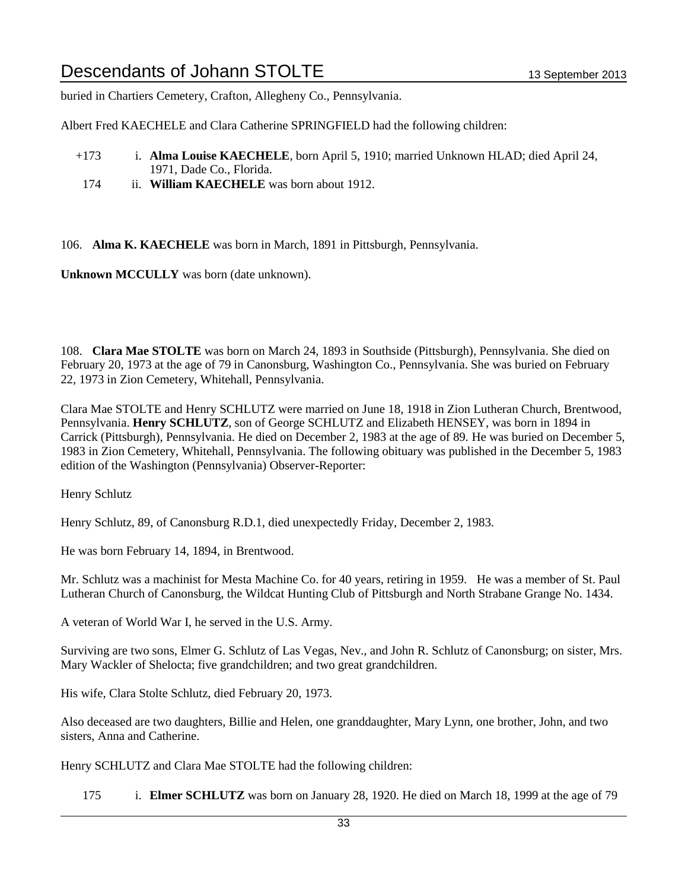buried in Chartiers Cemetery, Crafton, Allegheny Co., Pennsylvania.

Albert Fred KAECHELE and Clara Catherine SPRINGFIELD had the following children:

+173 i. **Alma Louise KAECHELE**, born April 5, 1910; married Unknown HLAD; died April 24, 1971, Dade Co., Florida.

174 ii. **William KAECHELE** was born about 1912.

106. **Alma K. KAECHELE** was born in March, 1891 in Pittsburgh, Pennsylvania.

**Unknown MCCULLY** was born (date unknown).

108. **Clara Mae STOLTE** was born on March 24, 1893 in Southside (Pittsburgh), Pennsylvania. She died on February 20, 1973 at the age of 79 in Canonsburg, Washington Co., Pennsylvania. She was buried on February 22, 1973 in Zion Cemetery, Whitehall, Pennsylvania.

Clara Mae STOLTE and Henry SCHLUTZ were married on June 18, 1918 in Zion Lutheran Church, Brentwood, Pennsylvania. **Henry SCHLUTZ**, son of George SCHLUTZ and Elizabeth HENSEY, was born in 1894 in Carrick (Pittsburgh), Pennsylvania. He died on December 2, 1983 at the age of 89. He was buried on December 5, 1983 in Zion Cemetery, Whitehall, Pennsylvania. The following obituary was published in the December 5, 1983 edition of the Washington (Pennsylvania) Observer-Reporter:

Henry Schlutz

Henry Schlutz, 89, of Canonsburg R.D.1, died unexpectedly Friday, December 2, 1983.

He was born February 14, 1894, in Brentwood.

Mr. Schlutz was a machinist for Mesta Machine Co. for 40 years, retiring in 1959. He was a member of St. Paul Lutheran Church of Canonsburg, the Wildcat Hunting Club of Pittsburgh and North Strabane Grange No. 1434.

A veteran of World War I, he served in the U.S. Army.

Surviving are two sons, Elmer G. Schlutz of Las Vegas, Nev., and John R. Schlutz of Canonsburg; on sister, Mrs. Mary Wackler of Shelocta; five grandchildren; and two great grandchildren.

His wife, Clara Stolte Schlutz, died February 20, 1973.

Also deceased are two daughters, Billie and Helen, one granddaughter, Mary Lynn, one brother, John, and two sisters, Anna and Catherine.

Henry SCHLUTZ and Clara Mae STOLTE had the following children:

175 i. **Elmer SCHLUTZ** was born on January 28, 1920. He died on March 18, 1999 at the age of 79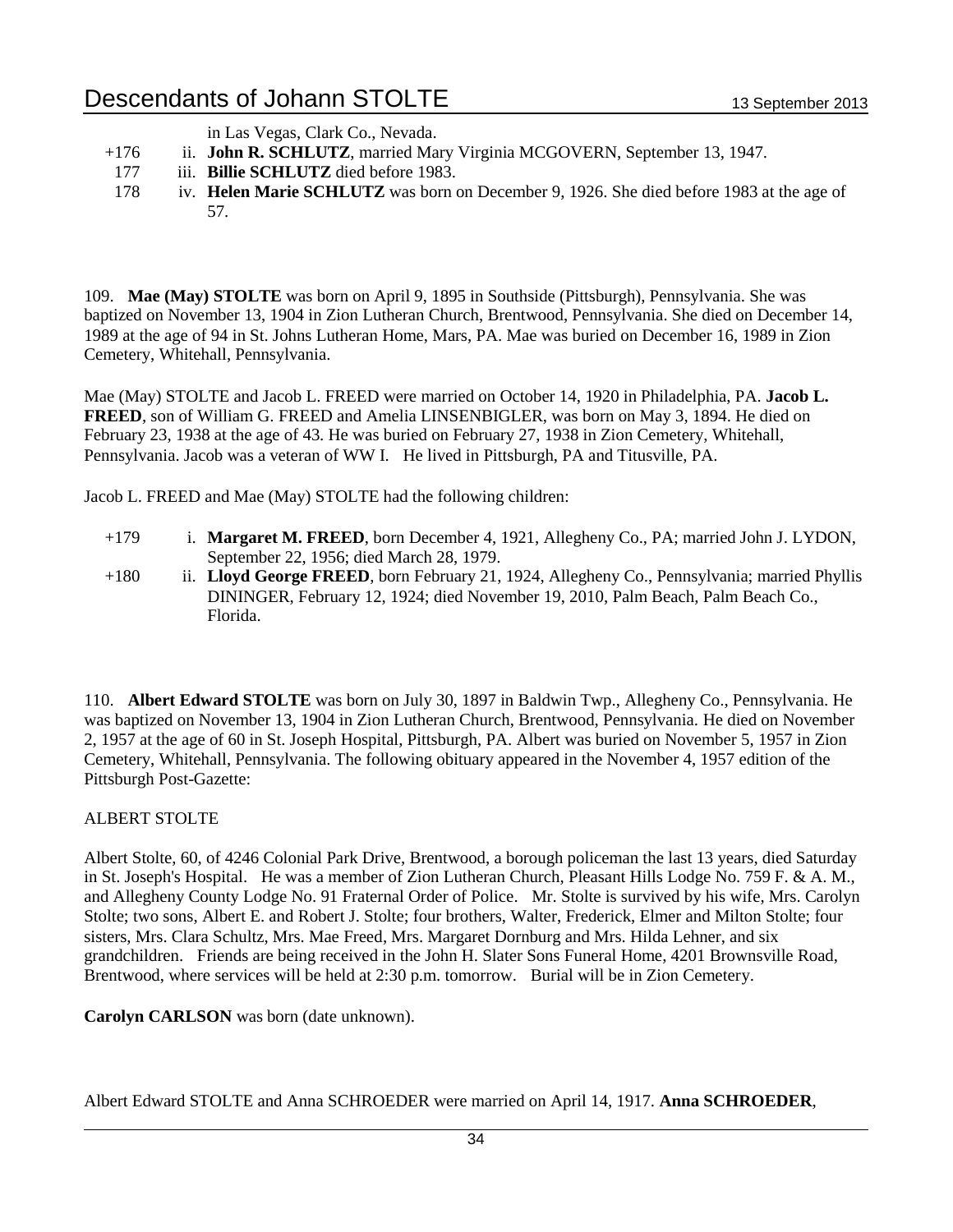in Las Vegas, Clark Co., Nevada.

+176 ii. **John R. SCHLUTZ**, married Mary Virginia MCGOVERN, September 13, 1947.

177 iii. **Billie SCHLUTZ** died before 1983.

178 iv. **Helen Marie SCHLUTZ** was born on December 9, 1926. She died before 1983 at the age of 57.

109. **Mae (May) STOLTE** was born on April 9, 1895 in Southside (Pittsburgh), Pennsylvania. She was baptized on November 13, 1904 in Zion Lutheran Church, Brentwood, Pennsylvania. She died on December 14, 1989 at the age of 94 in St. Johns Lutheran Home, Mars, PA. Mae was buried on December 16, 1989 in Zion Cemetery, Whitehall, Pennsylvania.

Mae (May) STOLTE and Jacob L. FREED were married on October 14, 1920 in Philadelphia, PA. **Jacob L. FREED**, son of William G. FREED and Amelia LINSENBIGLER, was born on May 3, 1894. He died on February 23, 1938 at the age of 43. He was buried on February 27, 1938 in Zion Cemetery, Whitehall, Pennsylvania. Jacob was a veteran of WW I. He lived in Pittsburgh, PA and Titusville, PA.

Jacob L. FREED and Mae (May) STOLTE had the following children:

+179 i. **Margaret M. FREED**, born December 4, 1921, Allegheny Co., PA; married John J. LYDON, September 22, 1956; died March 28, 1979.

+180 ii. **Lloyd George FREED**, born February 21, 1924, Allegheny Co., Pennsylvania; married Phyllis DININGER, February 12, 1924; died November 19, 2010, Palm Beach, Palm Beach Co., Florida.

110. **Albert Edward STOLTE** was born on July 30, 1897 in Baldwin Twp., Allegheny Co., Pennsylvania. He was baptized on November 13, 1904 in Zion Lutheran Church, Brentwood, Pennsylvania. He died on November 2, 1957 at the age of 60 in St. Joseph Hospital, Pittsburgh, PA. Albert was buried on November 5, 1957 in Zion Cemetery, Whitehall, Pennsylvania. The following obituary appeared in the November 4, 1957 edition of the Pittsburgh Post-Gazette:

ALBERT STOLTE

Albert Stolte, 60, of 4246 Colonial Park Drive, Brentwood, a borough policeman the last 13 years, died Saturday in St. Joseph's Hospital. He was a member of Zion Lutheran Church, Pleasant Hills Lodge No. 759 F. & A. M., and Allegheny County Lodge No. 91 Fraternal Order of Police. Mr. Stolte is survived by his wife, Mrs. Carolyn Stolte; two sons, Albert E. and Robert J. Stolte; four brothers, Walter, Frederick, Elmer and Milton Stolte; four sisters, Mrs. Clara Schultz, Mrs. Mae Freed, Mrs. Margaret Dornburg and Mrs. Hilda Lehner, and six grandchildren. Friends are being received in the John H. Slater Sons Funeral Home, 4201 Brownsville Road, Brentwood, where services will be held at 2:30 p.m. tomorrow. Burial will be in Zion Cemetery.

**Carolyn CARLSON** was born (date unknown).

Albert Edward STOLTE and Anna SCHROEDER were married on April 14, 1917. **Anna SCHROEDER**,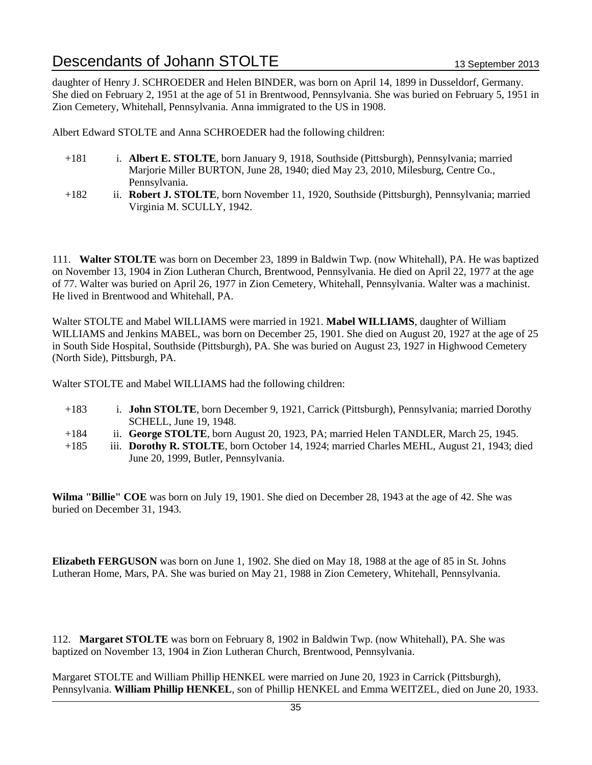daughter of Henry J. SCHROEDER and Helen BINDER, was born on April 14, 1899 in Dusseldorf, Germany. She died on February 2, 1951 at the age of 51 in Brentwood, Pennsylvania. She was buried on February 5, 1951 in Zion Cemetery, Whitehall, Pennsylvania. Anna immigrated to the US in 1908.

Albert Edward STOLTE and Anna SCHROEDER had the following children:

- +181 i. **Albert E. STOLTE**, born January 9, 1918, Southside (Pittsburgh), Pennsylvania; married Marjorie Miller BURTON, June 28, 1940; died May 23, 2010, Milesburg, Centre Co., Pennsylvania.
- +182 ii. **Robert J. STOLTE**, born November 11, 1920, Southside (Pittsburgh), Pennsylvania; married Virginia M. SCULLY, 1942.

111. **Walter STOLTE** was born on December 23, 1899 in Baldwin Twp. (now Whitehall), PA. He was baptized on November 13, 1904 in Zion Lutheran Church, Brentwood, Pennsylvania. He died on April 22, 1977 at the age of 77. Walter was buried on April 26, 1977 in Zion Cemetery, Whitehall, Pennsylvania. Walter was a machinist. He lived in Brentwood and Whitehall, PA.

Walter STOLTE and Mabel WILLIAMS were married in 1921. **Mabel WILLIAMS**, daughter of William WILLIAMS and Jenkins MABEL, was born on December 25, 1901. She died on August 20, 1927 at the age of 25 in South Side Hospital, Southside (Pittsburgh), PA. She was buried on August 23, 1927 in Highwood Cemetery (North Side), Pittsburgh, PA.

Walter STOLTE and Mabel WILLIAMS had the following children:

- +183 i. **John STOLTE**, born December 9, 1921, Carrick (Pittsburgh), Pennsylvania; married Dorothy SCHELL, June 19, 1948.
- +184 ii. **George STOLTE**, born August 20, 1923, PA; married Helen TANDLER, March 25, 1945.
- +185 iii. **Dorothy R. STOLTE**, born October 14, 1924; married Charles MEHL, August 21, 1943; died June 20, 1999, Butler, Pennsylvania.

**Wilma "Billie" COE** was born on July 19, 1901. She died on December 28, 1943 at the age of 42. She was buried on December 31, 1943.

**Elizabeth FERGUSON** was born on June 1, 1902. She died on May 18, 1988 at the age of 85 in St. Johns Lutheran Home, Mars, PA. She was buried on May 21, 1988 in Zion Cemetery, Whitehall, Pennsylvania.

112. **Margaret STOLTE** was born on February 8, 1902 in Baldwin Twp. (now Whitehall), PA. She was baptized on November 13, 1904 in Zion Lutheran Church, Brentwood, Pennsylvania.

Margaret STOLTE and William Phillip HENKEL were married on June 20, 1923 in Carrick (Pittsburgh), Pennsylvania. **William Phillip HENKEL**, son of Phillip HENKEL and Emma WEITZEL, died on June 20, 1933.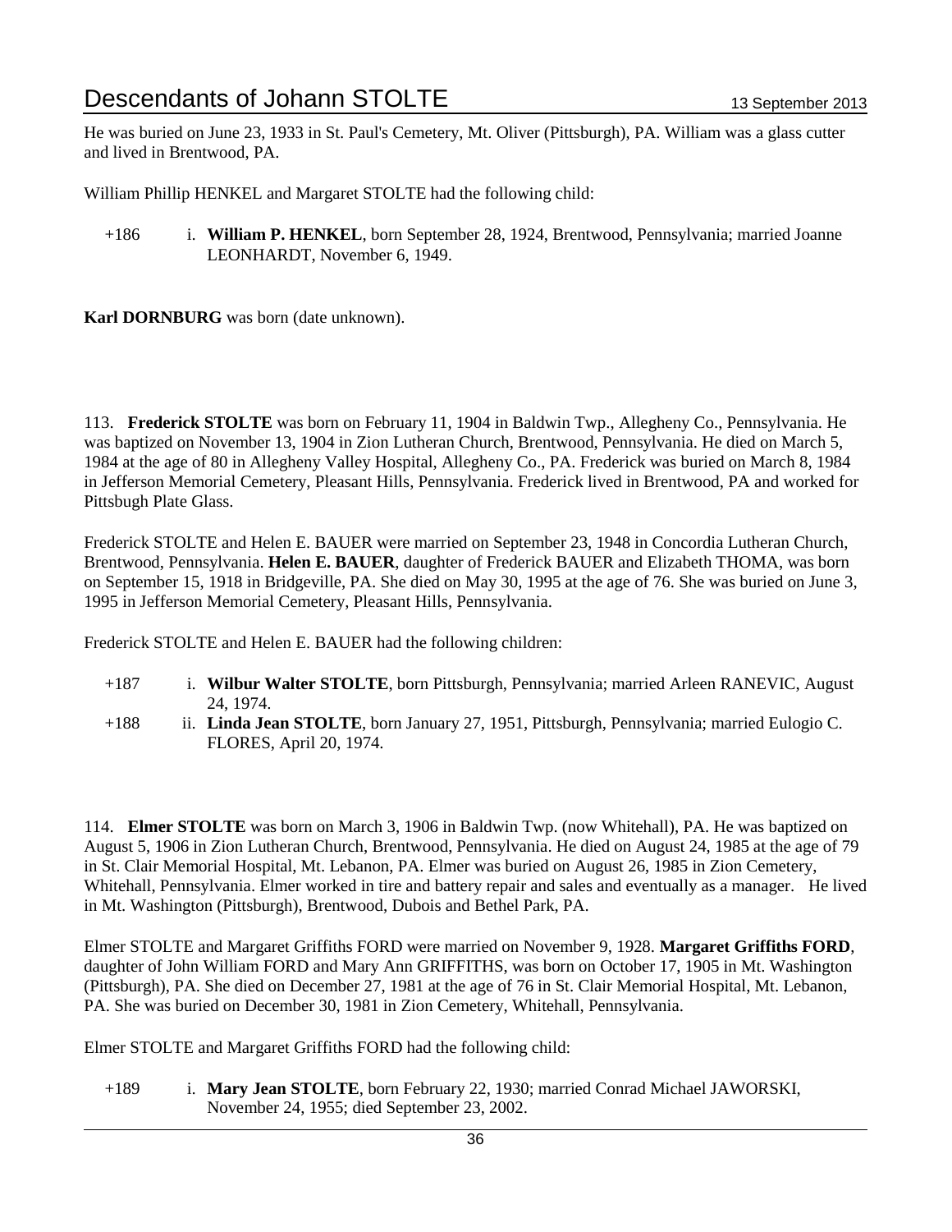He was buried on June 23, 1933 in St. Paul's Cemetery, Mt. Oliver (Pittsburgh), PA. William was a glass cutter and lived in Brentwood, PA.

William Phillip HENKEL and Margaret STOLTE had the following child:

+186 i. **William P. HENKEL**, born September 28, 1924, Brentwood, Pennsylvania; married Joanne LEONHARDT, November 6, 1949.

**Karl DORNBURG** was born (date unknown).

113. **Frederick STOLTE** was born on February 11, 1904 in Baldwin Twp., Allegheny Co., Pennsylvania. He was baptized on November 13, 1904 in Zion Lutheran Church, Brentwood, Pennsylvania. He died on March 5, 1984 at the age of 80 in Allegheny Valley Hospital, Allegheny Co., PA. Frederick was buried on March 8, 1984 in Jefferson Memorial Cemetery, Pleasant Hills, Pennsylvania. Frederick lived in Brentwood, PA and worked for Pittsbugh Plate Glass.

Frederick STOLTE and Helen E. BAUER were married on September 23, 1948 in Concordia Lutheran Church, Brentwood, Pennsylvania. **Helen E. BAUER**, daughter of Frederick BAUER and Elizabeth THOMA, was born on September 15, 1918 in Bridgeville, PA. She died on May 30, 1995 at the age of 76. She was buried on June 3, 1995 in Jefferson Memorial Cemetery, Pleasant Hills, Pennsylvania.

Frederick STOLTE and Helen E. BAUER had the following children:

+187 i. **Wilbur Walter STOLTE**, born Pittsburgh, Pennsylvania; married Arleen RANEVIC, August 24, 1974.

+188 ii. **Linda Jean STOLTE**, born January 27, 1951, Pittsburgh, Pennsylvania; married Eulogio C. FLORES, April 20, 1974.

114. **Elmer STOLTE** was born on March 3, 1906 in Baldwin Twp. (now Whitehall), PA. He was baptized on August 5, 1906 in Zion Lutheran Church, Brentwood, Pennsylvania. He died on August 24, 1985 at the age of 79 in St. Clair Memorial Hospital, Mt. Lebanon, PA. Elmer was buried on August 26, 1985 in Zion Cemetery, Whitehall, Pennsylvania. Elmer worked in tire and battery repair and sales and eventually as a manager. He lived in Mt. Washington (Pittsburgh), Brentwood, Dubois and Bethel Park, PA.

Elmer STOLTE and Margaret Griffiths FORD were married on November 9, 1928. **Margaret Griffiths FORD**, daughter of John William FORD and Mary Ann GRIFFITHS, was born on October 17, 1905 in Mt. Washington (Pittsburgh), PA. She died on December 27, 1981 at the age of 76 in St. Clair Memorial Hospital, Mt. Lebanon, PA. She was buried on December 30, 1981 in Zion Cemetery, Whitehall, Pennsylvania.

Elmer STOLTE and Margaret Griffiths FORD had the following child:

+189 i. **Mary Jean STOLTE**, born February 22, 1930; married Conrad Michael JAWORSKI, November 24, 1955; died September 23, 2002.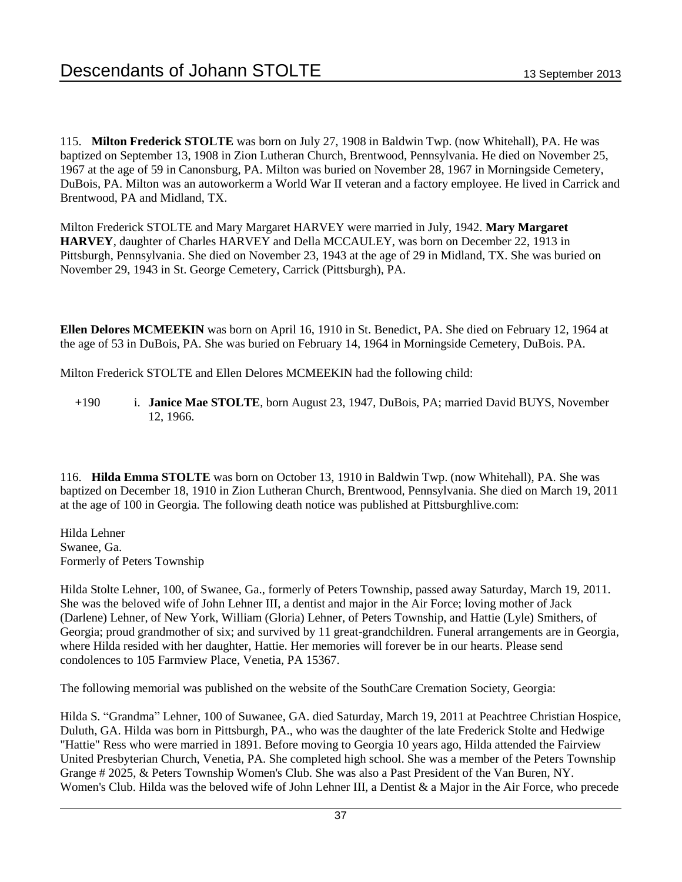115. **Milton Frederick STOLTE** was born on July 27, 1908 in Baldwin Twp. (now Whitehall), PA. He was baptized on September 13, 1908 in Zion Lutheran Church, Brentwood, Pennsylvania. He died on November 25, 1967 at the age of 59 in Canonsburg, PA. Milton was buried on November 28, 1967 in Morningside Cemetery, DuBois, PA. Milton was an autoworkerm a World War II veteran and a factory employee. He lived in Carrick and Brentwood, PA and Midland, TX.

Milton Frederick STOLTE and Mary Margaret HARVEY were married in July, 1942. **Mary Margaret HARVEY**, daughter of Charles HARVEY and Della MCCAULEY, was born on December 22, 1913 in Pittsburgh, Pennsylvania. She died on November 23, 1943 at the age of 29 in Midland, TX. She was buried on November 29, 1943 in St. George Cemetery, Carrick (Pittsburgh), PA.

**Ellen Delores MCMEEKIN** was born on April 16, 1910 in St. Benedict, PA. She died on February 12, 1964 at the age of 53 in DuBois, PA. She was buried on February 14, 1964 in Morningside Cemetery, DuBois. PA.

Milton Frederick STOLTE and Ellen Delores MCMEEKIN had the following child:

+190 i. **Janice Mae STOLTE**, born August 23, 1947, DuBois, PA; married David BUYS, November 12, 1966.

116. **Hilda Emma STOLTE** was born on October 13, 1910 in Baldwin Twp. (now Whitehall), PA. She was baptized on December 18, 1910 in Zion Lutheran Church, Brentwood, Pennsylvania. She died on March 19, 2011 at the age of 100 in Georgia. The following death notice was published at Pittsburghlive.com:

Hilda Lehner
Swanee, Ga.
Formerly of Peters Township

Hilda Stolte Lehner, 100, of Swanee, Ga., formerly of Peters Township, passed away Saturday, March 19, 2011. She was the beloved wife of John Lehner III, a dentist and major in the Air Force; loving mother of Jack (Darlene) Lehner, of New York, William (Gloria) Lehner, of Peters Township, and Hattie (Lyle) Smithers, of Georgia; proud grandmother of six; and survived by 11 great-grandchildren. Funeral arrangements are in Georgia, where Hilda resided with her daughter, Hattie. Her memories will forever be in our hearts. Please send condolences to 105 Farmview Place, Venetia, PA 15367.

The following memorial was published on the website of the SouthCare Cremation Society, Georgia:

Hilda S. "Grandma" Lehner, 100 of Suwanee, GA. died Saturday, March 19, 2011 at Peachtree Christian Hospice, Duluth, GA. Hilda was born in Pittsburgh, PA., who was the daughter of the late Frederick Stolte and Hedwige "Hattie" Ress who were married in 1891. Before moving to Georgia 10 years ago, Hilda attended the Fairview United Presbyterian Church, Venetia, PA. She completed high school. She was a member of the Peters Township Grange # 2025, & Peters Township Women's Club. She was also a Past President of the Van Buren, NY. Women's Club. Hilda was the beloved wife of John Lehner III, a Dentist & a Major in the Air Force, who precede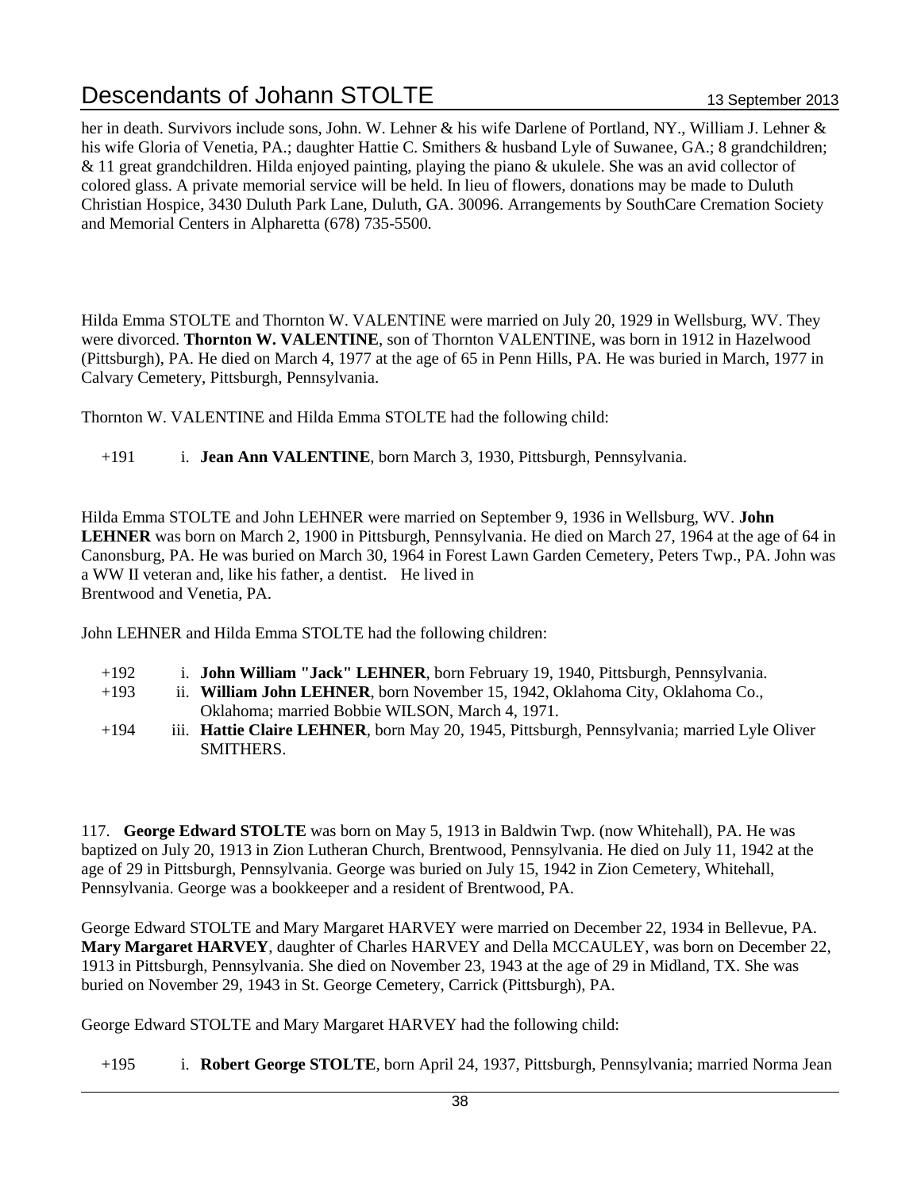her in death. Survivors include sons, John. W. Lehner & his wife Darlene of Portland, NY., William J. Lehner & his wife Gloria of Venetia, PA.; daughter Hattie C. Smithers & husband Lyle of Suwanee, GA.; 8 grandchildren; & 11 great grandchildren. Hilda enjoyed painting, playing the piano & ukulele. She was an avid collector of colored glass. A private memorial service will be held. In lieu of flowers, donations may be made to Duluth Christian Hospice, 3430 Duluth Park Lane, Duluth, GA. 30096. Arrangements by SouthCare Cremation Society and Memorial Centers in Alpharetta (678) 735-5500.

Hilda Emma STOLTE and Thornton W. VALENTINE were married on July 20, 1929 in Wellsburg, WV. They were divorced. **Thornton W. VALENTINE**, son of Thornton VALENTINE, was born in 1912 in Hazelwood (Pittsburgh), PA. He died on March 4, 1977 at the age of 65 in Penn Hills, PA. He was buried in March, 1977 in Calvary Cemetery, Pittsburgh, Pennsylvania.

Thornton W. VALENTINE and Hilda Emma STOLTE had the following child:

+191 i. **Jean Ann VALENTINE**, born March 3, 1930, Pittsburgh, Pennsylvania.

Hilda Emma STOLTE and John LEHNER were married on September 9, 1936 in Wellsburg, WV. **John LEHNER** was born on March 2, 1900 in Pittsburgh, Pennsylvania. He died on March 27, 1964 at the age of 64 in Canonsburg, PA. He was buried on March 30, 1964 in Forest Lawn Garden Cemetery, Peters Twp., PA. John was a WW II veteran and, like his father, a dentist. He lived in
Brentwood and Venetia, PA.

John LEHNER and Hilda Emma STOLTE had the following children:

+192 i. **John William "Jack" LEHNER**, born February 19, 1940, Pittsburgh, Pennsylvania.
+193 ii. **William John LEHNER**, born November 15, 1942, Oklahoma City, Oklahoma Co., Oklahoma; married Bobbie WILSON, March 4, 1971.
+194 iii. **Hattie Claire LEHNER**, born May 20, 1945, Pittsburgh, Pennsylvania; married Lyle Oliver SMITHERS.

117. **George Edward STOLTE** was born on May 5, 1913 in Baldwin Twp. (now Whitehall), PA. He was baptized on July 20, 1913 in Zion Lutheran Church, Brentwood, Pennsylvania. He died on July 11, 1942 at the age of 29 in Pittsburgh, Pennsylvania. George was buried on July 15, 1942 in Zion Cemetery, Whitehall, Pennsylvania. George was a bookkeeper and a resident of Brentwood, PA.

George Edward STOLTE and Mary Margaret HARVEY were married on December 22, 1934 in Bellevue, PA. **Mary Margaret HARVEY**, daughter of Charles HARVEY and Della MCCAULEY, was born on December 22, 1913 in Pittsburgh, Pennsylvania. She died on November 23, 1943 at the age of 29 in Midland, TX. She was buried on November 29, 1943 in St. George Cemetery, Carrick (Pittsburgh), PA.

George Edward STOLTE and Mary Margaret HARVEY had the following child:

+195 i. **Robert George STOLTE**, born April 24, 1937, Pittsburgh, Pennsylvania; married Norma Jean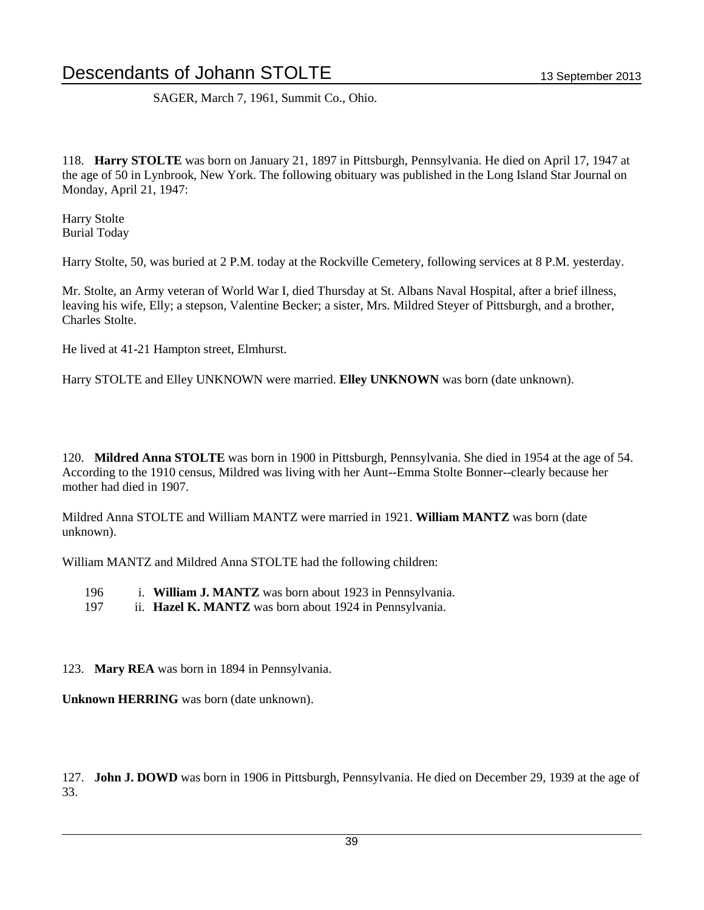SAGER, March 7, 1961, Summit Co., Ohio.

118. **Harry STOLTE** was born on January 21, 1897 in Pittsburgh, Pennsylvania. He died on April 17, 1947 at the age of 50 in Lynbrook, New York. The following obituary was published in the Long Island Star Journal on Monday, April 21, 1947:

Harry Stolte
Burial Today

Harry Stolte, 50, was buried at 2 P.M. today at the Rockville Cemetery, following services at 8 P.M. yesterday.

Mr. Stolte, an Army veteran of World War I, died Thursday at St. Albans Naval Hospital, after a brief illness, leaving his wife, Elly; a stepson, Valentine Becker; a sister, Mrs. Mildred Steyer of Pittsburgh, and a brother, Charles Stolte.

He lived at 41-21 Hampton street, Elmhurst.

Harry STOLTE and Elley UNKNOWN were married. **Elley UNKNOWN** was born (date unknown).

120. **Mildred Anna STOLTE** was born in 1900 in Pittsburgh, Pennsylvania. She died in 1954 at the age of 54. According to the 1910 census, Mildred was living with her Aunt--Emma Stolte Bonner--clearly because her mother had died in 1907.

Mildred Anna STOLTE and William MANTZ were married in 1921. **William MANTZ** was born (date unknown).

William MANTZ and Mildred Anna STOLTE had the following children:

196 i. **William J. MANTZ** was born about 1923 in Pennsylvania.
197 ii. **Hazel K. MANTZ** was born about 1924 in Pennsylvania.

123. **Mary REA** was born in 1894 in Pennsylvania.

**Unknown HERRING** was born (date unknown).

127. **John J. DOWD** was born in 1906 in Pittsburgh, Pennsylvania. He died on December 29, 1939 at the age of 33.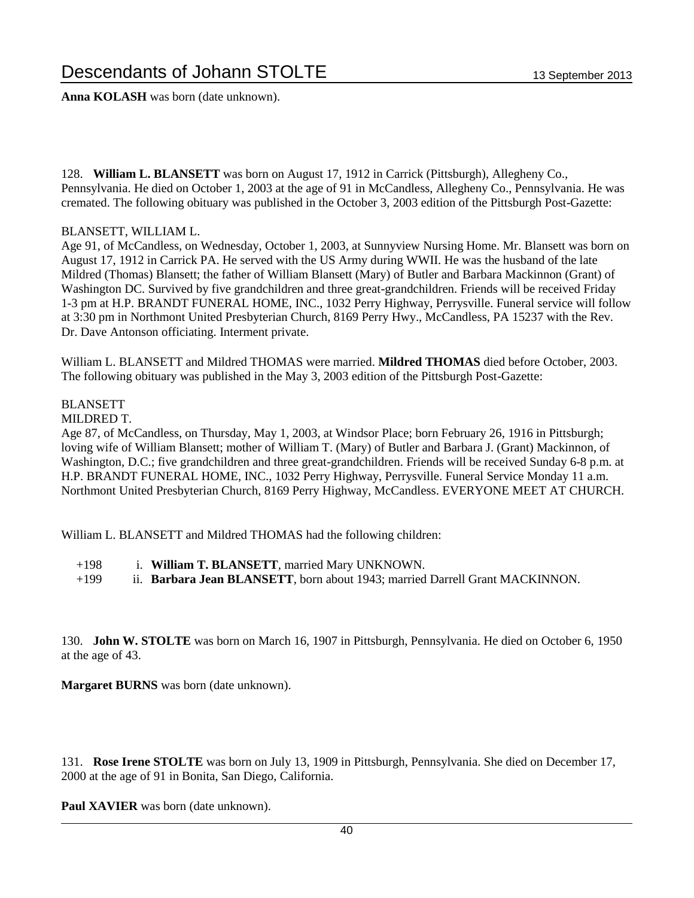**Anna KOLASH** was born (date unknown).

128. **William L. BLANSETT** was born on August 17, 1912 in Carrick (Pittsburgh), Allegheny Co., Pennsylvania. He died on October 1, 2003 at the age of 91 in McCandless, Allegheny Co., Pennsylvania. He was cremated. The following obituary was published in the October 3, 2003 edition of the Pittsburgh Post-Gazette:

BLANSETT, WILLIAM L.
Age 91, of McCandless, on Wednesday, October 1, 2003, at Sunnyview Nursing Home. Mr. Blansett was born on August 17, 1912 in Carrick PA. He served with the US Army during WWII. He was the husband of the late Mildred (Thomas) Blansett; the father of William Blansett (Mary) of Butler and Barbara Mackinnon (Grant) of Washington DC. Survived by five grandchildren and three great-grandchildren. Friends will be received Friday 1-3 pm at H.P. BRANDT FUNERAL HOME, INC., 1032 Perry Highway, Perrysville. Funeral service will follow at 3:30 pm in Northmont United Presbyterian Church, 8169 Perry Hwy., McCandless, PA 15237 with the Rev. Dr. Dave Antonson officiating. Interment private.

William L. BLANSETT and Mildred THOMAS were married. **Mildred THOMAS** died before October, 2003. The following obituary was published in the May 3, 2003 edition of the Pittsburgh Post-Gazette:

BLANSETT
MILDRED T.
Age 87, of McCandless, on Thursday, May 1, 2003, at Windsor Place; born February 26, 1916 in Pittsburgh; loving wife of William Blansett; mother of William T. (Mary) of Butler and Barbara J. (Grant) Mackinnon, of Washington, D.C.; five grandchildren and three great-grandchildren. Friends will be received Sunday 6-8 p.m. at H.P. BRANDT FUNERAL HOME, INC., 1032 Perry Highway, Perrysville. Funeral Service Monday 11 a.m. Northmont United Presbyterian Church, 8169 Perry Highway, McCandless. EVERYONE MEET AT CHURCH.

William L. BLANSETT and Mildred THOMAS had the following children:

+198 i. **William T. BLANSETT**, married Mary UNKNOWN.
+199 ii. **Barbara Jean BLANSETT**, born about 1943; married Darrell Grant MACKINNON.

130. **John W. STOLTE** was born on March 16, 1907 in Pittsburgh, Pennsylvania. He died on October 6, 1950 at the age of 43.

**Margaret BURNS** was born (date unknown).

131. **Rose Irene STOLTE** was born on July 13, 1909 in Pittsburgh, Pennsylvania. She died on December 17, 2000 at the age of 91 in Bonita, San Diego, California.

**Paul XAVIER** was born (date unknown).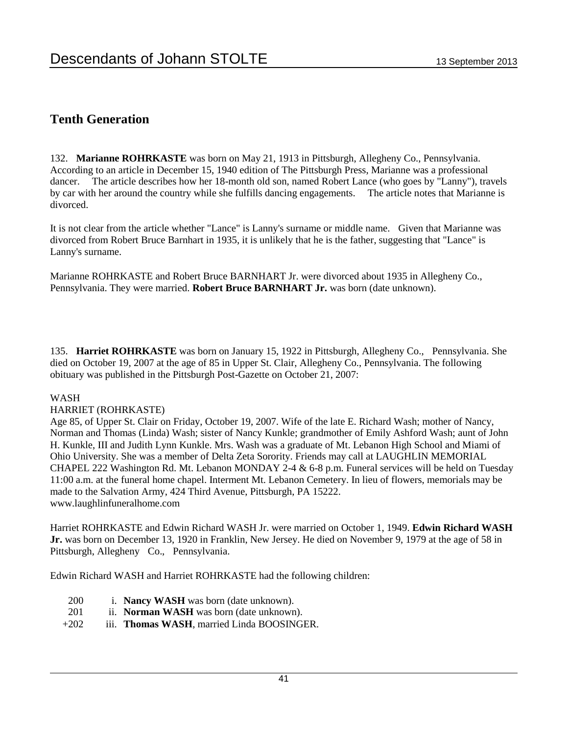## Tenth Generation

132. **Marianne ROHRKASTE** was born on May 21, 1913 in Pittsburgh, Allegheny Co., Pennsylvania. According to an article in December 15, 1940 edition of The Pittsburgh Press, Marianne was a professional dancer. The article describes how her 18-month old son, named Robert Lance (who goes by "Lanny"), travels by car with her around the country while she fulfills dancing engagements. The article notes that Marianne is divorced.

It is not clear from the article whether "Lance" is Lanny's surname or middle name. Given that Marianne was divorced from Robert Bruce Barnhart in 1935, it is unlikely that he is the father, suggesting that "Lance" is Lanny's surname.

Marianne ROHRKASTE and Robert Bruce BARNHART Jr. were divorced about 1935 in Allegheny Co., Pennsylvania. They were married. **Robert Bruce BARNHART Jr.** was born (date unknown).

135. **Harriet ROHRKASTE** was born on January 15, 1922 in Pittsburgh, Allegheny Co., Pennsylvania. She died on October 19, 2007 at the age of 85 in Upper St. Clair, Allegheny Co., Pennsylvania. The following obituary was published in the Pittsburgh Post-Gazette on October 21, 2007:

WASH
HARRIET (ROHRKASTE)
Age 85, of Upper St. Clair on Friday, October 19, 2007. Wife of the late E. Richard Wash; mother of Nancy, Norman and Thomas (Linda) Wash; sister of Nancy Kunkle; grandmother of Emily Ashford Wash; aunt of John H. Kunkle, III and Judith Lynn Kunkle. Mrs. Wash was a graduate of Mt. Lebanon High School and Miami of Ohio University. She was a member of Delta Zeta Sorority. Friends may call at LAUGHLIN MEMORIAL CHAPEL 222 Washington Rd. Mt. Lebanon MONDAY 2-4 & 6-8 p.m. Funeral services will be held on Tuesday 11:00 a.m. at the funeral home chapel. Interment Mt. Lebanon Cemetery. In lieu of flowers, memorials may be made to the Salvation Army, 424 Third Avenue, Pittsburgh, PA 15222.
www.laughlinfuneralhome.com

Harriet ROHRKASTE and Edwin Richard WASH Jr. were married on October 1, 1949. **Edwin Richard WASH Jr.** was born on December 13, 1920 in Franklin, New Jersey. He died on November 9, 1979 at the age of 58 in Pittsburgh, Allegheny Co., Pennsylvania.

Edwin Richard WASH and Harriet ROHRKASTE had the following children:

200 i. **Nancy WASH** was born (date unknown).
201 ii. **Norman WASH** was born (date unknown).
+202 iii. **Thomas WASH**, married Linda BOOSINGER.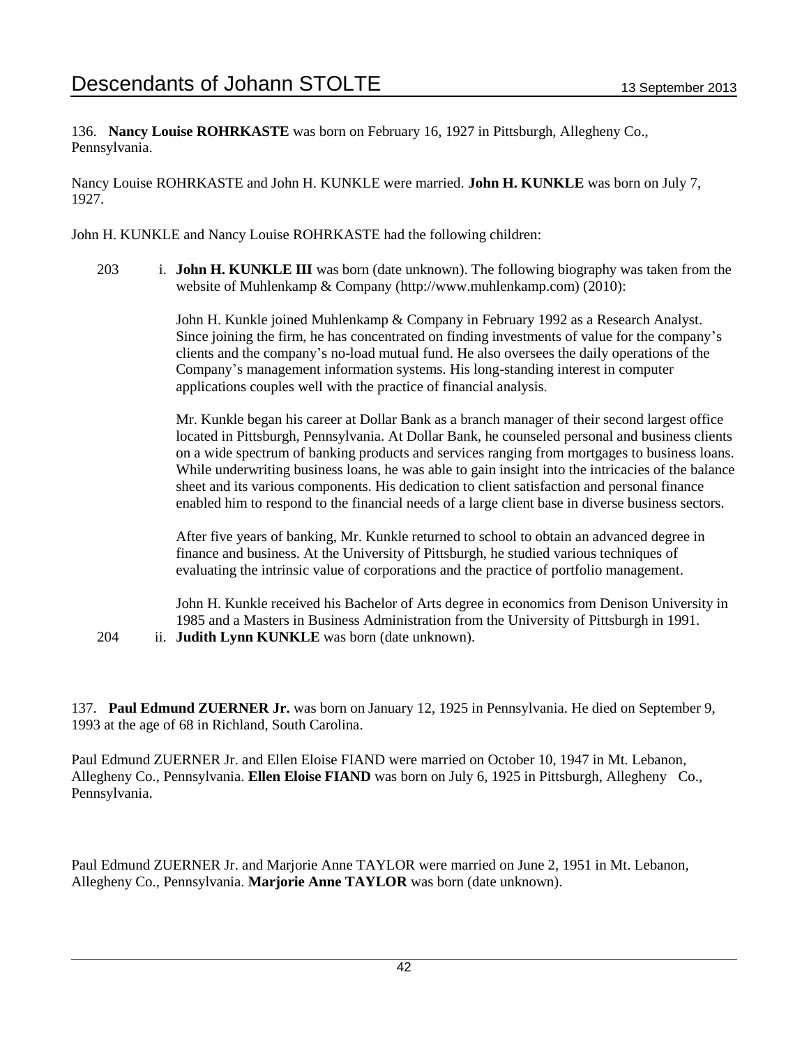136. **Nancy Louise ROHRKASTE** was born on February 16, 1927 in Pittsburgh, Allegheny Co., Pennsylvania.

Nancy Louise ROHRKASTE and John H. KUNKLE were married. **John H. KUNKLE** was born on July 7, 1927.

John H. KUNKLE and Nancy Louise ROHRKASTE had the following children:

203 i. **John H. KUNKLE III** was born (date unknown). The following biography was taken from the website of Muhlenkamp & Company (http://www.muhlenkamp.com) (2010):

John H. Kunkle joined Muhlenkamp & Company in February 1992 as a Research Analyst. Since joining the firm, he has concentrated on finding investments of value for the company's clients and the company's no-load mutual fund. He also oversees the daily operations of the Company's management information systems. His long-standing interest in computer applications couples well with the practice of financial analysis.

Mr. Kunkle began his career at Dollar Bank as a branch manager of their second largest office located in Pittsburgh, Pennsylvania. At Dollar Bank, he counseled personal and business clients on a wide spectrum of banking products and services ranging from mortgages to business loans. While underwriting business loans, he was able to gain insight into the intricacies of the balance sheet and its various components. His dedication to client satisfaction and personal finance enabled him to respond to the financial needs of a large client base in diverse business sectors.

After five years of banking, Mr. Kunkle returned to school to obtain an advanced degree in finance and business. At the University of Pittsburgh, he studied various techniques of evaluating the intrinsic value of corporations and the practice of portfolio management.

John H. Kunkle received his Bachelor of Arts degree in economics from Denison University in 1985 and a Masters in Business Administration from the University of Pittsburgh in 1991.

204 ii. **Judith Lynn KUNKLE** was born (date unknown).

137. **Paul Edmund ZUERNER Jr.** was born on January 12, 1925 in Pennsylvania. He died on September 9, 1993 at the age of 68 in Richland, South Carolina.

Paul Edmund ZUERNER Jr. and Ellen Eloise FIAND were married on October 10, 1947 in Mt. Lebanon, Allegheny Co., Pennsylvania. **Ellen Eloise FIAND** was born on July 6, 1925 in Pittsburgh, Allegheny Co., Pennsylvania.

Paul Edmund ZUERNER Jr. and Marjorie Anne TAYLOR were married on June 2, 1951 in Mt. Lebanon, Allegheny Co., Pennsylvania. **Marjorie Anne TAYLOR** was born (date unknown).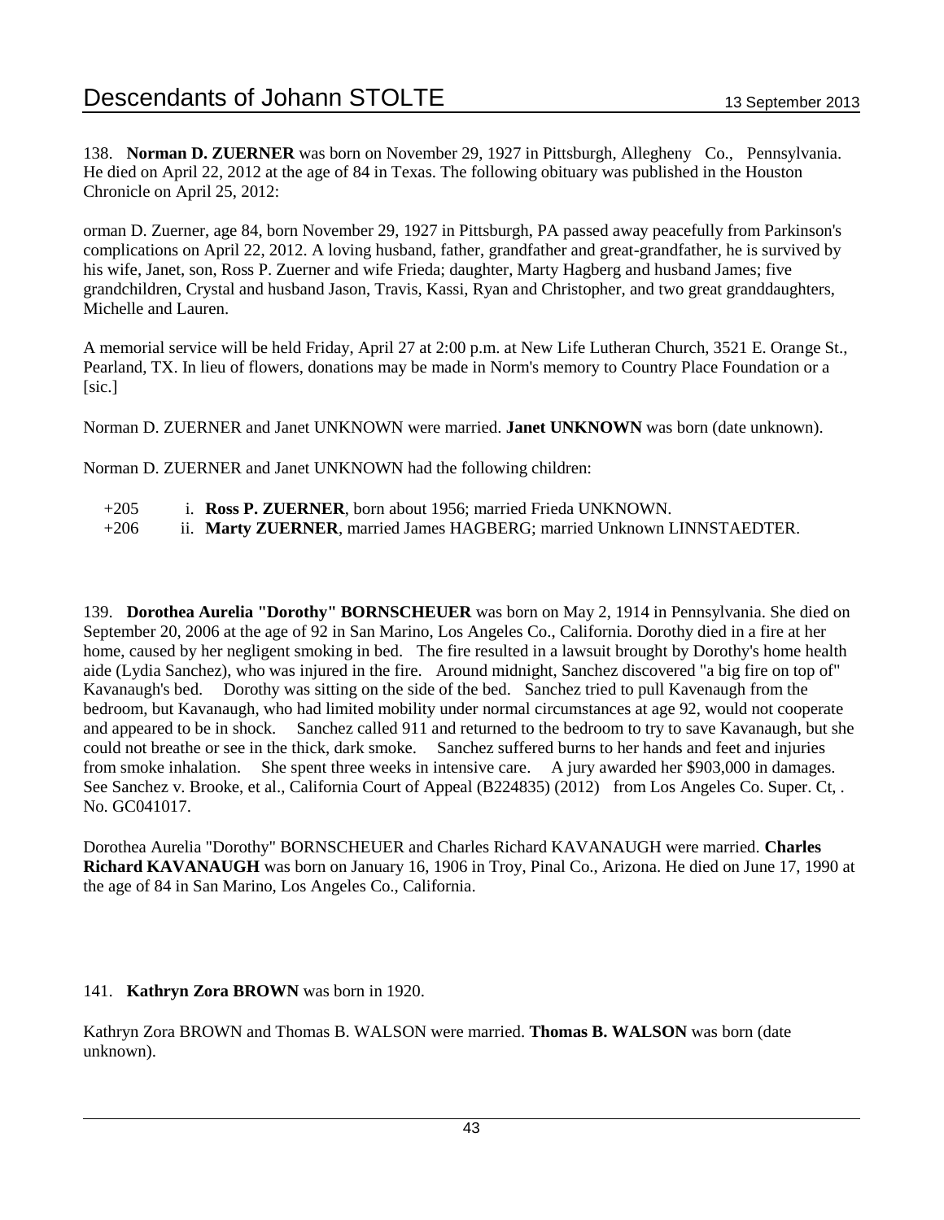138. **Norman D. ZUERNER** was born on November 29, 1927 in Pittsburgh, Allegheny Co., Pennsylvania. He died on April 22, 2012 at the age of 84 in Texas. The following obituary was published in the Houston Chronicle on April 25, 2012:

orman D. Zuerner, age 84, born November 29, 1927 in Pittsburgh, PA passed away peacefully from Parkinson's complications on April 22, 2012. A loving husband, father, grandfather and great-grandfather, he is survived by his wife, Janet, son, Ross P. Zuerner and wife Frieda; daughter, Marty Hagberg and husband James; five grandchildren, Crystal and husband Jason, Travis, Kassi, Ryan and Christopher, and two great granddaughters, Michelle and Lauren.

A memorial service will be held Friday, April 27 at 2:00 p.m. at New Life Lutheran Church, 3521 E. Orange St., Pearland, TX. In lieu of flowers, donations may be made in Norm's memory to Country Place Foundation or a [sic.]

Norman D. ZUERNER and Janet UNKNOWN were married. **Janet UNKNOWN** was born (date unknown).

Norman D. ZUERNER and Janet UNKNOWN had the following children:

+205 i. **Ross P. ZUERNER**, born about 1956; married Frieda UNKNOWN.
+206 ii. **Marty ZUERNER**, married James HAGBERG; married Unknown LINNSTAEDTER.

139. **Dorothea Aurelia "Dorothy" BORNSCHEUER** was born on May 2, 1914 in Pennsylvania. She died on September 20, 2006 at the age of 92 in San Marino, Los Angeles Co., California. Dorothy died in a fire at her home, caused by her negligent smoking in bed. The fire resulted in a lawsuit brought by Dorothy's home health aide (Lydia Sanchez), who was injured in the fire. Around midnight, Sanchez discovered "a big fire on top of" Kavanaugh's bed. Dorothy was sitting on the side of the bed. Sanchez tried to pull Kavanaugh from the bedroom, but Kavanaugh, who had limited mobility under normal circumstances at age 92, would not cooperate and appeared to be in shock. Sanchez called 911 and returned to the bedroom to try to save Kavanaugh, but she could not breathe or see in the thick, dark smoke. Sanchez suffered burns to her hands and feet and injuries from smoke inhalation. She spent three weeks in intensive care. A jury awarded her $903,000 in damages. See Sanchez v. Brooke, et al., California Court of Appeal (B224835) (2012) from Los Angeles Co. Super. Ct, . No. GC041017.

Dorothea Aurelia "Dorothy" BORNSCHEUER and Charles Richard KAVANAUGH were married. **Charles Richard KAVANAUGH** was born on January 16, 1906 in Troy, Pinal Co., Arizona. He died on June 17, 1990 at the age of 84 in San Marino, Los Angeles Co., California.

141. **Kathryn Zora BROWN** was born in 1920.

Kathryn Zora BROWN and Thomas B. WALSON were married. **Thomas B. WALSON** was born (date unknown).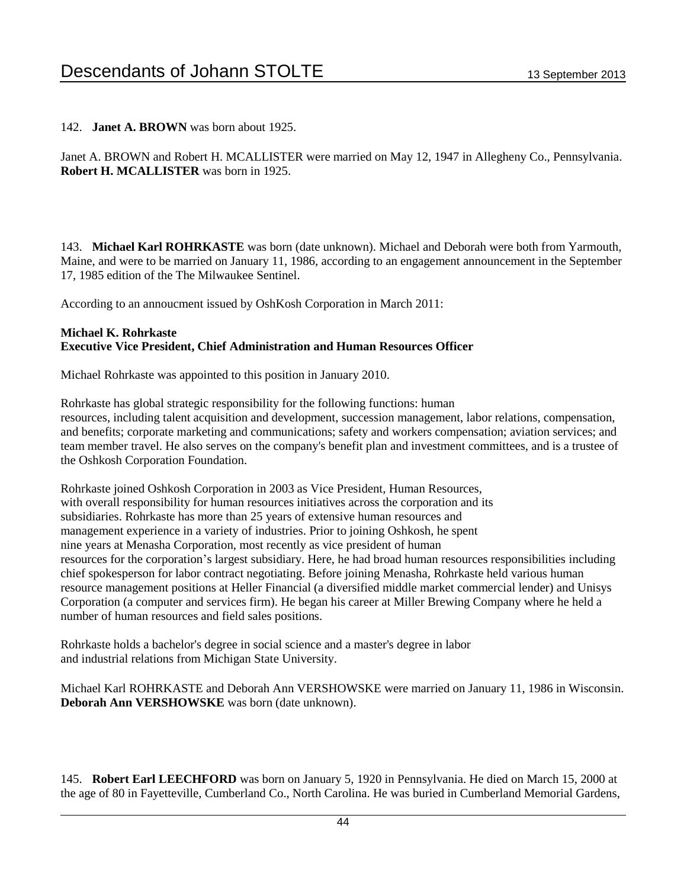142. **Janet A. BROWN** was born about 1925.

Janet A. BROWN and Robert H. MCALLISTER were married on May 12, 1947 in Allegheny Co., Pennsylvania. **Robert H. MCALLISTER** was born in 1925.

143. **Michael Karl ROHRKASTE** was born (date unknown). Michael and Deborah were both from Yarmouth, Maine, and were to be married on January 11, 1986, according to an engagement announcement in the September 17, 1985 edition of the The Milwaukee Sentinel.

According to an annoucment issued by OshKosh Corporation in March 2011:

**Michael K. Rohrkaste**
**Executive Vice President, Chief Administration and Human Resources Officer**

Michael Rohrkaste was appointed to this position in January 2010.

Rohrkaste has global strategic responsibility for the following functions: human resources, including talent acquisition and development, succession management, labor relations, compensation, and benefits; corporate marketing and communications; safety and workers compensation; aviation services; and team member travel. He also serves on the company's benefit plan and investment committees, and is a trustee of the Oshkosh Corporation Foundation.

Rohrkaste joined Oshkosh Corporation in 2003 as Vice President, Human Resources, with overall responsibility for human resources initiatives across the corporation and its subsidiaries. Rohrkaste has more than 25 years of extensive human resources and management experience in a variety of industries. Prior to joining Oshkosh, he spent nine years at Menasha Corporation, most recently as vice president of human resources for the corporation's largest subsidiary. Here, he had broad human resources responsibilities including chief spokesperson for labor contract negotiating. Before joining Menasha, Rohrkaste held various human resource management positions at Heller Financial (a diversified middle market commercial lender) and Unisys Corporation (a computer and services firm). He began his career at Miller Brewing Company where he held a number of human resources and field sales positions.

Rohrkaste holds a bachelor's degree in social science and a master's degree in labor and industrial relations from Michigan State University.

Michael Karl ROHRKASTE and Deborah Ann VERSHOWSKE were married on January 11, 1986 in Wisconsin. **Deborah Ann VERSHOWSKE** was born (date unknown).

145. **Robert Earl LEECHFORD** was born on January 5, 1920 in Pennsylvania. He died on March 15, 2000 at the age of 80 in Fayetteville, Cumberland Co., North Carolina. He was buried in Cumberland Memorial Gardens,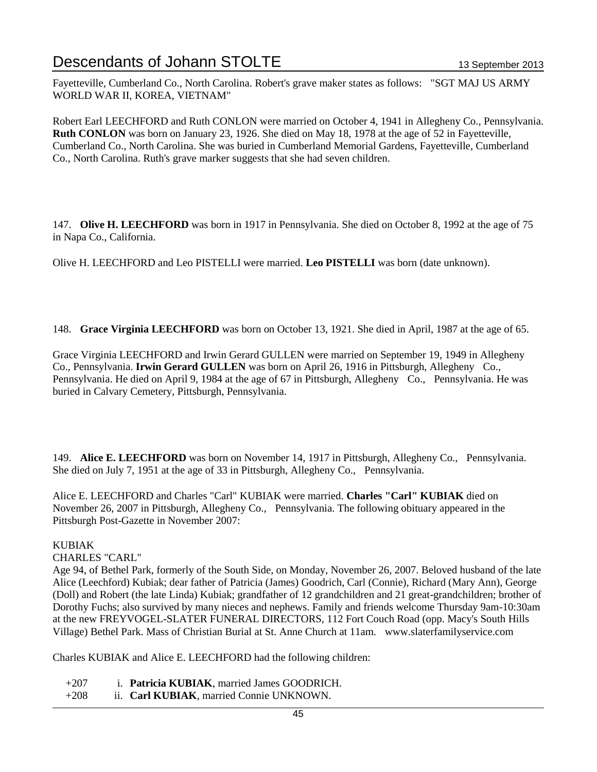Fayetteville, Cumberland Co., North Carolina. Robert's grave maker states as follows: "SGT MAJ US ARMY WORLD WAR II, KOREA, VIETNAM"

Robert Earl LEECHFORD and Ruth CONLON were married on October 4, 1941 in Allegheny Co., Pennsylvania. **Ruth CONLON** was born on January 23, 1926. She died on May 18, 1978 at the age of 52 in Fayetteville, Cumberland Co., North Carolina. She was buried in Cumberland Memorial Gardens, Fayetteville, Cumberland Co., North Carolina. Ruth's grave marker suggests that she had seven children.

147. **Olive H. LEECHFORD** was born in 1917 in Pennsylvania. She died on October 8, 1992 at the age of 75 in Napa Co., California.

Olive H. LEECHFORD and Leo PISTELLI were married. **Leo PISTELLI** was born (date unknown).

148. **Grace Virginia LEECHFORD** was born on October 13, 1921. She died in April, 1987 at the age of 65.

Grace Virginia LEECHFORD and Irwin Gerard GULLEN were married on September 19, 1949 in Allegheny Co., Pennsylvania. **Irwin Gerard GULLEN** was born on April 26, 1916 in Pittsburgh, Allegheny Co., Pennsylvania. He died on April 9, 1984 at the age of 67 in Pittsburgh, Allegheny Co., Pennsylvania. He was buried in Calvary Cemetery, Pittsburgh, Pennsylvania.

149. **Alice E. LEECHFORD** was born on November 14, 1917 in Pittsburgh, Allegheny Co., Pennsylvania. She died on July 7, 1951 at the age of 33 in Pittsburgh, Allegheny Co., Pennsylvania.

Alice E. LEECHFORD and Charles "Carl" KUBIAK were married. **Charles "Carl" KUBIAK** died on November 26, 2007 in Pittsburgh, Allegheny Co., Pennsylvania. The following obituary appeared in the Pittsburgh Post-Gazette in November 2007:

KUBIAK
CHARLES "CARL"
Age 94, of Bethel Park, formerly of the South Side, on Monday, November 26, 2007. Beloved husband of the late Alice (Leechford) Kubiak; dear father of Patricia (James) Goodrich, Carl (Connie), Richard (Mary Ann), George (Doll) and Robert (the late Linda) Kubiak; grandfather of 12 grandchildren and 21 great-grandchildren; brother of Dorothy Fuchs; also survived by many nieces and nephews. Family and friends welcome Thursday 9am-10:30am at the new FREYVOGEL-SLATER FUNERAL DIRECTORS, 112 Fort Couch Road (opp. Macy's South Hills Village) Bethel Park. Mass of Christian Burial at St. Anne Church at 11am. www.slaterfamilyservice.com

Charles KUBIAK and Alice E. LEECHFORD had the following children:

+207 i. **Patricia KUBIAK**, married James GOODRICH.
+208 ii. **Carl KUBIAK**, married Connie UNKNOWN.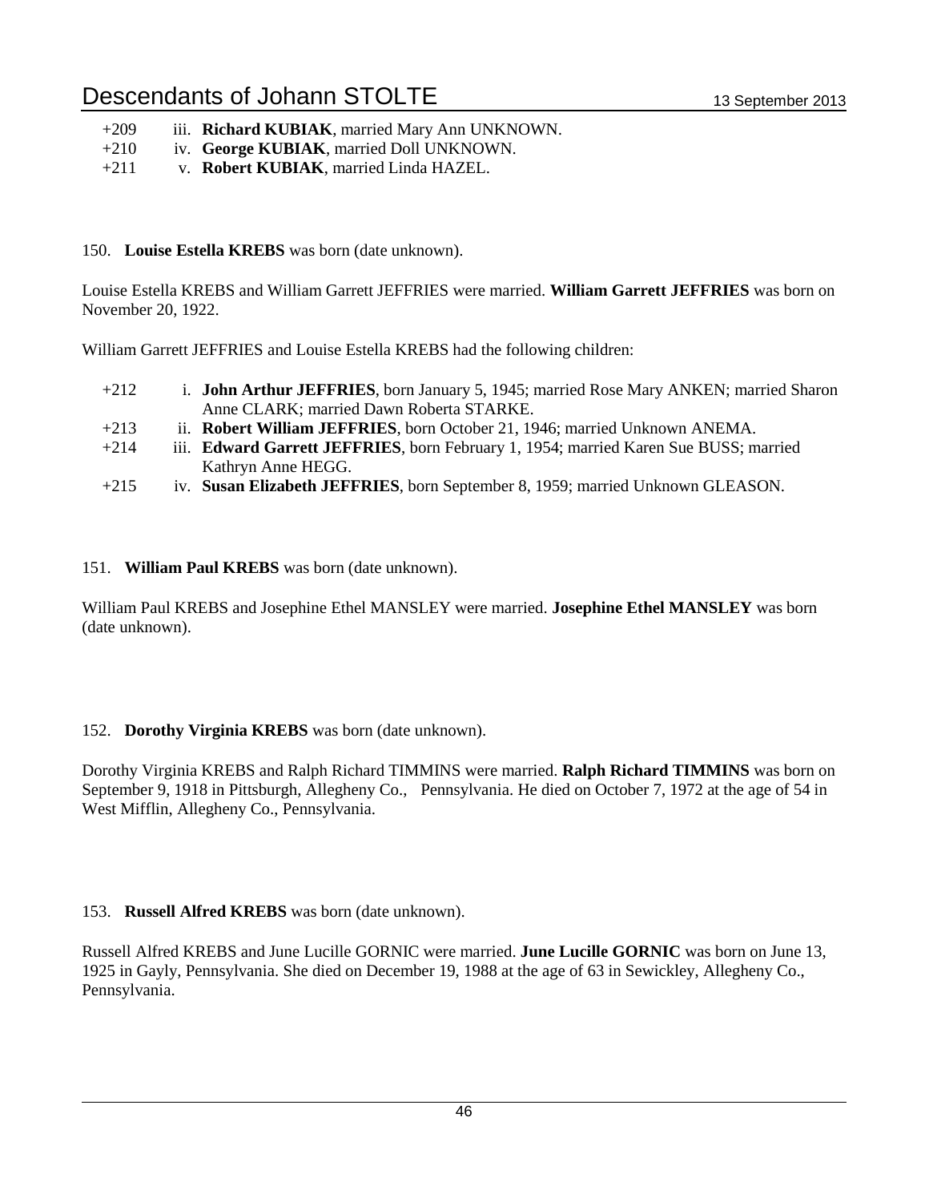+209 iii. **Richard KUBIAK**, married Mary Ann UNKNOWN.
+210 iv. **George KUBIAK**, married Doll UNKNOWN.
+211 v. **Robert KUBIAK**, married Linda HAZEL.

150. **Louise Estella KREBS** was born (date unknown).

Louise Estella KREBS and William Garrett JEFFRIES were married. **William Garrett JEFFRIES** was born on November 20, 1922.

William Garrett JEFFRIES and Louise Estella KREBS had the following children:

+212 i. **John Arthur JEFFRIES**, born January 5, 1945; married Rose Mary ANKEN; married Sharon Anne CLARK; married Dawn Roberta STARKE.
+213 ii. **Robert William JEFFRIES**, born October 21, 1946; married Unknown ANEMA.
+214 iii. **Edward Garrett JEFFRIES**, born February 1, 1954; married Karen Sue BUSS; married Kathryn Anne HEGG.
+215 iv. **Susan Elizabeth JEFFRIES**, born September 8, 1959; married Unknown GLEASON.

151. **William Paul KREBS** was born (date unknown).

William Paul KREBS and Josephine Ethel MANSLEY were married. **Josephine Ethel MANSLEY** was born (date unknown).

152. **Dorothy Virginia KREBS** was born (date unknown).

Dorothy Virginia KREBS and Ralph Richard TIMMINS were married. **Ralph Richard TIMMINS** was born on September 9, 1918 in Pittsburgh, Allegheny Co., Pennsylvania. He died on October 7, 1972 at the age of 54 in West Mifflin, Allegheny Co., Pennsylvania.

153. **Russell Alfred KREBS** was born (date unknown).

Russell Alfred KREBS and June Lucille GORNIC were married. **June Lucille GORNIC** was born on June 13, 1925 in Gayly, Pennsylvania. She died on December 19, 1988 at the age of 63 in Sewickley, Allegheny Co., Pennsylvania.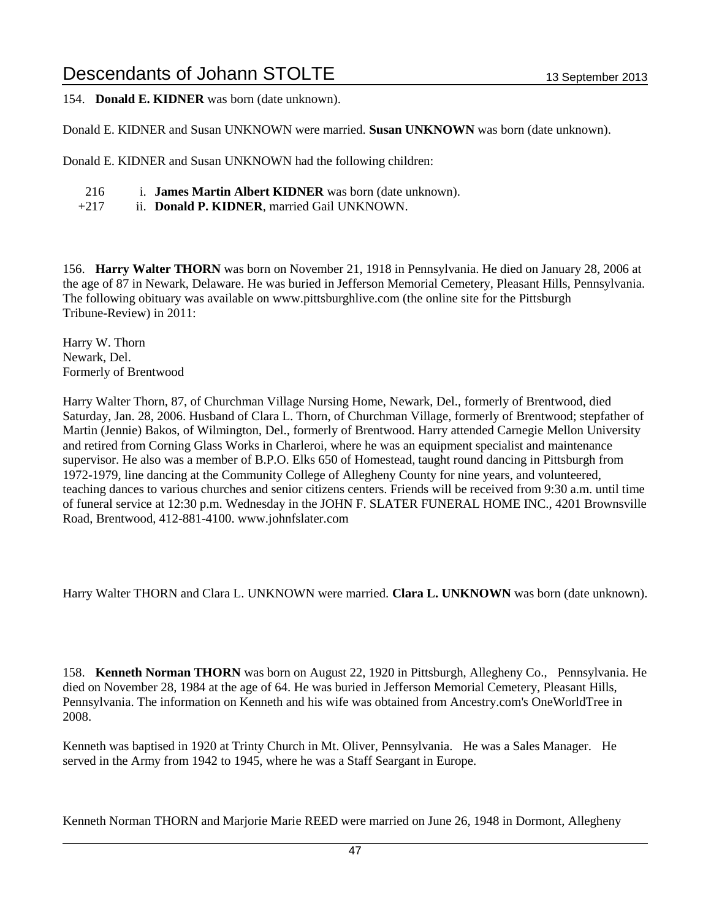154. **Donald E. KIDNER** was born (date unknown).

Donald E. KIDNER and Susan UNKNOWN were married. **Susan UNKNOWN** was born (date unknown).

Donald E. KIDNER and Susan UNKNOWN had the following children:

- 216 i. **James Martin Albert KIDNER** was born (date unknown).
- +217 ii. **Donald P. KIDNER**, married Gail UNKNOWN.

156. **Harry Walter THORN** was born on November 21, 1918 in Pennsylvania. He died on January 28, 2006 at the age of 87 in Newark, Delaware. He was buried in Jefferson Memorial Cemetery, Pleasant Hills, Pennsylvania. The following obituary was available on www.pittsburghlive.com (the online site for the Pittsburgh Tribune-Review) in 2011:

Harry W. Thorn
Newark, Del.
Formerly of Brentwood

Harry Walter Thorn, 87, of Churchman Village Nursing Home, Newark, Del., formerly of Brentwood, died Saturday, Jan. 28, 2006. Husband of Clara L. Thorn, of Churchman Village, formerly of Brentwood; stepfather of Martin (Jennie) Bakos, of Wilmington, Del., formerly of Brentwood. Harry attended Carnegie Mellon University and retired from Corning Glass Works in Charleroi, where he was an equipment specialist and maintenance supervisor. He also was a member of B.P.O. Elks 650 of Homestead, taught round dancing in Pittsburgh from 1972-1979, line dancing at the Community College of Allegheny County for nine years, and volunteered, teaching dances to various churches and senior citizens centers. Friends will be received from 9:30 a.m. until time of funeral service at 12:30 p.m. Wednesday in the JOHN F. SLATER FUNERAL HOME INC., 4201 Brownsville Road, Brentwood, 412-881-4100. www.johnfslater.com

Harry Walter THORN and Clara L. UNKNOWN were married. **Clara L. UNKNOWN** was born (date unknown).

158. **Kenneth Norman THORN** was born on August 22, 1920 in Pittsburgh, Allegheny Co., Pennsylvania. He died on November 28, 1984 at the age of 64. He was buried in Jefferson Memorial Cemetery, Pleasant Hills, Pennsylvania. The information on Kenneth and his wife was obtained from Ancestry.com's OneWorldTree in 2008.

Kenneth was baptised in 1920 at Trinty Church in Mt. Oliver, Pennsylvania. He was a Sales Manager. He served in the Army from 1942 to 1945, where he was a Staff Seargant in Europe.

Kenneth Norman THORN and Marjorie Marie REED were married on June 26, 1948 in Dormont, Allegheny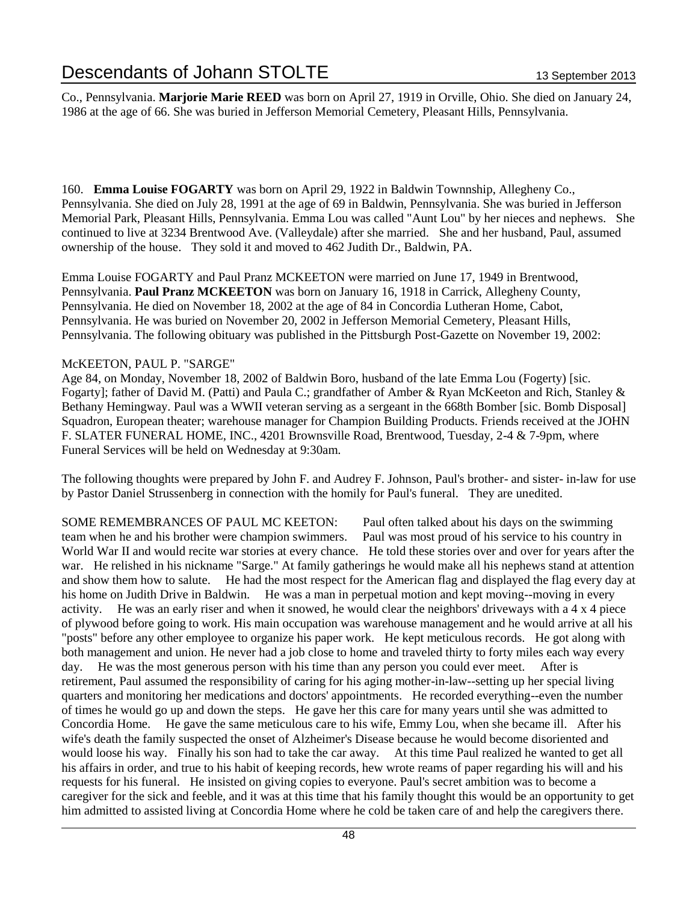Co., Pennsylvania. **Marjorie Marie REED** was born on April 27, 1919 in Orville, Ohio. She died on January 24, 1986 at the age of 66. She was buried in Jefferson Memorial Cemetery, Pleasant Hills, Pennsylvania.

160. **Emma Louise FOGARTY** was born on April 29, 1922 in Baldwin Townnship, Allegheny Co., Pennsylvania. She died on July 28, 1991 at the age of 69 in Baldwin, Pennsylvania. She was buried in Jefferson Memorial Park, Pleasant Hills, Pennsylvania. Emma Lou was called "Aunt Lou" by her nieces and nephews. She continued to live at 3234 Brentwood Ave. (Valleydale) after she married. She and her husband, Paul, assumed ownership of the house. They sold it and moved to 462 Judith Dr., Baldwin, PA.

Emma Louise FOGARTY and Paul Pranz MCKEETON were married on June 17, 1949 in Brentwood, Pennsylvania. **Paul Pranz MCKEETON** was born on January 16, 1918 in Carrick, Allegheny County, Pennsylvania. He died on November 18, 2002 at the age of 84 in Concordia Lutheran Home, Cabot, Pennsylvania. He was buried on November 20, 2002 in Jefferson Memorial Cemetery, Pleasant Hills, Pennsylvania. The following obituary was published in the Pittsburgh Post-Gazette on November 19, 2002:

McKEETON, PAUL P. "SARGE"
Age 84, on Monday, November 18, 2002 of Baldwin Boro, husband of the late Emma Lou (Fogerty) [sic. Fogarty]; father of David M. (Patti) and Paula C.; grandfather of Amber & Ryan McKeeton and Rich, Stanley & Bethany Hemingway. Paul was a WWII veteran serving as a sergeant in the 668th Bomber [sic. Bomb Disposal] Squadron, European theater; warehouse manager for Champion Building Products. Friends received at the JOHN F. SLATER FUNERAL HOME, INC., 4201 Brownsville Road, Brentwood, Tuesday, 2-4 & 7-9pm, where Funeral Services will be held on Wednesday at 9:30am.

The following thoughts were prepared by John F. and Audrey F. Johnson, Paul's brother- and sister- in-law for use by Pastor Daniel Strussenberg in connection with the homily for Paul's funeral. They are unedited.

SOME REMEMBRANCES OF PAUL MC KEETON: Paul often talked about his days on the swimming team when he and his brother were champion swimmers. Paul was most proud of his service to his country in World War II and would recite war stories at every chance. He told these stories over and over for years after the war. He relished in his nickname "Sarge." At family gatherings he would make all his nephews stand at attention and show them how to salute. He had the most respect for the American flag and displayed the flag every day at his home on Judith Drive in Baldwin. He was a man in perpetual motion and kept moving--moving in every activity. He was an early riser and when it snowed, he would clear the neighbors' driveways with a 4 x 4 piece of plywood before going to work. His main occupation was warehouse management and he would arrive at all his "posts" before any other employee to organize his paper work. He kept meticulous records. He got along with both management and union. He never had a job close to home and traveled thirty to forty miles each way every day. He was the most generous person with his time than any person you could ever meet. After is retirement, Paul assumed the responsibility of caring for his aging mother-in-law--setting up her special living quarters and monitoring her medications and doctors' appointments. He recorded everything--even the number of times he would go up and down the steps. He gave her this care for many years until she was admitted to Concordia Home. He gave the same meticulous care to his wife, Emmy Lou, when she became ill. After his wife's death the family suspected the onset of Alzheimer's Disease because he would become disoriented and would loose his way. Finally his son had to take the car away. At this time Paul realized he wanted to get all his affairs in order, and true to his habit of keeping records, hew wrote reams of paper regarding his will and his requests for his funeral. He insisted on giving copies to everyone. Paul's secret ambition was to become a caregiver for the sick and feeble, and it was at this time that his family thought this would be an opportunity to get him admitted to assisted living at Concordia Home where he cold be taken care of and help the caregivers there.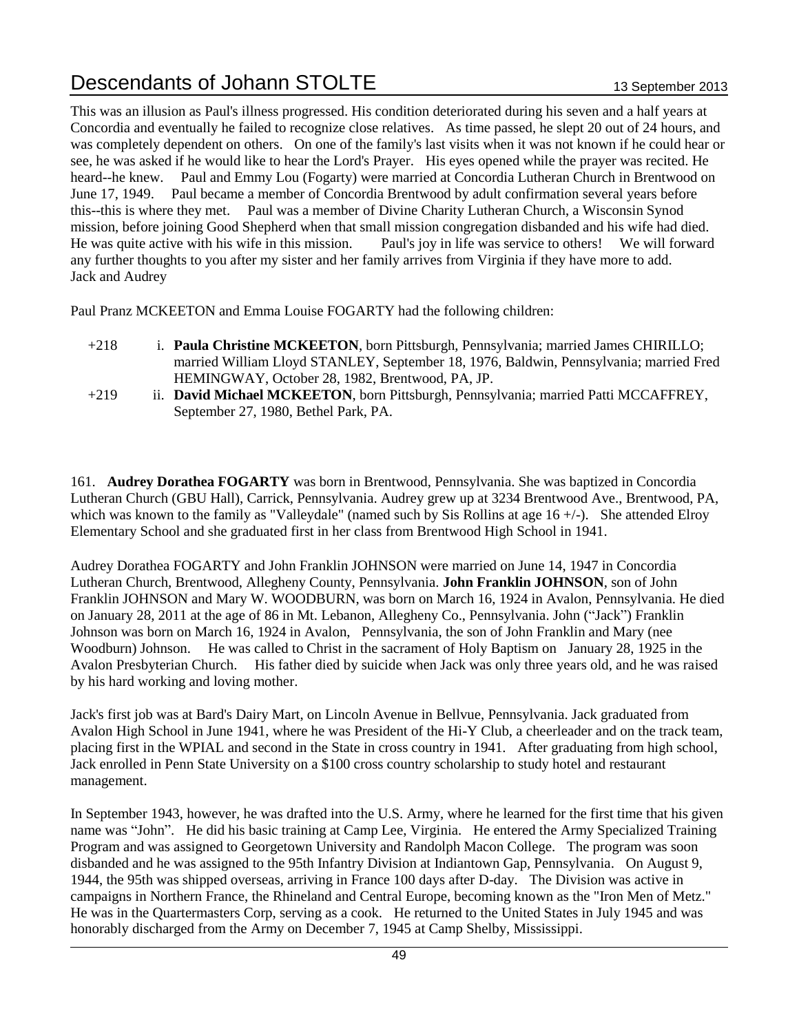This was an illusion as Paul's illness progressed. His condition deteriorated during his seven and a half years at Concordia and eventually he failed to recognize close relatives. As time passed, he slept 20 out of 24 hours, and was completely dependent on others. On one of the family's last visits when it was not known if he could hear or see, he was asked if he would like to hear the Lord's Prayer. His eyes opened while the prayer was recited. He heard--he knew. Paul and Emmy Lou (Fogarty) were married at Concordia Lutheran Church in Brentwood on June 17, 1949. Paul became a member of Concordia Brentwood by adult confirmation several years before this--this is where they met. Paul was a member of Divine Charity Lutheran Church, a Wisconsin Synod mission, before joining Good Shepherd when that small mission congregation disbanded and his wife had died. He was quite active with his wife in this mission. Paul's joy in life was service to others! We will forward any further thoughts to you after my sister and her family arrives from Virginia if they have more to add.
Jack and Audrey

Paul Pranz MCKEETON and Emma Louise FOGARTY had the following children:

- +218 i. **Paula Christine MCKEETON**, born Pittsburgh, Pennsylvania; married James CHIRILLO; married William Lloyd STANLEY, September 18, 1976, Baldwin, Pennsylvania; married Fred HEMINGWAY, October 28, 1982, Brentwood, PA, JP.
- +219 ii. **David Michael MCKEETON**, born Pittsburgh, Pennsylvania; married Patti MCCAFFREY, September 27, 1980, Bethel Park, PA.

161. **Audrey Dorathea FOGARTY** was born in Brentwood, Pennsylvania. She was baptized in Concordia Lutheran Church (GBU Hall), Carrick, Pennsylvania. Audrey grew up at 3234 Brentwood Ave., Brentwood, PA, which was known to the family as "Valleydale" (named such by Sis Rollins at age 16 +/-). She attended Elroy Elementary School and she graduated first in her class from Brentwood High School in 1941.

Audrey Dorathea FOGARTY and John Franklin JOHNSON were married on June 14, 1947 in Concordia Lutheran Church, Brentwood, Allegheny County, Pennsylvania. **John Franklin JOHNSON**, son of John Franklin JOHNSON and Mary W. WOODBURN, was born on March 16, 1924 in Avalon, Pennsylvania. He died on January 28, 2011 at the age of 86 in Mt. Lebanon, Allegheny Co., Pennsylvania. John ("Jack") Franklin Johnson was born on March 16, 1924 in Avalon, Pennsylvania, the son of John Franklin and Mary (nee Woodburn) Johnson. He was called to Christ in the sacrament of Holy Baptism on January 28, 1925 in the Avalon Presbyterian Church. His father died by suicide when Jack was only three years old, and he was raised by his hard working and loving mother.

Jack's first job was at Bard's Dairy Mart, on Lincoln Avenue in Bellvue, Pennsylvania. Jack graduated from Avalon High School in June 1941, where he was President of the Hi-Y Club, a cheerleader and on the track team, placing first in the WPIAL and second in the State in cross country in 1941. After graduating from high school, Jack enrolled in Penn State University on a $100 cross country scholarship to study hotel and restaurant management.

In September 1943, however, he was drafted into the U.S. Army, where he learned for the first time that his given name was "John". He did his basic training at Camp Lee, Virginia. He entered the Army Specialized Training Program and was assigned to Georgetown University and Randolph Macon College. The program was soon disbanded and he was assigned to the 95th Infantry Division at Indiantown Gap, Pennsylvania. On August 9, 1944, the 95th was shipped overseas, arriving in France 100 days after D-day. The Division was active in campaigns in Northern France, the Rhineland and Central Europe, becoming known as the "Iron Men of Metz." He was in the Quartermasters Corp, serving as a cook. He returned to the United States in July 1945 and was honorably discharged from the Army on December 7, 1945 at Camp Shelby, Mississippi.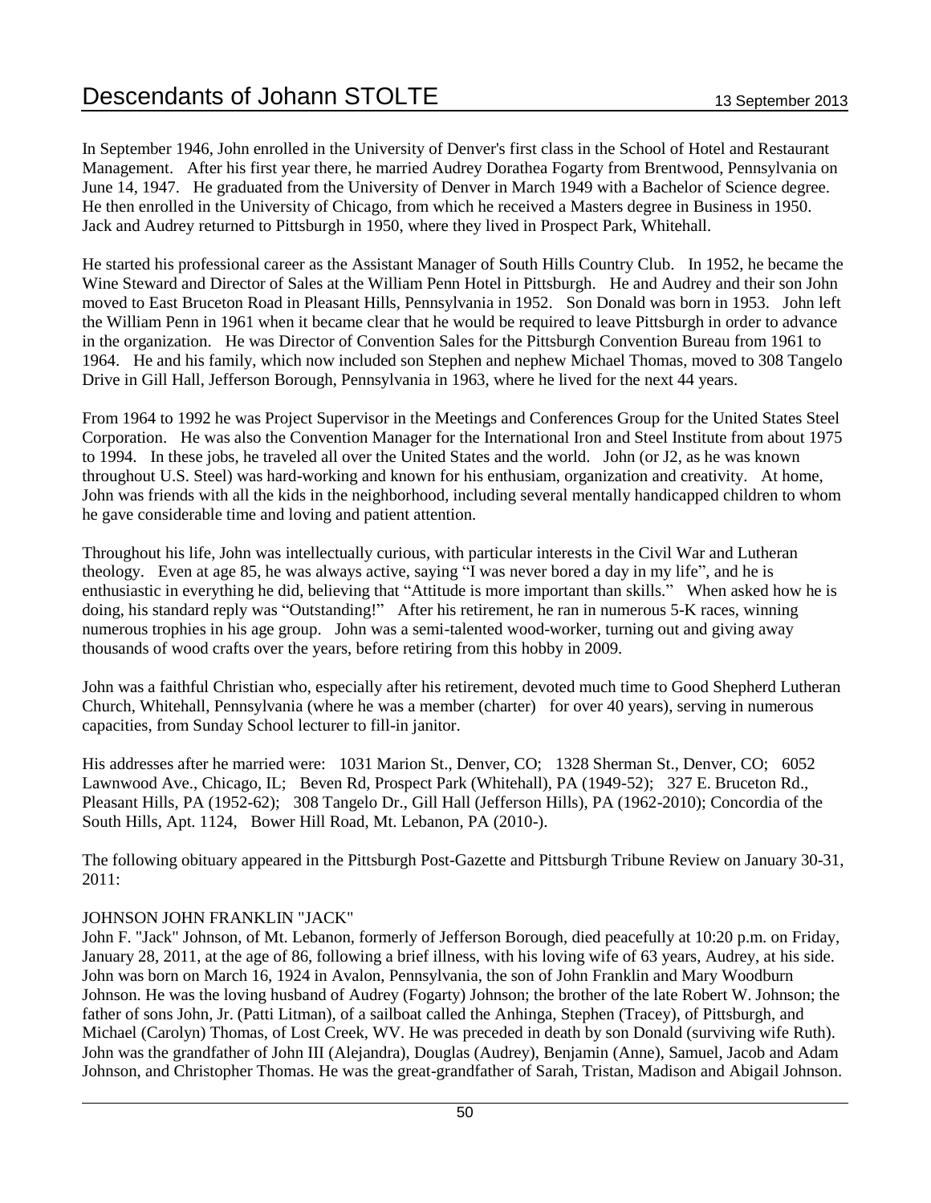In September 1946, John enrolled in the University of Denver's first class in the School of Hotel and Restaurant Management. After his first year there, he married Audrey Dorathea Fogarty from Brentwood, Pennsylvania on June 14, 1947. He graduated from the University of Denver in March 1949 with a Bachelor of Science degree. He then enrolled in the University of Chicago, from which he received a Masters degree in Business in 1950. Jack and Audrey returned to Pittsburgh in 1950, where they lived in Prospect Park, Whitehall.

He started his professional career as the Assistant Manager of South Hills Country Club. In 1952, he became the Wine Steward and Director of Sales at the William Penn Hotel in Pittsburgh. He and Audrey and their son John moved to East Bruceton Road in Pleasant Hills, Pennsylvania in 1952. Son Donald was born in 1953. John left the William Penn in 1961 when it became clear that he would be required to leave Pittsburgh in order to advance in the organization. He was Director of Convention Sales for the Pittsburgh Convention Bureau from 1961 to 1964. He and his family, which now included son Stephen and nephew Michael Thomas, moved to 308 Tangelo Drive in Gill Hall, Jefferson Borough, Pennsylvania in 1963, where he lived for the next 44 years.

From 1964 to 1992 he was Project Supervisor in the Meetings and Conferences Group for the United States Steel Corporation. He was also the Convention Manager for the International Iron and Steel Institute from about 1975 to 1994. In these jobs, he traveled all over the United States and the world. John (or J2, as he was known throughout U.S. Steel) was hard-working and known for his enthusiam, organization and creativity. At home, John was friends with all the kids in the neighborhood, including several mentally handicapped children to whom he gave considerable time and loving and patient attention.

Throughout his life, John was intellectually curious, with particular interests in the Civil War and Lutheran theology. Even at age 85, he was always active, saying "I was never bored a day in my life", and he is enthusiastic in everything he did, believing that "Attitude is more important than skills." When asked how he is doing, his standard reply was "Outstanding!" After his retirement, he ran in numerous 5-K races, winning numerous trophies in his age group. John was a semi-talented wood-worker, turning out and giving away thousands of wood crafts over the years, before retiring from this hobby in 2009.

John was a faithful Christian who, especially after his retirement, devoted much time to Good Shepherd Lutheran Church, Whitehall, Pennsylvania (where he was a member (charter) for over 40 years), serving in numerous capacities, from Sunday School lecturer to fill-in janitor.

His addresses after he married were: 1031 Marion St., Denver, CO; 1328 Sherman St., Denver, CO; 6052 Lawnwood Ave., Chicago, IL; Beven Rd, Prospect Park (Whitehall), PA (1949-52); 327 E. Bruceton Rd., Pleasant Hills, PA (1952-62); 308 Tangelo Dr., Gill Hall (Jefferson Hills), PA (1962-2010); Concordia of the South Hills, Apt. 1124, Bower Hill Road, Mt. Lebanon, PA (2010-).

The following obituary appeared in the Pittsburgh Post-Gazette and Pittsburgh Tribune Review on January 30-31, 2011:

JOHNSON JOHN FRANKLIN "JACK"
John F. "Jack" Johnson, of Mt. Lebanon, formerly of Jefferson Borough, died peacefully at 10:20 p.m. on Friday, January 28, 2011, at the age of 86, following a brief illness, with his loving wife of 63 years, Audrey, at his side. John was born on March 16, 1924 in Avalon, Pennsylvania, the son of John Franklin and Mary Woodburn Johnson. He was the loving husband of Audrey (Fogarty) Johnson; the brother of the late Robert W. Johnson; the father of sons John, Jr. (Patti Litman), of a sailboat called the Anhinga, Stephen (Tracey), of Pittsburgh, and Michael (Carolyn) Thomas, of Lost Creek, WV. He was preceded in death by son Donald (surviving wife Ruth). John was the grandfather of John III (Alejandra), Douglas (Audrey), Benjamin (Anne), Samuel, Jacob and Adam Johnson, and Christopher Thomas. He was the great-grandfather of Sarah, Tristan, Madison and Abigail Johnson.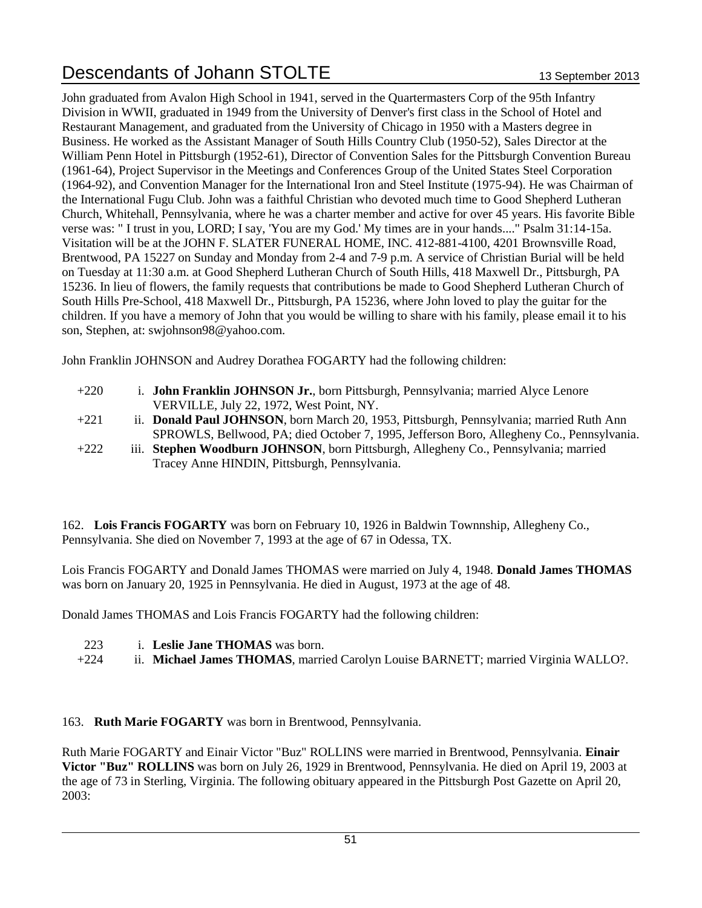John graduated from Avalon High School in 1941, served in the Quartermasters Corp of the 95th Infantry Division in WWII, graduated in 1949 from the University of Denver's first class in the School of Hotel and Restaurant Management, and graduated from the University of Chicago in 1950 with a Masters degree in Business. He worked as the Assistant Manager of South Hills Country Club (1950-52), Sales Director at the William Penn Hotel in Pittsburgh (1952-61), Director of Convention Sales for the Pittsburgh Convention Bureau (1961-64), Project Supervisor in the Meetings and Conferences Group of the United States Steel Corporation (1964-92), and Convention Manager for the International Iron and Steel Institute (1975-94). He was Chairman of the International Fugu Club. John was a faithful Christian who devoted much time to Good Shepherd Lutheran Church, Whitehall, Pennsylvania, where he was a charter member and active for over 45 years. His favorite Bible verse was: " I trust in you, LORD; I say, 'You are my God.' My times are in your hands...." Psalm 31:14-15a. Visitation will be at the JOHN F. SLATER FUNERAL HOME, INC. 412-881-4100, 4201 Brownsville Road, Brentwood, PA 15227 on Sunday and Monday from 2-4 and 7-9 p.m. A service of Christian Burial will be held on Tuesday at 11:30 a.m. at Good Shepherd Lutheran Church of South Hills, 418 Maxwell Dr., Pittsburgh, PA 15236. In lieu of flowers, the family requests that contributions be made to Good Shepherd Lutheran Church of South Hills Pre-School, 418 Maxwell Dr., Pittsburgh, PA 15236, where John loved to play the guitar for the children. If you have a memory of John that you would be willing to share with his family, please email it to his son, Stephen, at: swjohnson98@yahoo.com.

John Franklin JOHNSON and Audrey Dorathea FOGARTY had the following children:

- +220 i. **John Franklin JOHNSON Jr.**, born Pittsburgh, Pennsylvania; married Alyce Lenore VERVILLE, July 22, 1972, West Point, NY.
- +221 ii. **Donald Paul JOHNSON**, born March 20, 1953, Pittsburgh, Pennsylvania; married Ruth Ann SPROWLS, Bellwood, PA; died October 7, 1995, Jefferson Boro, Allegheny Co., Pennsylvania.
- +222 iii. **Stephen Woodburn JOHNSON**, born Pittsburgh, Allegheny Co., Pennsylvania; married Tracey Anne HINDIN, Pittsburgh, Pennsylvania.

162. **Lois Francis FOGARTY** was born on February 10, 1926 in Baldwin Townnship, Allegheny Co., Pennsylvania. She died on November 7, 1993 at the age of 67 in Odessa, TX.

Lois Francis FOGARTY and Donald James THOMAS were married on July 4, 1948. **Donald James THOMAS** was born on January 20, 1925 in Pennsylvania. He died in August, 1973 at the age of 48.

Donald James THOMAS and Lois Francis FOGARTY had the following children:

- 223 i. **Leslie Jane THOMAS** was born.
- +224 ii. **Michael James THOMAS**, married Carolyn Louise BARNETT; married Virginia WALLO?.

163. **Ruth Marie FOGARTY** was born in Brentwood, Pennsylvania.

Ruth Marie FOGARTY and Einair Victor "Buz" ROLLINS were married in Brentwood, Pennsylvania. **Einair Victor "Buz" ROLLINS** was born on July 26, 1929 in Brentwood, Pennsylvania. He died on April 19, 2003 at the age of 73 in Sterling, Virginia. The following obituary appeared in the Pittsburgh Post Gazette on April 20, 2003: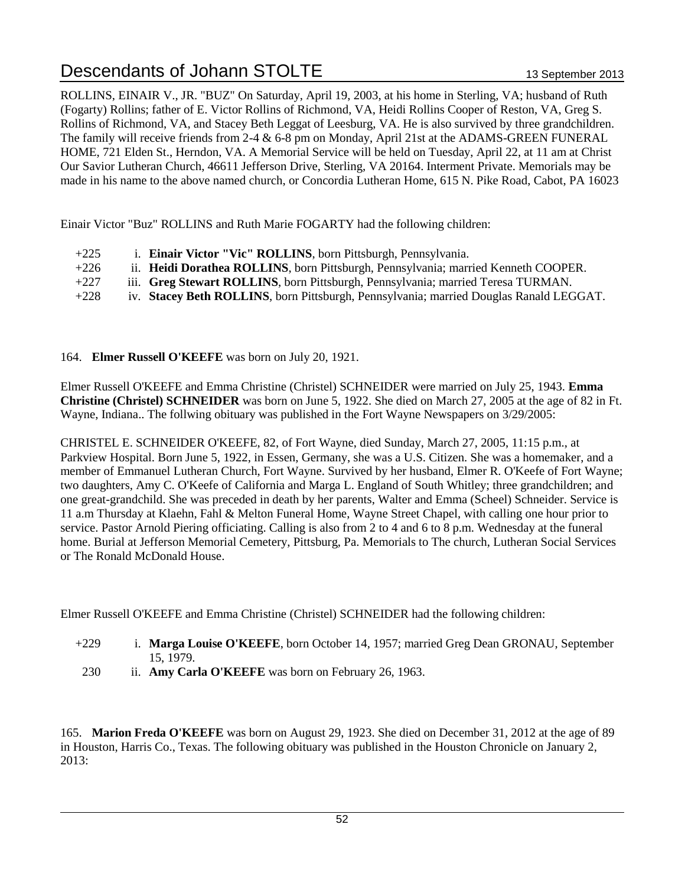ROLLINS, EINAIR V., JR. "BUZ" On Saturday, April 19, 2003, at his home in Sterling, VA; husband of Ruth (Fogarty) Rollins; father of E. Victor Rollins of Richmond, VA, Heidi Rollins Cooper of Reston, VA, Greg S. Rollins of Richmond, VA, and Stacey Beth Leggat of Leesburg, VA. He is also survived by three grandchildren. The family will receive friends from 2-4 & 6-8 pm on Monday, April 21st at the ADAMS-GREEN FUNERAL HOME, 721 Elden St., Herndon, VA. A Memorial Service will be held on Tuesday, April 22, at 11 am at Christ Our Savior Lutheran Church, 46611 Jefferson Drive, Sterling, VA 20164. Interment Private. Memorials may be made in his name to the above named church, or Concordia Lutheran Home, 615 N. Pike Road, Cabot, PA 16023

Einair Victor "Buz" ROLLINS and Ruth Marie FOGARTY had the following children:

- +225 i. **Einair Victor "Vic" ROLLINS**, born Pittsburgh, Pennsylvania.
- +226 ii. **Heidi Dorathea ROLLINS**, born Pittsburgh, Pennsylvania; married Kenneth COOPER.
- +227 iii. **Greg Stewart ROLLINS**, born Pittsburgh, Pennsylvania; married Teresa TURMAN.
- +228 iv. **Stacey Beth ROLLINS**, born Pittsburgh, Pennsylvania; married Douglas Ranald LEGGAT.

164. **Elmer Russell O'KEEFE** was born on July 20, 1921.

Elmer Russell O'KEEFE and Emma Christine (Christel) SCHNEIDER were married on July 25, 1943. **Emma Christine (Christel) SCHNEIDER** was born on June 5, 1922. She died on March 27, 2005 at the age of 82 in Ft. Wayne, Indiana.. The follwing obituary was published in the Fort Wayne Newspapers on 3/29/2005:

CHRISTEL E. SCHNEIDER O'KEEFE, 82, of Fort Wayne, died Sunday, March 27, 2005, 11:15 p.m., at Parkview Hospital. Born June 5, 1922, in Essen, Germany, she was a U.S. Citizen. She was a homemaker, and a member of Emmanuel Lutheran Church, Fort Wayne. Survived by her husband, Elmer R. O'Keefe of Fort Wayne; two daughters, Amy C. O'Keefe of California and Marga L. England of South Whitley; three grandchildren; and one great-grandchild. She was preceded in death by her parents, Walter and Emma (Scheel) Schneider. Service is 11 a.m Thursday at Klaehn, Fahl & Melton Funeral Home, Wayne Street Chapel, with calling one hour prior to service. Pastor Arnold Piering officiating. Calling is also from 2 to 4 and 6 to 8 p.m. Wednesday at the funeral home. Burial at Jefferson Memorial Cemetery, Pittsburg, Pa. Memorials to The church, Lutheran Social Services or The Ronald McDonald House.

Elmer Russell O'KEEFE and Emma Christine (Christel) SCHNEIDER had the following children:

- +229 i. **Marga Louise O'KEEFE**, born October 14, 1957; married Greg Dean GRONAU, September 15, 1979.
- 230 ii. **Amy Carla O'KEEFE** was born on February 26, 1963.

165. **Marion Freda O'KEEFE** was born on August 29, 1923. She died on December 31, 2012 at the age of 89 in Houston, Harris Co., Texas. The following obituary was published in the Houston Chronicle on January 2, 2013: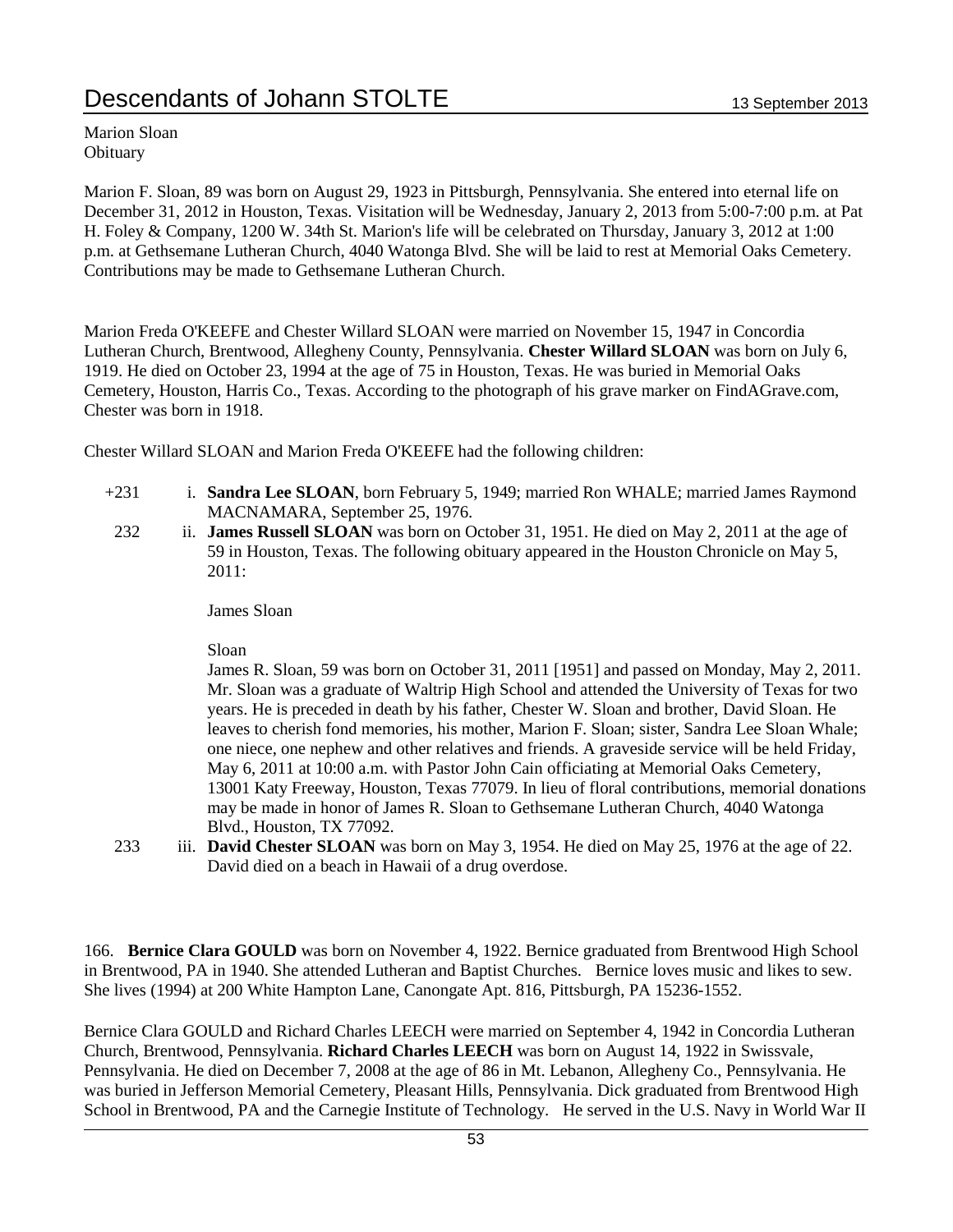Marion Sloan
Obituary

Marion F. Sloan, 89 was born on August 29, 1923 in Pittsburgh, Pennsylvania. She entered into eternal life on December 31, 2012 in Houston, Texas. Visitation will be Wednesday, January 2, 2013 from 5:00-7:00 p.m. at Pat H. Foley & Company, 1200 W. 34th St. Marion's life will be celebrated on Thursday, January 3, 2012 at 1:00 p.m. at Gethsemane Lutheran Church, 4040 Watonga Blvd. She will be laid to rest at Memorial Oaks Cemetery. Contributions may be made to Gethsemane Lutheran Church.

Marion Freda O'KEEFE and Chester Willard SLOAN were married on November 15, 1947 in Concordia Lutheran Church, Brentwood, Allegheny County, Pennsylvania. **Chester Willard SLOAN** was born on July 6, 1919. He died on October 23, 1994 at the age of 75 in Houston, Texas. He was buried in Memorial Oaks Cemetery, Houston, Harris Co., Texas. According to the photograph of his grave marker on FindAGrave.com, Chester was born in 1918.

Chester Willard SLOAN and Marion Freda O'KEEFE had the following children:

+231 i. **Sandra Lee SLOAN**, born February 5, 1949; married Ron WHALE; married James Raymond MACNAMARA, September 25, 1976.

232 ii. **James Russell SLOAN** was born on October 31, 1951. He died on May 2, 2011 at the age of 59 in Houston, Texas. The following obituary appeared in the Houston Chronicle on May 5, 2011:

James Sloan

Sloan
James R. Sloan, 59 was born on October 31, 2011 [1951] and passed on Monday, May 2, 2011. Mr. Sloan was a graduate of Waltrip High School and attended the University of Texas for two years. He is preceded in death by his father, Chester W. Sloan and brother, David Sloan. He leaves to cherish fond memories, his mother, Marion F. Sloan; sister, Sandra Lee Sloan Whale; one niece, one nephew and other relatives and friends. A graveside service will be held Friday, May 6, 2011 at 10:00 a.m. with Pastor John Cain officiating at Memorial Oaks Cemetery, 13001 Katy Freeway, Houston, Texas 77079. In lieu of floral contributions, memorial donations may be made in honor of James R. Sloan to Gethsemane Lutheran Church, 4040 Watonga Blvd., Houston, TX 77092.

233 iii. **David Chester SLOAN** was born on May 3, 1954. He died on May 25, 1976 at the age of 22. David died on a beach in Hawaii of a drug overdose.

166. **Bernice Clara GOULD** was born on November 4, 1922. Bernice graduated from Brentwood High School in Brentwood, PA in 1940. She attended Lutheran and Baptist Churches. Bernice loves music and likes to sew. She lives (1994) at 200 White Hampton Lane, Canongate Apt. 816, Pittsburgh, PA 15236-1552.

Bernice Clara GOULD and Richard Charles LEECH were married on September 4, 1942 in Concordia Lutheran Church, Brentwood, Pennsylvania. **Richard Charles LEECH** was born on August 14, 1922 in Swissvale, Pennsylvania. He died on December 7, 2008 at the age of 86 in Mt. Lebanon, Allegheny Co., Pennsylvania. He was buried in Jefferson Memorial Cemetery, Pleasant Hills, Pennsylvania. Dick graduated from Brentwood High School in Brentwood, PA and the Carnegie Institute of Technology. He served in the U.S. Navy in World War II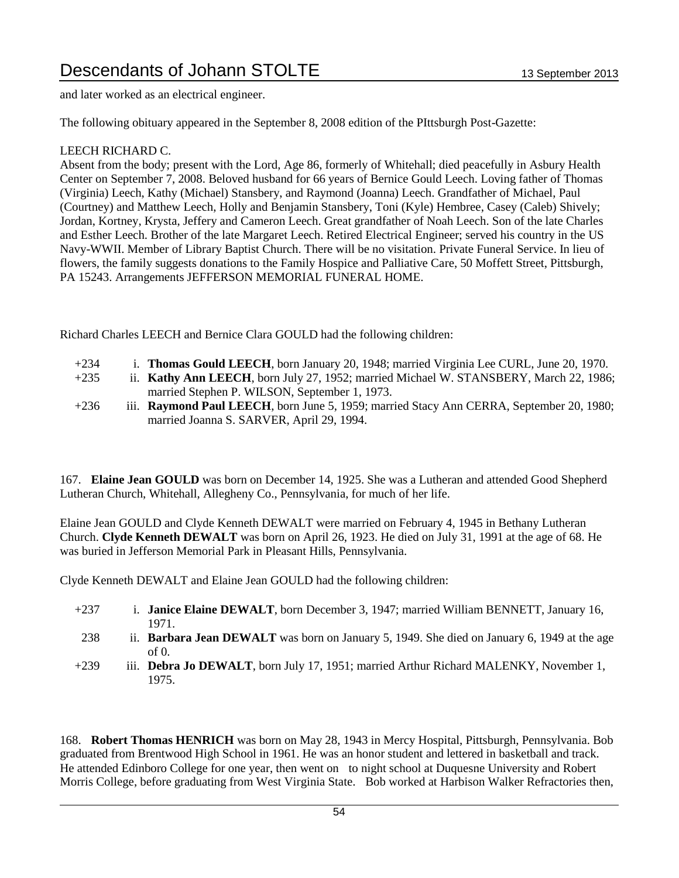and later worked as an electrical engineer.

The following obituary appeared in the September 8, 2008 edition of the PIttsburgh Post-Gazette:

LEECH RICHARD C.
Absent from the body; present with the Lord, Age 86, formerly of Whitehall; died peacefully in Asbury Health Center on September 7, 2008. Beloved husband for 66 years of Bernice Gould Leech. Loving father of Thomas (Virginia) Leech, Kathy (Michael) Stansbery, and Raymond (Joanna) Leech. Grandfather of Michael, Paul (Courtney) and Matthew Leech, Holly and Benjamin Stansbery, Toni (Kyle) Hembree, Casey (Caleb) Shively; Jordan, Kortney, Krysta, Jeffery and Cameron Leech. Great grandfather of Noah Leech. Son of the late Charles and Esther Leech. Brother of the late Margaret Leech. Retired Electrical Engineer; served his country in the US Navy-WWII. Member of Library Baptist Church. There will be no visitation. Private Funeral Service. In lieu of flowers, the family suggests donations to the Family Hospice and Palliative Care, 50 Moffett Street, Pittsburgh, PA 15243. Arrangements JEFFERSON MEMORIAL FUNERAL HOME.

Richard Charles LEECH and Bernice Clara GOULD had the following children:

+234 i. **Thomas Gould LEECH**, born January 20, 1948; married Virginia Lee CURL, June 20, 1970.
+235 ii. **Kathy Ann LEECH**, born July 27, 1952; married Michael W. STANSBERY, March 22, 1986; married Stephen P. WILSON, September 1, 1973.
+236 iii. **Raymond Paul LEECH**, born June 5, 1959; married Stacy Ann CERRA, September 20, 1980; married Joanna S. SARVER, April 29, 1994.

167. **Elaine Jean GOULD** was born on December 14, 1925. She was a Lutheran and attended Good Shepherd Lutheran Church, Whitehall, Allegheny Co., Pennsylvania, for much of her life.

Elaine Jean GOULD and Clyde Kenneth DEWALT were married on February 4, 1945 in Bethany Lutheran Church. **Clyde Kenneth DEWALT** was born on April 26, 1923. He died on July 31, 1991 at the age of 68. He was buried in Jefferson Memorial Park in Pleasant Hills, Pennsylvania.

Clyde Kenneth DEWALT and Elaine Jean GOULD had the following children:

+237 i. **Janice Elaine DEWALT**, born December 3, 1947; married William BENNETT, January 16, 1971.
238 ii. **Barbara Jean DEWALT** was born on January 5, 1949. She died on January 6, 1949 at the age of 0.
+239 iii. **Debra Jo DEWALT**, born July 17, 1951; married Arthur Richard MALENKY, November 1, 1975.

168. **Robert Thomas HENRICH** was born on May 28, 1943 in Mercy Hospital, Pittsburgh, Pennsylvania. Bob graduated from Brentwood High School in 1961. He was an honor student and lettered in basketball and track. He attended Edinboro College for one year, then went on to night school at Duquesne University and Robert Morris College, before graduating from West Virginia State. Bob worked at Harbison Walker Refractories then,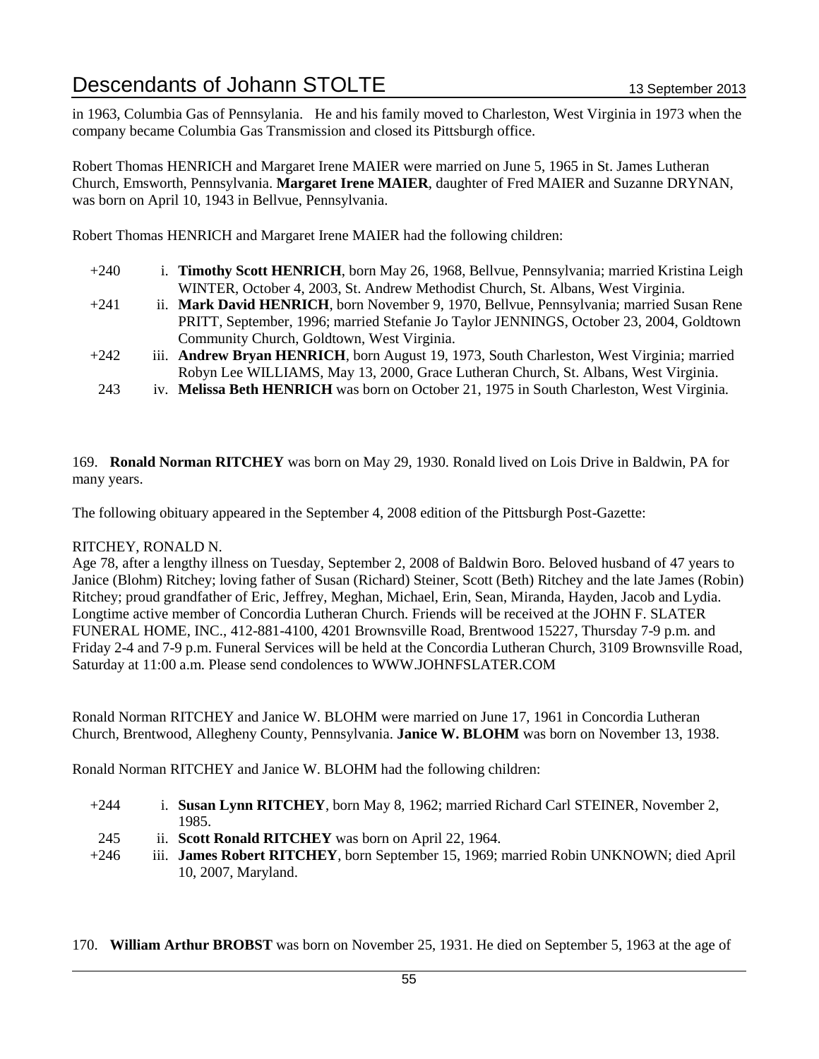in 1963, Columbia Gas of Pennsylania. He and his family moved to Charleston, West Virginia in 1973 when the company became Columbia Gas Transmission and closed its Pittsburgh office.

Robert Thomas HENRICH and Margaret Irene MAIER were married on June 5, 1965 in St. James Lutheran Church, Emsworth, Pennsylvania. **Margaret Irene MAIER**, daughter of Fred MAIER and Suzanne DRYNAN, was born on April 10, 1943 in Bellvue, Pennsylvania.

Robert Thomas HENRICH and Margaret Irene MAIER had the following children:

+240 i. **Timothy Scott HENRICH**, born May 26, 1968, Bellvue, Pennsylvania; married Kristina Leigh WINTER, October 4, 2003, St. Andrew Methodist Church, St. Albans, West Virginia.

+241 ii. **Mark David HENRICH**, born November 9, 1970, Bellvue, Pennsylvania; married Susan Rene PRITT, September, 1996; married Stefanie Jo Taylor JENNINGS, October 23, 2004, Goldtown Community Church, Goldtown, West Virginia.

+242 iii. **Andrew Bryan HENRICH**, born August 19, 1973, South Charleston, West Virginia; married Robyn Lee WILLIAMS, May 13, 2000, Grace Lutheran Church, St. Albans, West Virginia.

243 iv. **Melissa Beth HENRICH** was born on October 21, 1975 in South Charleston, West Virginia.

169. **Ronald Norman RITCHEY** was born on May 29, 1930. Ronald lived on Lois Drive in Baldwin, PA for many years.

The following obituary appeared in the September 4, 2008 edition of the Pittsburgh Post-Gazette:

RITCHEY, RONALD N.
Age 78, after a lengthy illness on Tuesday, September 2, 2008 of Baldwin Boro. Beloved husband of 47 years to Janice (Blohm) Ritchey; loving father of Susan (Richard) Steiner, Scott (Beth) Ritchey and the late James (Robin) Ritchey; proud grandfather of Eric, Jeffrey, Meghan, Michael, Erin, Sean, Miranda, Hayden, Jacob and Lydia. Longtime active member of Concordia Lutheran Church. Friends will be received at the JOHN F. SLATER FUNERAL HOME, INC., 412-881-4100, 4201 Brownsville Road, Brentwood 15227, Thursday 7-9 p.m. and Friday 2-4 and 7-9 p.m. Funeral Services will be held at the Concordia Lutheran Church, 3109 Brownsville Road, Saturday at 11:00 a.m. Please send condolences to WWW.JOHNFSLATER.COM

Ronald Norman RITCHEY and Janice W. BLOHM were married on June 17, 1961 in Concordia Lutheran Church, Brentwood, Allegheny County, Pennsylvania. **Janice W. BLOHM** was born on November 13, 1938.

Ronald Norman RITCHEY and Janice W. BLOHM had the following children:

+244 i. **Susan Lynn RITCHEY**, born May 8, 1962; married Richard Carl STEINER, November 2, 1985.

245 ii. **Scott Ronald RITCHEY** was born on April 22, 1964.

+246 iii. **James Robert RITCHEY**, born September 15, 1969; married Robin UNKNOWN; died April 10, 2007, Maryland.

170. **William Arthur BROBST** was born on November 25, 1931. He died on September 5, 1963 at the age of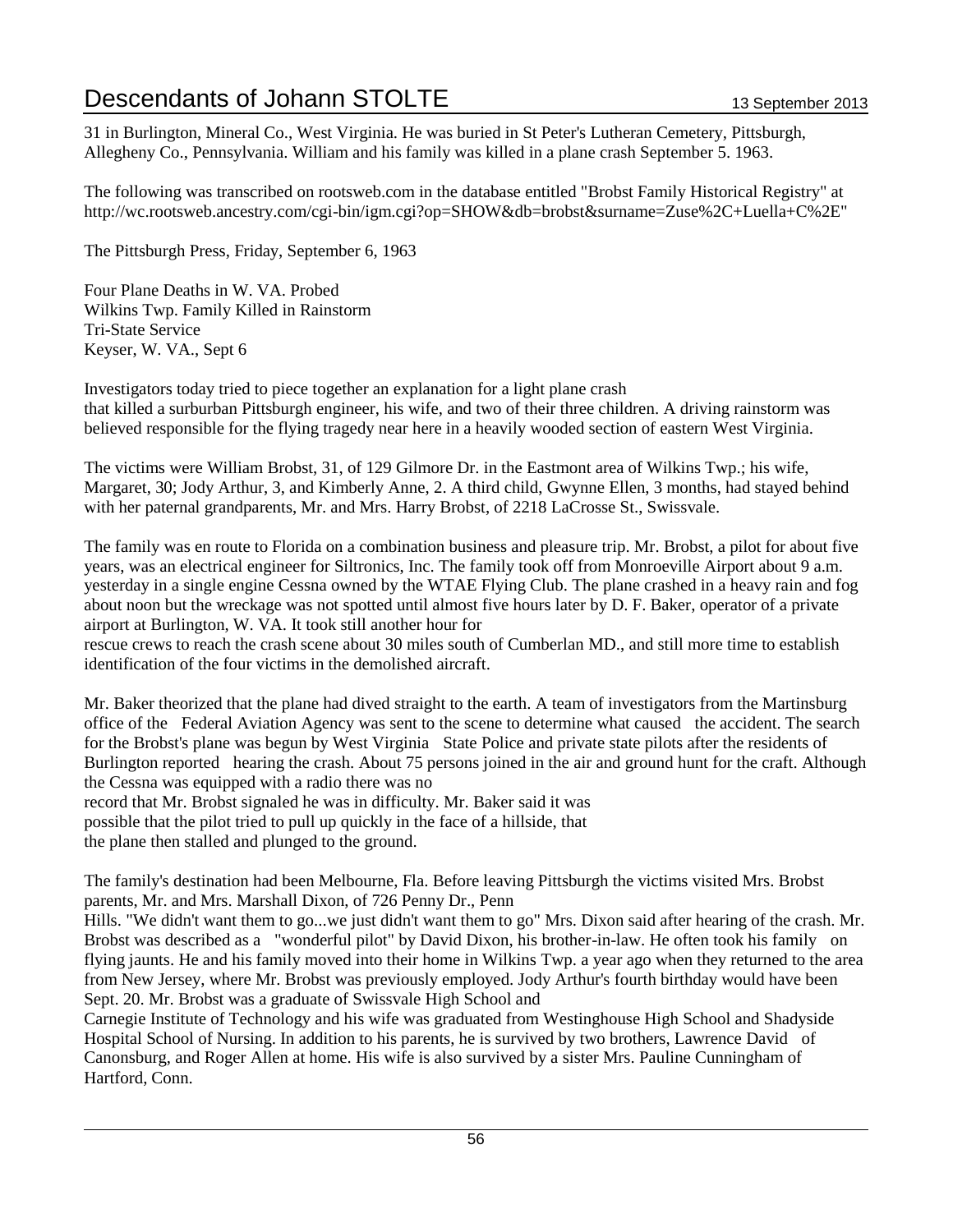31 in Burlington, Mineral Co., West Virginia. He was buried in St Peter's Lutheran Cemetery, Pittsburgh, Allegheny Co., Pennsylvania. William and his family was killed in a plane crash September 5. 1963.

The following was transcribed on rootsweb.com in the database entitled "Brobst Family Historical Registry" at http://wc.rootsweb.ancestry.com/cgi-bin/igm.cgi?op=SHOW&db=brobst&surname=Zuse%2C+Luella+C%2E"

The Pittsburgh Press, Friday, September 6, 1963

Four Plane Deaths in W. VA. Probed
Wilkins Twp. Family Killed in Rainstorm
Tri-State Service
Keyser, W. VA., Sept 6

Investigators today tried to piece together an explanation for a light plane crash that killed a surburban Pittsburgh engineer, his wife, and two of their three children. A driving rainstorm was believed responsible for the flying tragedy near here in a heavily wooded section of eastern West Virginia.

The victims were William Brobst, 31, of 129 Gilmore Dr. in the Eastmont area of Wilkins Twp.; his wife, Margaret, 30; Jody Arthur, 3, and Kimberly Anne, 2. A third child, Gwynne Ellen, 3 months, had stayed behind with her paternal grandparents, Mr. and Mrs. Harry Brobst, of 2218 LaCrosse St., Swissvale.

The family was en route to Florida on a combination business and pleasure trip. Mr. Brobst, a pilot for about five years, was an electrical engineer for Siltronics, Inc. The family took off from Monroeville Airport about 9 a.m. yesterday in a single engine Cessna owned by the WTAE Flying Club. The plane crashed in a heavy rain and fog about noon but the wreckage was not spotted until almost five hours later by D. F. Baker, operator of a private airport at Burlington, W. VA. It took still another hour for rescue crews to reach the crash scene about 30 miles south of Cumberlan MD., and still more time to establish identification of the four victims in the demolished aircraft.

Mr. Baker theorized that the plane had dived straight to the earth. A team of investigators from the Martinsburg office of the Federal Aviation Agency was sent to the scene to determine what caused the accident. The search for the Brobst's plane was begun by West Virginia State Police and private state pilots after the residents of Burlington reported hearing the crash. About 75 persons joined in the air and ground hunt for the craft. Although the Cessna was equipped with a radio there was no record that Mr. Brobst signaled he was in difficulty. Mr. Baker said it was possible that the pilot tried to pull up quickly in the face of a hillside, that the plane then stalled and plunged to the ground.

The family's destination had been Melbourne, Fla. Before leaving Pittsburgh the victims visited Mrs. Brobst parents, Mr. and Mrs. Marshall Dixon, of 726 Penny Dr., Penn Hills. "We didn't want them to go...we just didn't want them to go" Mrs. Dixon said after hearing of the crash. Mr. Brobst was described as a "wonderful pilot" by David Dixon, his brother-in-law. He often took his family on flying jaunts. He and his family moved into their home in Wilkins Twp. a year ago when they returned to the area from New Jersey, where Mr. Brobst was previously employed. Jody Arthur's fourth birthday would have been Sept. 20. Mr. Brobst was a graduate of Swissvale High School and Carnegie Institute of Technology and his wife was graduated from Westinghouse High School and Shadyside Hospital School of Nursing. In addition to his parents, he is survived by two brothers, Lawrence David of Canonsburg, and Roger Allen at home. His wife is also survived by a sister Mrs. Pauline Cunningham of Hartford, Conn.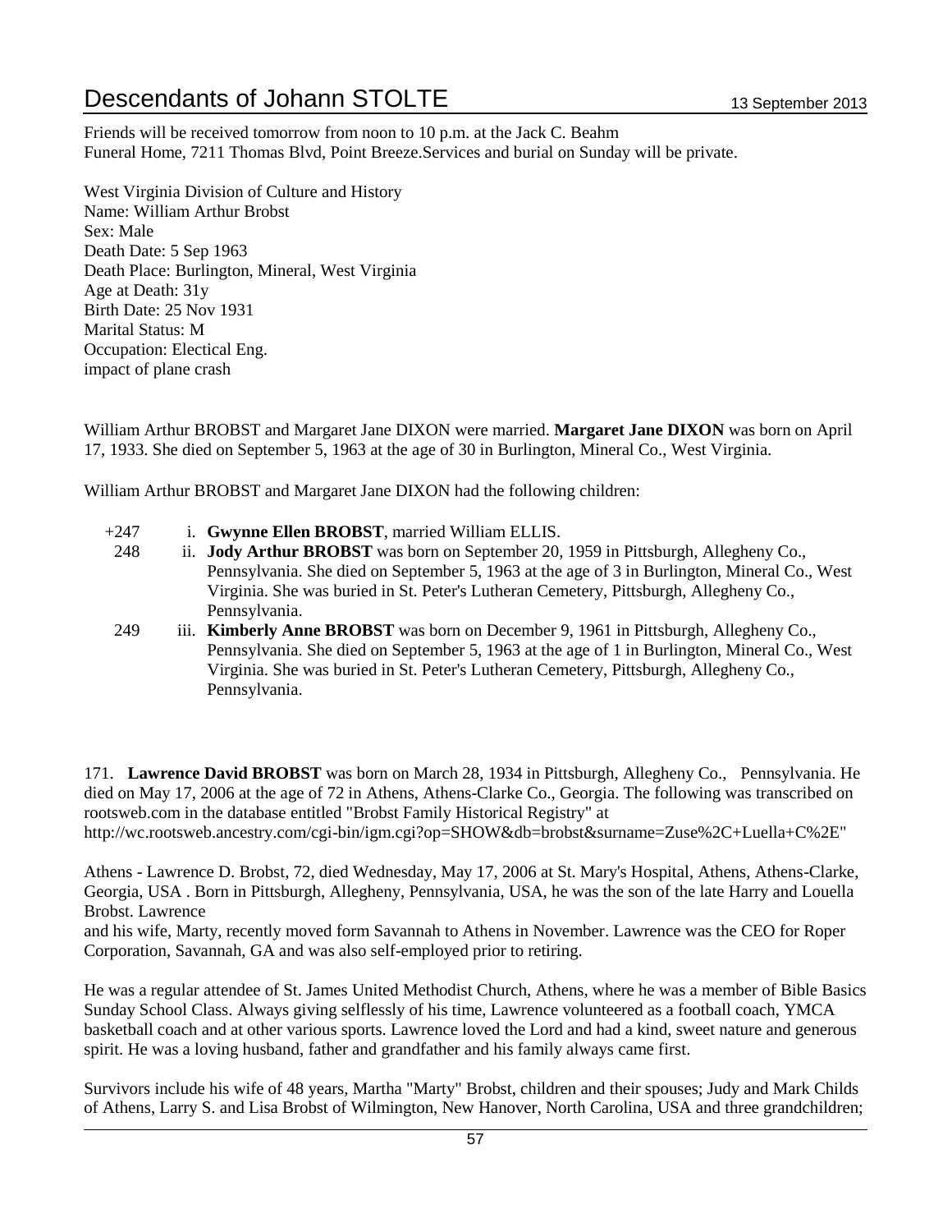Friends will be received tomorrow from noon to 10 p.m. at the Jack C. Beahm
Funeral Home, 7211 Thomas Blvd, Point Breeze.Services and burial on Sunday will be private.

West Virginia Division of Culture and History
Name: William Arthur Brobst
Sex: Male
Death Date: 5 Sep 1963
Death Place: Burlington, Mineral, West Virginia
Age at Death: 31y
Birth Date: 25 Nov 1931
Marital Status: M
Occupation: Electical Eng.
impact of plane crash

William Arthur BROBST and Margaret Jane DIXON were married. **Margaret Jane DIXON** was born on April 17, 1933. She died on September 5, 1963 at the age of 30 in Burlington, Mineral Co., West Virginia.

William Arthur BROBST and Margaret Jane DIXON had the following children:

- +247 i. **Gwynne Ellen BROBST**, married William ELLIS.
- 248 ii. **Jody Arthur BROBST** was born on September 20, 1959 in Pittsburgh, Allegheny Co., Pennsylvania. She died on September 5, 1963 at the age of 3 in Burlington, Mineral Co., West Virginia. She was buried in St. Peter's Lutheran Cemetery, Pittsburgh, Allegheny Co., Pennsylvania.
- 249 iii. **Kimberly Anne BROBST** was born on December 9, 1961 in Pittsburgh, Allegheny Co., Pennsylvania. She died on September 5, 1963 at the age of 1 in Burlington, Mineral Co., West Virginia. She was buried in St. Peter's Lutheran Cemetery, Pittsburgh, Allegheny Co., Pennsylvania.

171. **Lawrence David BROBST** was born on March 28, 1934 in Pittsburgh, Allegheny Co., Pennsylvania. He died on May 17, 2006 at the age of 72 in Athens, Athens-Clarke Co., Georgia. The following was transcribed on rootsweb.com in the database entitled "Brobst Family Historical Registry" at http://wc.rootsweb.ancestry.com/cgi-bin/igm.cgi?op=SHOW&db=brobst&surname=Zuse%2C+Luella+C%2E"

Athens - Lawrence D. Brobst, 72, died Wednesday, May 17, 2006 at St. Mary's Hospital, Athens, Athens-Clarke, Georgia, USA . Born in Pittsburgh, Allegheny, Pennsylvania, USA, he was the son of the late Harry and Louella Brobst. Lawrence
and his wife, Marty, recently moved form Savannah to Athens in November. Lawrence was the CEO for Roper Corporation, Savannah, GA and was also self-employed prior to retiring.

He was a regular attendee of St. James United Methodist Church, Athens, where he was a member of Bible Basics Sunday School Class. Always giving selflessly of his time, Lawrence volunteered as a football coach, YMCA basketball coach and at other various sports. Lawrence loved the Lord and had a kind, sweet nature and generous spirit. He was a loving husband, father and grandfather and his family always came first.

Survivors include his wife of 48 years, Martha "Marty" Brobst, children and their spouses; Judy and Mark Childs of Athens, Larry S. and Lisa Brobst of Wilmington, New Hanover, North Carolina, USA and three grandchildren;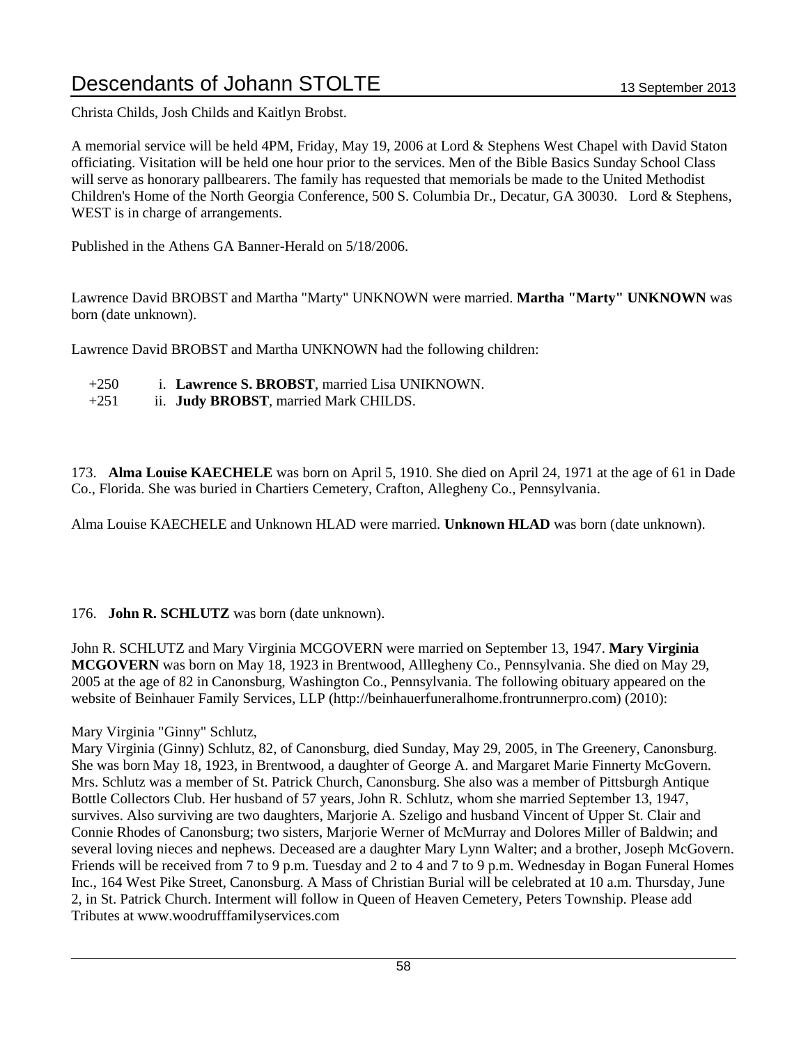Christa Childs, Josh Childs and Kaitlyn Brobst.

A memorial service will be held 4PM, Friday, May 19, 2006 at Lord & Stephens West Chapel with David Staton officiating. Visitation will be held one hour prior to the services. Men of the Bible Basics Sunday School Class will serve as honorary pallbearers. The family has requested that memorials be made to the United Methodist Children's Home of the North Georgia Conference, 500 S. Columbia Dr., Decatur, GA 30030. Lord & Stephens, WEST is in charge of arrangements.

Published in the Athens GA Banner-Herald on 5/18/2006.

Lawrence David BROBST and Martha "Marty" UNKNOWN were married. **Martha "Marty" UNKNOWN** was born (date unknown).

Lawrence David BROBST and Martha UNKNOWN had the following children:

+250 i. **Lawrence S. BROBST**, married Lisa UNIKNOWN.
+251 ii. **Judy BROBST**, married Mark CHILDS.

173. **Alma Louise KAECHELE** was born on April 5, 1910. She died on April 24, 1971 at the age of 61 in Dade Co., Florida. She was buried in Chartiers Cemetery, Crafton, Allegheny Co., Pennsylvania.

Alma Louise KAECHELE and Unknown HLAD were married. **Unknown HLAD** was born (date unknown).

176. **John R. SCHLUTZ** was born (date unknown).

John R. SCHLUTZ and Mary Virginia MCGOVERN were married on September 13, 1947. **Mary Virginia MCGOVERN** was born on May 18, 1923 in Brentwood, Alllegheny Co., Pennsylvania. She died on May 29, 2005 at the age of 82 in Canonsburg, Washington Co., Pennsylvania. The following obituary appeared on the website of Beinhauer Family Services, LLP (http://beinhauerfuneralhome.frontrunnerpro.com) (2010):

Mary Virginia "Ginny" Schlutz,
Mary Virginia (Ginny) Schlutz, 82, of Canonsburg, died Sunday, May 29, 2005, in The Greenery, Canonsburg. She was born May 18, 1923, in Brentwood, a daughter of George A. and Margaret Marie Finnerty McGovern. Mrs. Schlutz was a member of St. Patrick Church, Canonsburg. She also was a member of Pittsburgh Antique Bottle Collectors Club. Her husband of 57 years, John R. Schlutz, whom she married September 13, 1947, survives. Also surviving are two daughters, Marjorie A. Szeligo and husband Vincent of Upper St. Clair and Connie Rhodes of Canonsburg; two sisters, Marjorie Werner of McMurray and Dolores Miller of Baldwin; and several loving nieces and nephews. Deceased are a daughter Mary Lynn Walter; and a brother, Joseph McGovern. Friends will be received from 7 to 9 p.m. Tuesday and 2 to 4 and 7 to 9 p.m. Wednesday in Bogan Funeral Homes Inc., 164 West Pike Street, Canonsburg. A Mass of Christian Burial will be celebrated at 10 a.m. Thursday, June 2, in St. Patrick Church. Interment will follow in Queen of Heaven Cemetery, Peters Township. Please add Tributes at www.woodrufffamilyservices.com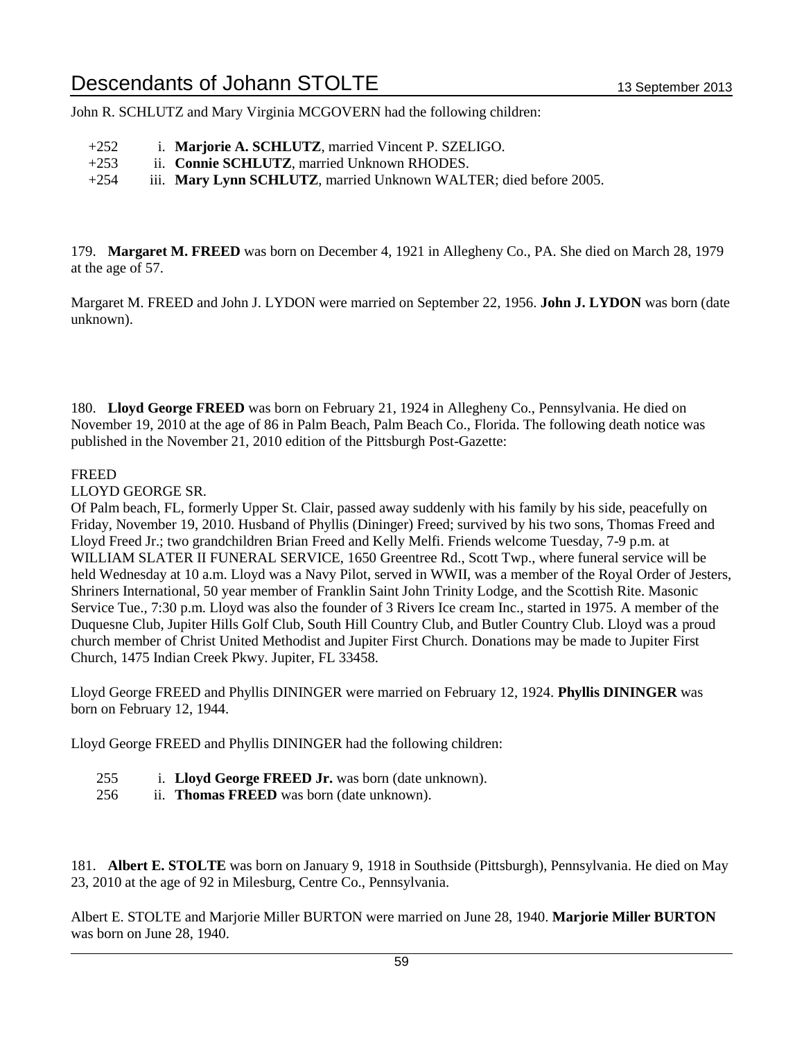John R. SCHLUTZ and Mary Virginia MCGOVERN had the following children:

+252 i. **Marjorie A. SCHLUTZ**, married Vincent P. SZELIGO.
+253 ii. **Connie SCHLUTZ**, married Unknown RHODES.
+254 iii. **Mary Lynn SCHLUTZ**, married Unknown WALTER; died before 2005.

179. **Margaret M. FREED** was born on December 4, 1921 in Allegheny Co., PA. She died on March 28, 1979 at the age of 57.

Margaret M. FREED and John J. LYDON were married on September 22, 1956. **John J. LYDON** was born (date unknown).

180. **Lloyd George FREED** was born on February 21, 1924 in Allegheny Co., Pennsylvania. He died on November 19, 2010 at the age of 86 in Palm Beach, Palm Beach Co., Florida. The following death notice was published in the November 21, 2010 edition of the Pittsburgh Post-Gazette:

FREED
LLOYD GEORGE SR.
Of Palm beach, FL, formerly Upper St. Clair, passed away suddenly with his family by his side, peacefully on Friday, November 19, 2010. Husband of Phyllis (Dininger) Freed; survived by his two sons, Thomas Freed and Lloyd Freed Jr.; two grandchildren Brian Freed and Kelly Melfi. Friends welcome Tuesday, 7-9 p.m. at WILLIAM SLATER II FUNERAL SERVICE, 1650 Greentree Rd., Scott Twp., where funeral service will be held Wednesday at 10 a.m. Lloyd was a Navy Pilot, served in WWII, was a member of the Royal Order of Jesters, Shriners International, 50 year member of Franklin Saint John Trinity Lodge, and the Scottish Rite. Masonic Service Tue., 7:30 p.m. Lloyd was also the founder of 3 Rivers Ice cream Inc., started in 1975. A member of the Duquesne Club, Jupiter Hills Golf Club, South Hill Country Club, and Butler Country Club. Lloyd was a proud church member of Christ United Methodist and Jupiter First Church. Donations may be made to Jupiter First Church, 1475 Indian Creek Pkwy. Jupiter, FL 33458.

Lloyd George FREED and Phyllis DININGER were married on February 12, 1924. **Phyllis DININGER** was born on February 12, 1944.

Lloyd George FREED and Phyllis DININGER had the following children:

255 i. **Lloyd George FREED Jr.** was born (date unknown).
256 ii. **Thomas FREED** was born (date unknown).

181. **Albert E. STOLTE** was born on January 9, 1918 in Southside (Pittsburgh), Pennsylvania. He died on May 23, 2010 at the age of 92 in Milesburg, Centre Co., Pennsylvania.

Albert E. STOLTE and Marjorie Miller BURTON were married on June 28, 1940. **Marjorie Miller BURTON** was born on June 28, 1940.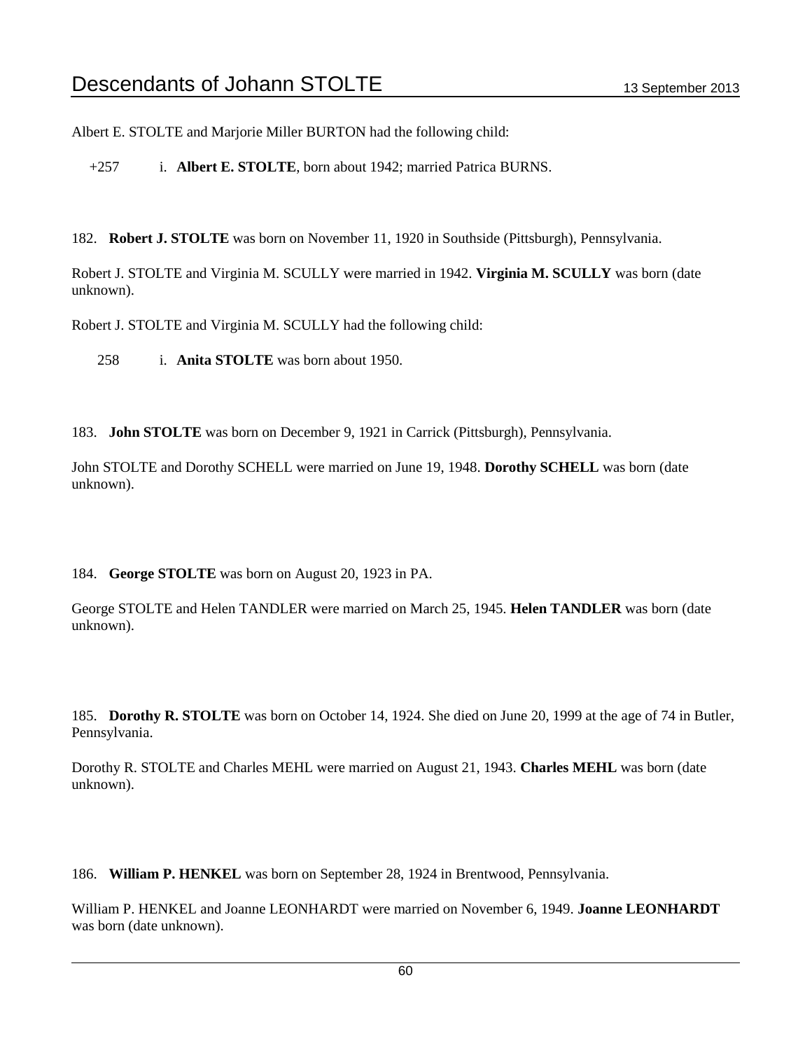Albert E. STOLTE and Marjorie Miller BURTON had the following child:

+257 i. **Albert E. STOLTE**, born about 1942; married Patrica BURNS.

182. **Robert J. STOLTE** was born on November 11, 1920 in Southside (Pittsburgh), Pennsylvania.

Robert J. STOLTE and Virginia M. SCULLY were married in 1942. **Virginia M. SCULLY** was born (date unknown).

Robert J. STOLTE and Virginia M. SCULLY had the following child:

258 i. **Anita STOLTE** was born about 1950.

183. **John STOLTE** was born on December 9, 1921 in Carrick (Pittsburgh), Pennsylvania.

John STOLTE and Dorothy SCHELL were married on June 19, 1948. **Dorothy SCHELL** was born (date unknown).

184. **George STOLTE** was born on August 20, 1923 in PA.

George STOLTE and Helen TANDLER were married on March 25, 1945. **Helen TANDLER** was born (date unknown).

185. **Dorothy R. STOLTE** was born on October 14, 1924. She died on June 20, 1999 at the age of 74 in Butler, Pennsylvania.

Dorothy R. STOLTE and Charles MEHL were married on August 21, 1943. **Charles MEHL** was born (date unknown).

186. **William P. HENKEL** was born on September 28, 1924 in Brentwood, Pennsylvania.

William P. HENKEL and Joanne LEONHARDT were married on November 6, 1949. **Joanne LEONHARDT** was born (date unknown).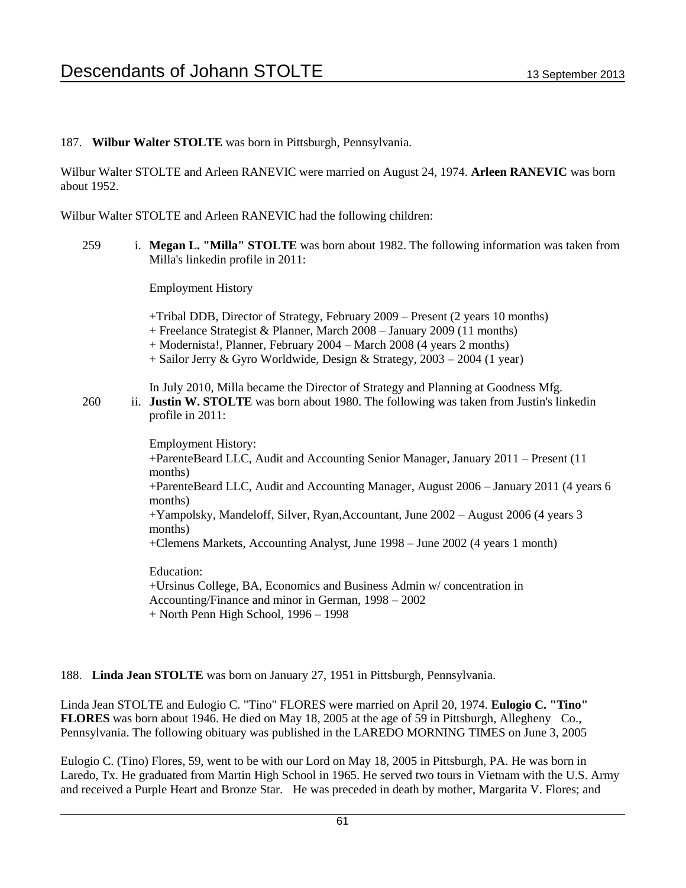187. **Wilbur Walter STOLTE** was born in Pittsburgh, Pennsylvania.

Wilbur Walter STOLTE and Arleen RANEVIC were married on August 24, 1974. **Arleen RANEVIC** was born about 1952.

Wilbur Walter STOLTE and Arleen RANEVIC had the following children:

259 i. **Megan L. "Milla" STOLTE** was born about 1982. The following information was taken from Milla's linkedin profile in 2011:

Employment History

+Tribal DDB, Director of Strategy, February 2009 – Present (2 years 10 months)
+ Freelance Strategist & Planner, March 2008 – January 2009 (11 months)
+ Modernista!, Planner, February 2004 – March 2008 (4 years 2 months)
+ Sailor Jerry & Gyro Worldwide, Design & Strategy, 2003 – 2004 (1 year)

In July 2010, Milla became the Director of Strategy and Planning at Goodness Mfg.

260 ii. **Justin W. STOLTE** was born about 1980. The following was taken from Justin's linkedin profile in 2011:

Employment History:
+ParenteBeard LLC, Audit and Accounting Senior Manager, January 2011 – Present (11 months)
+ParenteBeard LLC, Audit and Accounting Manager, August 2006 – January 2011 (4 years 6 months)
+Yampolsky, Mandeloff, Silver, Ryan,Accountant, June 2002 – August 2006 (4 years 3 months)
+Clemens Markets, Accounting Analyst, June 1998 – June 2002 (4 years 1 month)

Education:
+Ursinus College, BA, Economics and Business Admin w/ concentration in Accounting/Finance and minor in German, 1998 – 2002
+ North Penn High School, 1996 – 1998

188. **Linda Jean STOLTE** was born on January 27, 1951 in Pittsburgh, Pennsylvania.

Linda Jean STOLTE and Eulogio C. "Tino" FLORES were married on April 20, 1974. **Eulogio C. "Tino" FLORES** was born about 1946. He died on May 18, 2005 at the age of 59 in Pittsburgh, Allegheny Co., Pennsylvania. The following obituary was published in the LAREDO MORNING TIMES on June 3, 2005

Eulogio C. (Tino) Flores, 59, went to be with our Lord on May 18, 2005 in Pittsburgh, PA. He was born in Laredo, Tx. He graduated from Martin High School in 1965. He served two tours in Vietnam with the U.S. Army and received a Purple Heart and Bronze Star. He was preceded in death by mother, Margarita V. Flores; and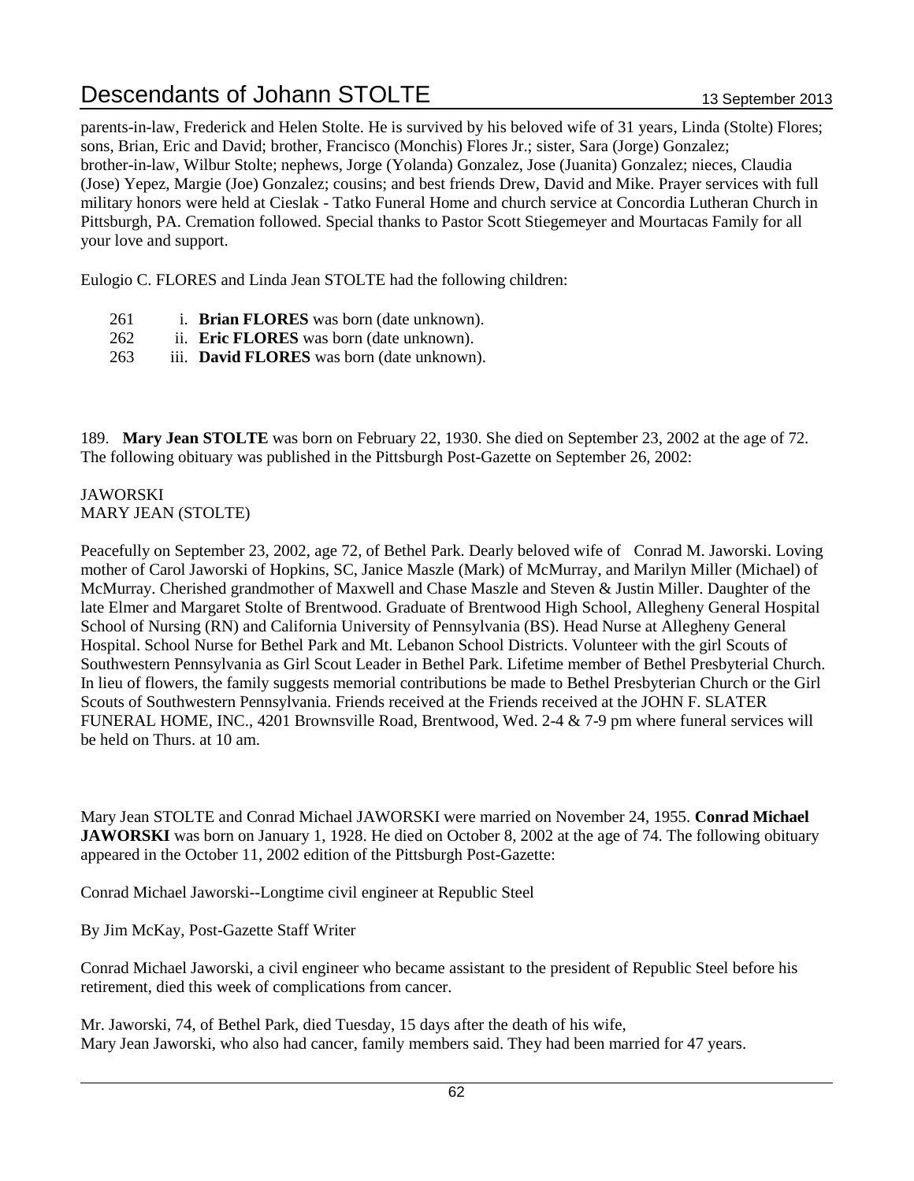parents-in-law, Frederick and Helen Stolte. He is survived by his beloved wife of 31 years, Linda (Stolte) Flores; sons, Brian, Eric and David; brother, Francisco (Monchis) Flores Jr.; sister, Sara (Jorge) Gonzalez; brother-in-law, Wilbur Stolte; nephews, Jorge (Yolanda) Gonzalez, Jose (Juanita) Gonzalez; nieces, Claudia (Jose) Yepez, Margie (Joe) Gonzalez; cousins; and best friends Drew, David and Mike. Prayer services with full military honors were held at Cieslak - Tatko Funeral Home and church service at Concordia Lutheran Church in Pittsburgh, PA. Cremation followed. Special thanks to Pastor Scott Stiegemeyer and Mourtacas Family for all your love and support.

Eulogio C. FLORES and Linda Jean STOLTE had the following children:

- 261 i. **Brian FLORES** was born (date unknown).
- 262 ii. **Eric FLORES** was born (date unknown).
- 263 iii. **David FLORES** was born (date unknown).

189. **Mary Jean STOLTE** was born on February 22, 1930. She died on September 23, 2002 at the age of 72. The following obituary was published in the Pittsburgh Post-Gazette on September 26, 2002:

JAWORSKI
MARY JEAN (STOLTE)

Peacefully on September 23, 2002, age 72, of Bethel Park. Dearly beloved wife of Conrad M. Jaworski. Loving mother of Carol Jaworski of Hopkins, SC, Janice Maszle (Mark) of McMurray, and Marilyn Miller (Michael) of McMurray. Cherished grandmother of Maxwell and Chase Maszle and Steven & Justin Miller. Daughter of the late Elmer and Margaret Stolte of Brentwood. Graduate of Brentwood High School, Allegheny General Hospital School of Nursing (RN) and California University of Pennsylvania (BS). Head Nurse at Allegheny General Hospital. School Nurse for Bethel Park and Mt. Lebanon School Districts. Volunteer with the girl Scouts of Southwestern Pennsylvania as Girl Scout Leader in Bethel Park. Lifetime member of Bethel Presbyterial Church. In lieu of flowers, the family suggests memorial contributions be made to Bethel Presbyterian Church or the Girl Scouts of Southwestern Pennsylvania. Friends received at the Friends received at the JOHN F. SLATER FUNERAL HOME, INC., 4201 Brownsville Road, Brentwood, Wed. 2-4 & 7-9 pm where funeral services will be held on Thurs. at 10 am.

Mary Jean STOLTE and Conrad Michael JAWORSKI were married on November 24, 1955. **Conrad Michael JAWORSKI** was born on January 1, 1928. He died on October 8, 2002 at the age of 74. The following obituary appeared in the October 11, 2002 edition of the Pittsburgh Post-Gazette:

Conrad Michael Jaworski--Longtime civil engineer at Republic Steel

By Jim McKay, Post-Gazette Staff Writer

Conrad Michael Jaworski, a civil engineer who became assistant to the president of Republic Steel before his retirement, died this week of complications from cancer.

Mr. Jaworski, 74, of Bethel Park, died Tuesday, 15 days after the death of his wife,
Mary Jean Jaworski, who also had cancer, family members said. They had been married for 47 years.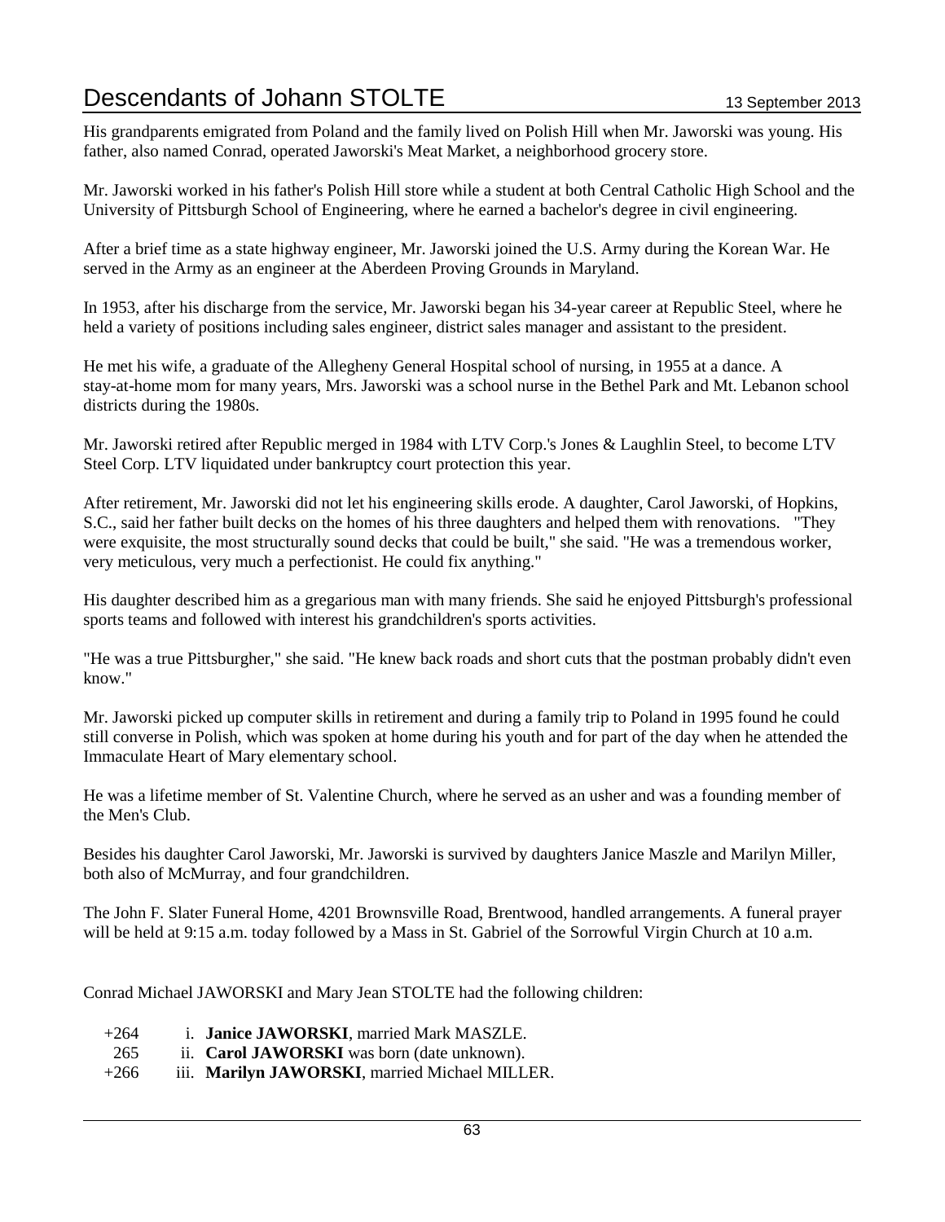His grandparents emigrated from Poland and the family lived on Polish Hill when Mr. Jaworski was young. His father, also named Conrad, operated Jaworski's Meat Market, a neighborhood grocery store.

Mr. Jaworski worked in his father's Polish Hill store while a student at both Central Catholic High School and the University of Pittsburgh School of Engineering, where he earned a bachelor's degree in civil engineering.

After a brief time as a state highway engineer, Mr. Jaworski joined the U.S. Army during the Korean War. He served in the Army as an engineer at the Aberdeen Proving Grounds in Maryland.

In 1953, after his discharge from the service, Mr. Jaworski began his 34-year career at Republic Steel, where he held a variety of positions including sales engineer, district sales manager and assistant to the president.

He met his wife, a graduate of the Allegheny General Hospital school of nursing, in 1955 at a dance. A stay-at-home mom for many years, Mrs. Jaworski was a school nurse in the Bethel Park and Mt. Lebanon school districts during the 1980s.

Mr. Jaworski retired after Republic merged in 1984 with LTV Corp.'s Jones & Laughlin Steel, to become LTV Steel Corp. LTV liquidated under bankruptcy court protection this year.

After retirement, Mr. Jaworski did not let his engineering skills erode. A daughter, Carol Jaworski, of Hopkins, S.C., said her father built decks on the homes of his three daughters and helped them with renovations. "They were exquisite, the most structurally sound decks that could be built," she said. "He was a tremendous worker, very meticulous, very much a perfectionist. He could fix anything."

His daughter described him as a gregarious man with many friends. She said he enjoyed Pittsburgh's professional sports teams and followed with interest his grandchildren's sports activities.

"He was a true Pittsburgher," she said. "He knew back roads and short cuts that the postman probably didn't even know."

Mr. Jaworski picked up computer skills in retirement and during a family trip to Poland in 1995 found he could still converse in Polish, which was spoken at home during his youth and for part of the day when he attended the Immaculate Heart of Mary elementary school.

He was a lifetime member of St. Valentine Church, where he served as an usher and was a founding member of the Men's Club.

Besides his daughter Carol Jaworski, Mr. Jaworski is survived by daughters Janice Maszle and Marilyn Miller, both also of McMurray, and four grandchildren.

The John F. Slater Funeral Home, 4201 Brownsville Road, Brentwood, handled arrangements. A funeral prayer will be held at 9:15 a.m. today followed by a Mass in St. Gabriel of the Sorrowful Virgin Church at 10 a.m.

Conrad Michael JAWORSKI and Mary Jean STOLTE had the following children:

+264 i. **Janice JAWORSKI**, married Mark MASZLE.
265 ii. **Carol JAWORSKI** was born (date unknown).
+266 iii. **Marilyn JAWORSKI**, married Michael MILLER.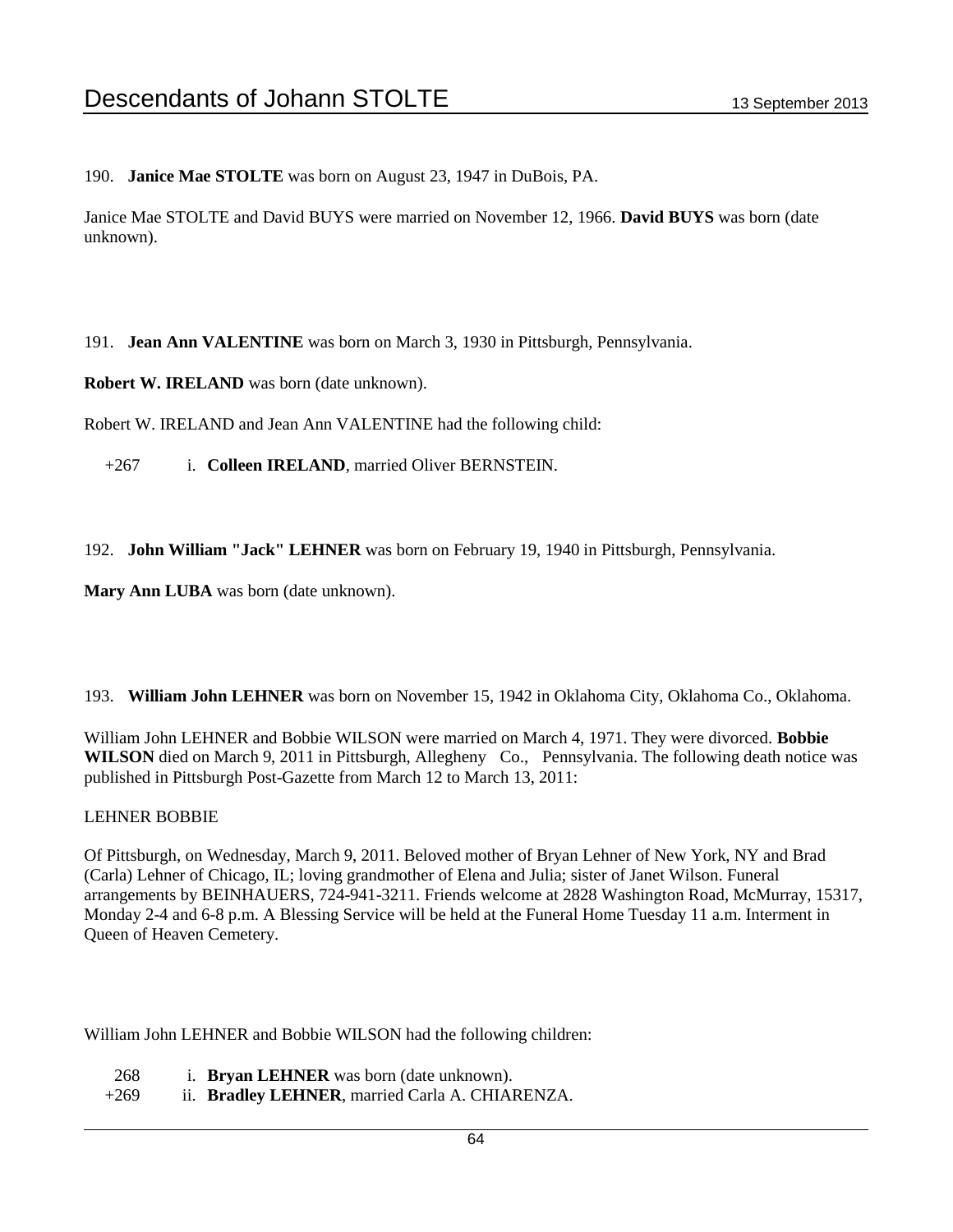190. **Janice Mae STOLTE** was born on August 23, 1947 in DuBois, PA.

Janice Mae STOLTE and David BUYS were married on November 12, 1966. **David BUYS** was born (date unknown).

191. **Jean Ann VALENTINE** was born on March 3, 1930 in Pittsburgh, Pennsylvania.

**Robert W. IRELAND** was born (date unknown).

Robert W. IRELAND and Jean Ann VALENTINE had the following child:

+267 i. **Colleen IRELAND**, married Oliver BERNSTEIN.

192. **John William "Jack" LEHNER** was born on February 19, 1940 in Pittsburgh, Pennsylvania.

**Mary Ann LUBA** was born (date unknown).

193. **William John LEHNER** was born on November 15, 1942 in Oklahoma City, Oklahoma Co., Oklahoma.

William John LEHNER and Bobbie WILSON were married on March 4, 1971. They were divorced. **Bobbie WILSON** died on March 9, 2011 in Pittsburgh, Allegheny Co., Pennsylvania. The following death notice was published in Pittsburgh Post-Gazette from March 12 to March 13, 2011:

LEHNER BOBBIE

Of Pittsburgh, on Wednesday, March 9, 2011. Beloved mother of Bryan Lehner of New York, NY and Brad (Carla) Lehner of Chicago, IL; loving grandmother of Elena and Julia; sister of Janet Wilson. Funeral arrangements by BEINHAUERS, 724-941-3211. Friends welcome at 2828 Washington Road, McMurray, 15317, Monday 2-4 and 6-8 p.m. A Blessing Service will be held at the Funeral Home Tuesday 11 a.m. Interment in Queen of Heaven Cemetery.

William John LEHNER and Bobbie WILSON had the following children:

268 i. **Bryan LEHNER** was born (date unknown).
+269 ii. **Bradley LEHNER**, married Carla A. CHIARENZA.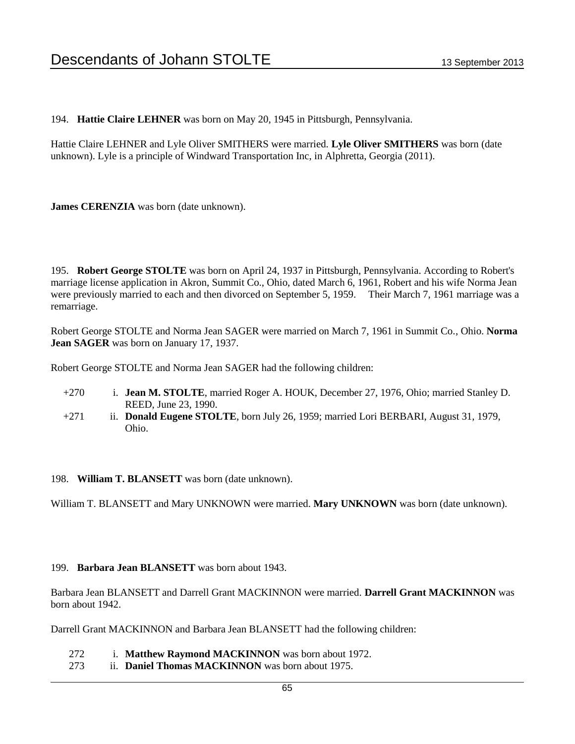194. **Hattie Claire LEHNER** was born on May 20, 1945 in Pittsburgh, Pennsylvania.

Hattie Claire LEHNER and Lyle Oliver SMITHERS were married. **Lyle Oliver SMITHERS** was born (date unknown). Lyle is a principle of Windward Transportation Inc, in Alphretta, Georgia (2011).

**James CERENZIA** was born (date unknown).

195. **Robert George STOLTE** was born on April 24, 1937 in Pittsburgh, Pennsylvania. According to Robert's marriage license application in Akron, Summit Co., Ohio, dated March 6, 1961, Robert and his wife Norma Jean were previously married to each and then divorced on September 5, 1959. Their March 7, 1961 marriage was a remarriage.

Robert George STOLTE and Norma Jean SAGER were married on March 7, 1961 in Summit Co., Ohio. **Norma Jean SAGER** was born on January 17, 1937.

Robert George STOLTE and Norma Jean SAGER had the following children:

+270 i. **Jean M. STOLTE**, married Roger A. HOUK, December 27, 1976, Ohio; married Stanley D. REED, June 23, 1990.

+271 ii. **Donald Eugene STOLTE**, born July 26, 1959; married Lori BERBARI, August 31, 1979, Ohio.

198. **William T. BLANSETT** was born (date unknown).

William T. BLANSETT and Mary UNKNOWN were married. **Mary UNKNOWN** was born (date unknown).

199. **Barbara Jean BLANSETT** was born about 1943.

Barbara Jean BLANSETT and Darrell Grant MACKINNON were married. **Darrell Grant MACKINNON** was born about 1942.

Darrell Grant MACKINNON and Barbara Jean BLANSETT had the following children:

272 i. **Matthew Raymond MACKINNON** was born about 1972.

273 ii. **Daniel Thomas MACKINNON** was born about 1975.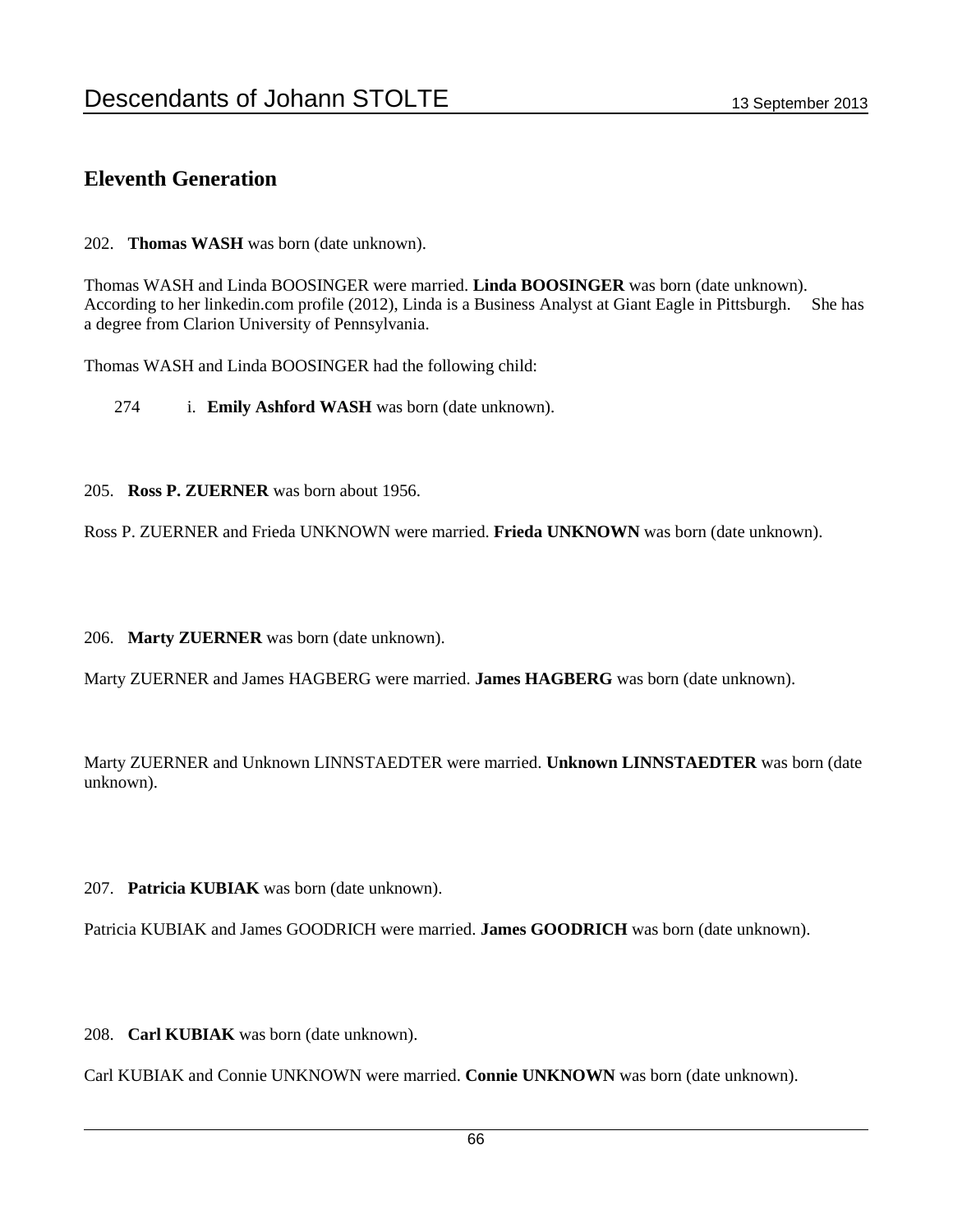## Eleventh Generation

202. **Thomas WASH** was born (date unknown).

Thomas WASH and Linda BOOSINGER were married. **Linda BOOSINGER** was born (date unknown). According to her linkedin.com profile (2012), Linda is a Business Analyst at Giant Eagle in Pittsburgh. She has a degree from Clarion University of Pennsylvania.

Thomas WASH and Linda BOOSINGER had the following child:

274 i. **Emily Ashford WASH** was born (date unknown).

205. **Ross P. ZUERNER** was born about 1956.

Ross P. ZUERNER and Frieda UNKNOWN were married. **Frieda UNKNOWN** was born (date unknown).

206. **Marty ZUERNER** was born (date unknown).

Marty ZUERNER and James HAGBERG were married. **James HAGBERG** was born (date unknown).

Marty ZUERNER and Unknown LINNSTAEDTER were married. **Unknown LINNSTAEDTER** was born (date unknown).

207. **Patricia KUBIAK** was born (date unknown).

Patricia KUBIAK and James GOODRICH were married. **James GOODRICH** was born (date unknown).

208. **Carl KUBIAK** was born (date unknown).

Carl KUBIAK and Connie UNKNOWN were married. **Connie UNKNOWN** was born (date unknown).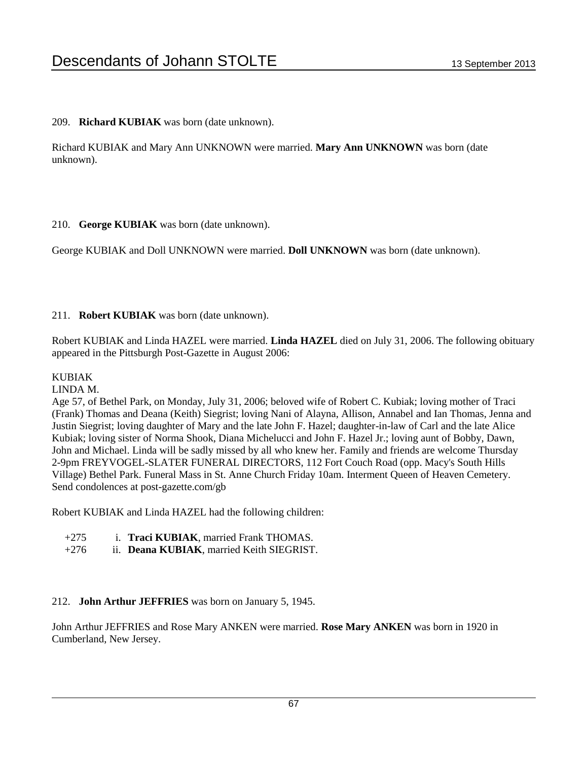209. **Richard KUBIAK** was born (date unknown).

Richard KUBIAK and Mary Ann UNKNOWN were married. **Mary Ann UNKNOWN** was born (date unknown).

210. **George KUBIAK** was born (date unknown).

George KUBIAK and Doll UNKNOWN were married. **Doll UNKNOWN** was born (date unknown).

211. **Robert KUBIAK** was born (date unknown).

Robert KUBIAK and Linda HAZEL were married. **Linda HAZEL** died on July 31, 2006. The following obituary appeared in the Pittsburgh Post-Gazette in August 2006:

KUBIAK
LINDA M.
Age 57, of Bethel Park, on Monday, July 31, 2006; beloved wife of Robert C. Kubiak; loving mother of Traci (Frank) Thomas and Deana (Keith) Siegrist; loving Nani of Alayna, Allison, Annabel and Ian Thomas, Jenna and Justin Siegrist; loving daughter of Mary and the late John F. Hazel; daughter-in-law of Carl and the late Alice Kubiak; loving sister of Norma Shook, Diana Michelucci and John F. Hazel Jr.; loving aunt of Bobby, Dawn, John and Michael. Linda will be sadly missed by all who knew her. Family and friends are welcome Thursday 2-9pm FREYVOGEL-SLATER FUNERAL DIRECTORS, 112 Fort Couch Road (opp. Macy's South Hills Village) Bethel Park. Funeral Mass in St. Anne Church Friday 10am. Interment Queen of Heaven Cemetery. Send condolences at post-gazette.com/gb

Robert KUBIAK and Linda HAZEL had the following children:

+275 i. **Traci KUBIAK**, married Frank THOMAS.
+276 ii. **Deana KUBIAK**, married Keith SIEGRIST.

212. **John Arthur JEFFRIES** was born on January 5, 1945.

John Arthur JEFFRIES and Rose Mary ANKEN were married. **Rose Mary ANKEN** was born in 1920 in Cumberland, New Jersey.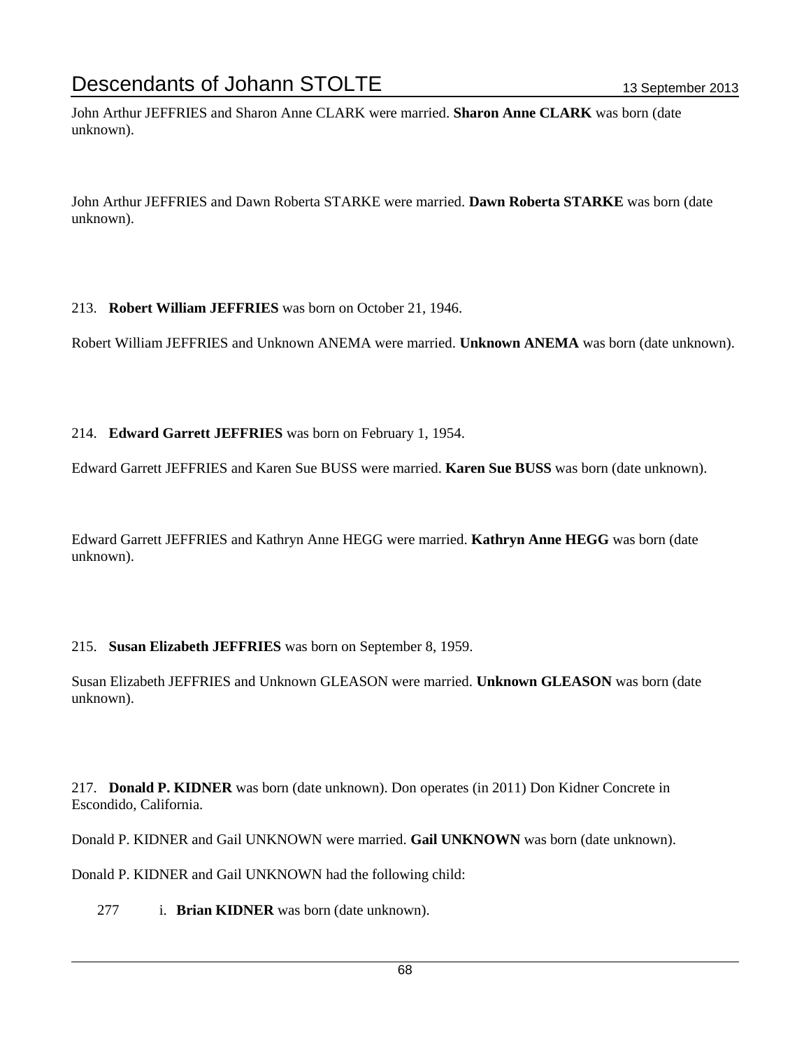John Arthur JEFFRIES and Sharon Anne CLARK were married. **Sharon Anne CLARK** was born (date unknown).

John Arthur JEFFRIES and Dawn Roberta STARKE were married. **Dawn Roberta STARKE** was born (date unknown).

213. **Robert William JEFFRIES** was born on October 21, 1946.

Robert William JEFFRIES and Unknown ANEMA were married. **Unknown ANEMA** was born (date unknown).

214. **Edward Garrett JEFFRIES** was born on February 1, 1954.

Edward Garrett JEFFRIES and Karen Sue BUSS were married. **Karen Sue BUSS** was born (date unknown).

Edward Garrett JEFFRIES and Kathryn Anne HEGG were married. **Kathryn Anne HEGG** was born (date unknown).

215. **Susan Elizabeth JEFFRIES** was born on September 8, 1959.

Susan Elizabeth JEFFRIES and Unknown GLEASON were married. **Unknown GLEASON** was born (date unknown).

217. **Donald P. KIDNER** was born (date unknown). Don operates (in 2011) Don Kidner Concrete in Escondido, California.

Donald P. KIDNER and Gail UNKNOWN were married. **Gail UNKNOWN** was born (date unknown).

Donald P. KIDNER and Gail UNKNOWN had the following child:

277 i. **Brian KIDNER** was born (date unknown).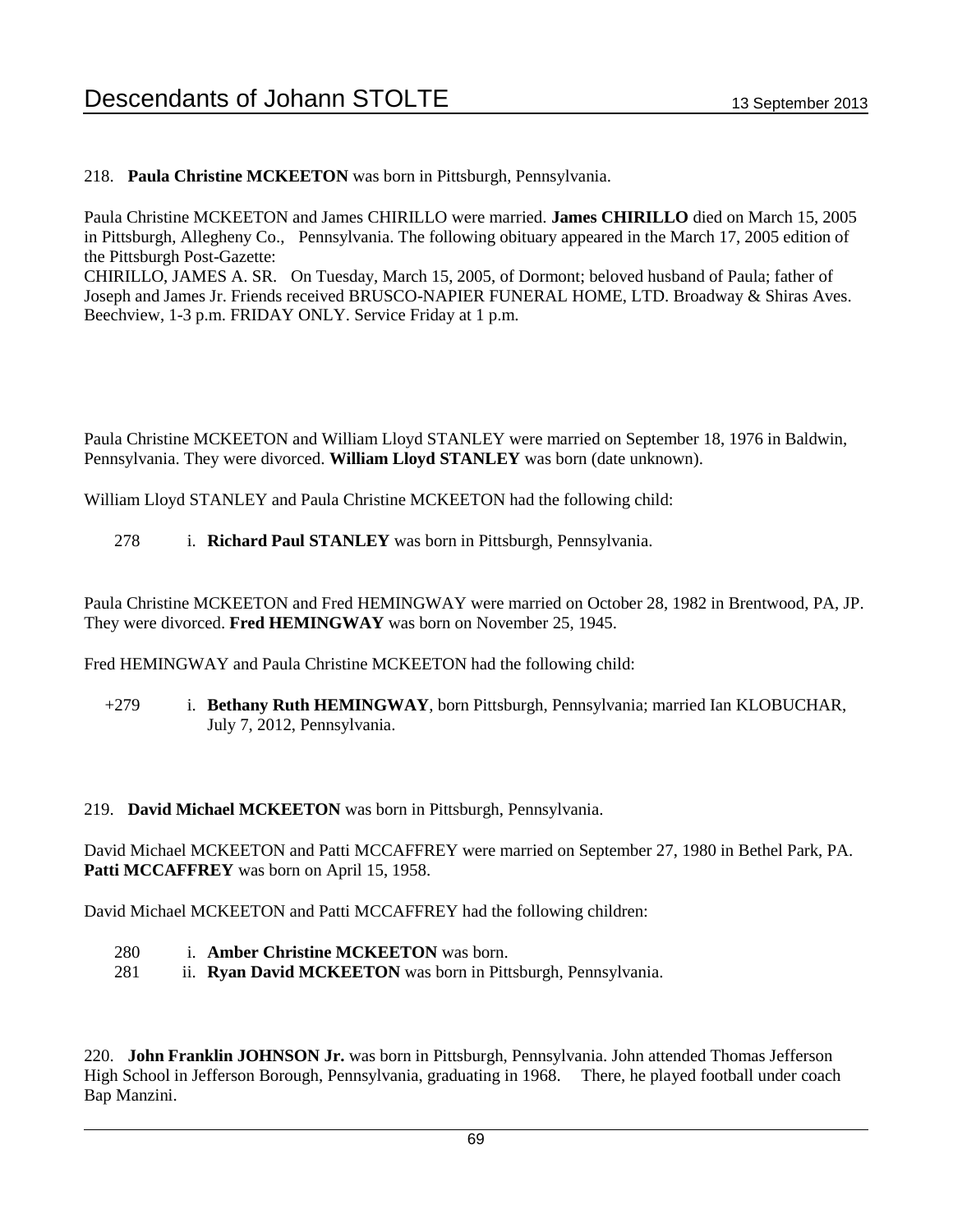218. **Paula Christine MCKEETON** was born in Pittsburgh, Pennsylvania.

Paula Christine MCKEETON and James CHIRILLO were married. **James CHIRILLO** died on March 15, 2005 in Pittsburgh, Allegheny Co., Pennsylvania. The following obituary appeared in the March 17, 2005 edition of the Pittsburgh Post-Gazette:
CHIRILLO, JAMES A. SR. On Tuesday, March 15, 2005, of Dormont; beloved husband of Paula; father of Joseph and James Jr. Friends received BRUSCO-NAPIER FUNERAL HOME, LTD. Broadway & Shiras Aves. Beechview, 1-3 p.m. FRIDAY ONLY. Service Friday at 1 p.m.

Paula Christine MCKEETON and William Lloyd STANLEY were married on September 18, 1976 in Baldwin, Pennsylvania. They were divorced. **William Lloyd STANLEY** was born (date unknown).

William Lloyd STANLEY and Paula Christine MCKEETON had the following child:

278 i. **Richard Paul STANLEY** was born in Pittsburgh, Pennsylvania.

Paula Christine MCKEETON and Fred HEMINGWAY were married on October 28, 1982 in Brentwood, PA, JP. They were divorced. **Fred HEMINGWAY** was born on November 25, 1945.

Fred HEMINGWAY and Paula Christine MCKEETON had the following child:

+279 i. **Bethany Ruth HEMINGWAY**, born Pittsburgh, Pennsylvania; married Ian KLOBUCHAR, July 7, 2012, Pennsylvania.

219. **David Michael MCKEETON** was born in Pittsburgh, Pennsylvania.

David Michael MCKEETON and Patti MCCAFFREY were married on September 27, 1980 in Bethel Park, PA. **Patti MCCAFFREY** was born on April 15, 1958.

David Michael MCKEETON and Patti MCCAFFREY had the following children:

280 i. **Amber Christine MCKEETON** was born.
281 ii. **Ryan David MCKEETON** was born in Pittsburgh, Pennsylvania.

220. **John Franklin JOHNSON Jr.** was born in Pittsburgh, Pennsylvania. John attended Thomas Jefferson High School in Jefferson Borough, Pennsylvania, graduating in 1968. There, he played football under coach Bap Manzini.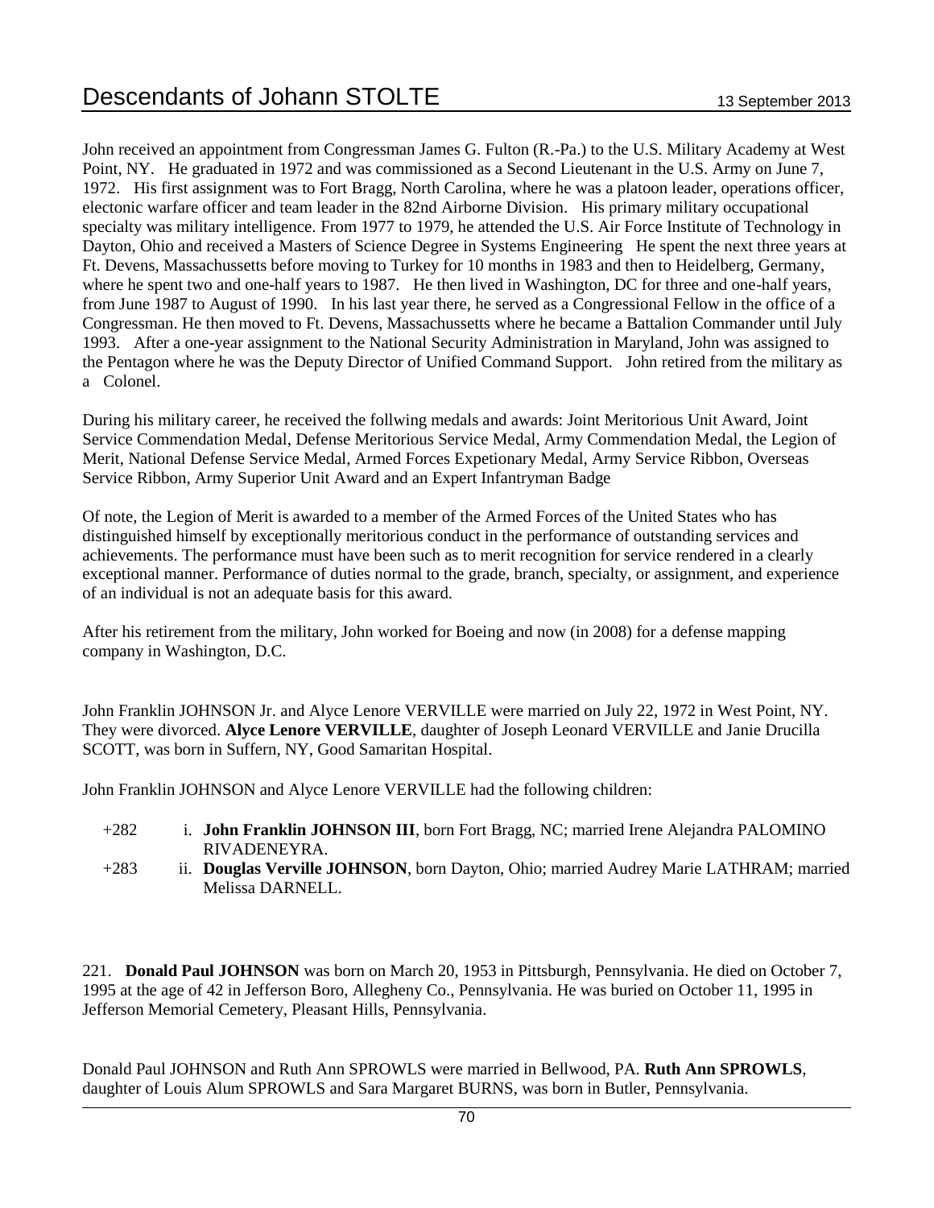John received an appointment from Congressman James G. Fulton (R.-Pa.) to the U.S. Military Academy at West Point, NY. He graduated in 1972 and was commissioned as a Second Lieutenant in the U.S. Army on June 7, 1972. His first assignment was to Fort Bragg, North Carolina, where he was a platoon leader, operations officer, electonic warfare officer and team leader in the 82nd Airborne Division. His primary military occupational specialty was military intelligence. From 1977 to 1979, he attended the U.S. Air Force Institute of Technology in Dayton, Ohio and received a Masters of Science Degree in Systems Engineering He spent the next three years at Ft. Devens, Massachussetts before moving to Turkey for 10 months in 1983 and then to Heidelberg, Germany, where he spent two and one-half years to 1987. He then lived in Washington, DC for three and one-half years, from June 1987 to August of 1990. In his last year there, he served as a Congressional Fellow in the office of a Congressman. He then moved to Ft. Devens, Massachussetts where he became a Battalion Commander until July 1993. After a one-year assignment to the National Security Administration in Maryland, John was assigned to the Pentagon where he was the Deputy Director of Unified Command Support. John retired from the military as a Colonel.

During his military career, he received the follwing medals and awards: Joint Meritorious Unit Award, Joint Service Commendation Medal, Defense Meritorious Service Medal, Army Commendation Medal, the Legion of Merit, National Defense Service Medal, Armed Forces Expetionary Medal, Army Service Ribbon, Overseas Service Ribbon, Army Superior Unit Award and an Expert Infantryman Badge

Of note, the Legion of Merit is awarded to a member of the Armed Forces of the United States who has distinguished himself by exceptionally meritorious conduct in the performance of outstanding services and achievements. The performance must have been such as to merit recognition for service rendered in a clearly exceptional manner. Performance of duties normal to the grade, branch, specialty, or assignment, and experience of an individual is not an adequate basis for this award.

After his retirement from the military, John worked for Boeing and now (in 2008) for a defense mapping company in Washington, D.C.

John Franklin JOHNSON Jr. and Alyce Lenore VERVILLE were married on July 22, 1972 in West Point, NY. They were divorced. **Alyce Lenore VERVILLE**, daughter of Joseph Leonard VERVILLE and Janie Drucilla SCOTT, was born in Suffern, NY, Good Samaritan Hospital.

John Franklin JOHNSON and Alyce Lenore VERVILLE had the following children:

- +282 i. **John Franklin JOHNSON III**, born Fort Bragg, NC; married Irene Alejandra PALOMINO RIVADENEYRA.
- +283 ii. **Douglas Verville JOHNSON**, born Dayton, Ohio; married Audrey Marie LATHRAM; married Melissa DARNELL.

221. **Donald Paul JOHNSON** was born on March 20, 1953 in Pittsburgh, Pennsylvania. He died on October 7, 1995 at the age of 42 in Jefferson Boro, Allegheny Co., Pennsylvania. He was buried on October 11, 1995 in Jefferson Memorial Cemetery, Pleasant Hills, Pennsylvania.

Donald Paul JOHNSON and Ruth Ann SPROWLS were married in Bellwood, PA. **Ruth Ann SPROWLS**, daughter of Louis Alum SPROWLS and Sara Margaret BURNS, was born in Butler, Pennsylvania.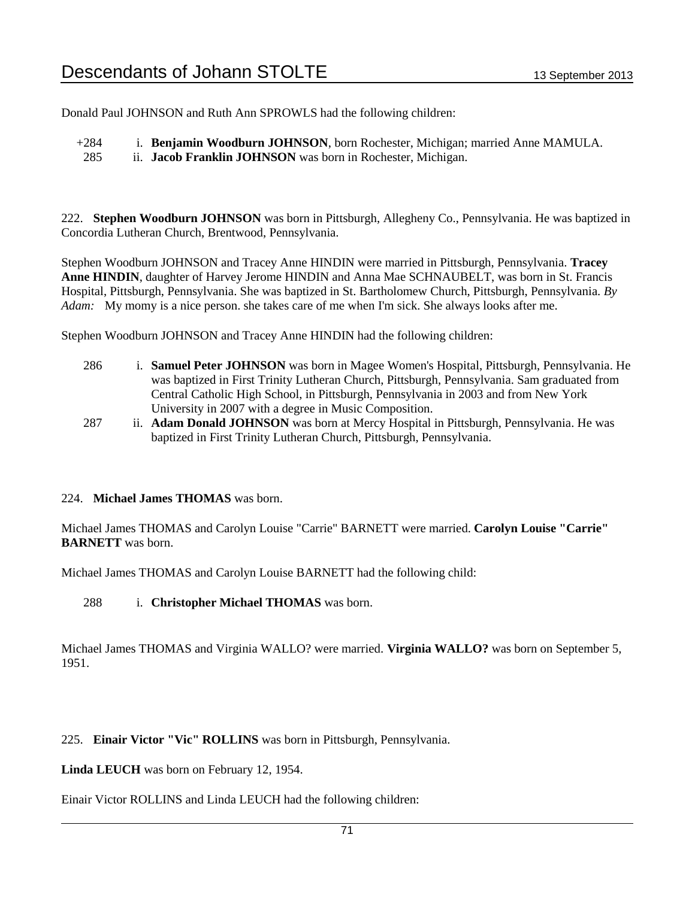Donald Paul JOHNSON and Ruth Ann SPROWLS had the following children:

+284 i. **Benjamin Woodburn JOHNSON**, born Rochester, Michigan; married Anne MAMULA.
285 ii. **Jacob Franklin JOHNSON** was born in Rochester, Michigan.

222. **Stephen Woodburn JOHNSON** was born in Pittsburgh, Allegheny Co., Pennsylvania. He was baptized in Concordia Lutheran Church, Brentwood, Pennsylvania.

Stephen Woodburn JOHNSON and Tracey Anne HINDIN were married in Pittsburgh, Pennsylvania. **Tracey Anne HINDIN**, daughter of Harvey Jerome HINDIN and Anna Mae SCHNAUBELT, was born in St. Francis Hospital, Pittsburgh, Pennsylvania. She was baptized in St. Bartholomew Church, Pittsburgh, Pennsylvania. *By Adam:* My momy is a nice person. she takes care of me when I'm sick. She always looks after me.

Stephen Woodburn JOHNSON and Tracey Anne HINDIN had the following children:

286 i. **Samuel Peter JOHNSON** was born in Magee Women's Hospital, Pittsburgh, Pennsylvania. He was baptized in First Trinity Lutheran Church, Pittsburgh, Pennsylvania. Sam graduated from Central Catholic High School, in Pittsburgh, Pennsylvania in 2003 and from New York University in 2007 with a degree in Music Composition.
287 ii. **Adam Donald JOHNSON** was born at Mercy Hospital in Pittsburgh, Pennsylvania. He was baptized in First Trinity Lutheran Church, Pittsburgh, Pennsylvania.

224. **Michael James THOMAS** was born.

Michael James THOMAS and Carolyn Louise "Carrie" BARNETT were married. **Carolyn Louise "Carrie" BARNETT** was born.

Michael James THOMAS and Carolyn Louise BARNETT had the following child:

288 i. **Christopher Michael THOMAS** was born.

Michael James THOMAS and Virginia WALLO? were married. **Virginia WALLO?** was born on September 5, 1951.

225. **Einair Victor "Vic" ROLLINS** was born in Pittsburgh, Pennsylvania.

**Linda LEUCH** was born on February 12, 1954.

Einair Victor ROLLINS and Linda LEUCH had the following children: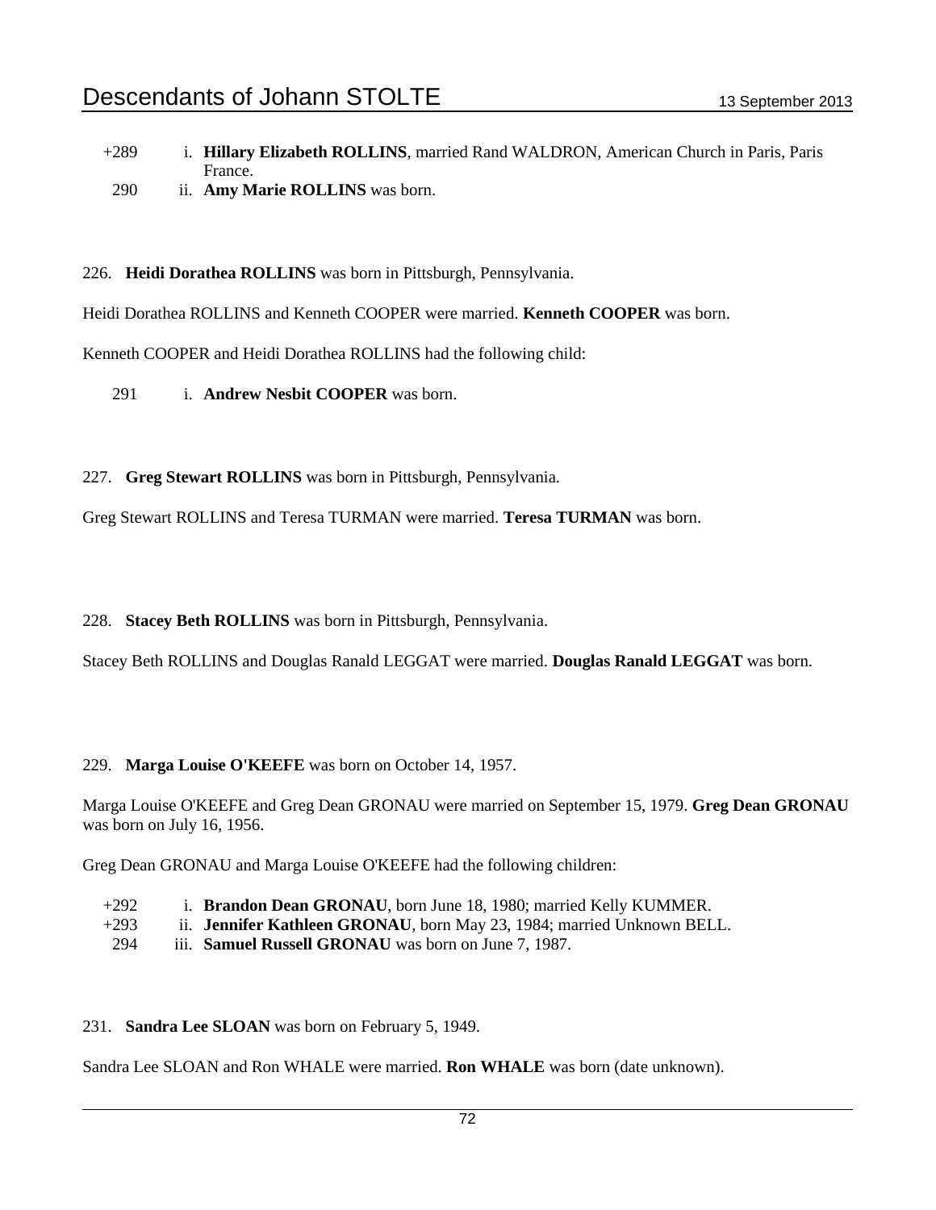+289 i. **Hillary Elizabeth ROLLINS**, married Rand WALDRON, American Church in Paris, Paris France.
290 ii. **Amy Marie ROLLINS** was born.

226. **Heidi Dorathea ROLLINS** was born in Pittsburgh, Pennsylvania.

Heidi Dorathea ROLLINS and Kenneth COOPER were married. **Kenneth COOPER** was born.

Kenneth COOPER and Heidi Dorathea ROLLINS had the following child:

291 i. **Andrew Nesbit COOPER** was born.

227. **Greg Stewart ROLLINS** was born in Pittsburgh, Pennsylvania.

Greg Stewart ROLLINS and Teresa TURMAN were married. **Teresa TURMAN** was born.

228. **Stacey Beth ROLLINS** was born in Pittsburgh, Pennsylvania.

Stacey Beth ROLLINS and Douglas Ranald LEGGAT were married. **Douglas Ranald LEGGAT** was born.

229. **Marga Louise O'KEEFE** was born on October 14, 1957.

Marga Louise O'KEEFE and Greg Dean GRONAU were married on September 15, 1979. **Greg Dean GRONAU** was born on July 16, 1956.

Greg Dean GRONAU and Marga Louise O'KEEFE had the following children:

+292 i. **Brandon Dean GRONAU**, born June 18, 1980; married Kelly KUMMER.
+293 ii. **Jennifer Kathleen GRONAU**, born May 23, 1984; married Unknown BELL.
294 iii. **Samuel Russell GRONAU** was born on June 7, 1987.

231. **Sandra Lee SLOAN** was born on February 5, 1949.

Sandra Lee SLOAN and Ron WHALE were married. **Ron WHALE** was born (date unknown).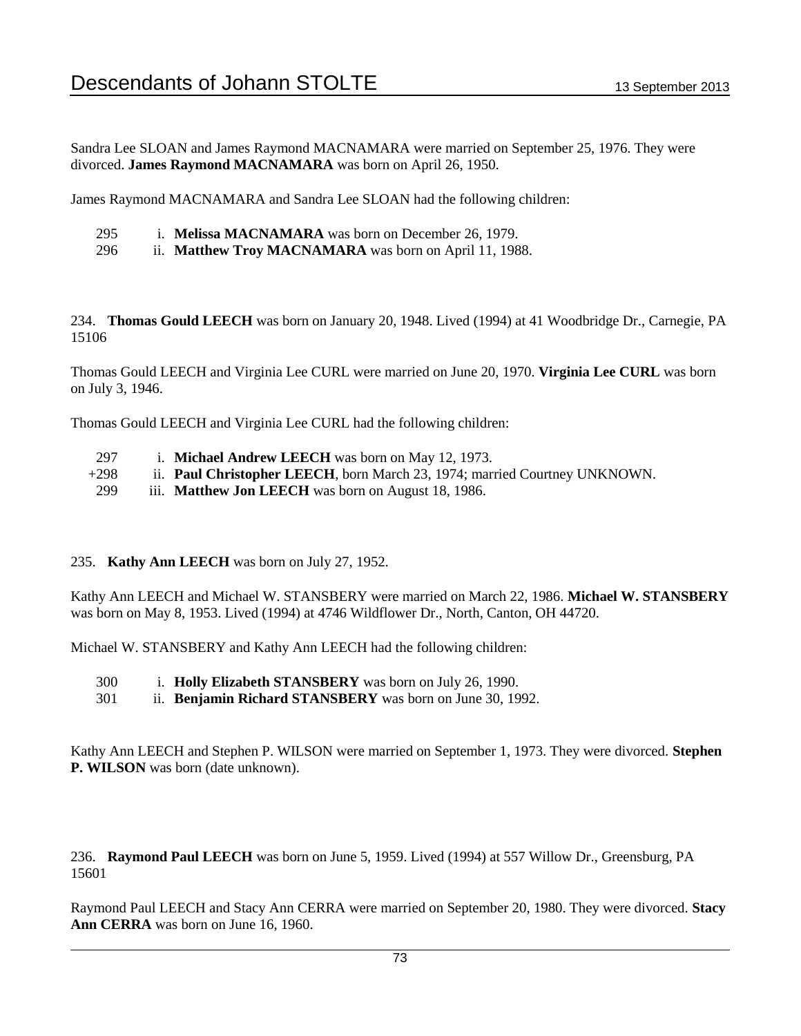Sandra Lee SLOAN and James Raymond MACNAMARA were married on September 25, 1976. They were divorced. **James Raymond MACNAMARA** was born on April 26, 1950.

James Raymond MACNAMARA and Sandra Lee SLOAN had the following children:

295 i. **Melissa MACNAMARA** was born on December 26, 1979.
296 ii. **Matthew Troy MACNAMARA** was born on April 11, 1988.

234. **Thomas Gould LEECH** was born on January 20, 1948. Lived (1994) at 41 Woodbridge Dr., Carnegie, PA 15106

Thomas Gould LEECH and Virginia Lee CURL were married on June 20, 1970. **Virginia Lee CURL** was born on July 3, 1946.

Thomas Gould LEECH and Virginia Lee CURL had the following children:

297 i. **Michael Andrew LEECH** was born on May 12, 1973.
+298 ii. **Paul Christopher LEECH**, born March 23, 1974; married Courtney UNKNOWN.
299 iii. **Matthew Jon LEECH** was born on August 18, 1986.

235. **Kathy Ann LEECH** was born on July 27, 1952.

Kathy Ann LEECH and Michael W. STANSBERY were married on March 22, 1986. **Michael W. STANSBERY** was born on May 8, 1953. Lived (1994) at 4746 Wildflower Dr., North, Canton, OH 44720.

Michael W. STANSBERY and Kathy Ann LEECH had the following children:

300 i. **Holly Elizabeth STANSBERY** was born on July 26, 1990.
301 ii. **Benjamin Richard STANSBERY** was born on June 30, 1992.

Kathy Ann LEECH and Stephen P. WILSON were married on September 1, 1973. They were divorced. **Stephen P. WILSON** was born (date unknown).

236. **Raymond Paul LEECH** was born on June 5, 1959. Lived (1994) at 557 Willow Dr., Greensburg, PA 15601

Raymond Paul LEECH and Stacy Ann CERRA were married on September 20, 1980. They were divorced. **Stacy Ann CERRA** was born on June 16, 1960.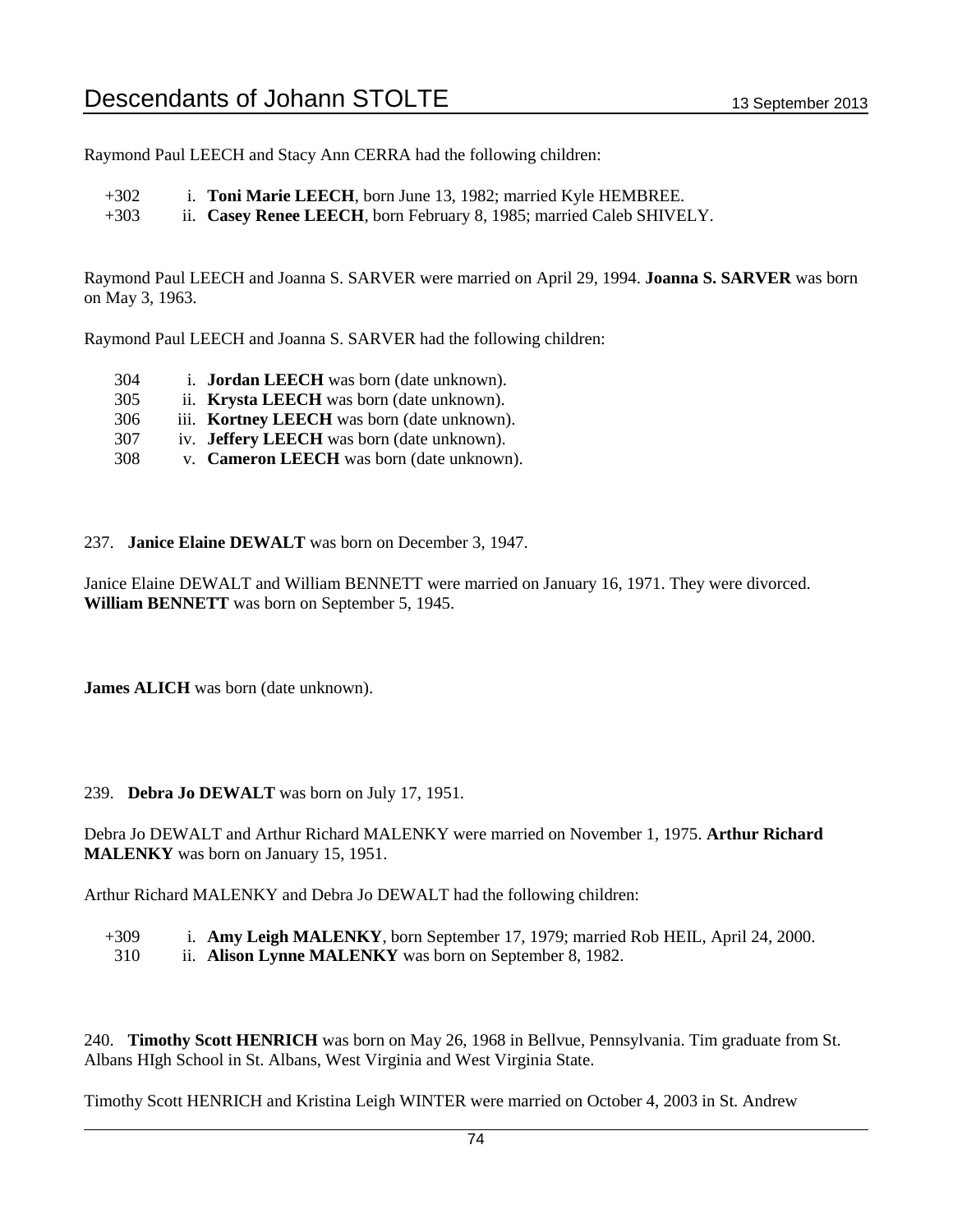Raymond Paul LEECH and Stacy Ann CERRA had the following children:

+302 i. **Toni Marie LEECH**, born June 13, 1982; married Kyle HEMBREE.
+303 ii. **Casey Renee LEECH**, born February 8, 1985; married Caleb SHIVELY.

Raymond Paul LEECH and Joanna S. SARVER were married on April 29, 1994. **Joanna S. SARVER** was born on May 3, 1963.

Raymond Paul LEECH and Joanna S. SARVER had the following children:

304 i. **Jordan LEECH** was born (date unknown).
305 ii. **Krysta LEECH** was born (date unknown).
306 iii. **Kortney LEECH** was born (date unknown).
307 iv. **Jeffery LEECH** was born (date unknown).
308 v. **Cameron LEECH** was born (date unknown).

237. **Janice Elaine DEWALT** was born on December 3, 1947.

Janice Elaine DEWALT and William BENNETT were married on January 16, 1971. They were divorced. **William BENNETT** was born on September 5, 1945.

**James ALICH** was born (date unknown).

239. **Debra Jo DEWALT** was born on July 17, 1951.

Debra Jo DEWALT and Arthur Richard MALENKY were married on November 1, 1975. **Arthur Richard MALENKY** was born on January 15, 1951.

Arthur Richard MALENKY and Debra Jo DEWALT had the following children:

+309 i. **Amy Leigh MALENKY**, born September 17, 1979; married Rob HEIL, April 24, 2000.
310 ii. **Alison Lynne MALENKY** was born on September 8, 1982.

240. **Timothy Scott HENRICH** was born on May 26, 1968 in Bellvue, Pennsylvania. Tim graduate from St. Albans HIgh School in St. Albans, West Virginia and West Virginia State.

Timothy Scott HENRICH and Kristina Leigh WINTER were married on October 4, 2003 in St. Andrew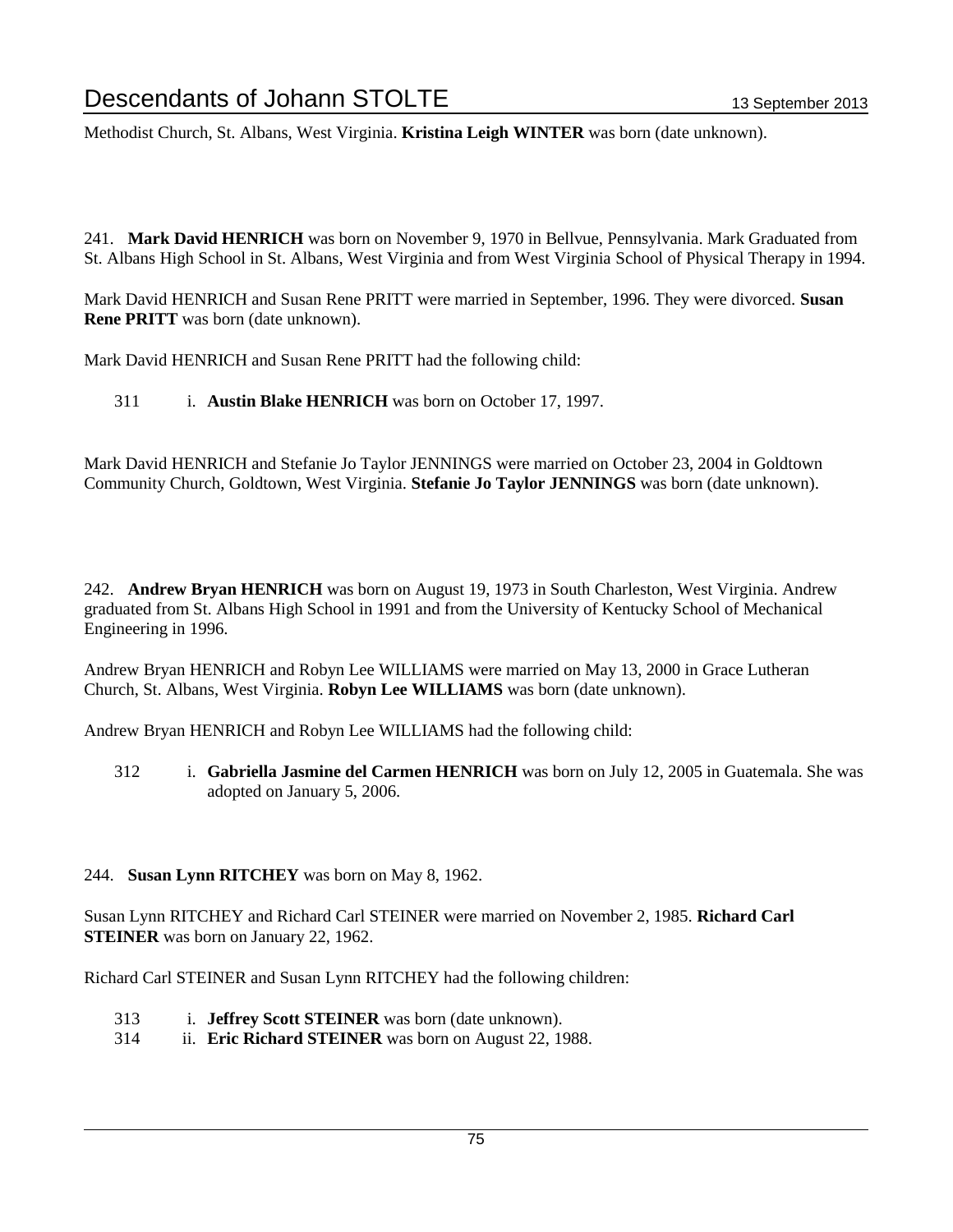Methodist Church, St. Albans, West Virginia. **Kristina Leigh WINTER** was born (date unknown).

241. **Mark David HENRICH** was born on November 9, 1970 in Bellvue, Pennsylvania. Mark Graduated from St. Albans High School in St. Albans, West Virginia and from West Virginia School of Physical Therapy in 1994.

Mark David HENRICH and Susan Rene PRITT were married in September, 1996. They were divorced. **Susan Rene PRITT** was born (date unknown).

Mark David HENRICH and Susan Rene PRITT had the following child:

311 i. **Austin Blake HENRICH** was born on October 17, 1997.

Mark David HENRICH and Stefanie Jo Taylor JENNINGS were married on October 23, 2004 in Goldtown Community Church, Goldtown, West Virginia. **Stefanie Jo Taylor JENNINGS** was born (date unknown).

242. **Andrew Bryan HENRICH** was born on August 19, 1973 in South Charleston, West Virginia. Andrew graduated from St. Albans High School in 1991 and from the University of Kentucky School of Mechanical Engineering in 1996.

Andrew Bryan HENRICH and Robyn Lee WILLIAMS were married on May 13, 2000 in Grace Lutheran Church, St. Albans, West Virginia. **Robyn Lee WILLIAMS** was born (date unknown).

Andrew Bryan HENRICH and Robyn Lee WILLIAMS had the following child:

312 i. **Gabriella Jasmine del Carmen HENRICH** was born on July 12, 2005 in Guatemala. She was adopted on January 5, 2006.

244. **Susan Lynn RITCHEY** was born on May 8, 1962.

Susan Lynn RITCHEY and Richard Carl STEINER were married on November 2, 1985. **Richard Carl STEINER** was born on January 22, 1962.

Richard Carl STEINER and Susan Lynn RITCHEY had the following children:

313 i. **Jeffrey Scott STEINER** was born (date unknown).
314 ii. **Eric Richard STEINER** was born on August 22, 1988.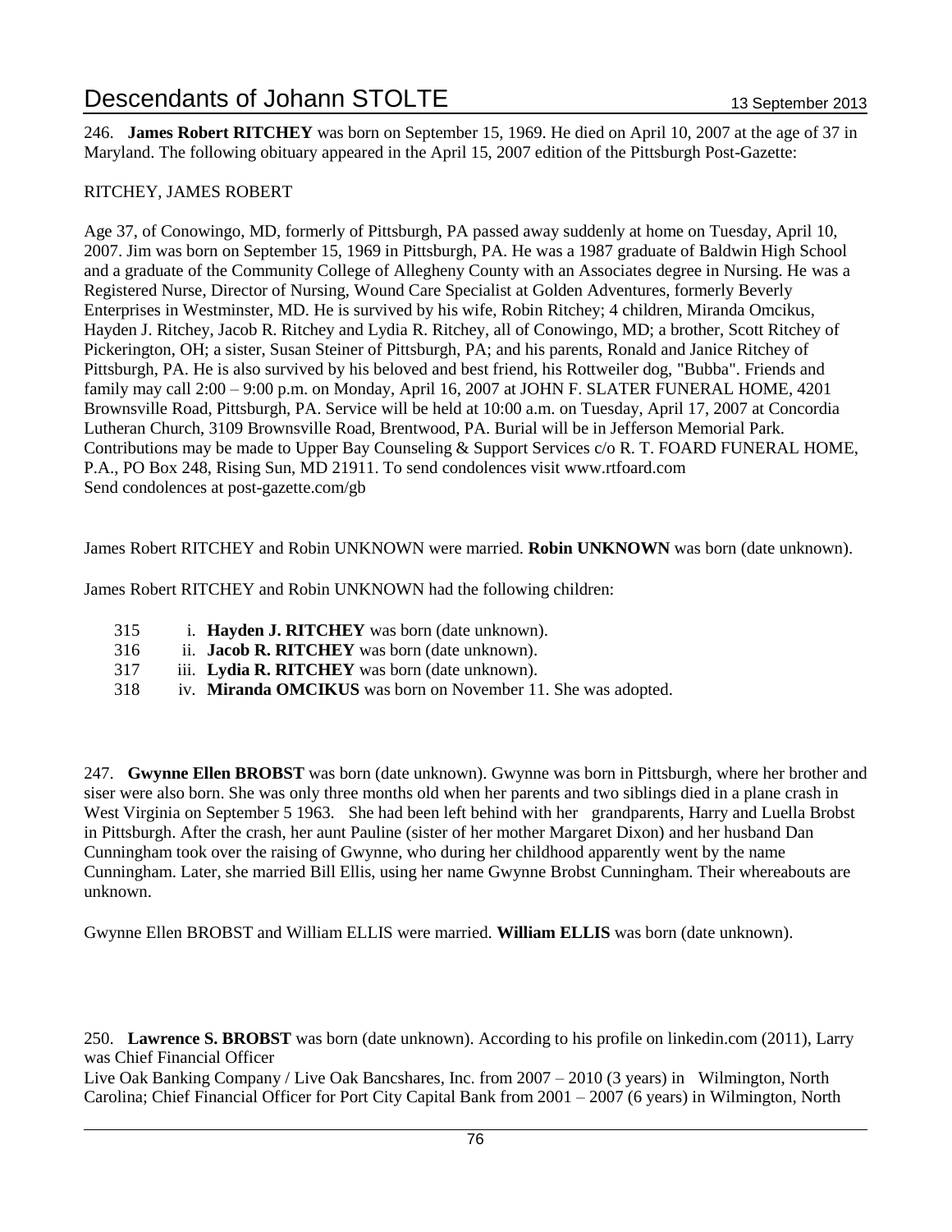246. **James Robert RITCHEY** was born on September 15, 1969. He died on April 10, 2007 at the age of 37 in Maryland. The following obituary appeared in the April 15, 2007 edition of the Pittsburgh Post-Gazette:

RITCHEY, JAMES ROBERT

Age 37, of Conowingo, MD, formerly of Pittsburgh, PA passed away suddenly at home on Tuesday, April 10, 2007. Jim was born on September 15, 1969 in Pittsburgh, PA. He was a 1987 graduate of Baldwin High School and a graduate of the Community College of Allegheny County with an Associates degree in Nursing. He was a Registered Nurse, Director of Nursing, Wound Care Specialist at Golden Adventures, formerly Beverly Enterprises in Westminster, MD. He is survived by his wife, Robin Ritchey; 4 children, Miranda Omcikus, Hayden J. Ritchey, Jacob R. Ritchey and Lydia R. Ritchey, all of Conowingo, MD; a brother, Scott Ritchey of Pickerington, OH; a sister, Susan Steiner of Pittsburgh, PA; and his parents, Ronald and Janice Ritchey of Pittsburgh, PA. He is also survived by his beloved and best friend, his Rottweiler dog, "Bubba". Friends and family may call 2:00 – 9:00 p.m. on Monday, April 16, 2007 at JOHN F. SLATER FUNERAL HOME, 4201 Brownsville Road, Pittsburgh, PA. Service will be held at 10:00 a.m. on Tuesday, April 17, 2007 at Concordia Lutheran Church, 3109 Brownsville Road, Brentwood, PA. Burial will be in Jefferson Memorial Park. Contributions may be made to Upper Bay Counseling & Support Services c/o R. T. FOARD FUNERAL HOME, P.A., PO Box 248, Rising Sun, MD 21911. To send condolences visit www.rtfoard.com
Send condolences at post-gazette.com/gb

James Robert RITCHEY and Robin UNKNOWN were married. **Robin UNKNOWN** was born (date unknown).

James Robert RITCHEY and Robin UNKNOWN had the following children:

- 315 i. **Hayden J. RITCHEY** was born (date unknown).
- 316 ii. **Jacob R. RITCHEY** was born (date unknown).
- 317 iii. **Lydia R. RITCHEY** was born (date unknown).
- 318 iv. **Miranda OMCIKUS** was born on November 11. She was adopted.

247. **Gwynne Ellen BROBST** was born (date unknown). Gwynne was born in Pittsburgh, where her brother and siser were also born. She was only three months old when her parents and two siblings died in a plane crash in West Virginia on September 5 1963. She had been left behind with her grandparents, Harry and Luella Brobst in Pittsburgh. After the crash, her aunt Pauline (sister of her mother Margaret Dixon) and her husband Dan Cunningham took over the raising of Gwynne, who during her childhood apparently went by the name Cunningham. Later, she married Bill Ellis, using her name Gwynne Brobst Cunningham. Their whereabouts are unknown.

Gwynne Ellen BROBST and William ELLIS were married. **William ELLIS** was born (date unknown).

250. **Lawrence S. BROBST** was born (date unknown). According to his profile on linkedin.com (2011), Larry was Chief Financial Officer
Live Oak Banking Company / Live Oak Bancshares, Inc. from 2007 – 2010 (3 years) in Wilmington, North Carolina; Chief Financial Officer for Port City Capital Bank from 2001 – 2007 (6 years) in Wilmington, North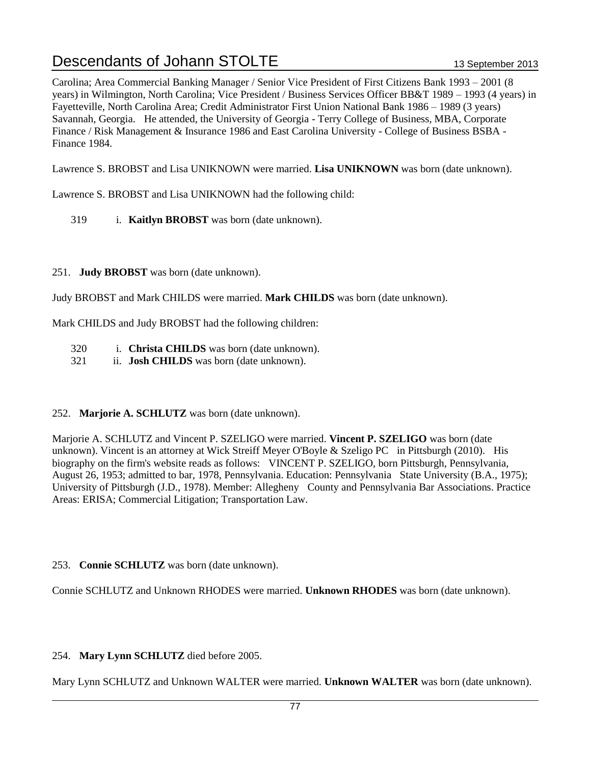Carolina; Area Commercial Banking Manager / Senior Vice President of First Citizens Bank 1993 – 2001 (8 years) in Wilmington, North Carolina; Vice President / Business Services Officer BB&T 1989 – 1993 (4 years) in Fayetteville, North Carolina Area; Credit Administrator First Union National Bank 1986 – 1989 (3 years) Savannah, Georgia. He attended, the University of Georgia - Terry College of Business, MBA, Corporate Finance / Risk Management & Insurance 1986 and East Carolina University - College of Business BSBA - Finance 1984.

Lawrence S. BROBST and Lisa UNIKNOWN were married. **Lisa UNIKNOWN** was born (date unknown).

Lawrence S. BROBST and Lisa UNIKNOWN had the following child:

319 i. **Kaitlyn BROBST** was born (date unknown).

251. **Judy BROBST** was born (date unknown).

Judy BROBST and Mark CHILDS were married. **Mark CHILDS** was born (date unknown).

Mark CHILDS and Judy BROBST had the following children:

320 i. **Christa CHILDS** was born (date unknown).
321 ii. **Josh CHILDS** was born (date unknown).

252. **Marjorie A. SCHLUTZ** was born (date unknown).

Marjorie A. SCHLUTZ and Vincent P. SZELIGO were married. **Vincent P. SZELIGO** was born (date unknown). Vincent is an attorney at Wick Streiff Meyer O'Boyle & Szeligo PC in Pittsburgh (2010). His biography on the firm's website reads as follows: VINCENT P. SZELIGO, born Pittsburgh, Pennsylvania, August 26, 1953; admitted to bar, 1978, Pennsylvania. Education: Pennsylvania State University (B.A., 1975); University of Pittsburgh (J.D., 1978). Member: Allegheny County and Pennsylvania Bar Associations. Practice Areas: ERISA; Commercial Litigation; Transportation Law.

253. **Connie SCHLUTZ** was born (date unknown).

Connie SCHLUTZ and Unknown RHODES were married. **Unknown RHODES** was born (date unknown).

254. **Mary Lynn SCHLUTZ** died before 2005.

Mary Lynn SCHLUTZ and Unknown WALTER were married. **Unknown WALTER** was born (date unknown).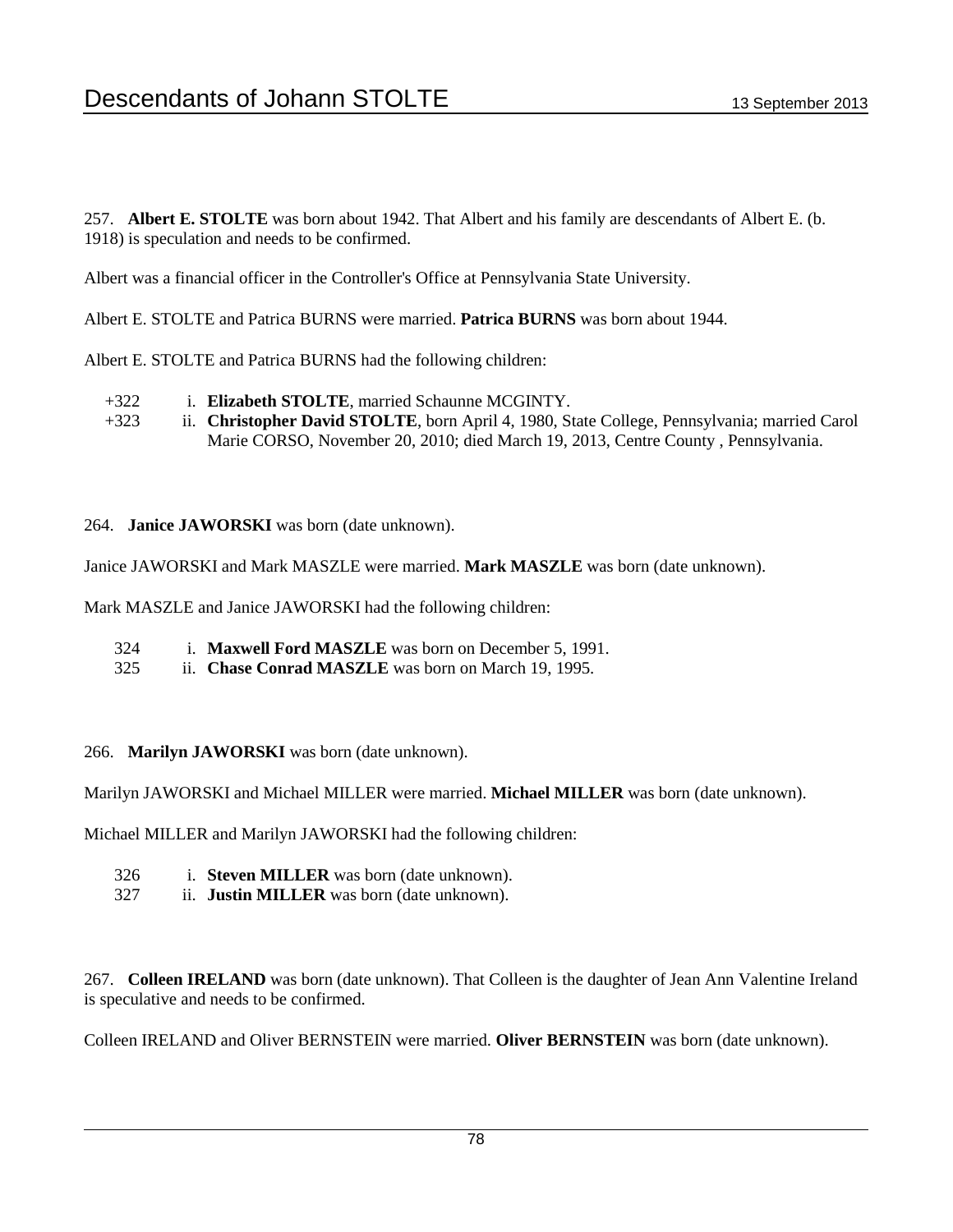257. **Albert E. STOLTE** was born about 1942. That Albert and his family are descendants of Albert E. (b. 1918) is speculation and needs to be confirmed.

Albert was a financial officer in the Controller's Office at Pennsylvania State University.

Albert E. STOLTE and Patrica BURNS were married. **Patrica BURNS** was born about 1944.

Albert E. STOLTE and Patrica BURNS had the following children:

- +322 i. **Elizabeth STOLTE**, married Schaunne MCGINTY.
- +323 ii. **Christopher David STOLTE**, born April 4, 1980, State College, Pennsylvania; married Carol Marie CORSO, November 20, 2010; died March 19, 2013, Centre County , Pennsylvania.

264. **Janice JAWORSKI** was born (date unknown).

Janice JAWORSKI and Mark MASZLE were married. **Mark MASZLE** was born (date unknown).

Mark MASZLE and Janice JAWORSKI had the following children:

- 324 i. **Maxwell Ford MASZLE** was born on December 5, 1991.
- 325 ii. **Chase Conrad MASZLE** was born on March 19, 1995.

266. **Marilyn JAWORSKI** was born (date unknown).

Marilyn JAWORSKI and Michael MILLER were married. **Michael MILLER** was born (date unknown).

Michael MILLER and Marilyn JAWORSKI had the following children:

- 326 i. **Steven MILLER** was born (date unknown).
- 327 ii. **Justin MILLER** was born (date unknown).

267. **Colleen IRELAND** was born (date unknown). That Colleen is the daughter of Jean Ann Valentine Ireland is speculative and needs to be confirmed.

Colleen IRELAND and Oliver BERNSTEIN were married. **Oliver BERNSTEIN** was born (date unknown).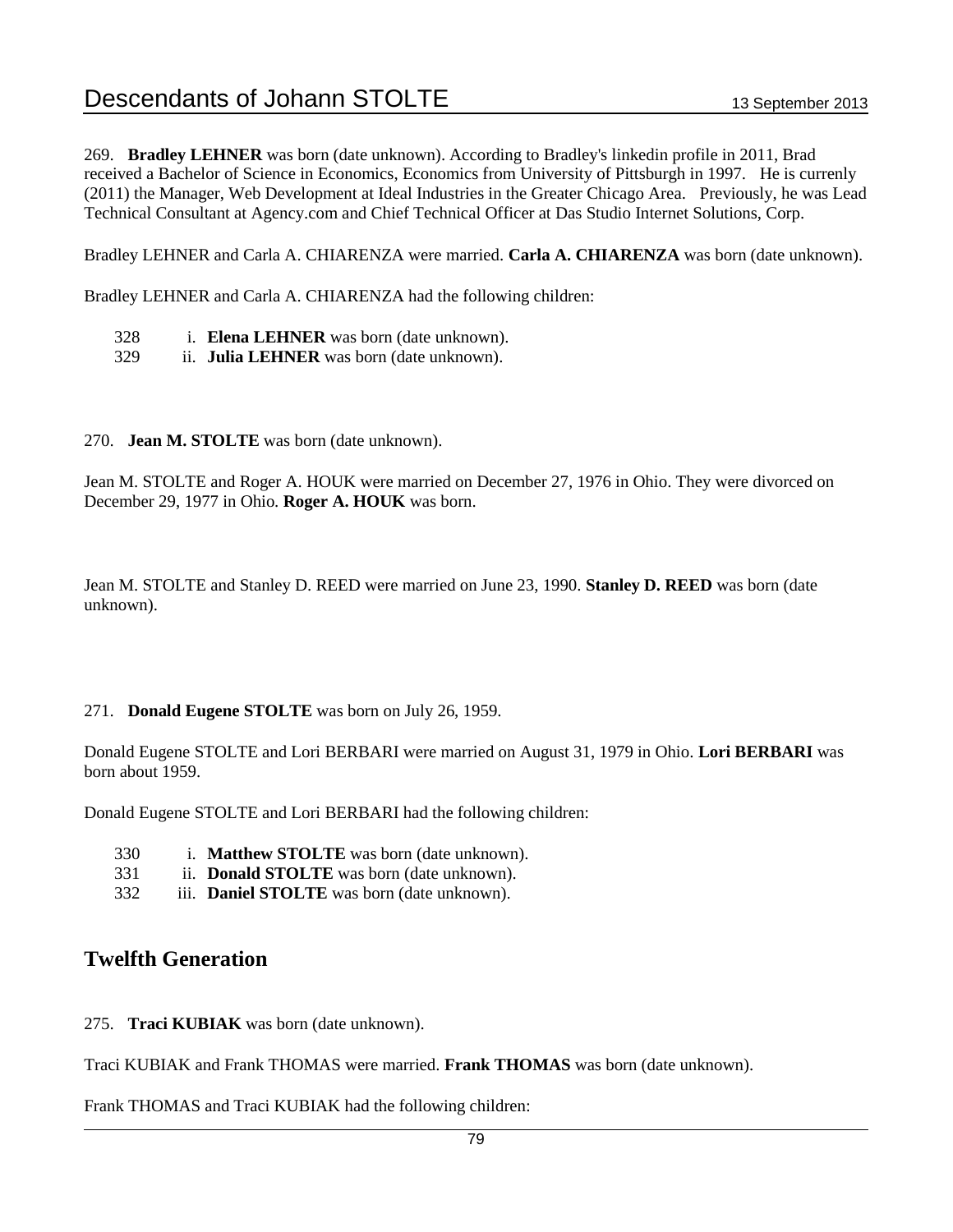269. **Bradley LEHNER** was born (date unknown). According to Bradley's linkedin profile in 2011, Brad received a Bachelor of Science in Economics, Economics from University of Pittsburgh in 1997. He is currenly (2011) the Manager, Web Development at Ideal Industries in the Greater Chicago Area. Previously, he was Lead Technical Consultant at Agency.com and Chief Technical Officer at Das Studio Internet Solutions, Corp.

Bradley LEHNER and Carla A. CHIARENZA were married. **Carla A. CHIARENZA** was born (date unknown).

Bradley LEHNER and Carla A. CHIARENZA had the following children:

328 i. **Elena LEHNER** was born (date unknown).
329 ii. **Julia LEHNER** was born (date unknown).

270. **Jean M. STOLTE** was born (date unknown).

Jean M. STOLTE and Roger A. HOUK were married on December 27, 1976 in Ohio. They were divorced on December 29, 1977 in Ohio. **Roger A. HOUK** was born.

Jean M. STOLTE and Stanley D. REED were married on June 23, 1990. **Stanley D. REED** was born (date unknown).

271. **Donald Eugene STOLTE** was born on July 26, 1959.

Donald Eugene STOLTE and Lori BERBARI were married on August 31, 1979 in Ohio. **Lori BERBARI** was born about 1959.

Donald Eugene STOLTE and Lori BERBARI had the following children:

330 i. **Matthew STOLTE** was born (date unknown).
331 ii. **Donald STOLTE** was born (date unknown).
332 iii. **Daniel STOLTE** was born (date unknown).

## Twelfth Generation

275. **Traci KUBIAK** was born (date unknown).

Traci KUBIAK and Frank THOMAS were married. **Frank THOMAS** was born (date unknown).

Frank THOMAS and Traci KUBIAK had the following children: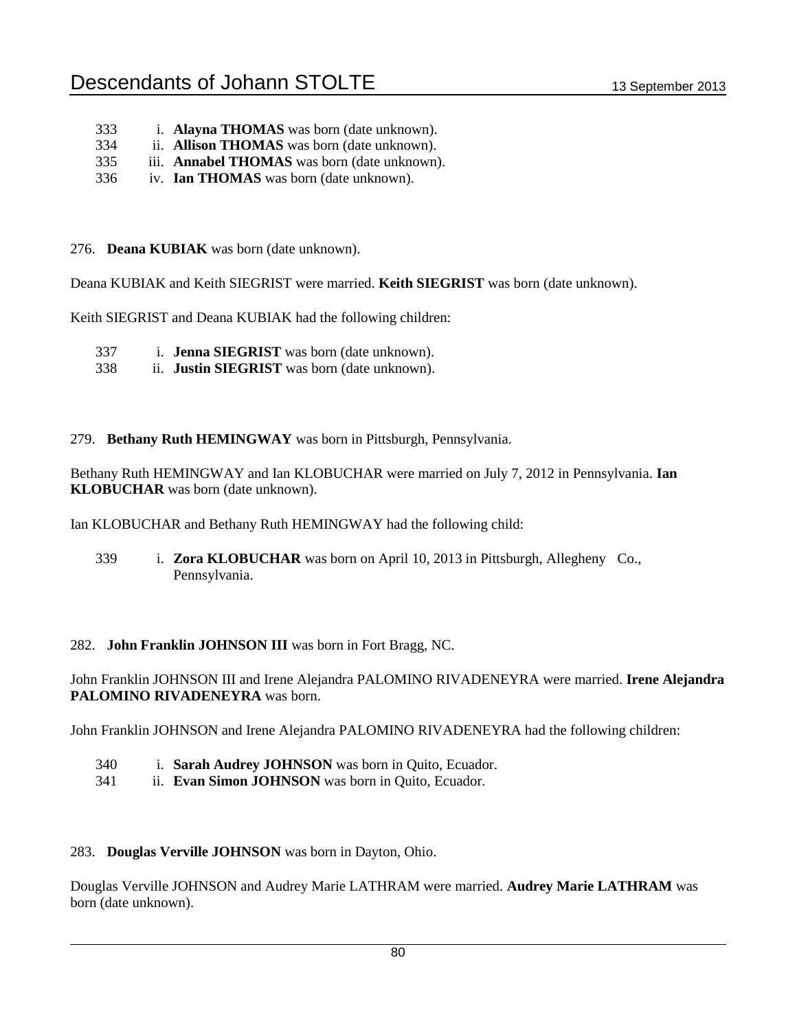333 i. **Alayna THOMAS** was born (date unknown).
334 ii. **Allison THOMAS** was born (date unknown).
335 iii. **Annabel THOMAS** was born (date unknown).
336 iv. **Ian THOMAS** was born (date unknown).

276. **Deana KUBIAK** was born (date unknown).

Deana KUBIAK and Keith SIEGRIST were married. **Keith SIEGRIST** was born (date unknown).

Keith SIEGRIST and Deana KUBIAK had the following children:

337 i. **Jenna SIEGRIST** was born (date unknown).
338 ii. **Justin SIEGRIST** was born (date unknown).

279. **Bethany Ruth HEMINGWAY** was born in Pittsburgh, Pennsylvania.

Bethany Ruth HEMINGWAY and Ian KLOBUCHAR were married on July 7, 2012 in Pennsylvania. **Ian KLOBUCHAR** was born (date unknown).

Ian KLOBUCHAR and Bethany Ruth HEMINGWAY had the following child:

339 i. **Zora KLOBUCHAR** was born on April 10, 2013 in Pittsburgh, Allegheny Co., Pennsylvania.

282. **John Franklin JOHNSON III** was born in Fort Bragg, NC.

John Franklin JOHNSON III and Irene Alejandra PALOMINO RIVADENEYRA were married. **Irene Alejandra PALOMINO RIVADENEYRA** was born.

John Franklin JOHNSON and Irene Alejandra PALOMINO RIVADENEYRA had the following children:

340 i. **Sarah Audrey JOHNSON** was born in Quito, Ecuador.
341 ii. **Evan Simon JOHNSON** was born in Quito, Ecuador.

283. **Douglas Verville JOHNSON** was born in Dayton, Ohio.

Douglas Verville JOHNSON and Audrey Marie LATHRAM were married. **Audrey Marie LATHRAM** was born (date unknown).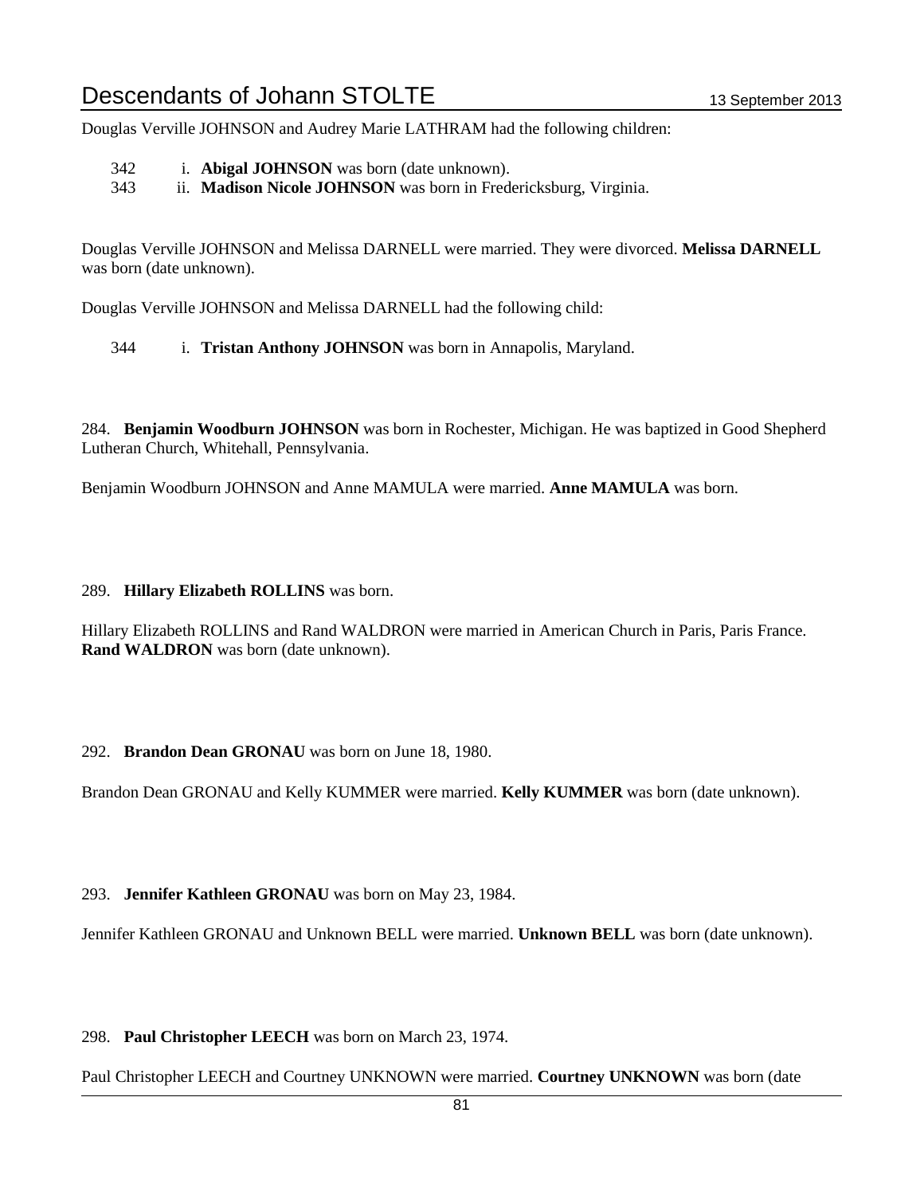Douglas Verville JOHNSON and Audrey Marie LATHRAM had the following children:

342 i. **Abigal JOHNSON** was born (date unknown).
343 ii. **Madison Nicole JOHNSON** was born in Fredericksburg, Virginia.

Douglas Verville JOHNSON and Melissa DARNELL were married. They were divorced. **Melissa DARNELL** was born (date unknown).

Douglas Verville JOHNSON and Melissa DARNELL had the following child:

344 i. **Tristan Anthony JOHNSON** was born in Annapolis, Maryland.

284. **Benjamin Woodburn JOHNSON** was born in Rochester, Michigan. He was baptized in Good Shepherd Lutheran Church, Whitehall, Pennsylvania.

Benjamin Woodburn JOHNSON and Anne MAMULA were married. **Anne MAMULA** was born.

289. **Hillary Elizabeth ROLLINS** was born.

Hillary Elizabeth ROLLINS and Rand WALDRON were married in American Church in Paris, Paris France. **Rand WALDRON** was born (date unknown).

292. **Brandon Dean GRONAU** was born on June 18, 1980.

Brandon Dean GRONAU and Kelly KUMMER were married. **Kelly KUMMER** was born (date unknown).

293. **Jennifer Kathleen GRONAU** was born on May 23, 1984.

Jennifer Kathleen GRONAU and Unknown BELL were married. **Unknown BELL** was born (date unknown).

298. **Paul Christopher LEECH** was born on March 23, 1974.

Paul Christopher LEECH and Courtney UNKNOWN were married. **Courtney UNKNOWN** was born (date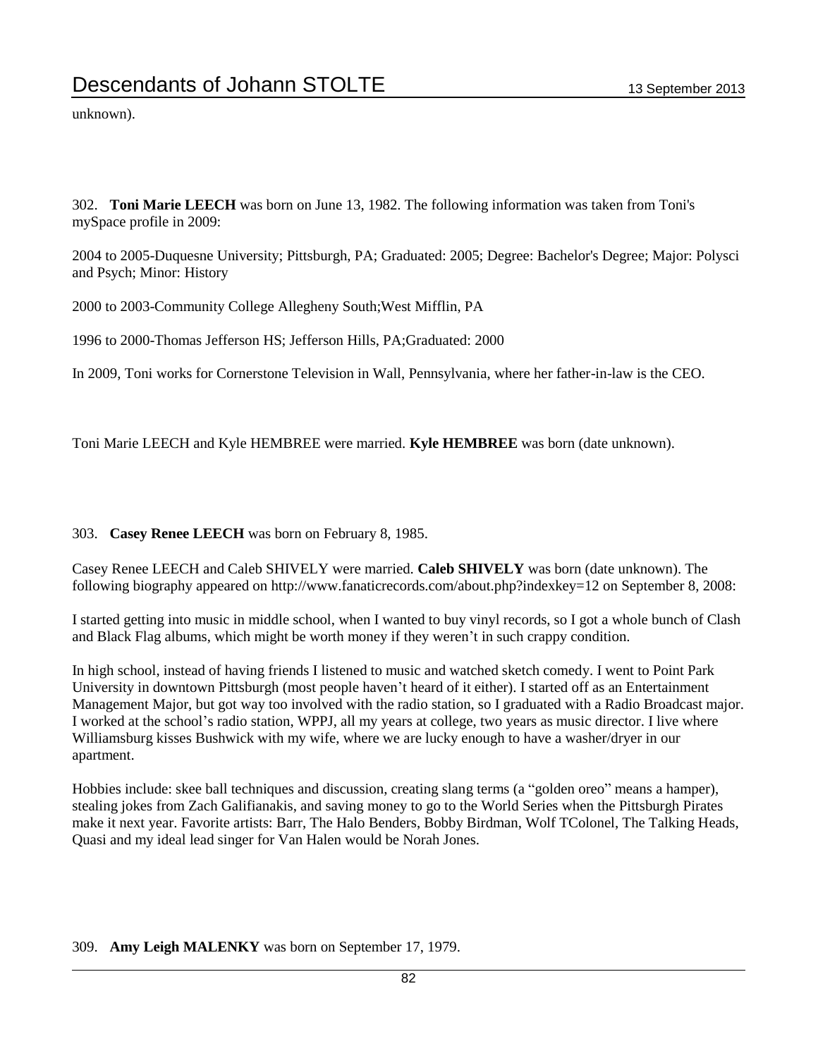unknown).

302. **Toni Marie LEECH** was born on June 13, 1982. The following information was taken from Toni's mySpace profile in 2009:

2004 to 2005-Duquesne University; Pittsburgh, PA; Graduated: 2005; Degree: Bachelor's Degree; Major: Polysci and Psych; Minor: History

2000 to 2003-Community College Allegheny South;West Mifflin, PA

1996 to 2000-Thomas Jefferson HS; Jefferson Hills, PA;Graduated: 2000

In 2009, Toni works for Cornerstone Television in Wall, Pennsylvania, where her father-in-law is the CEO.

Toni Marie LEECH and Kyle HEMBREE were married. **Kyle HEMBREE** was born (date unknown).

303. **Casey Renee LEECH** was born on February 8, 1985.

Casey Renee LEECH and Caleb SHIVELY were married. **Caleb SHIVELY** was born (date unknown). The following biography appeared on http://www.fanaticrecords.com/about.php?indexkey=12 on September 8, 2008:

I started getting into music in middle school, when I wanted to buy vinyl records, so I got a whole bunch of Clash and Black Flag albums, which might be worth money if they weren't in such crappy condition.

In high school, instead of having friends I listened to music and watched sketch comedy. I went to Point Park University in downtown Pittsburgh (most people haven't heard of it either). I started off as an Entertainment Management Major, but got way too involved with the radio station, so I graduated with a Radio Broadcast major. I worked at the school's radio station, WPPJ, all my years at college, two years as music director. I live where Williamsburg kisses Bushwick with my wife, where we are lucky enough to have a washer/dryer in our apartment.

Hobbies include: skee ball techniques and discussion, creating slang terms (a "golden oreo" means a hamper), stealing jokes from Zach Galifianakis, and saving money to go to the World Series when the Pittsburgh Pirates make it next year. Favorite artists: Barr, The Halo Benders, Bobby Birdman, Wolf TColonel, The Talking Heads, Quasi and my ideal lead singer for Van Halen would be Norah Jones.

309. **Amy Leigh MALENKY** was born on September 17, 1979.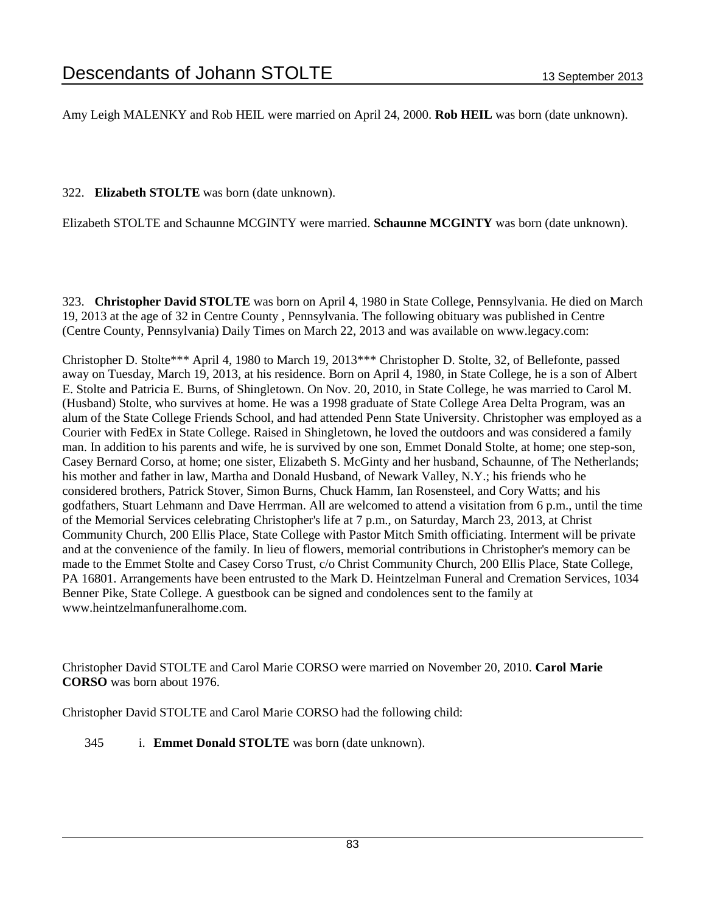Amy Leigh MALENKY and Rob HEIL were married on April 24, 2000. **Rob HEIL** was born (date unknown).

322. **Elizabeth STOLTE** was born (date unknown).

Elizabeth STOLTE and Schaunne MCGINTY were married. **Schaunne MCGINTY** was born (date unknown).

323. **Christopher David STOLTE** was born on April 4, 1980 in State College, Pennsylvania. He died on March 19, 2013 at the age of 32 in Centre County , Pennsylvania. The following obituary was published in Centre (Centre County, Pennsylvania) Daily Times on March 22, 2013 and was available on www.legacy.com:

Christopher D. Stolte*** April 4, 1980 to March 19, 2013*** Christopher D. Stolte, 32, of Bellefonte, passed away on Tuesday, March 19, 2013, at his residence. Born on April 4, 1980, in State College, he is a son of Albert E. Stolte and Patricia E. Burns, of Shingletown. On Nov. 20, 2010, in State College, he was married to Carol M. (Husband) Stolte, who survives at home. He was a 1998 graduate of State College Area Delta Program, was an alum of the State College Friends School, and had attended Penn State University. Christopher was employed as a Courier with FedEx in State College. Raised in Shingletown, he loved the outdoors and was considered a family man. In addition to his parents and wife, he is survived by one son, Emmet Donald Stolte, at home; one step-son, Casey Bernard Corso, at home; one sister, Elizabeth S. McGinty and her husband, Schaunne, of The Netherlands; his mother and father in law, Martha and Donald Husband, of Newark Valley, N.Y.; his friends who he considered brothers, Patrick Stover, Simon Burns, Chuck Hamm, Ian Rosensteel, and Cory Watts; and his godfathers, Stuart Lehmann and Dave Herrman. All are welcomed to attend a visitation from 6 p.m., until the time of the Memorial Services celebrating Christopher's life at 7 p.m., on Saturday, March 23, 2013, at Christ Community Church, 200 Ellis Place, State College with Pastor Mitch Smith officiating. Interment will be private and at the convenience of the family. In lieu of flowers, memorial contributions in Christopher's memory can be made to the Emmet Stolte and Casey Corso Trust, c/o Christ Community Church, 200 Ellis Place, State College, PA 16801. Arrangements have been entrusted to the Mark D. Heintzelman Funeral and Cremation Services, 1034 Benner Pike, State College. A guestbook can be signed and condolences sent to the family at www.heintzelmanfuneralhome.com.

Christopher David STOLTE and Carol Marie CORSO were married on November 20, 2010. **Carol Marie CORSO** was born about 1976.

Christopher David STOLTE and Carol Marie CORSO had the following child:

345 i. **Emmet Donald STOLTE** was born (date unknown).